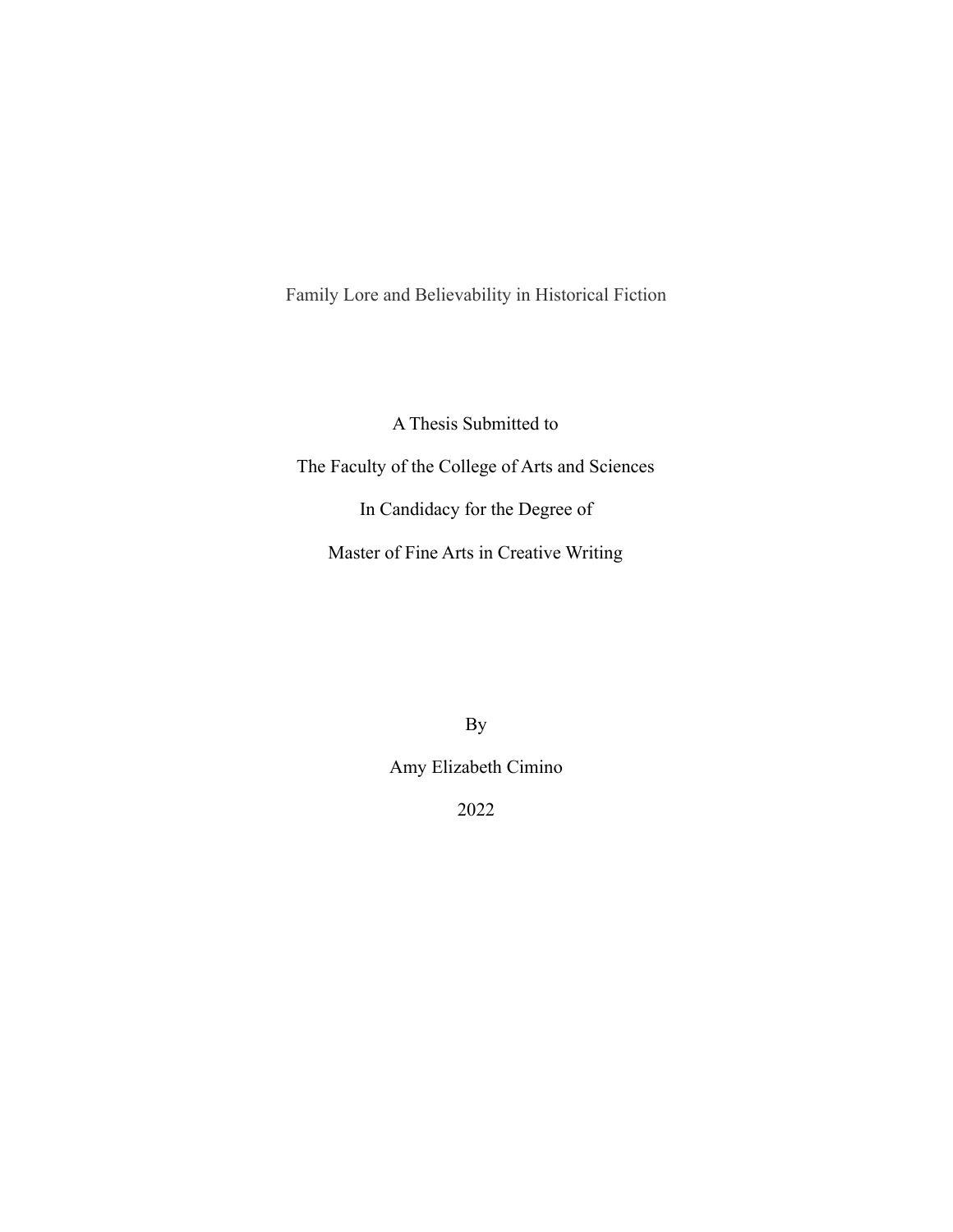# Family Lore and Believability in Historical Fiction

A Thesis Submitted to

The Faculty of the College of Arts and Sciences

In Candidacy for the Degree of

Master of Fine Arts in Creative Writing

By

Amy Elizabeth Cimino

2022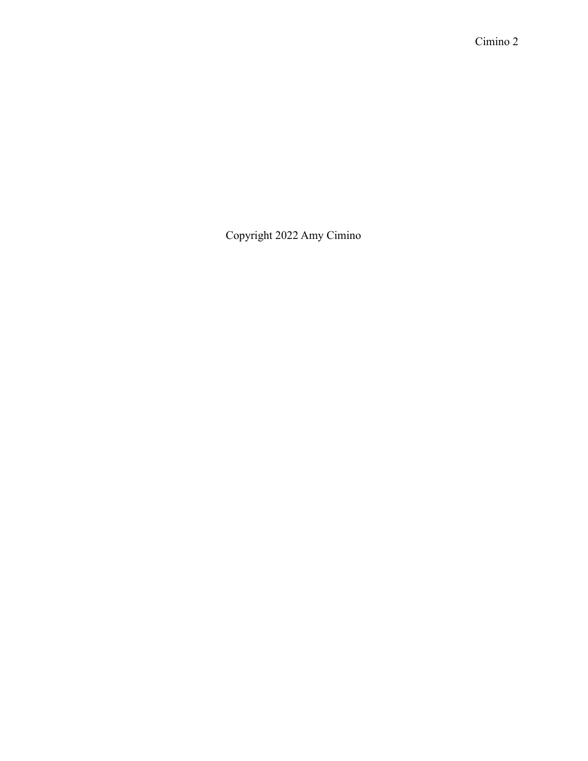Copyright 2022 Amy Cimino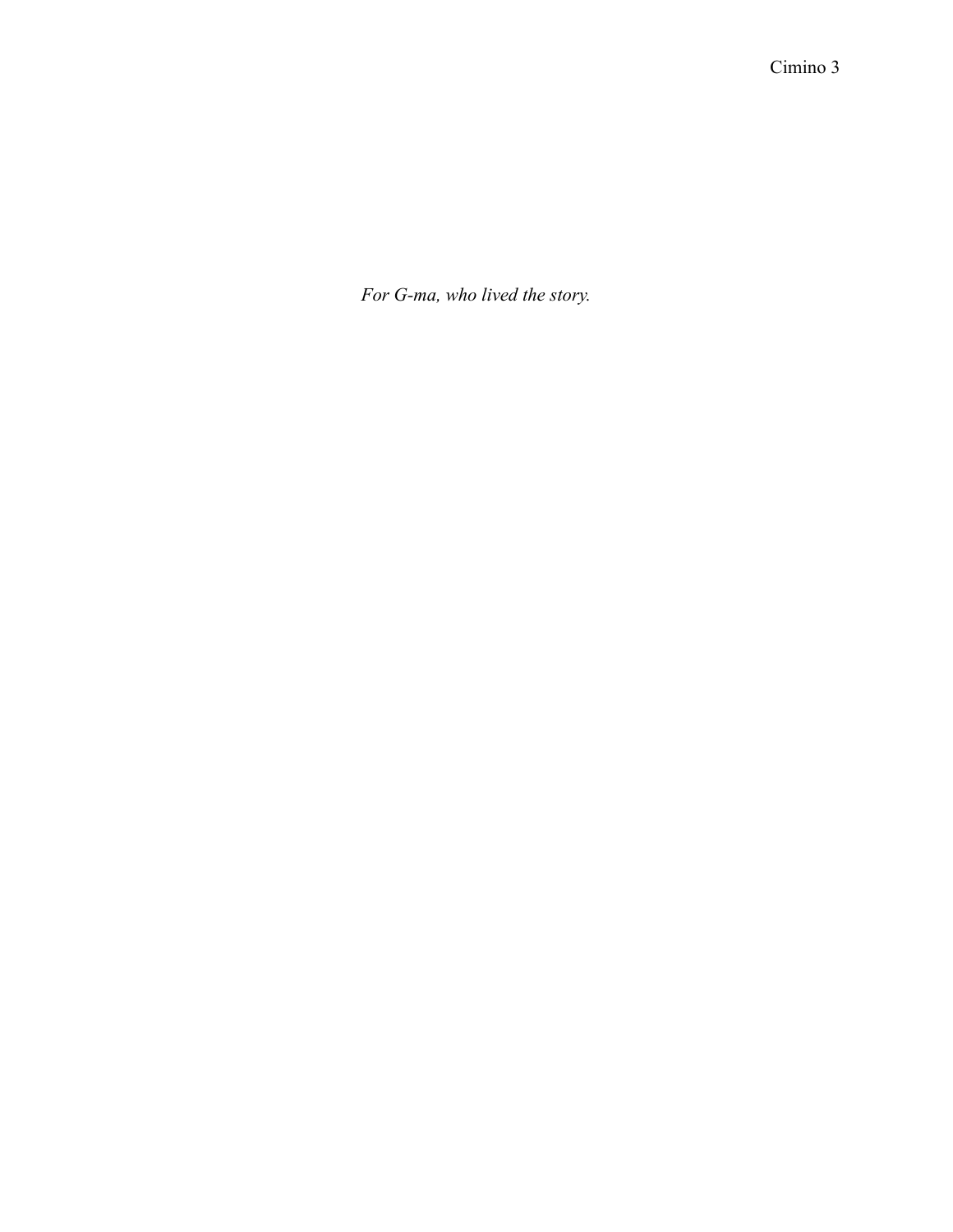*For G-ma, who lived the story.*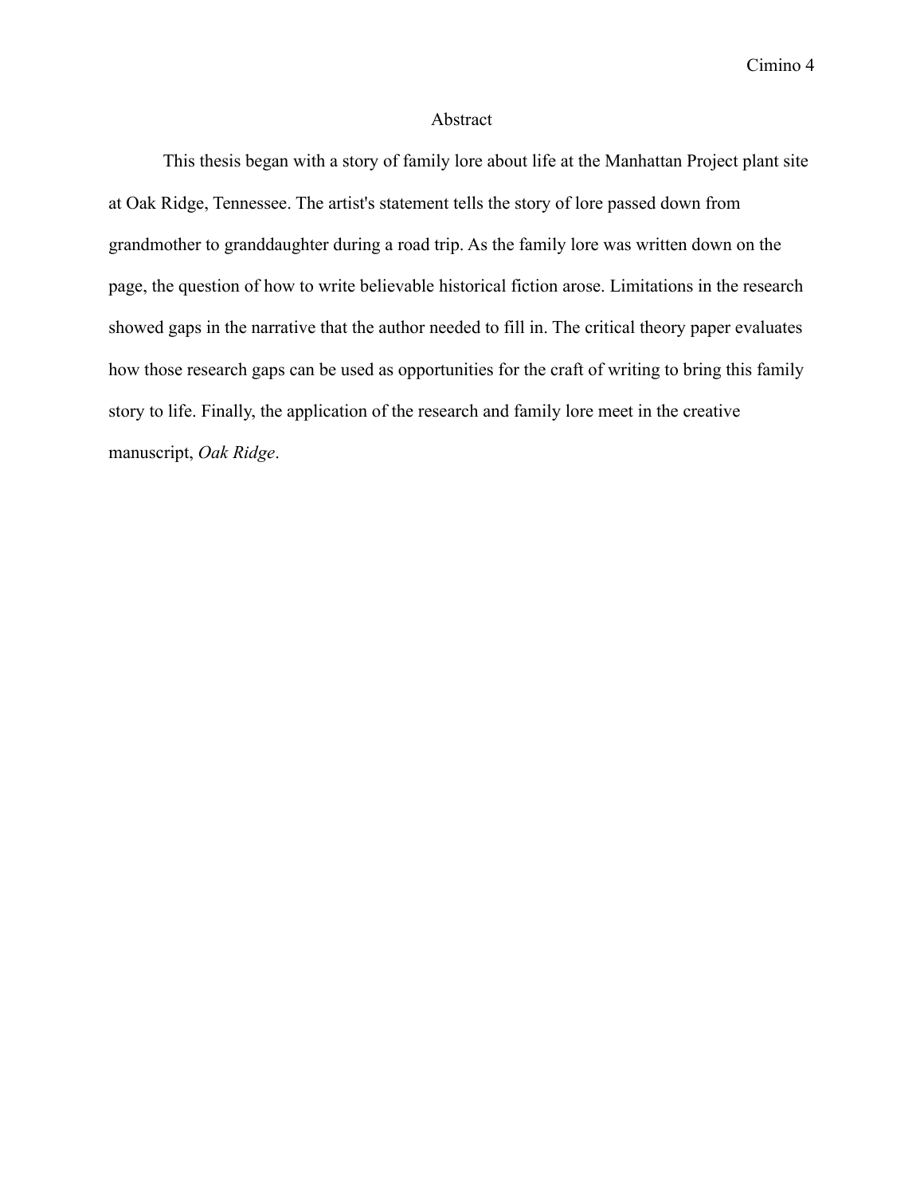# Abstract

This thesis began with a story of family lore about life at the Manhattan Project plant site at Oak Ridge, Tennessee. The artist's statement tells the story of lore passed down from grandmother to granddaughter during a road trip. As the family lore was written down on the page, the question of how to write believable historical fiction arose. Limitations in the research showed gaps in the narrative that the author needed to fill in. The critical theory paper evaluates how those research gaps can be used as opportunities for the craft of writing to bring this family story to life. Finally, the application of the research and family lore meet in the creative manuscript, *Oak Ridge*.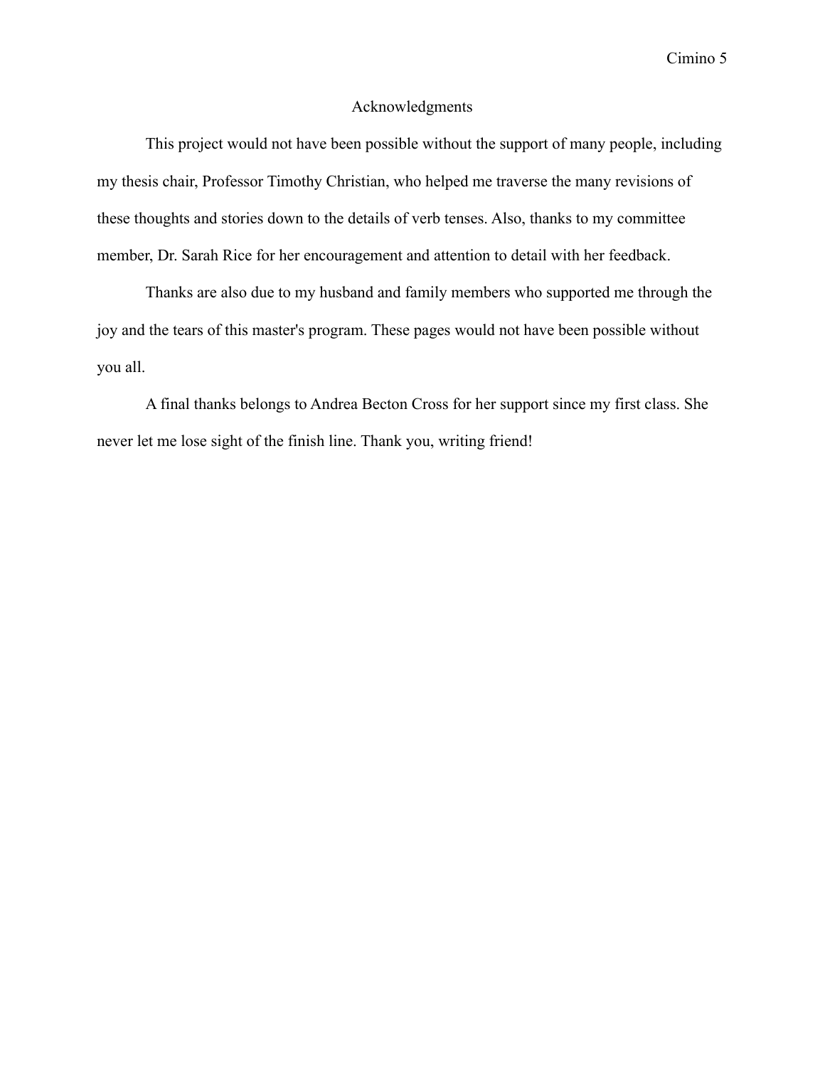# Acknowledgments

This project would not have been possible without the support of many people, including my thesis chair, Professor Timothy Christian, who helped me traverse the many revisions of these thoughts and stories down to the details of verb tenses. Also, thanks to my committee member, Dr. Sarah Rice for her encouragement and attention to detail with her feedback.

Thanks are also due to my husband and family members who supported me through the joy and the tears of this master's program. These pages would not have been possible without you all.

A final thanks belongs to Andrea Becton Cross for her support since my first class. She never let me lose sight of the finish line. Thank you, writing friend!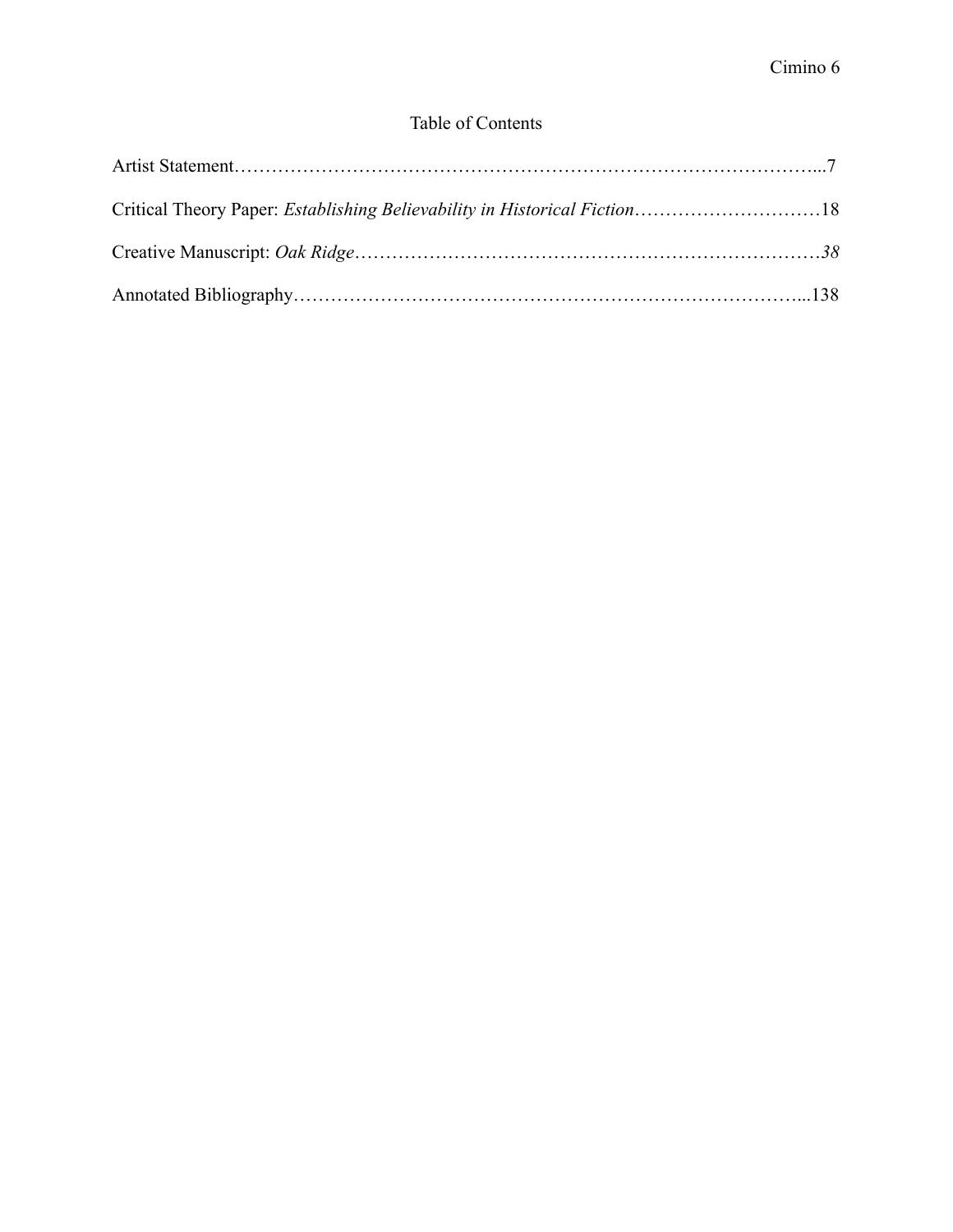# Table of Contents

Artist Statement……………………………………………………………………………...7

Critical Theory Paper: *Establishing Believability in Historical Fiction*…………………………18

Creative Manuscript: *Oak Ridge*………………………………………………………………*38*

Annotated Bibliography………………………………………………………………………...138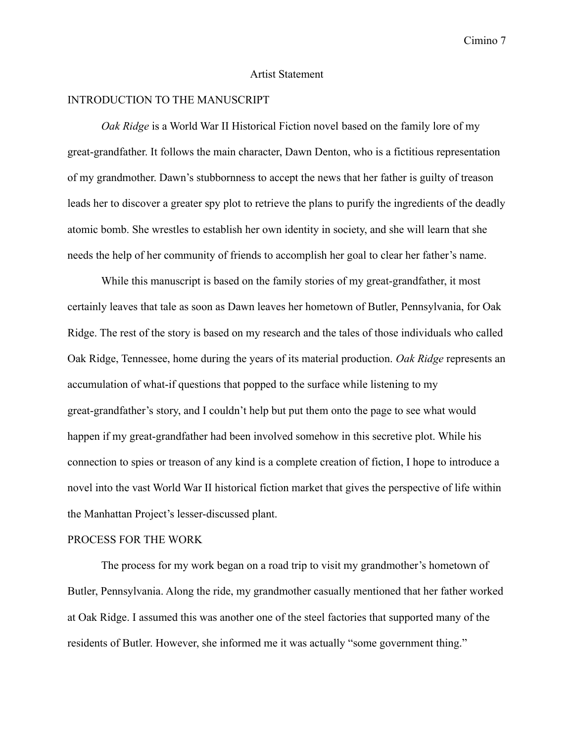# Artist Statement

## INTRODUCTION TO THE MANUSCRIPT

*Oak Ridge* is a World War II Historical Fiction novel based on the family lore of my great-grandfather. It follows the main character, Dawn Denton, who is a fictitious representation of my grandmother. Dawn's stubbornness to accept the news that her father is guilty of treason leads her to discover a greater spy plot to retrieve the plans to purify the ingredients of the deadly atomic bomb. She wrestles to establish her own identity in society, and she will learn that she needs the help of her community of friends to accomplish her goal to clear her father's name.

While this manuscript is based on the family stories of my great-grandfather, it most certainly leaves that tale as soon as Dawn leaves her hometown of Butler, Pennsylvania, for Oak Ridge. The rest of the story is based on my research and the tales of those individuals who called Oak Ridge, Tennessee, home during the years of its material production. *Oak Ridge* represents an accumulation of what-if questions that popped to the surface while listening to my great-grandfather's story, and I couldn't help but put them onto the page to see what would happen if my great-grandfather had been involved somehow in this secretive plot. While his connection to spies or treason of any kind is a complete creation of fiction, I hope to introduce a novel into the vast World War II historical fiction market that gives the perspective of life within the Manhattan Project's lesser-discussed plant.

## PROCESS FOR THE WORK

The process for my work began on a road trip to visit my grandmother's hometown of Butler, Pennsylvania. Along the ride, my grandmother casually mentioned that her father worked at Oak Ridge. I assumed this was another one of the steel factories that supported many of the residents of Butler. However, she informed me it was actually "some government thing."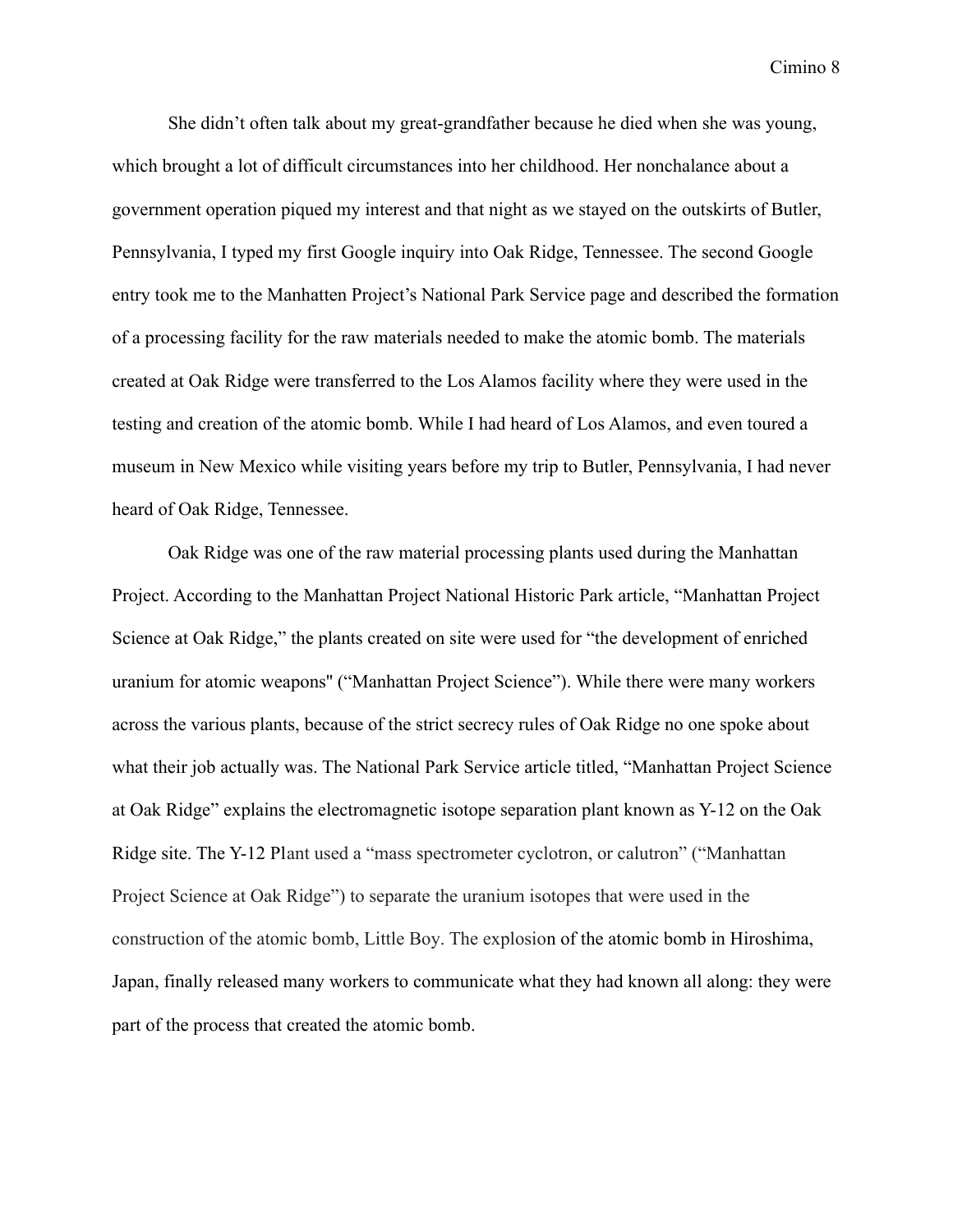She didn't often talk about my great-grandfather because he died when she was young, which brought a lot of difficult circumstances into her childhood. Her nonchalance about a government operation piqued my interest and that night as we stayed on the outskirts of Butler, Pennsylvania, I typed my first Google inquiry into Oak Ridge, Tennessee. The second Google entry took me to the Manhatten Project's National Park Service page and described the formation of a processing facility for the raw materials needed to make the atomic bomb. The materials created at Oak Ridge were transferred to the Los Alamos facility where they were used in the testing and creation of the atomic bomb. While I had heard of Los Alamos, and even toured a museum in New Mexico while visiting years before my trip to Butler, Pennsylvania, I had never heard of Oak Ridge, Tennessee.

Oak Ridge was one of the raw material processing plants used during the Manhattan Project. According to the Manhattan Project National Historic Park article, "Manhattan Project Science at Oak Ridge," the plants created on site were used for "the development of enriched uranium for atomic weapons" ("Manhattan Project Science"). While there were many workers across the various plants, because of the strict secrecy rules of Oak Ridge no one spoke about what their job actually was. The National Park Service article titled, "Manhattan Project Science at Oak Ridge" explains the electromagnetic isotope separation plant known as Y-12 on the Oak Ridge site. The Y-12 Plant used a "mass spectrometer cyclotron, or calutron" ("Manhattan Project Science at Oak Ridge") to separate the uranium isotopes that were used in the construction of the atomic bomb, Little Boy. The explosion of the atomic bomb in Hiroshima, Japan, finally released many workers to communicate what they had known all along: they were part of the process that created the atomic bomb.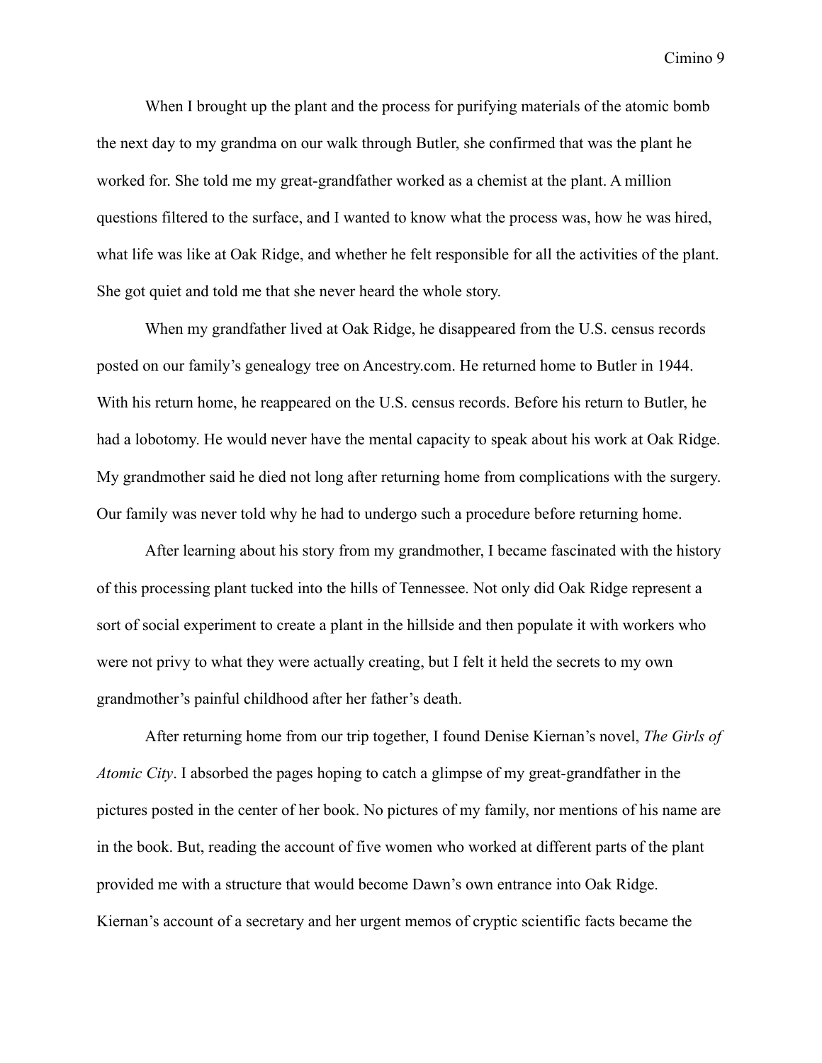When I brought up the plant and the process for purifying materials of the atomic bomb the next day to my grandma on our walk through Butler, she confirmed that was the plant he worked for. She told me my great-grandfather worked as a chemist at the plant. A million questions filtered to the surface, and I wanted to know what the process was, how he was hired, what life was like at Oak Ridge, and whether he felt responsible for all the activities of the plant. She got quiet and told me that she never heard the whole story.

When my grandfather lived at Oak Ridge, he disappeared from the U.S. census records posted on our family's genealogy tree on Ancestry.com. He returned home to Butler in 1944. With his return home, he reappeared on the U.S. census records. Before his return to Butler, he had a lobotomy. He would never have the mental capacity to speak about his work at Oak Ridge. My grandmother said he died not long after returning home from complications with the surgery. Our family was never told why he had to undergo such a procedure before returning home.

After learning about his story from my grandmother, I became fascinated with the history of this processing plant tucked into the hills of Tennessee. Not only did Oak Ridge represent a sort of social experiment to create a plant in the hillside and then populate it with workers who were not privy to what they were actually creating, but I felt it held the secrets to my own grandmother's painful childhood after her father's death.

After returning home from our trip together, I found Denise Kiernan's novel, *The Girls of Atomic City*. I absorbed the pages hoping to catch a glimpse of my great-grandfather in the pictures posted in the center of her book. No pictures of my family, nor mentions of his name are in the book. But, reading the account of five women who worked at different parts of the plant provided me with a structure that would become Dawn's own entrance into Oak Ridge. Kiernan's account of a secretary and her urgent memos of cryptic scientific facts became the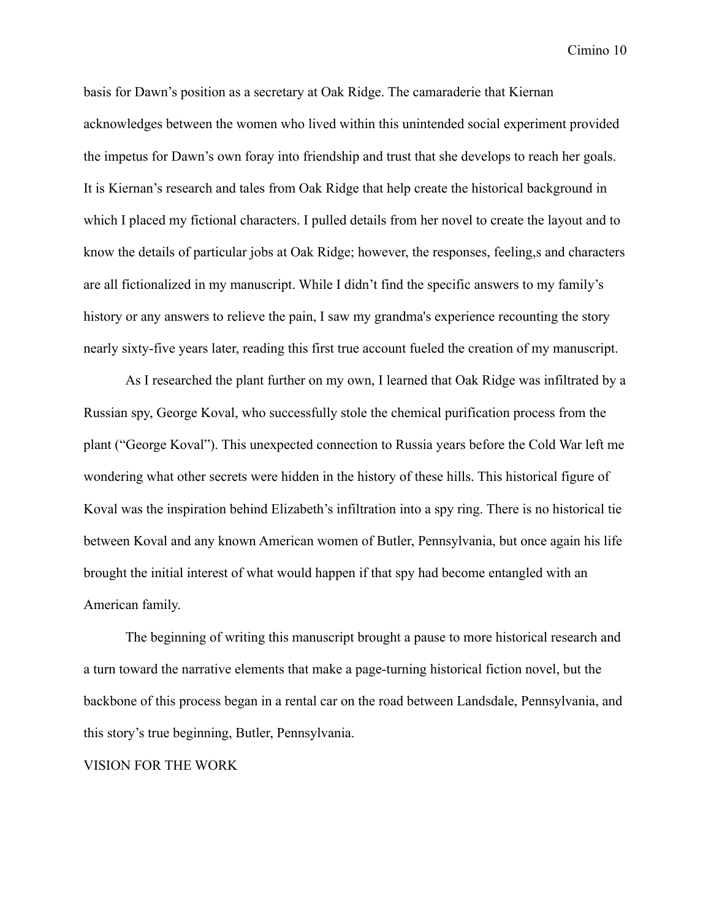basis for Dawn's position as a secretary at Oak Ridge. The camaraderie that Kiernan acknowledges between the women who lived within this unintended social experiment provided the impetus for Dawn's own foray into friendship and trust that she develops to reach her goals. It is Kiernan's research and tales from Oak Ridge that help create the historical background in which I placed my fictional characters. I pulled details from her novel to create the layout and to know the details of particular jobs at Oak Ridge; however, the responses, feeling,s and characters are all fictionalized in my manuscript. While I didn't find the specific answers to my family's history or any answers to relieve the pain, I saw my grandma's experience recounting the story nearly sixty-five years later, reading this first true account fueled the creation of my manuscript.

As I researched the plant further on my own, I learned that Oak Ridge was infiltrated by a Russian spy, George Koval, who successfully stole the chemical purification process from the plant ("George Koval"). This unexpected connection to Russia years before the Cold War left me wondering what other secrets were hidden in the history of these hills. This historical figure of Koval was the inspiration behind Elizabeth's infiltration into a spy ring. There is no historical tie between Koval and any known American women of Butler, Pennsylvania, but once again his life brought the initial interest of what would happen if that spy had become entangled with an American family.

The beginning of writing this manuscript brought a pause to more historical research and a turn toward the narrative elements that make a page-turning historical fiction novel, but the backbone of this process began in a rental car on the road between Landsdale, Pennsylvania, and this story's true beginning, Butler, Pennsylvania.

## VISION FOR THE WORK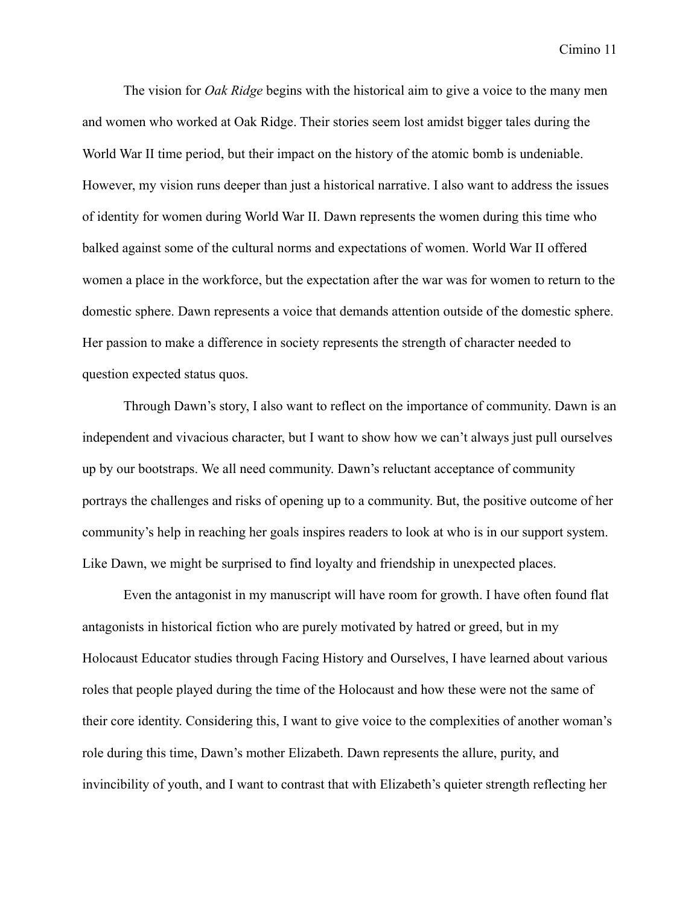The vision for *Oak Ridge* begins with the historical aim to give a voice to the many men and women who worked at Oak Ridge. Their stories seem lost amidst bigger tales during the World War II time period, but their impact on the history of the atomic bomb is undeniable. However, my vision runs deeper than just a historical narrative. I also want to address the issues of identity for women during World War II. Dawn represents the women during this time who balked against some of the cultural norms and expectations of women. World War II offered women a place in the workforce, but the expectation after the war was for women to return to the domestic sphere. Dawn represents a voice that demands attention outside of the domestic sphere. Her passion to make a difference in society represents the strength of character needed to question expected status quos.

Through Dawn's story, I also want to reflect on the importance of community. Dawn is an independent and vivacious character, but I want to show how we can't always just pull ourselves up by our bootstraps. We all need community. Dawn's reluctant acceptance of community portrays the challenges and risks of opening up to a community. But, the positive outcome of her community's help in reaching her goals inspires readers to look at who is in our support system. Like Dawn, we might be surprised to find loyalty and friendship in unexpected places.

Even the antagonist in my manuscript will have room for growth. I have often found flat antagonists in historical fiction who are purely motivated by hatred or greed, but in my Holocaust Educator studies through Facing History and Ourselves, I have learned about various roles that people played during the time of the Holocaust and how these were not the same of their core identity. Considering this, I want to give voice to the complexities of another woman's role during this time, Dawn's mother Elizabeth. Dawn represents the allure, purity, and invincibility of youth, and I want to contrast that with Elizabeth's quieter strength reflecting her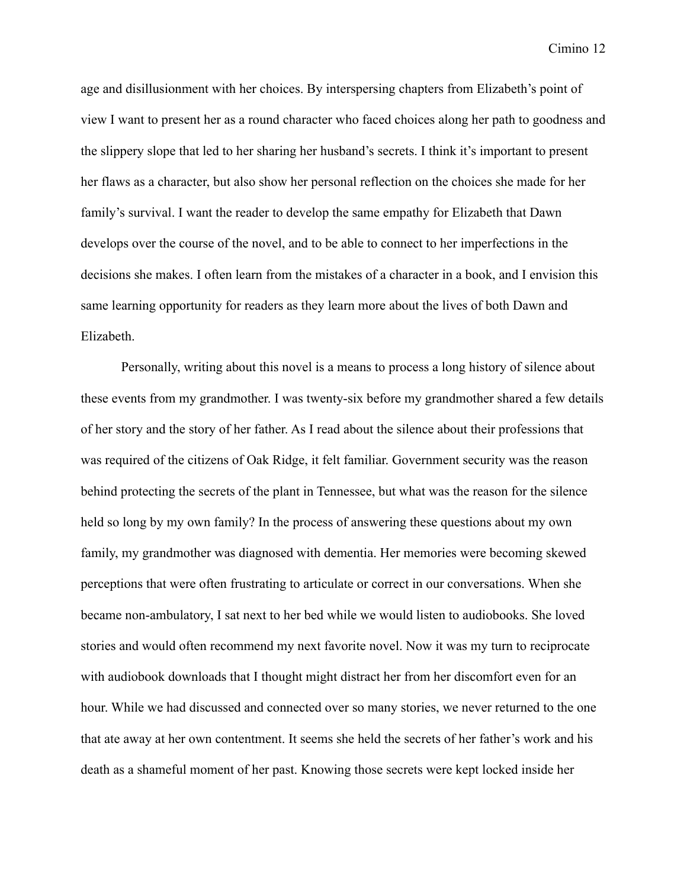age and disillusionment with her choices. By interspersing chapters from Elizabeth's point of view I want to present her as a round character who faced choices along her path to goodness and the slippery slope that led to her sharing her husband's secrets. I think it's important to present her flaws as a character, but also show her personal reflection on the choices she made for her family's survival. I want the reader to develop the same empathy for Elizabeth that Dawn develops over the course of the novel, and to be able to connect to her imperfections in the decisions she makes. I often learn from the mistakes of a character in a book, and I envision this same learning opportunity for readers as they learn more about the lives of both Dawn and Elizabeth.

Personally, writing about this novel is a means to process a long history of silence about these events from my grandmother. I was twenty-six before my grandmother shared a few details of her story and the story of her father. As I read about the silence about their professions that was required of the citizens of Oak Ridge, it felt familiar. Government security was the reason behind protecting the secrets of the plant in Tennessee, but what was the reason for the silence held so long by my own family? In the process of answering these questions about my own family, my grandmother was diagnosed with dementia. Her memories were becoming skewed perceptions that were often frustrating to articulate or correct in our conversations. When she became non-ambulatory, I sat next to her bed while we would listen to audiobooks. She loved stories and would often recommend my next favorite novel. Now it was my turn to reciprocate with audiobook downloads that I thought might distract her from her discomfort even for an hour. While we had discussed and connected over so many stories, we never returned to the one that ate away at her own contentment. It seems she held the secrets of her father's work and his death as a shameful moment of her past. Knowing those secrets were kept locked inside her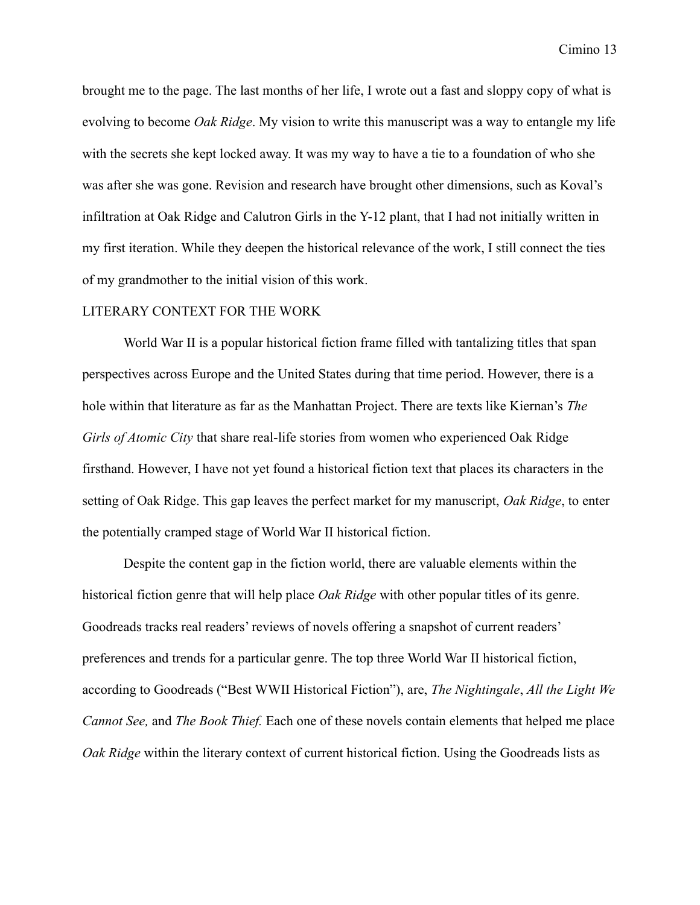brought me to the page. The last months of her life, I wrote out a fast and sloppy copy of what is evolving to become *Oak Ridge*. My vision to write this manuscript was a way to entangle my life with the secrets she kept locked away. It was my way to have a tie to a foundation of who she was after she was gone. Revision and research have brought other dimensions, such as Koval's infiltration at Oak Ridge and Calutron Girls in the Y-12 plant, that I had not initially written in my first iteration. While they deepen the historical relevance of the work, I still connect the ties of my grandmother to the initial vision of this work.

## LITERARY CONTEXT FOR THE WORK

World War II is a popular historical fiction frame filled with tantalizing titles that span perspectives across Europe and the United States during that time period. However, there is a hole within that literature as far as the Manhattan Project. There are texts like Kiernan's *The Girls of Atomic City* that share real-life stories from women who experienced Oak Ridge firsthand. However, I have not yet found a historical fiction text that places its characters in the setting of Oak Ridge. This gap leaves the perfect market for my manuscript, *Oak Ridge*, to enter the potentially cramped stage of World War II historical fiction.

Despite the content gap in the fiction world, there are valuable elements within the historical fiction genre that will help place *Oak Ridge* with other popular titles of its genre. Goodreads tracks real readers' reviews of novels offering a snapshot of current readers' preferences and trends for a particular genre. The top three World War II historical fiction, according to Goodreads ("Best WWII Historical Fiction"), are, *The Nightingale*, *All the Light We Cannot See,* and *The Book Thief.* Each one of these novels contain elements that helped me place *Oak Ridge* within the literary context of current historical fiction. Using the Goodreads lists as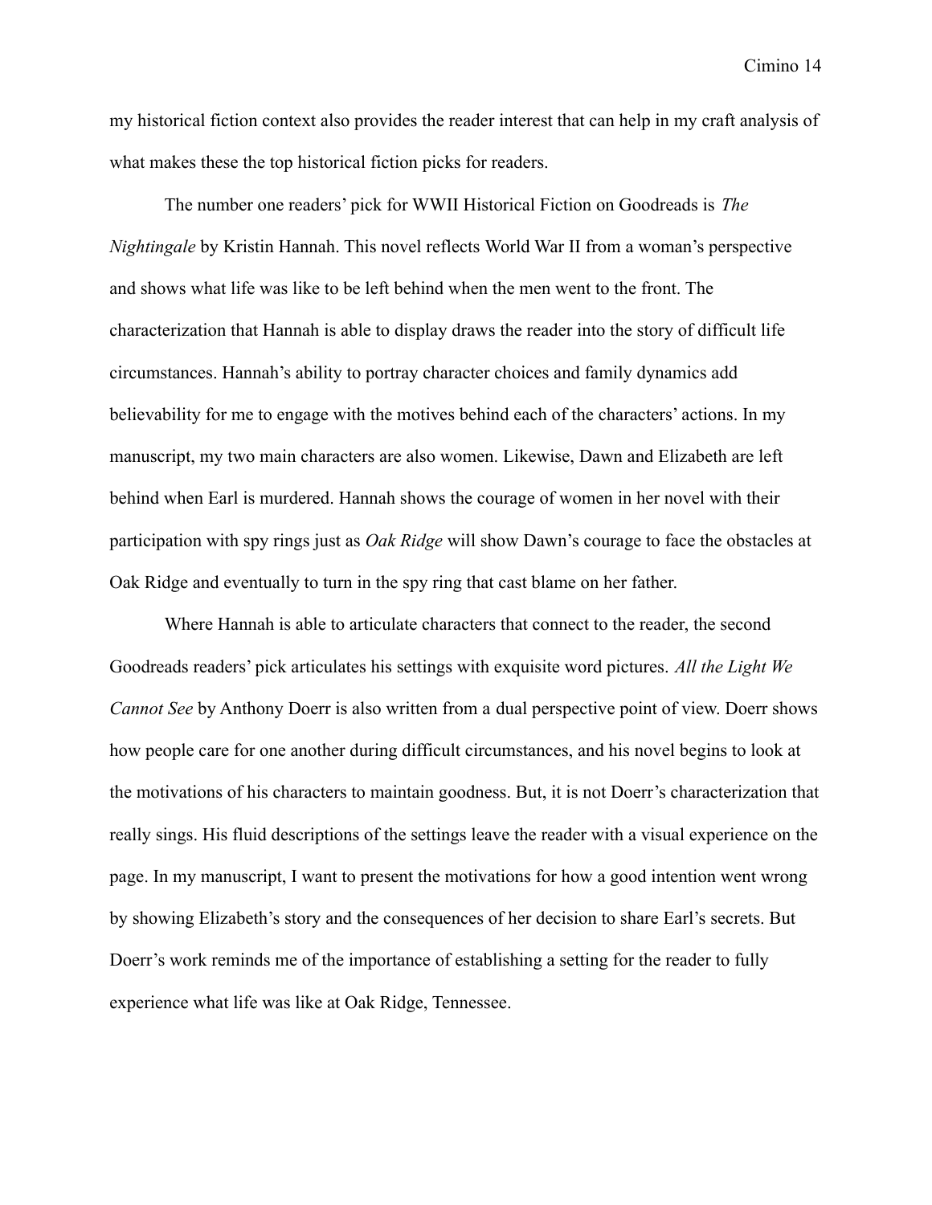my historical fiction context also provides the reader interest that can help in my craft analysis of what makes these the top historical fiction picks for readers.

The number one readers' pick for WWII Historical Fiction on Goodreads is *The Nightingale* by Kristin Hannah. This novel reflects World War II from a woman's perspective and shows what life was like to be left behind when the men went to the front. The characterization that Hannah is able to display draws the reader into the story of difficult life circumstances. Hannah's ability to portray character choices and family dynamics add believability for me to engage with the motives behind each of the characters' actions. In my manuscript, my two main characters are also women. Likewise, Dawn and Elizabeth are left behind when Earl is murdered. Hannah shows the courage of women in her novel with their participation with spy rings just as *Oak Ridge* will show Dawn's courage to face the obstacles at Oak Ridge and eventually to turn in the spy ring that cast blame on her father.

Where Hannah is able to articulate characters that connect to the reader, the second Goodreads readers' pick articulates his settings with exquisite word pictures. *All the Light We Cannot See* by Anthony Doerr is also written from a dual perspective point of view. Doerr shows how people care for one another during difficult circumstances, and his novel begins to look at the motivations of his characters to maintain goodness. But, it is not Doerr's characterization that really sings. His fluid descriptions of the settings leave the reader with a visual experience on the page. In my manuscript, I want to present the motivations for how a good intention went wrong by showing Elizabeth's story and the consequences of her decision to share Earl's secrets. But Doerr's work reminds me of the importance of establishing a setting for the reader to fully experience what life was like at Oak Ridge, Tennessee.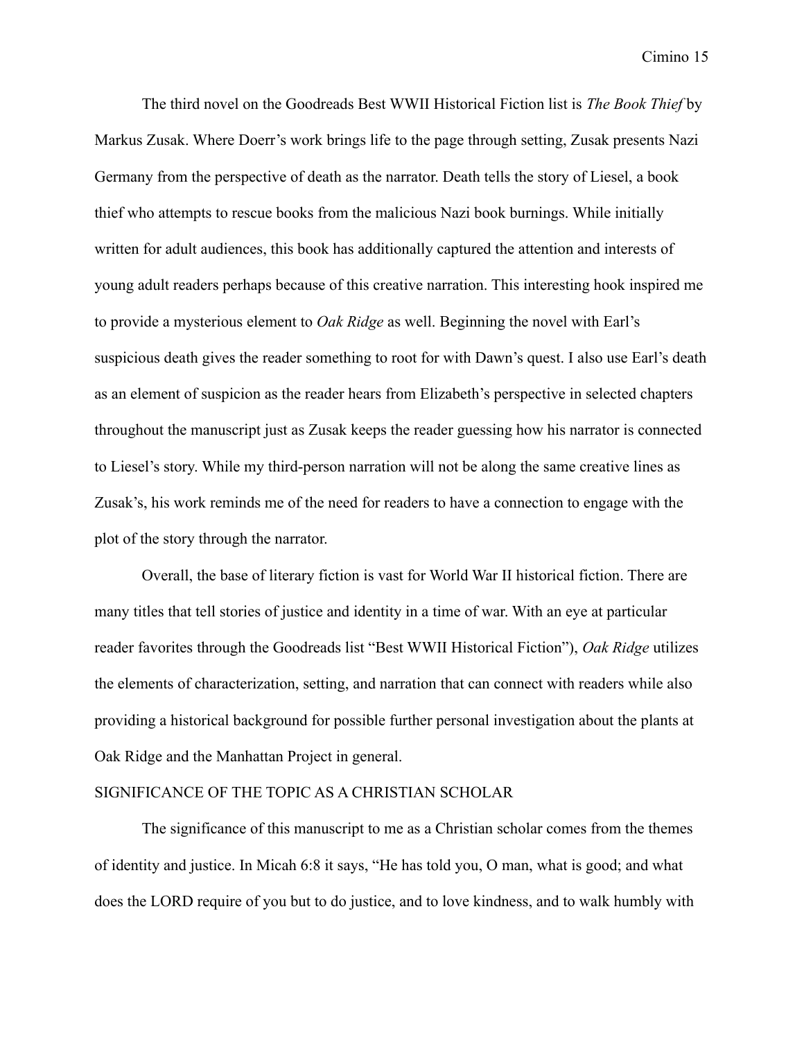The third novel on the Goodreads Best WWII Historical Fiction list is *The Book Thief* by Markus Zusak. Where Doerr's work brings life to the page through setting, Zusak presents Nazi Germany from the perspective of death as the narrator. Death tells the story of Liesel, a book thief who attempts to rescue books from the malicious Nazi book burnings. While initially written for adult audiences, this book has additionally captured the attention and interests of young adult readers perhaps because of this creative narration. This interesting hook inspired me to provide a mysterious element to *Oak Ridge* as well. Beginning the novel with Earl's suspicious death gives the reader something to root for with Dawn's quest. I also use Earl's death as an element of suspicion as the reader hears from Elizabeth's perspective in selected chapters throughout the manuscript just as Zusak keeps the reader guessing how his narrator is connected to Liesel's story. While my third-person narration will not be along the same creative lines as Zusak's, his work reminds me of the need for readers to have a connection to engage with the plot of the story through the narrator.

Overall, the base of literary fiction is vast for World War II historical fiction. There are many titles that tell stories of justice and identity in a time of war. With an eye at particular reader favorites through the Goodreads list "Best WWII Historical Fiction"), *Oak Ridge* utilizes the elements of characterization, setting, and narration that can connect with readers while also providing a historical background for possible further personal investigation about the plants at Oak Ridge and the Manhattan Project in general.

## SIGNIFICANCE OF THE TOPIC AS A CHRISTIAN SCHOLAR

The significance of this manuscript to me as a Christian scholar comes from the themes of identity and justice. In Micah 6:8 it says, "He has told you, O man, what is good; and what does the LORD require of you but to do justice, and to love kindness, and to walk humbly with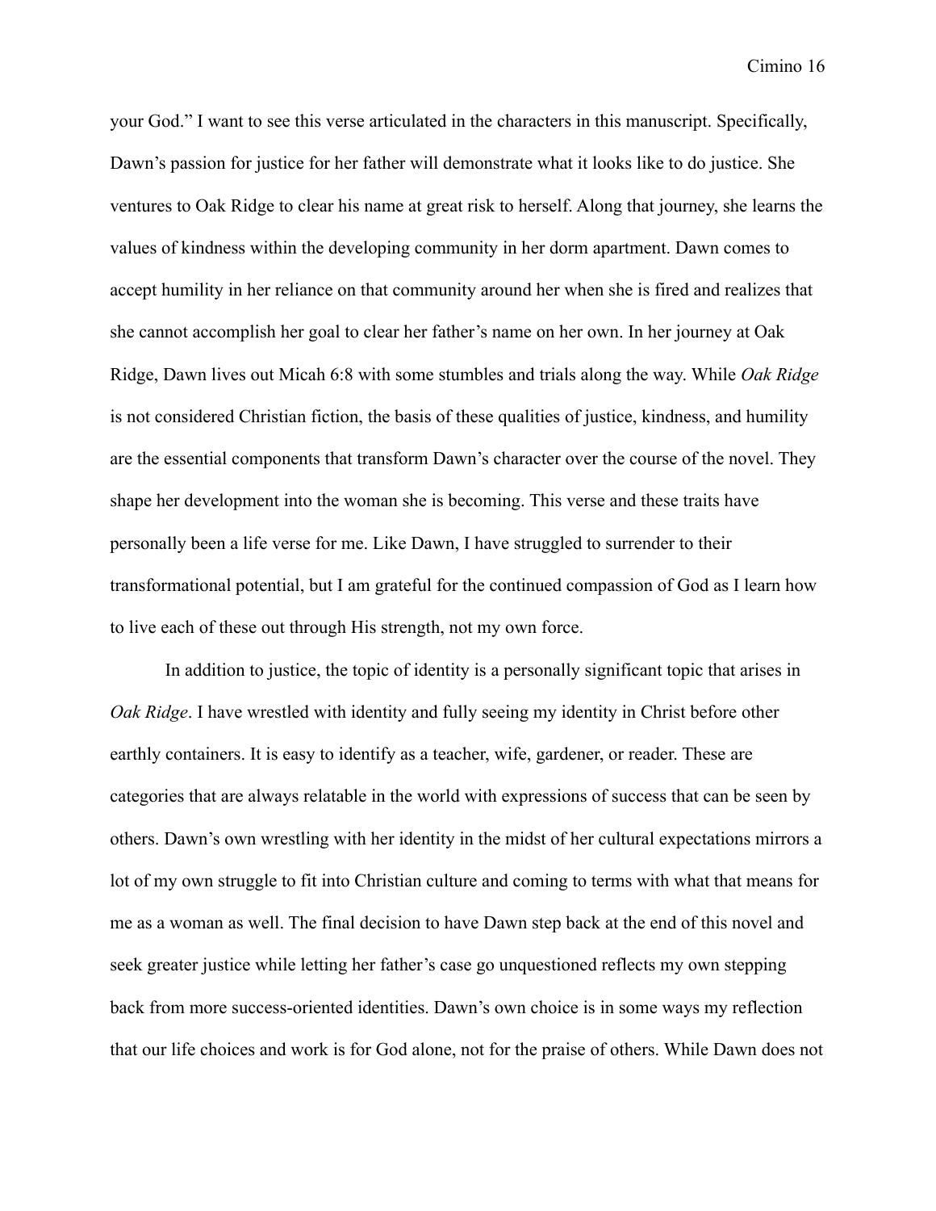your God." I want to see this verse articulated in the characters in this manuscript. Specifically, Dawn's passion for justice for her father will demonstrate what it looks like to do justice. She ventures to Oak Ridge to clear his name at great risk to herself. Along that journey, she learns the values of kindness within the developing community in her dorm apartment. Dawn comes to accept humility in her reliance on that community around her when she is fired and realizes that she cannot accomplish her goal to clear her father's name on her own. In her journey at Oak Ridge, Dawn lives out Micah 6:8 with some stumbles and trials along the way. While *Oak Ridge* is not considered Christian fiction, the basis of these qualities of justice, kindness, and humility are the essential components that transform Dawn's character over the course of the novel. They shape her development into the woman she is becoming. This verse and these traits have personally been a life verse for me. Like Dawn, I have struggled to surrender to their transformational potential, but I am grateful for the continued compassion of God as I learn how to live each of these out through His strength, not my own force.

In addition to justice, the topic of identity is a personally significant topic that arises in *Oak Ridge*. I have wrestled with identity and fully seeing my identity in Christ before other earthly containers. It is easy to identify as a teacher, wife, gardener, or reader. These are categories that are always relatable in the world with expressions of success that can be seen by others. Dawn's own wrestling with her identity in the midst of her cultural expectations mirrors a lot of my own struggle to fit into Christian culture and coming to terms with what that means for me as a woman as well. The final decision to have Dawn step back at the end of this novel and seek greater justice while letting her father's case go unquestioned reflects my own stepping back from more success-oriented identities. Dawn's own choice is in some ways my reflection that our life choices and work is for God alone, not for the praise of others. While Dawn does not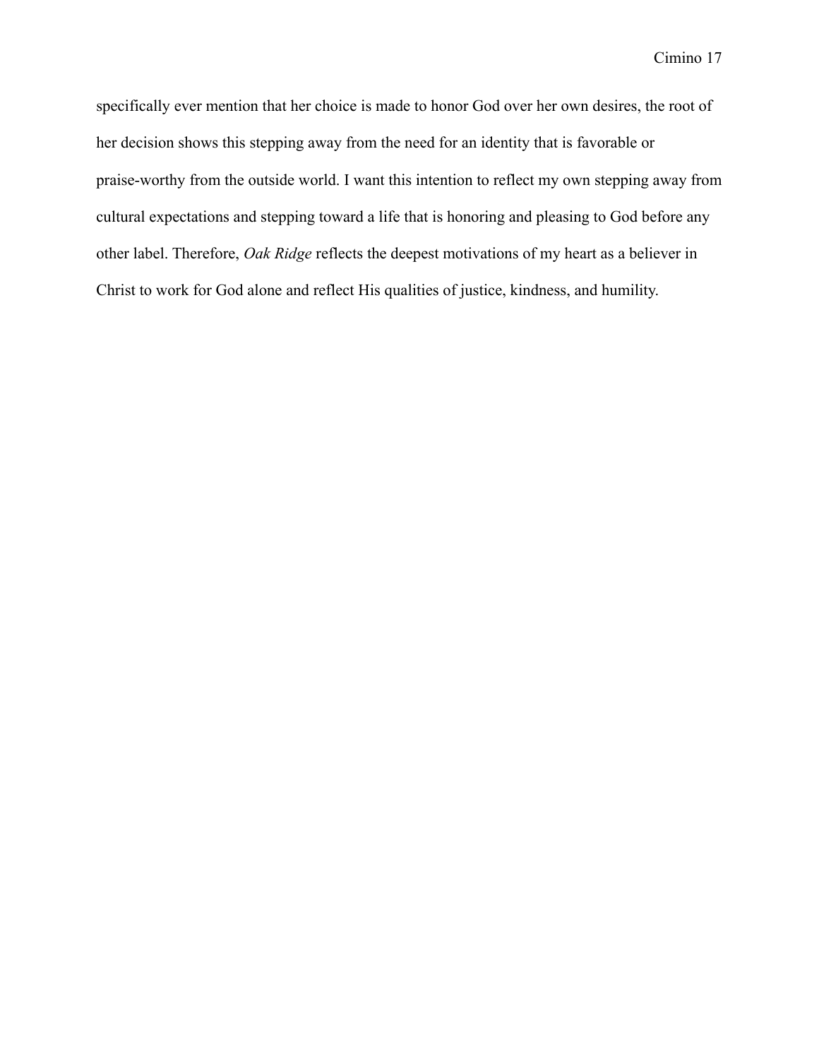specifically ever mention that her choice is made to honor God over her own desires, the root of her decision shows this stepping away from the need for an identity that is favorable or praise-worthy from the outside world. I want this intention to reflect my own stepping away from cultural expectations and stepping toward a life that is honoring and pleasing to God before any other label. Therefore, *Oak Ridge* reflects the deepest motivations of my heart as a believer in Christ to work for God alone and reflect His qualities of justice, kindness, and humility.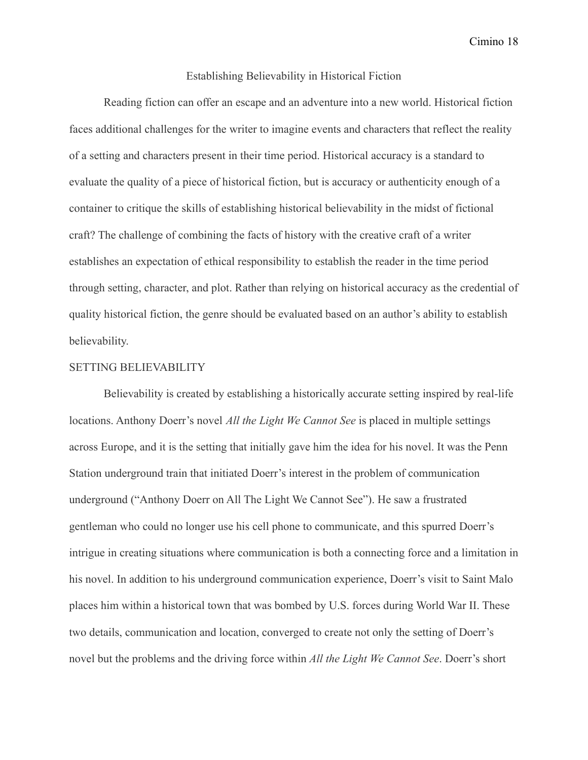# Establishing Believability in Historical Fiction

Reading fiction can offer an escape and an adventure into a new world. Historical fiction faces additional challenges for the writer to imagine events and characters that reflect the reality of a setting and characters present in their time period. Historical accuracy is a standard to evaluate the quality of a piece of historical fiction, but is accuracy or authenticity enough of a container to critique the skills of establishing historical believability in the midst of fictional craft? The challenge of combining the facts of history with the creative craft of a writer establishes an expectation of ethical responsibility to establish the reader in the time period through setting, character, and plot. Rather than relying on historical accuracy as the credential of quality historical fiction, the genre should be evaluated based on an author's ability to establish believability.

## SETTING BELIEVABILITY

Believability is created by establishing a historically accurate setting inspired by real-life locations. Anthony Doerr's novel *All the Light We Cannot See* is placed in multiple settings across Europe, and it is the setting that initially gave him the idea for his novel. It was the Penn Station underground train that initiated Doerr's interest in the problem of communication underground ("Anthony Doerr on All The Light We Cannot See"). He saw a frustrated gentleman who could no longer use his cell phone to communicate, and this spurred Doerr's intrigue in creating situations where communication is both a connecting force and a limitation in his novel. In addition to his underground communication experience, Doerr's visit to Saint Malo places him within a historical town that was bombed by U.S. forces during World War II. These two details, communication and location, converged to create not only the setting of Doerr's novel but the problems and the driving force within *All the Light We Cannot See*. Doerr's short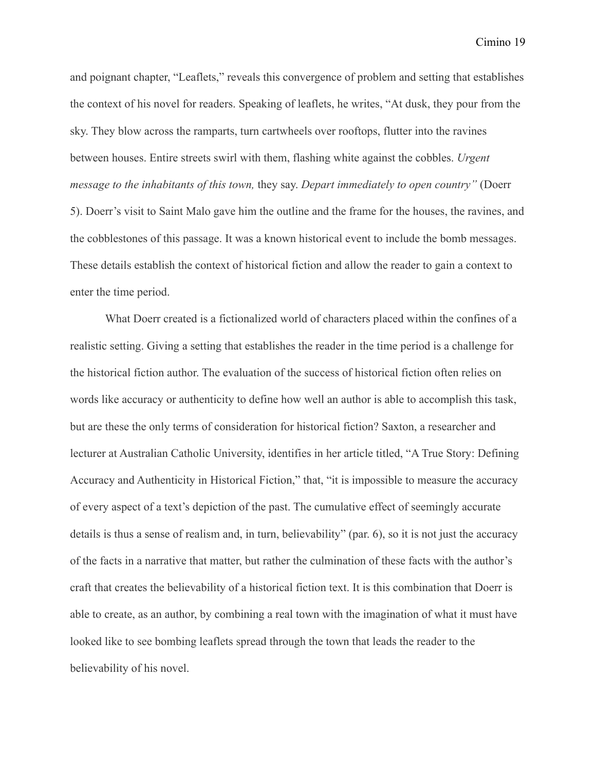and poignant chapter, "Leaflets," reveals this convergence of problem and setting that establishes the context of his novel for readers. Speaking of leaflets, he writes, "At dusk, they pour from the sky. They blow across the ramparts, turn cartwheels over rooftops, flutter into the ravines between houses. Entire streets swirl with them, flashing white against the cobbles. *Urgent message to the inhabitants of this town,* they say. *Depart immediately to open country"* (Doerr 5). Doerr's visit to Saint Malo gave him the outline and the frame for the houses, the ravines, and the cobblestones of this passage. It was a known historical event to include the bomb messages. These details establish the context of historical fiction and allow the reader to gain a context to enter the time period.

What Doerr created is a fictionalized world of characters placed within the confines of a realistic setting. Giving a setting that establishes the reader in the time period is a challenge for the historical fiction author. The evaluation of the success of historical fiction often relies on words like accuracy or authenticity to define how well an author is able to accomplish this task, but are these the only terms of consideration for historical fiction? Saxton, a researcher and lecturer at Australian Catholic University, identifies in her article titled, "A True Story: Defining Accuracy and Authenticity in Historical Fiction," that, "it is impossible to measure the accuracy of every aspect of a text's depiction of the past. The cumulative effect of seemingly accurate details is thus a sense of realism and, in turn, believability" (par. 6), so it is not just the accuracy of the facts in a narrative that matter, but rather the culmination of these facts with the author's craft that creates the believability of a historical fiction text. It is this combination that Doerr is able to create, as an author, by combining a real town with the imagination of what it must have looked like to see bombing leaflets spread through the town that leads the reader to the believability of his novel.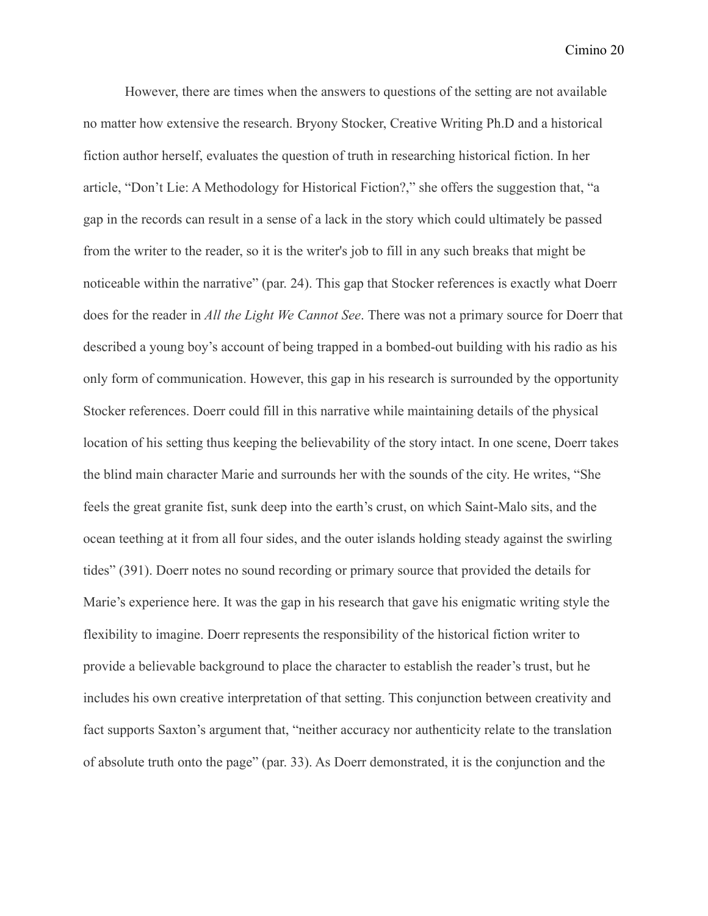However, there are times when the answers to questions of the setting are not available no matter how extensive the research. Bryony Stocker, Creative Writing Ph.D and a historical fiction author herself, evaluates the question of truth in researching historical fiction. In her article, "Don't Lie: A Methodology for Historical Fiction?," she offers the suggestion that, "a gap in the records can result in a sense of a lack in the story which could ultimately be passed from the writer to the reader, so it is the writer's job to fill in any such breaks that might be noticeable within the narrative" (par. 24). This gap that Stocker references is exactly what Doerr does for the reader in *All the Light We Cannot See*. There was not a primary source for Doerr that described a young boy's account of being trapped in a bombed-out building with his radio as his only form of communication. However, this gap in his research is surrounded by the opportunity Stocker references. Doerr could fill in this narrative while maintaining details of the physical location of his setting thus keeping the believability of the story intact. In one scene, Doerr takes the blind main character Marie and surrounds her with the sounds of the city. He writes, "She feels the great granite fist, sunk deep into the earth's crust, on which Saint-Malo sits, and the ocean teething at it from all four sides, and the outer islands holding steady against the swirling tides" (391). Doerr notes no sound recording or primary source that provided the details for Marie's experience here. It was the gap in his research that gave his enigmatic writing style the flexibility to imagine. Doerr represents the responsibility of the historical fiction writer to provide a believable background to place the character to establish the reader's trust, but he includes his own creative interpretation of that setting. This conjunction between creativity and fact supports Saxton's argument that, "neither accuracy nor authenticity relate to the translation of absolute truth onto the page" (par. 33). As Doerr demonstrated, it is the conjunction and the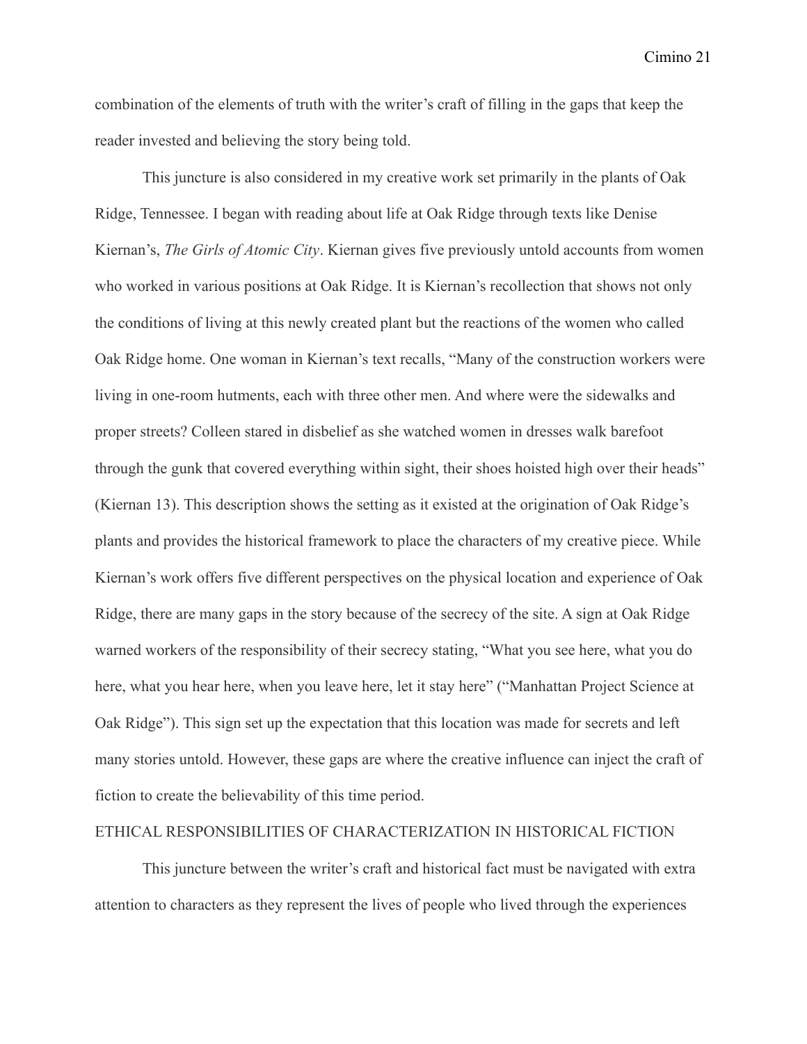combination of the elements of truth with the writer's craft of filling in the gaps that keep the reader invested and believing the story being told.

This juncture is also considered in my creative work set primarily in the plants of Oak Ridge, Tennessee. I began with reading about life at Oak Ridge through texts like Denise Kiernan's, *The Girls of Atomic City*. Kiernan gives five previously untold accounts from women who worked in various positions at Oak Ridge. It is Kiernan's recollection that shows not only the conditions of living at this newly created plant but the reactions of the women who called Oak Ridge home. One woman in Kiernan's text recalls, "Many of the construction workers were living in one-room hutments, each with three other men. And where were the sidewalks and proper streets? Colleen stared in disbelief as she watched women in dresses walk barefoot through the gunk that covered everything within sight, their shoes hoisted high over their heads" (Kiernan 13). This description shows the setting as it existed at the origination of Oak Ridge's plants and provides the historical framework to place the characters of my creative piece. While Kiernan's work offers five different perspectives on the physical location and experience of Oak Ridge, there are many gaps in the story because of the secrecy of the site. A sign at Oak Ridge warned workers of the responsibility of their secrecy stating, "What you see here, what you do here, what you hear here, when you leave here, let it stay here" ("Manhattan Project Science at Oak Ridge"). This sign set up the expectation that this location was made for secrets and left many stories untold. However, these gaps are where the creative influence can inject the craft of fiction to create the believability of this time period.

## ETHICAL RESPONSIBILITIES OF CHARACTERIZATION IN HISTORICAL FICTION

This juncture between the writer's craft and historical fact must be navigated with extra attention to characters as they represent the lives of people who lived through the experiences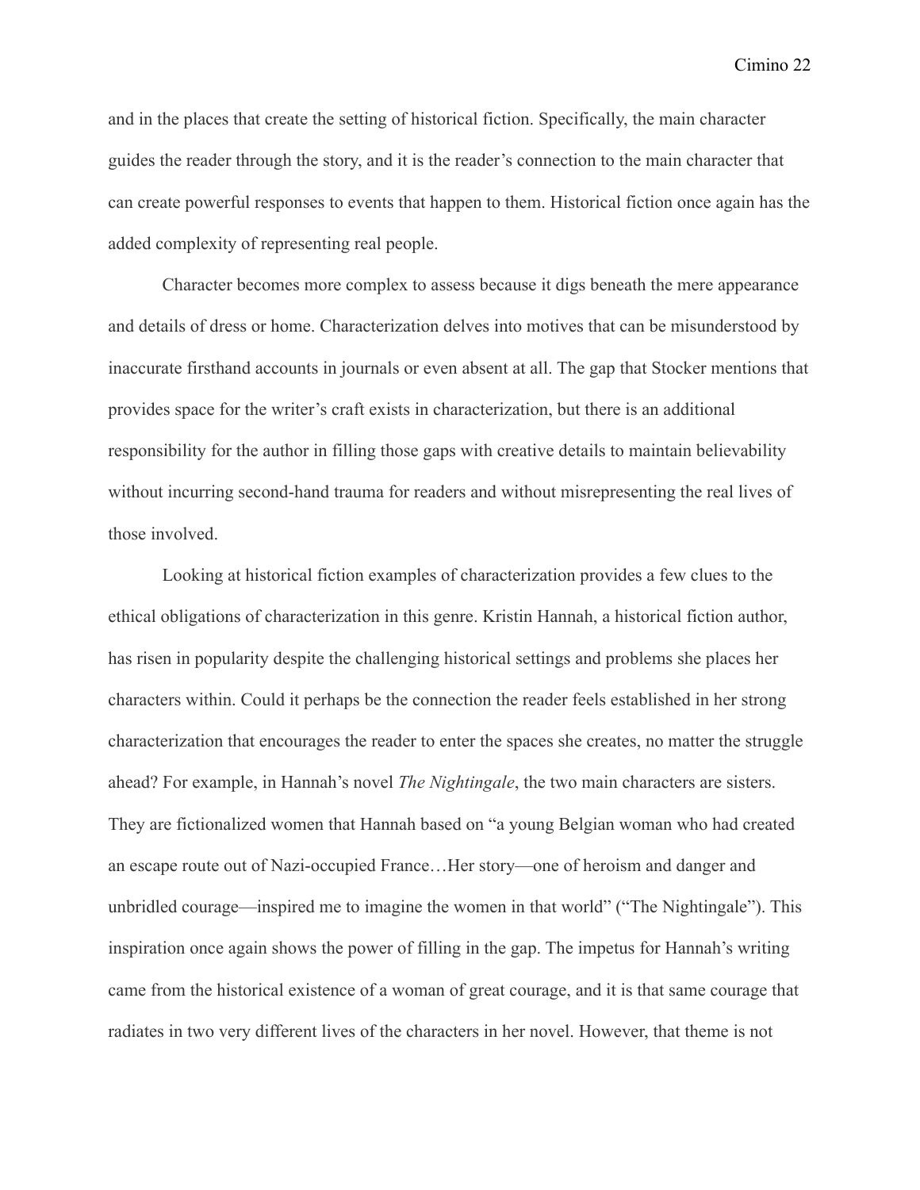and in the places that create the setting of historical fiction. Specifically, the main character guides the reader through the story, and it is the reader's connection to the main character that can create powerful responses to events that happen to them. Historical fiction once again has the added complexity of representing real people.

Character becomes more complex to assess because it digs beneath the mere appearance and details of dress or home. Characterization delves into motives that can be misunderstood by inaccurate firsthand accounts in journals or even absent at all. The gap that Stocker mentions that provides space for the writer's craft exists in characterization, but there is an additional responsibility for the author in filling those gaps with creative details to maintain believability without incurring second-hand trauma for readers and without misrepresenting the real lives of those involved.

Looking at historical fiction examples of characterization provides a few clues to the ethical obligations of characterization in this genre. Kristin Hannah, a historical fiction author, has risen in popularity despite the challenging historical settings and problems she places her characters within. Could it perhaps be the connection the reader feels established in her strong characterization that encourages the reader to enter the spaces she creates, no matter the struggle ahead? For example, in Hannah's novel *The Nightingale*, the two main characters are sisters. They are fictionalized women that Hannah based on "a young Belgian woman who had created an escape route out of Nazi-occupied France…Her story—one of heroism and danger and unbridled courage—inspired me to imagine the women in that world" ("The Nightingale"). This inspiration once again shows the power of filling in the gap. The impetus for Hannah's writing came from the historical existence of a woman of great courage, and it is that same courage that radiates in two very different lives of the characters in her novel. However, that theme is not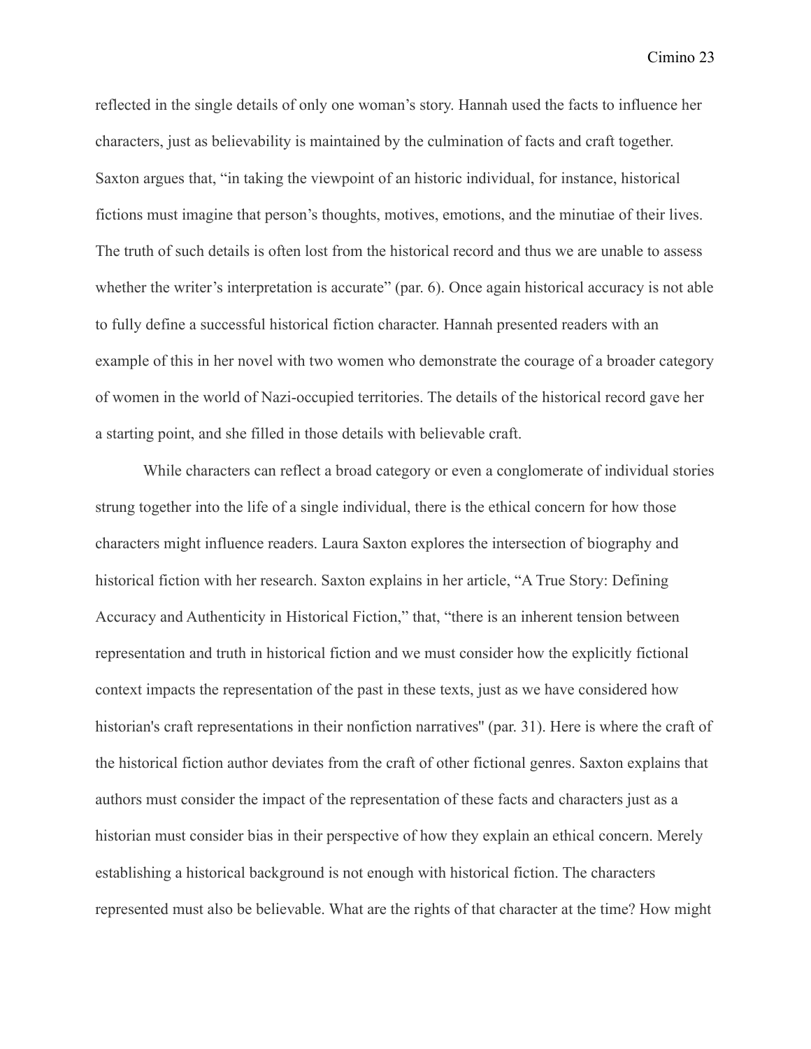reflected in the single details of only one woman's story. Hannah used the facts to influence her characters, just as believability is maintained by the culmination of facts and craft together. Saxton argues that, "in taking the viewpoint of an historic individual, for instance, historical fictions must imagine that person's thoughts, motives, emotions, and the minutiae of their lives. The truth of such details is often lost from the historical record and thus we are unable to assess whether the writer's interpretation is accurate" (par. 6). Once again historical accuracy is not able to fully define a successful historical fiction character. Hannah presented readers with an example of this in her novel with two women who demonstrate the courage of a broader category of women in the world of Nazi-occupied territories. The details of the historical record gave her a starting point, and she filled in those details with believable craft.

While characters can reflect a broad category or even a conglomerate of individual stories strung together into the life of a single individual, there is the ethical concern for how those characters might influence readers. Laura Saxton explores the intersection of biography and historical fiction with her research. Saxton explains in her article, "A True Story: Defining Accuracy and Authenticity in Historical Fiction," that, "there is an inherent tension between representation and truth in historical fiction and we must consider how the explicitly fictional context impacts the representation of the past in these texts, just as we have considered how historian's craft representations in their nonfiction narratives" (par. 31). Here is where the craft of the historical fiction author deviates from the craft of other fictional genres. Saxton explains that authors must consider the impact of the representation of these facts and characters just as a historian must consider bias in their perspective of how they explain an ethical concern. Merely establishing a historical background is not enough with historical fiction. The characters represented must also be believable. What are the rights of that character at the time? How might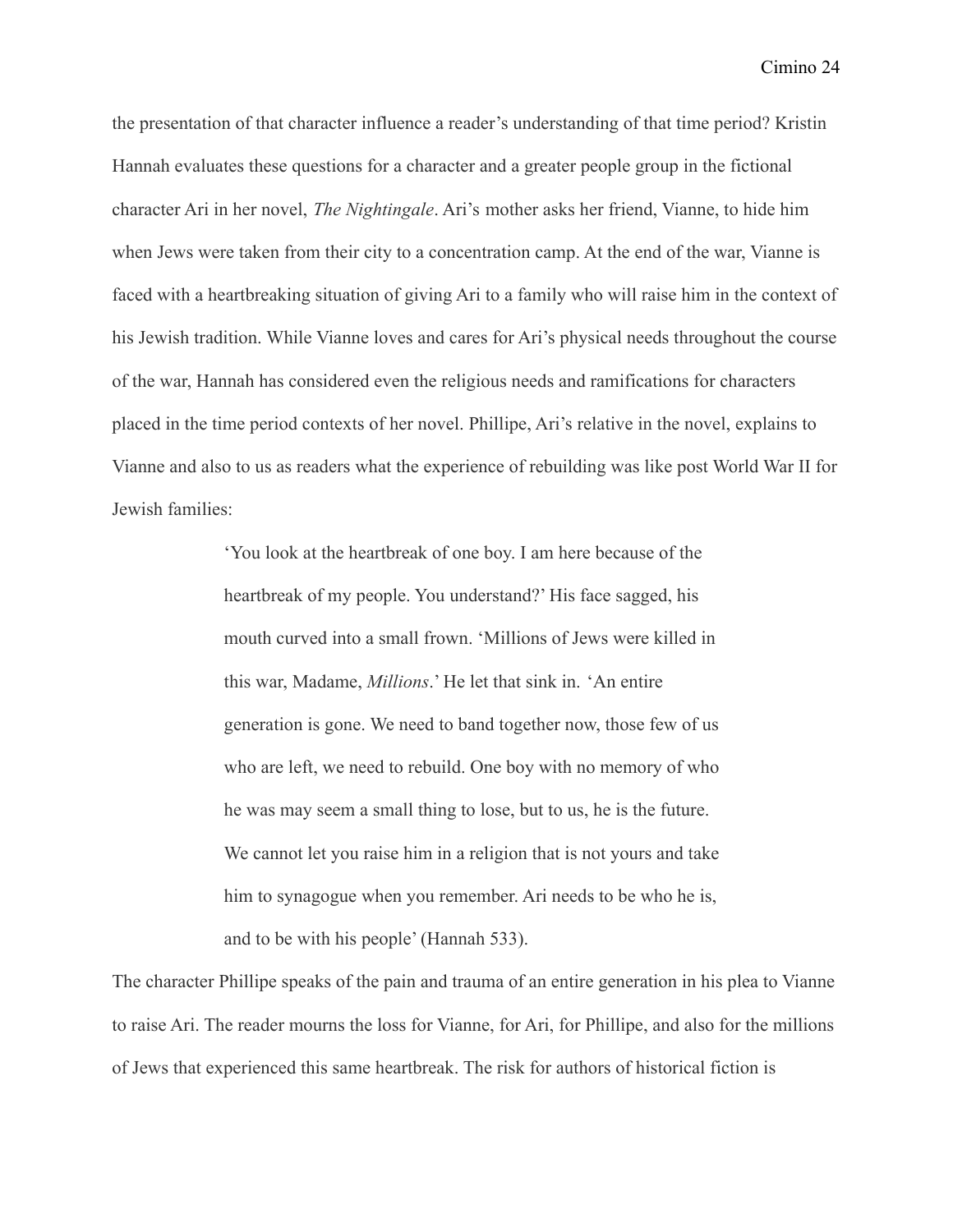the presentation of that character influence a reader's understanding of that time period? Kristin Hannah evaluates these questions for a character and a greater people group in the fictional character Ari in her novel, *The Nightingale*. Ari's mother asks her friend, Vianne, to hide him when Jews were taken from their city to a concentration camp. At the end of the war, Vianne is faced with a heartbreaking situation of giving Ari to a family who will raise him in the context of his Jewish tradition. While Vianne loves and cares for Ari's physical needs throughout the course of the war, Hannah has considered even the religious needs and ramifications for characters placed in the time period contexts of her novel. Phillipe, Ari's relative in the novel, explains to Vianne and also to us as readers what the experience of rebuilding was like post World War II for Jewish families:

> 'You look at the heartbreak of one boy. I am here because of the heartbreak of my people. You understand?' His face sagged, his mouth curved into a small frown. 'Millions of Jews were killed in this war, Madame, *Millions*.' He let that sink in. 'An entire generation is gone. We need to band together now, those few of us who are left, we need to rebuild. One boy with no memory of who he was may seem a small thing to lose, but to us, he is the future. We cannot let you raise him in a religion that is not yours and take him to synagogue when you remember. Ari needs to be who he is, and to be with his people' (Hannah 533).

The character Phillipe speaks of the pain and trauma of an entire generation in his plea to Vianne to raise Ari. The reader mourns the loss for Vianne, for Ari, for Phillipe, and also for the millions of Jews that experienced this same heartbreak. The risk for authors of historical fiction is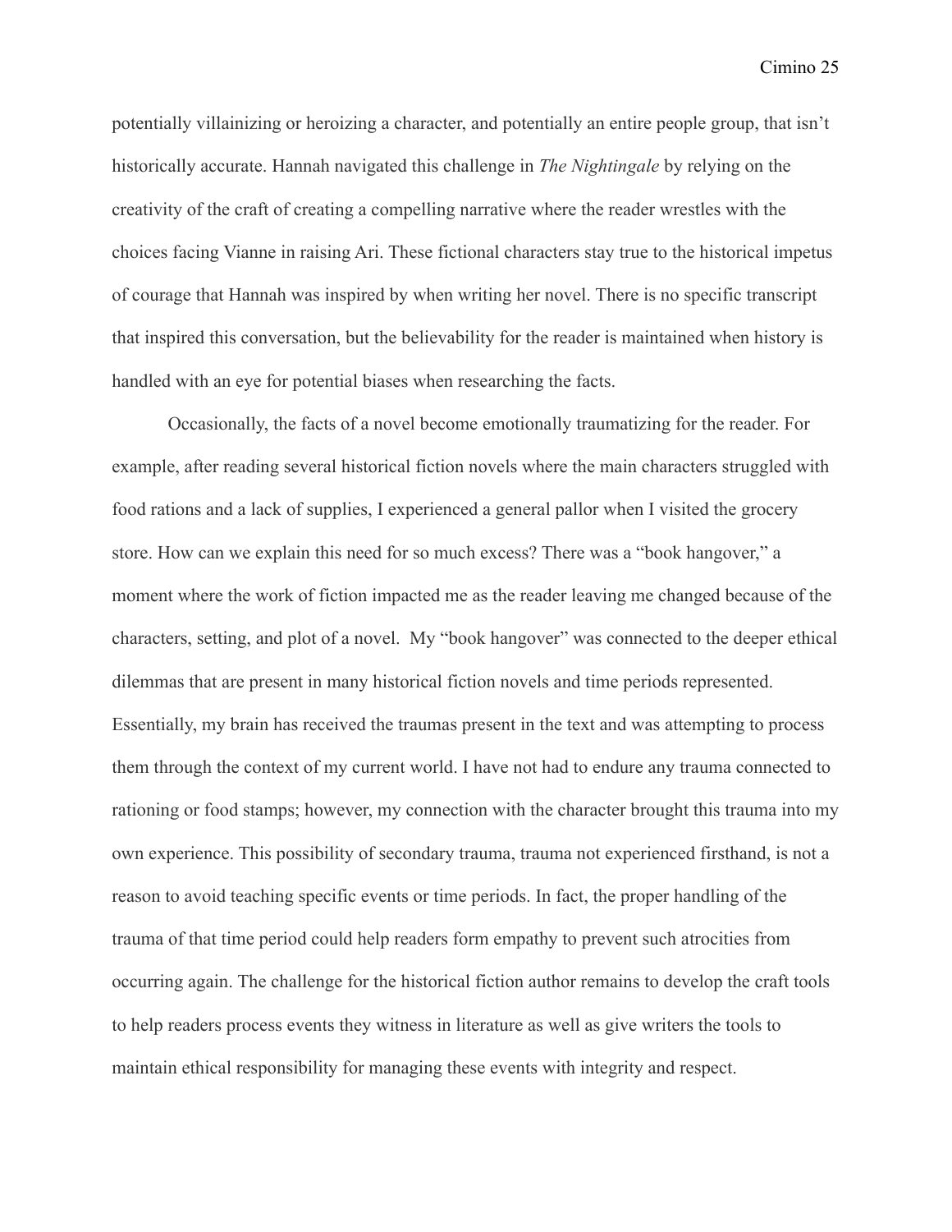potentially villainizing or heroizing a character, and potentially an entire people group, that isn't historically accurate. Hannah navigated this challenge in *The Nightingale* by relying on the creativity of the craft of creating a compelling narrative where the reader wrestles with the choices facing Vianne in raising Ari. These fictional characters stay true to the historical impetus of courage that Hannah was inspired by when writing her novel. There is no specific transcript that inspired this conversation, but the believability for the reader is maintained when history is handled with an eye for potential biases when researching the facts.

Occasionally, the facts of a novel become emotionally traumatizing for the reader. For example, after reading several historical fiction novels where the main characters struggled with food rations and a lack of supplies, I experienced a general pallor when I visited the grocery store. How can we explain this need for so much excess? There was a "book hangover," a moment where the work of fiction impacted me as the reader leaving me changed because of the characters, setting, and plot of a novel. My "book hangover" was connected to the deeper ethical dilemmas that are present in many historical fiction novels and time periods represented. Essentially, my brain has received the traumas present in the text and was attempting to process them through the context of my current world. I have not had to endure any trauma connected to rationing or food stamps; however, my connection with the character brought this trauma into my own experience. This possibility of secondary trauma, trauma not experienced firsthand, is not a reason to avoid teaching specific events or time periods. In fact, the proper handling of the trauma of that time period could help readers form empathy to prevent such atrocities from occurring again. The challenge for the historical fiction author remains to develop the craft tools to help readers process events they witness in literature as well as give writers the tools to maintain ethical responsibility for managing these events with integrity and respect.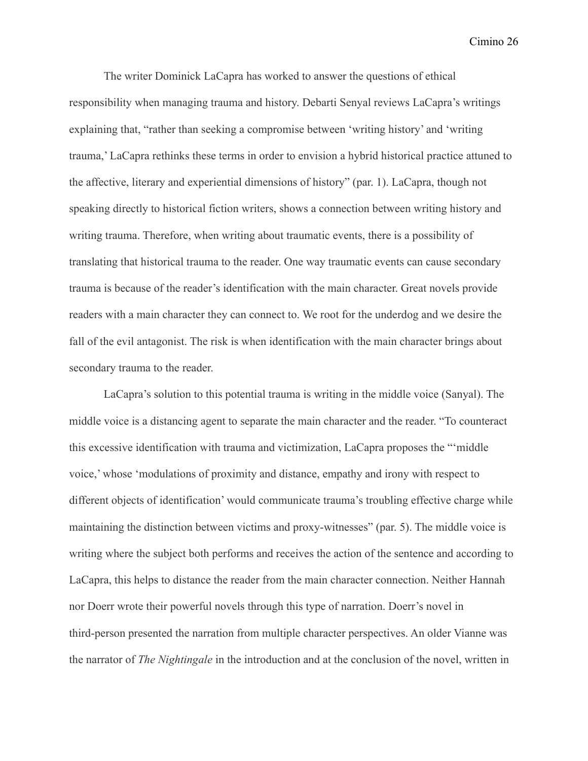The writer Dominick LaCapra has worked to answer the questions of ethical responsibility when managing trauma and history. Debarti Senyal reviews LaCapra's writings explaining that, "rather than seeking a compromise between 'writing history' and 'writing trauma,' LaCapra rethinks these terms in order to envision a hybrid historical practice attuned to the affective, literary and experiential dimensions of history" (par. 1). LaCapra, though not speaking directly to historical fiction writers, shows a connection between writing history and writing trauma. Therefore, when writing about traumatic events, there is a possibility of translating that historical trauma to the reader. One way traumatic events can cause secondary trauma is because of the reader's identification with the main character. Great novels provide readers with a main character they can connect to. We root for the underdog and we desire the fall of the evil antagonist. The risk is when identification with the main character brings about secondary trauma to the reader.

LaCapra's solution to this potential trauma is writing in the middle voice (Sanyal). The middle voice is a distancing agent to separate the main character and the reader. "To counteract this excessive identification with trauma and victimization, LaCapra proposes the "'middle voice,' whose 'modulations of proximity and distance, empathy and irony with respect to different objects of identification' would communicate trauma's troubling effective charge while maintaining the distinction between victims and proxy-witnesses" (par. 5). The middle voice is writing where the subject both performs and receives the action of the sentence and according to LaCapra, this helps to distance the reader from the main character connection. Neither Hannah nor Doerr wrote their powerful novels through this type of narration. Doerr's novel in third-person presented the narration from multiple character perspectives. An older Vianne was the narrator of *The Nightingale* in the introduction and at the conclusion of the novel, written in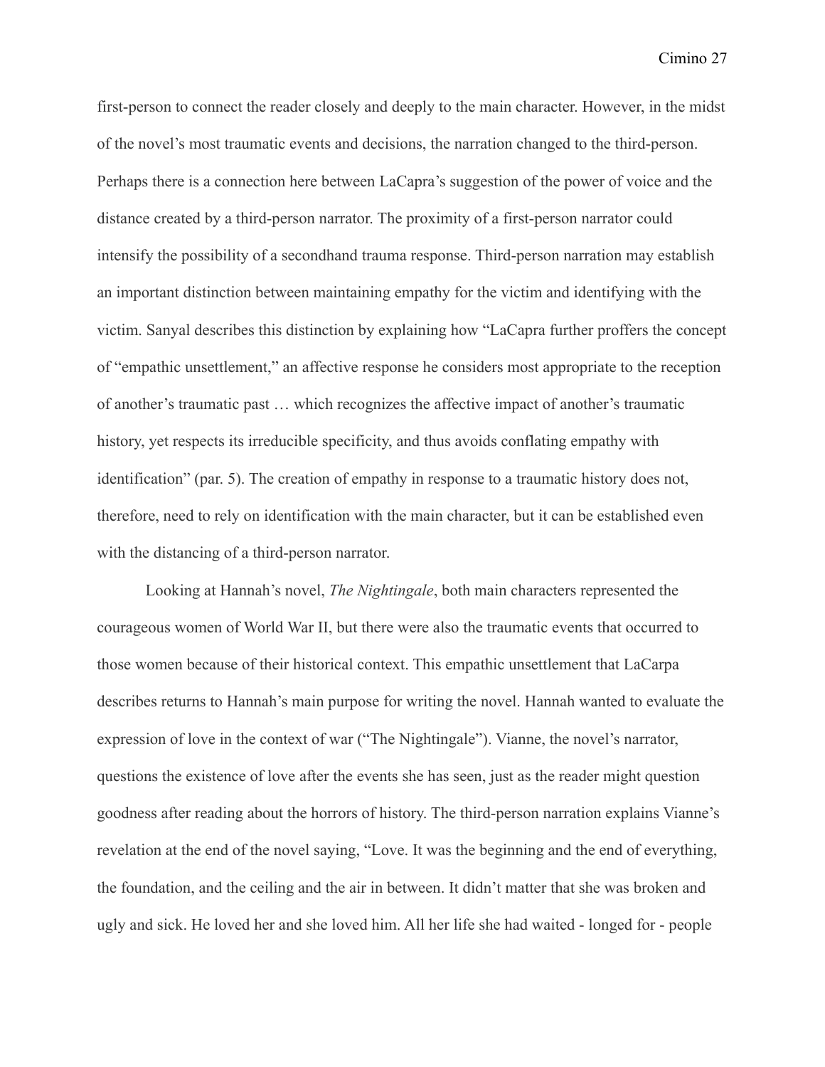first-person to connect the reader closely and deeply to the main character. However, in the midst of the novel's most traumatic events and decisions, the narration changed to the third-person. Perhaps there is a connection here between LaCapra's suggestion of the power of voice and the distance created by a third-person narrator. The proximity of a first-person narrator could intensify the possibility of a secondhand trauma response. Third-person narration may establish an important distinction between maintaining empathy for the victim and identifying with the victim. Sanyal describes this distinction by explaining how "LaCapra further proffers the concept of "empathic unsettlement," an affective response he considers most appropriate to the reception of another's traumatic past … which recognizes the affective impact of another's traumatic history, yet respects its irreducible specificity, and thus avoids conflating empathy with identification" (par. 5). The creation of empathy in response to a traumatic history does not, therefore, need to rely on identification with the main character, but it can be established even with the distancing of a third-person narrator.

Looking at Hannah's novel, *The Nightingale*, both main characters represented the courageous women of World War II, but there were also the traumatic events that occurred to those women because of their historical context. This empathic unsettlement that LaCarpa describes returns to Hannah's main purpose for writing the novel. Hannah wanted to evaluate the expression of love in the context of war ("The Nightingale"). Vianne, the novel's narrator, questions the existence of love after the events she has seen, just as the reader might question goodness after reading about the horrors of history. The third-person narration explains Vianne's revelation at the end of the novel saying, "Love. It was the beginning and the end of everything, the foundation, and the ceiling and the air in between. It didn't matter that she was broken and ugly and sick. He loved her and she loved him. All her life she had waited - longed for - people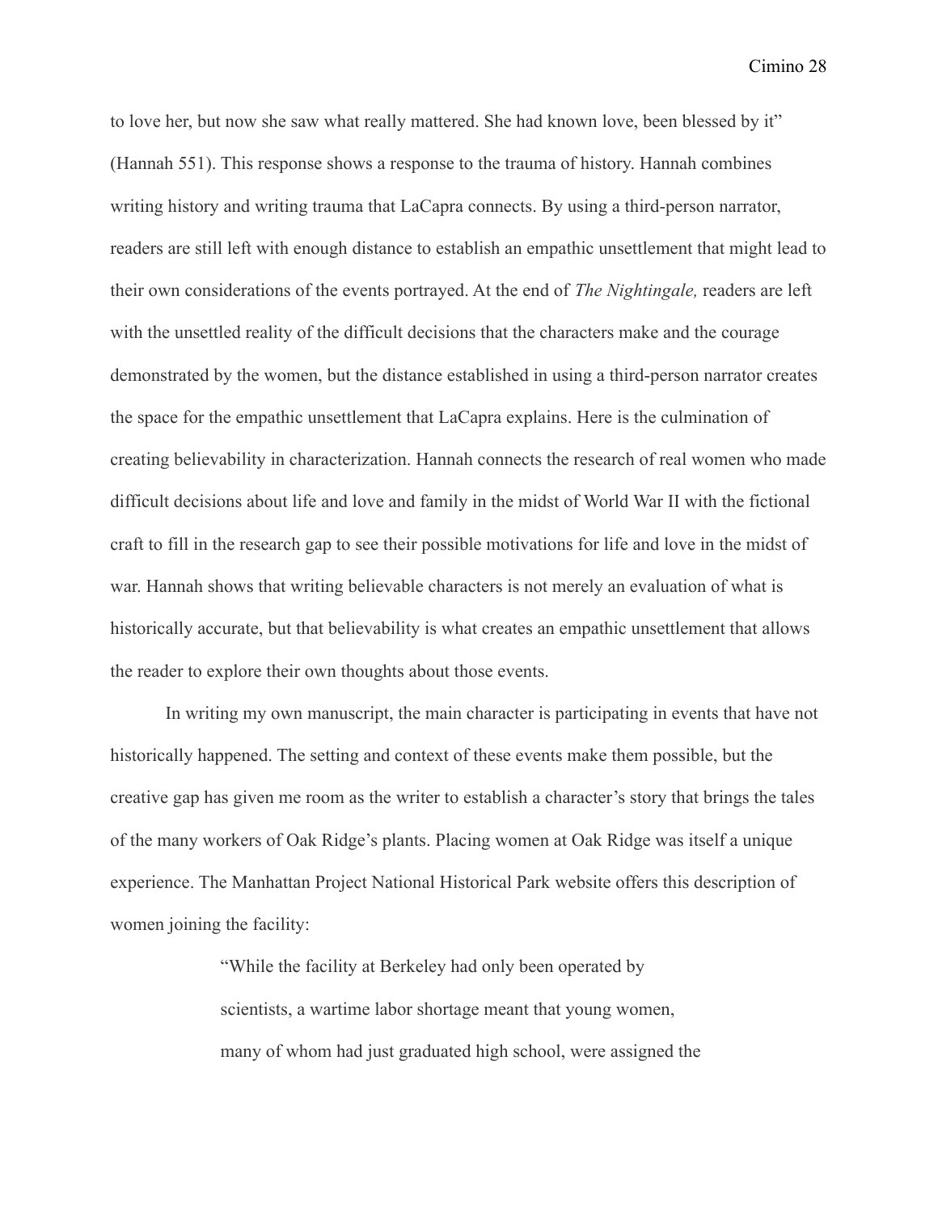to love her, but now she saw what really mattered. She had known love, been blessed by it" (Hannah 551). This response shows a response to the trauma of history. Hannah combines writing history and writing trauma that LaCapra connects. By using a third-person narrator, readers are still left with enough distance to establish an empathic unsettlement that might lead to their own considerations of the events portrayed. At the end of *The Nightingale,* readers are left with the unsettled reality of the difficult decisions that the characters make and the courage demonstrated by the women, but the distance established in using a third-person narrator creates the space for the empathic unsettlement that LaCapra explains. Here is the culmination of creating believability in characterization. Hannah connects the research of real women who made difficult decisions about life and love and family in the midst of World War II with the fictional craft to fill in the research gap to see their possible motivations for life and love in the midst of war. Hannah shows that writing believable characters is not merely an evaluation of what is historically accurate, but that believability is what creates an empathic unsettlement that allows the reader to explore their own thoughts about those events.

In writing my own manuscript, the main character is participating in events that have not historically happened. The setting and context of these events make them possible, but the creative gap has given me room as the writer to establish a character's story that brings the tales of the many workers of Oak Ridge's plants. Placing women at Oak Ridge was itself a unique experience. The Manhattan Project National Historical Park website offers this description of women joining the facility:

> "While the facility at Berkeley had only been operated by scientists, a wartime labor shortage meant that young women, many of whom had just graduated high school, were assigned the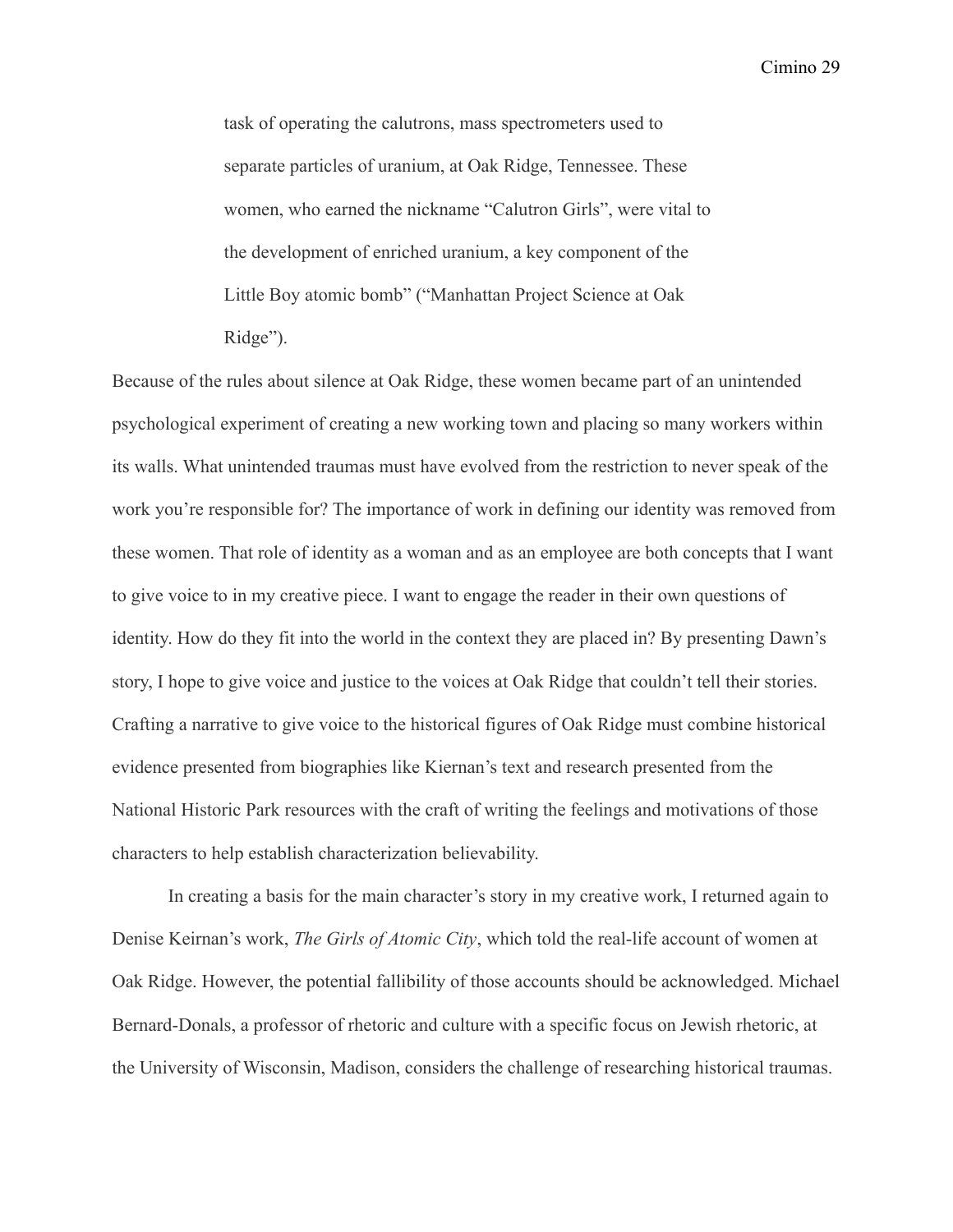> task of operating the calutrons, mass spectrometers used to separate particles of uranium, at Oak Ridge, Tennessee. These women, who earned the nickname "Calutron Girls", were vital to the development of enriched uranium, a key component of the Little Boy atomic bomb" ("Manhattan Project Science at Oak Ridge").

Because of the rules about silence at Oak Ridge, these women became part of an unintended psychological experiment of creating a new working town and placing so many workers within its walls. What unintended traumas must have evolved from the restriction to never speak of the work you're responsible for? The importance of work in defining our identity was removed from these women. That role of identity as a woman and as an employee are both concepts that I want to give voice to in my creative piece. I want to engage the reader in their own questions of identity. How do they fit into the world in the context they are placed in? By presenting Dawn's story, I hope to give voice and justice to the voices at Oak Ridge that couldn't tell their stories. Crafting a narrative to give voice to the historical figures of Oak Ridge must combine historical evidence presented from biographies like Kiernan's text and research presented from the National Historic Park resources with the craft of writing the feelings and motivations of those characters to help establish characterization believability.

In creating a basis for the main character's story in my creative work, I returned again to Denise Keirnan's work, *The Girls of Atomic City*, which told the real-life account of women at Oak Ridge. However, the potential fallibility of those accounts should be acknowledged. Michael Bernard-Donals, a professor of rhetoric and culture with a specific focus on Jewish rhetoric, at the University of Wisconsin, Madison, considers the challenge of researching historical traumas.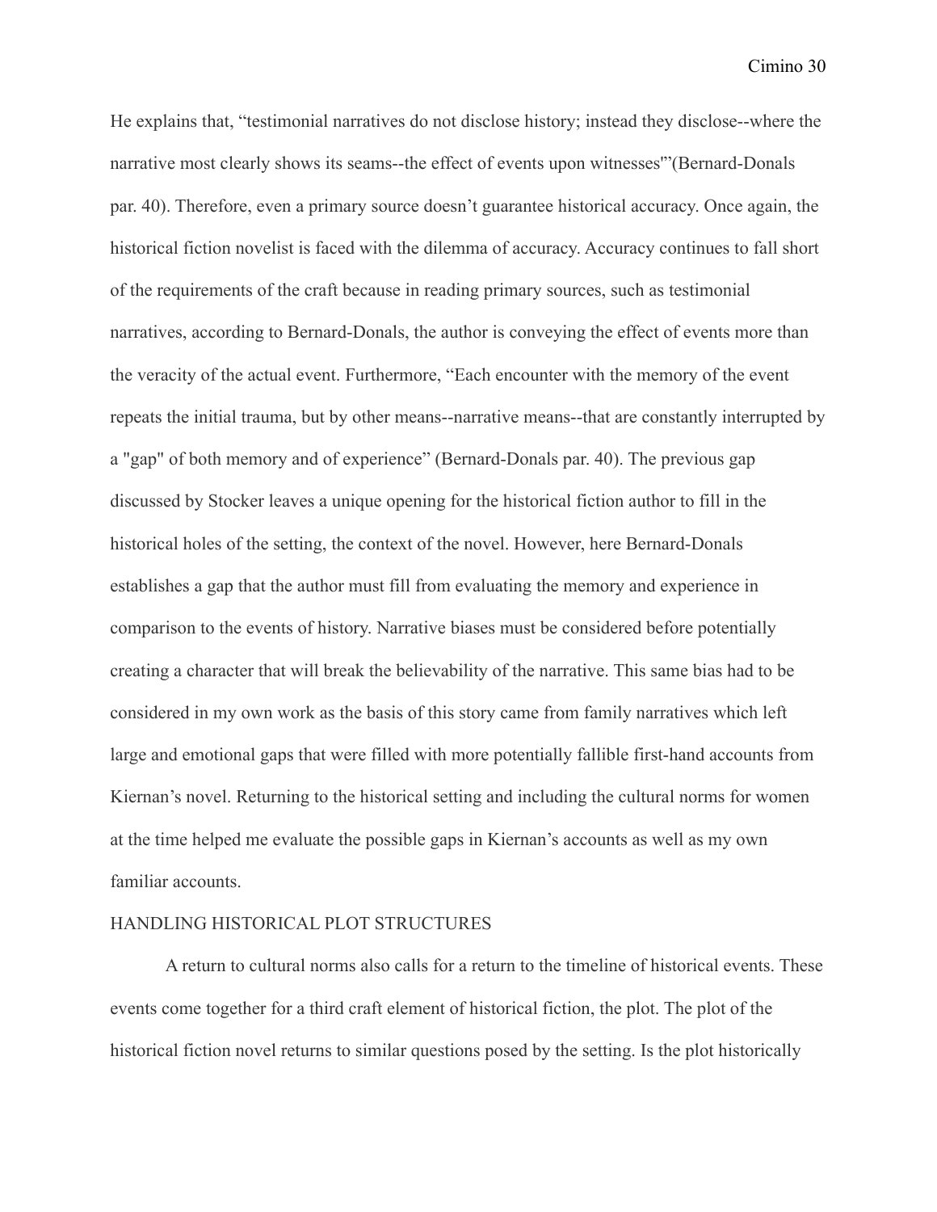He explains that, “testimonial narratives do not disclose history; instead they disclose--where the narrative most clearly shows its seams--the effect of events upon witnesses"”(Bernard-Donals par. 40). Therefore, even a primary source doesn’t guarantee historical accuracy. Once again, the historical fiction novelist is faced with the dilemma of accuracy. Accuracy continues to fall short of the requirements of the craft because in reading primary sources, such as testimonial narratives, according to Bernard-Donals, the author is conveying the effect of events more than the veracity of the actual event. Furthermore, “Each encounter with the memory of the event repeats the initial trauma, but by other means--narrative means--that are constantly interrupted by a "gap" of both memory and of experience” (Bernard-Donals par. 40). The previous gap discussed by Stocker leaves a unique opening for the historical fiction author to fill in the historical holes of the setting, the context of the novel. However, here Bernard-Donals establishes a gap that the author must fill from evaluating the memory and experience in comparison to the events of history. Narrative biases must be considered before potentially creating a character that will break the believability of the narrative. This same bias had to be considered in my own work as the basis of this story came from family narratives which left large and emotional gaps that were filled with more potentially fallible first-hand accounts from Kiernan’s novel. Returning to the historical setting and including the cultural norms for women at the time helped me evaluate the possible gaps in Kiernan’s accounts as well as my own familiar accounts.

## HANDLING HISTORICAL PLOT STRUCTURES

A return to cultural norms also calls for a return to the timeline of historical events. These events come together for a third craft element of historical fiction, the plot. The plot of the historical fiction novel returns to similar questions posed by the setting. Is the plot historically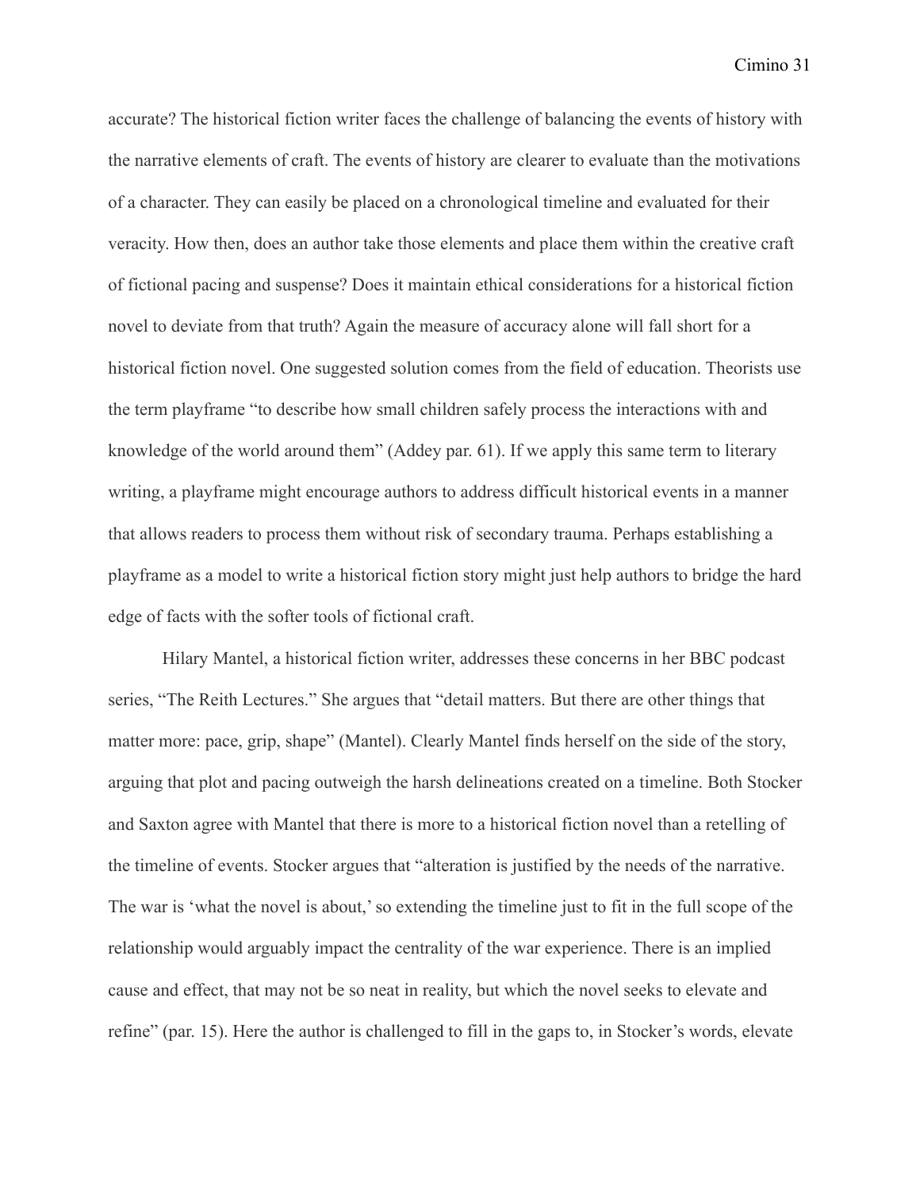accurate? The historical fiction writer faces the challenge of balancing the events of history with the narrative elements of craft. The events of history are clearer to evaluate than the motivations of a character. They can easily be placed on a chronological timeline and evaluated for their veracity. How then, does an author take those elements and place them within the creative craft of fictional pacing and suspense? Does it maintain ethical considerations for a historical fiction novel to deviate from that truth? Again the measure of accuracy alone will fall short for a historical fiction novel. One suggested solution comes from the field of education. Theorists use the term playframe "to describe how small children safely process the interactions with and knowledge of the world around them" (Addey par. 61). If we apply this same term to literary writing, a playframe might encourage authors to address difficult historical events in a manner that allows readers to process them without risk of secondary trauma. Perhaps establishing a playframe as a model to write a historical fiction story might just help authors to bridge the hard edge of facts with the softer tools of fictional craft.

Hilary Mantel, a historical fiction writer, addresses these concerns in her BBC podcast series, "The Reith Lectures." She argues that "detail matters. But there are other things that matter more: pace, grip, shape" (Mantel). Clearly Mantel finds herself on the side of the story, arguing that plot and pacing outweigh the harsh delineations created on a timeline. Both Stocker and Saxton agree with Mantel that there is more to a historical fiction novel than a retelling of the timeline of events. Stocker argues that "alteration is justified by the needs of the narrative. The war is 'what the novel is about,' so extending the timeline just to fit in the full scope of the relationship would arguably impact the centrality of the war experience. There is an implied cause and effect, that may not be so neat in reality, but which the novel seeks to elevate and refine" (par. 15). Here the author is challenged to fill in the gaps to, in Stocker's words, elevate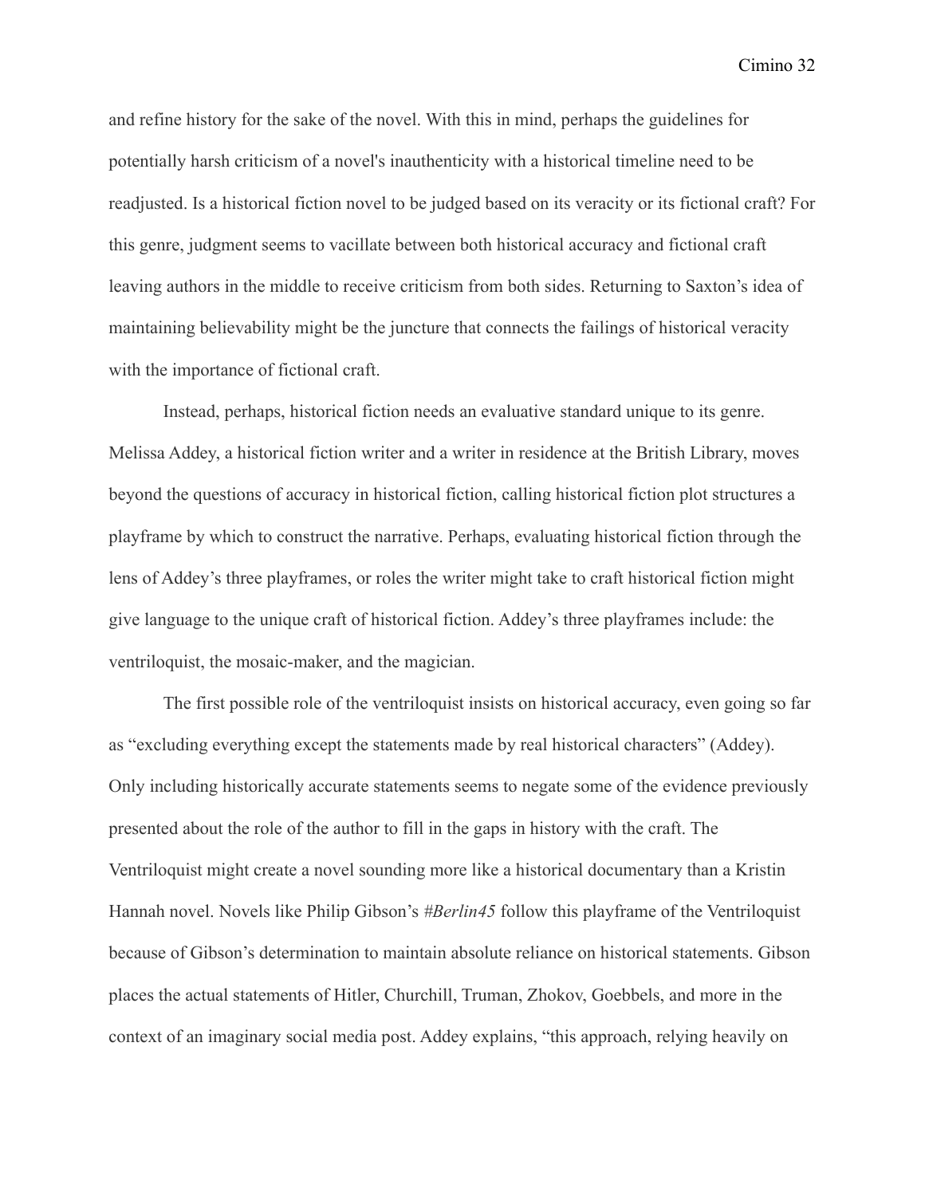and refine history for the sake of the novel. With this in mind, perhaps the guidelines for potentially harsh criticism of a novel's inauthenticity with a historical timeline need to be readjusted. Is a historical fiction novel to be judged based on its veracity or its fictional craft? For this genre, judgment seems to vacillate between both historical accuracy and fictional craft leaving authors in the middle to receive criticism from both sides. Returning to Saxton's idea of maintaining believability might be the juncture that connects the failings of historical veracity with the importance of fictional craft.

Instead, perhaps, historical fiction needs an evaluative standard unique to its genre. Melissa Addey, a historical fiction writer and a writer in residence at the British Library, moves beyond the questions of accuracy in historical fiction, calling historical fiction plot structures a playframe by which to construct the narrative. Perhaps, evaluating historical fiction through the lens of Addey's three playframes, or roles the writer might take to craft historical fiction might give language to the unique craft of historical fiction. Addey's three playframes include: the ventriloquist, the mosaic-maker, and the magician.

The first possible role of the ventriloquist insists on historical accuracy, even going so far as "excluding everything except the statements made by real historical characters" (Addey). Only including historically accurate statements seems to negate some of the evidence previously presented about the role of the author to fill in the gaps in history with the craft. The Ventriloquist might create a novel sounding more like a historical documentary than a Kristin Hannah novel. Novels like Philip Gibson's *#Berlin45* follow this playframe of the Ventriloquist because of Gibson's determination to maintain absolute reliance on historical statements. Gibson places the actual statements of Hitler, Churchill, Truman, Zhokov, Goebbels, and more in the context of an imaginary social media post. Addey explains, "this approach, relying heavily on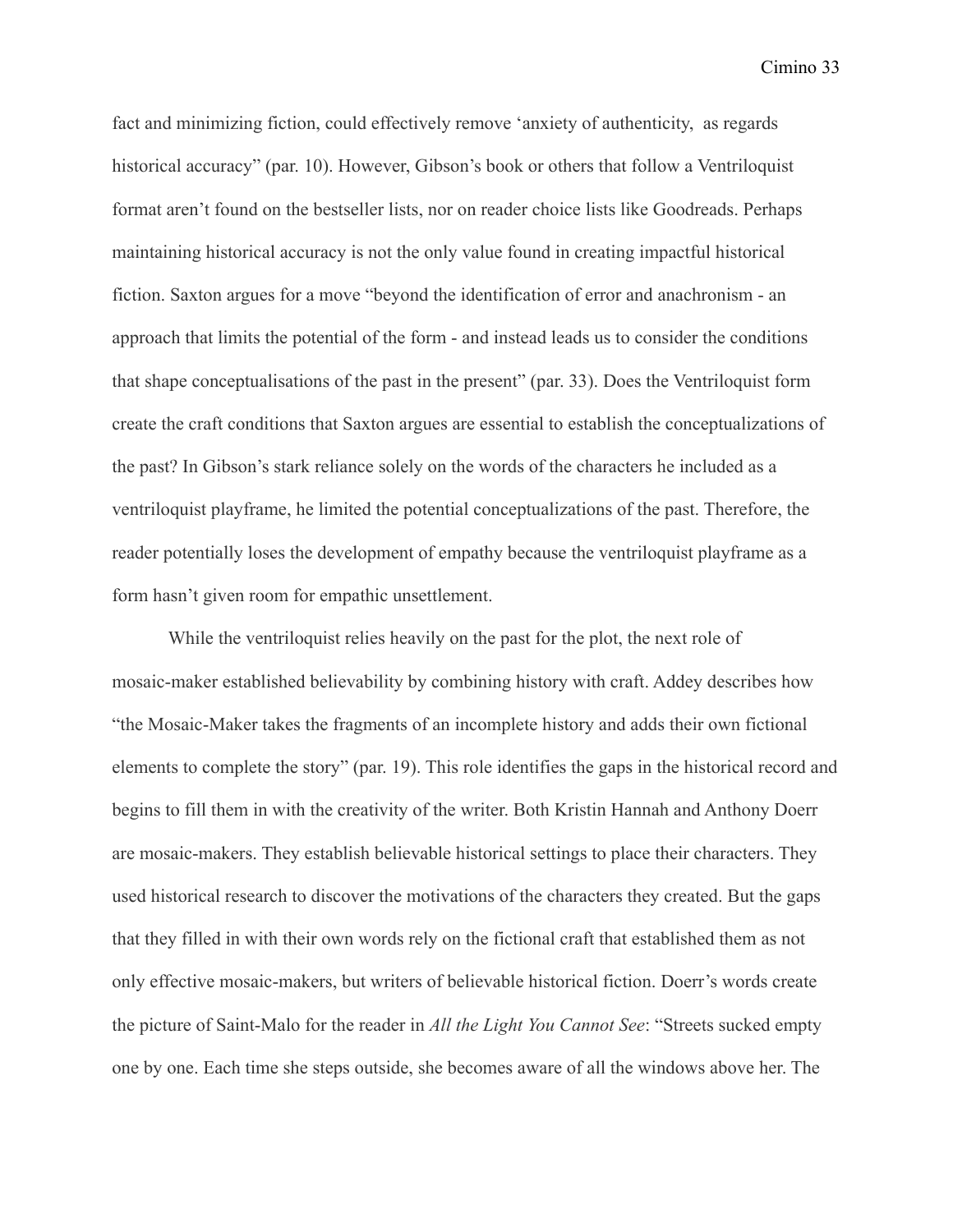fact and minimizing fiction, could effectively remove 'anxiety of authenticity,  as regards historical accuracy" (par. 10). However, Gibson's book or others that follow a Ventriloquist format aren't found on the bestseller lists, nor on reader choice lists like Goodreads. Perhaps maintaining historical accuracy is not the only value found in creating impactful historical fiction. Saxton argues for a move "beyond the identification of error and anachronism - an approach that limits the potential of the form - and instead leads us to consider the conditions that shape conceptualisations of the past in the present" (par. 33). Does the Ventriloquist form create the craft conditions that Saxton argues are essential to establish the conceptualizations of the past? In Gibson's stark reliance solely on the words of the characters he included as a ventriloquist playframe, he limited the potential conceptualizations of the past. Therefore, the reader potentially loses the development of empathy because the ventriloquist playframe as a form hasn't given room for empathic unsettlement.

While the ventriloquist relies heavily on the past for the plot, the next role of mosaic-maker established believability by combining history with craft. Addey describes how "the Mosaic-Maker takes the fragments of an incomplete history and adds their own fictional elements to complete the story" (par. 19). This role identifies the gaps in the historical record and begins to fill them in with the creativity of the writer. Both Kristin Hannah and Anthony Doerr are mosaic-makers. They establish believable historical settings to place their characters. They used historical research to discover the motivations of the characters they created. But the gaps that they filled in with their own words rely on the fictional craft that established them as not only effective mosaic-makers, but writers of believable historical fiction. Doerr's words create the picture of Saint-Malo for the reader in *All the Light You Cannot See*: "Streets sucked empty one by one. Each time she steps outside, she becomes aware of all the windows above her. The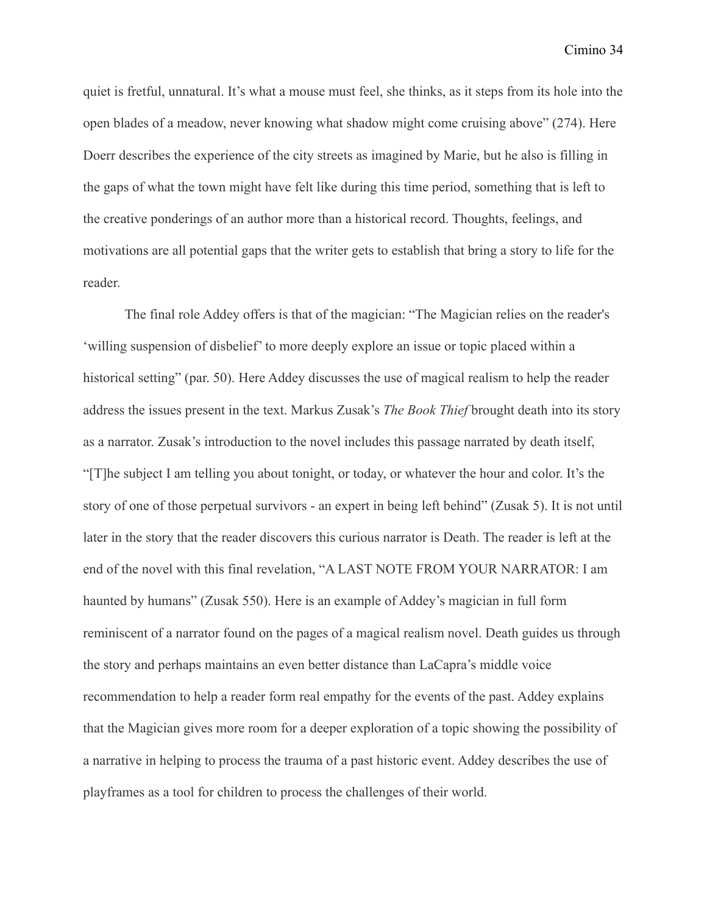quiet is fretful, unnatural. It's what a mouse must feel, she thinks, as it steps from its hole into the open blades of a meadow, never knowing what shadow might come cruising above" (274). Here Doerr describes the experience of the city streets as imagined by Marie, but he also is filling in the gaps of what the town might have felt like during this time period, something that is left to the creative ponderings of an author more than a historical record. Thoughts, feelings, and motivations are all potential gaps that the writer gets to establish that bring a story to life for the reader.

The final role Addey offers is that of the magician: "The Magician relies on the reader's 'willing suspension of disbelief' to more deeply explore an issue or topic placed within a historical setting" (par. 50). Here Addey discusses the use of magical realism to help the reader address the issues present in the text. Markus Zusak's *The Book Thief* brought death into its story as a narrator. Zusak's introduction to the novel includes this passage narrated by death itself, "[T]he subject I am telling you about tonight, or today, or whatever the hour and color. It's the story of one of those perpetual survivors - an expert in being left behind" (Zusak 5). It is not until later in the story that the reader discovers this curious narrator is Death. The reader is left at the end of the novel with this final revelation, "A LAST NOTE FROM YOUR NARRATOR: I am haunted by humans" (Zusak 550). Here is an example of Addey's magician in full form reminiscent of a narrator found on the pages of a magical realism novel. Death guides us through the story and perhaps maintains an even better distance than LaCapra's middle voice recommendation to help a reader form real empathy for the events of the past. Addey explains that the Magician gives more room for a deeper exploration of a topic showing the possibility of a narrative in helping to process the trauma of a past historic event. Addey describes the use of playframes as a tool for children to process the challenges of their world.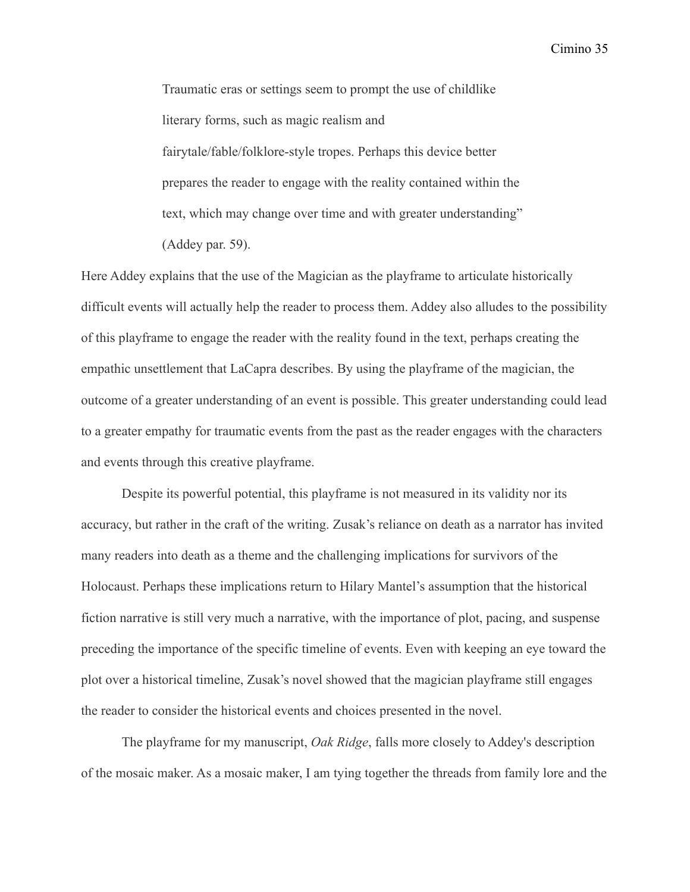> Traumatic eras or settings seem to prompt the use of childlike literary forms, such as magic realism and fairytale/fable/folklore-style tropes. Perhaps this device better prepares the reader to engage with the reality contained within the text, which may change over time and with greater understanding" (Addey par. 59).

Here Addey explains that the use of the Magician as the playframe to articulate historically difficult events will actually help the reader to process them. Addey also alludes to the possibility of this playframe to engage the reader with the reality found in the text, perhaps creating the empathic unsettlement that LaCapra describes. By using the playframe of the magician, the outcome of a greater understanding of an event is possible. This greater understanding could lead to a greater empathy for traumatic events from the past as the reader engages with the characters and events through this creative playframe.

Despite its powerful potential, this playframe is not measured in its validity nor its accuracy, but rather in the craft of the writing. Zusak's reliance on death as a narrator has invited many readers into death as a theme and the challenging implications for survivors of the Holocaust. Perhaps these implications return to Hilary Mantel's assumption that the historical fiction narrative is still very much a narrative, with the importance of plot, pacing, and suspense preceding the importance of the specific timeline of events. Even with keeping an eye toward the plot over a historical timeline, Zusak's novel showed that the magician playframe still engages the reader to consider the historical events and choices presented in the novel.

The playframe for my manuscript, *Oak Ridge*, falls more closely to Addey's description of the mosaic maker. As a mosaic maker, I am tying together the threads from family lore and the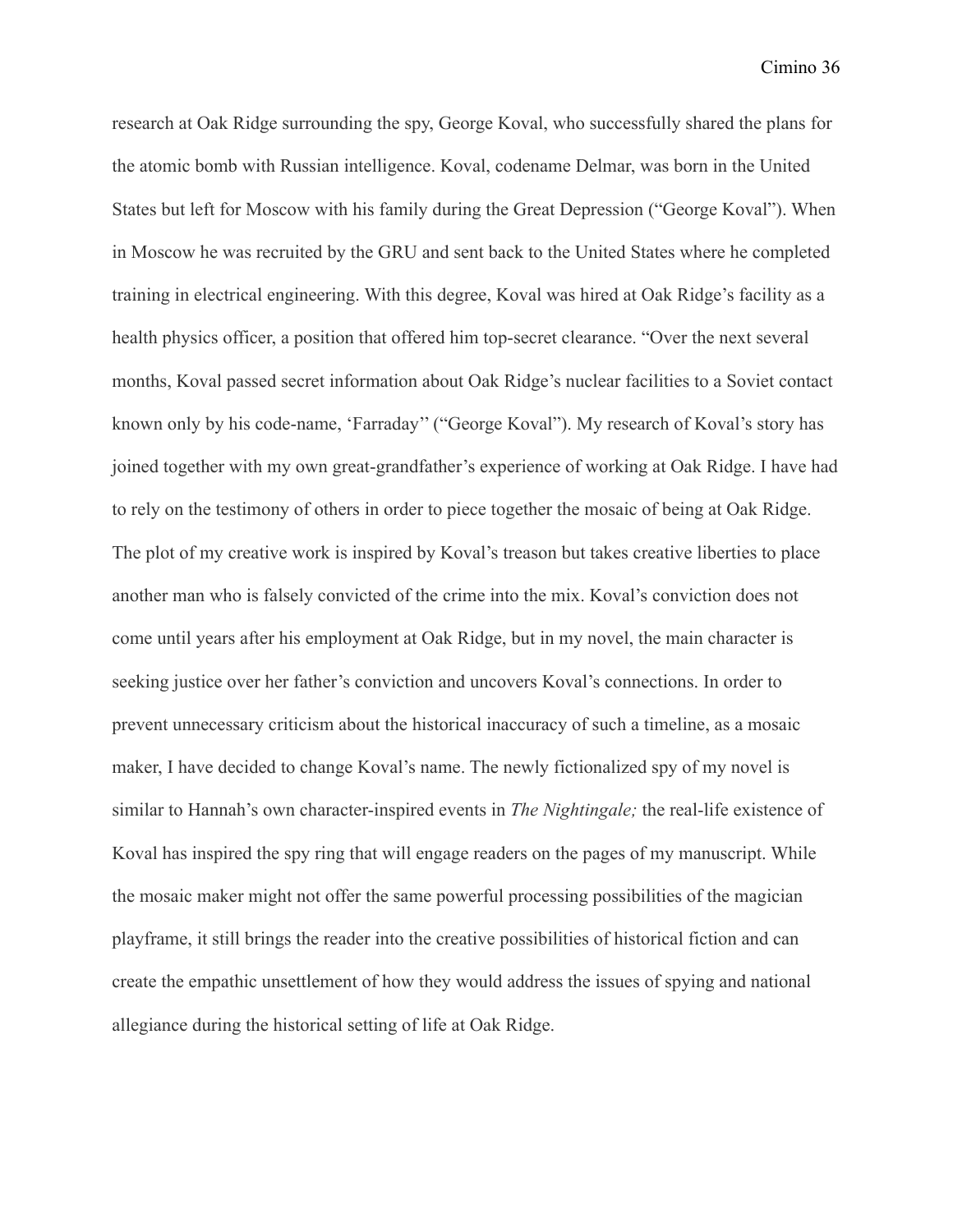research at Oak Ridge surrounding the spy, George Koval, who successfully shared the plans for the atomic bomb with Russian intelligence. Koval, codename Delmar, was born in the United States but left for Moscow with his family during the Great Depression ("George Koval"). When in Moscow he was recruited by the GRU and sent back to the United States where he completed training in electrical engineering. With this degree, Koval was hired at Oak Ridge's facility as a health physics officer, a position that offered him top-secret clearance. "Over the next several months, Koval passed secret information about Oak Ridge's nuclear facilities to a Soviet contact known only by his code-name, 'Farraday'' ("George Koval"). My research of Koval's story has joined together with my own great-grandfather's experience of working at Oak Ridge. I have had to rely on the testimony of others in order to piece together the mosaic of being at Oak Ridge. The plot of my creative work is inspired by Koval's treason but takes creative liberties to place another man who is falsely convicted of the crime into the mix. Koval's conviction does not come until years after his employment at Oak Ridge, but in my novel, the main character is seeking justice over her father's conviction and uncovers Koval's connections. In order to prevent unnecessary criticism about the historical inaccuracy of such a timeline, as a mosaic maker, I have decided to change Koval's name. The newly fictionalized spy of my novel is similar to Hannah's own character-inspired events in *The Nightingale;* the real-life existence of Koval has inspired the spy ring that will engage readers on the pages of my manuscript. While the mosaic maker might not offer the same powerful processing possibilities of the magician playframe, it still brings the reader into the creative possibilities of historical fiction and can create the empathic unsettlement of how they would address the issues of spying and national allegiance during the historical setting of life at Oak Ridge.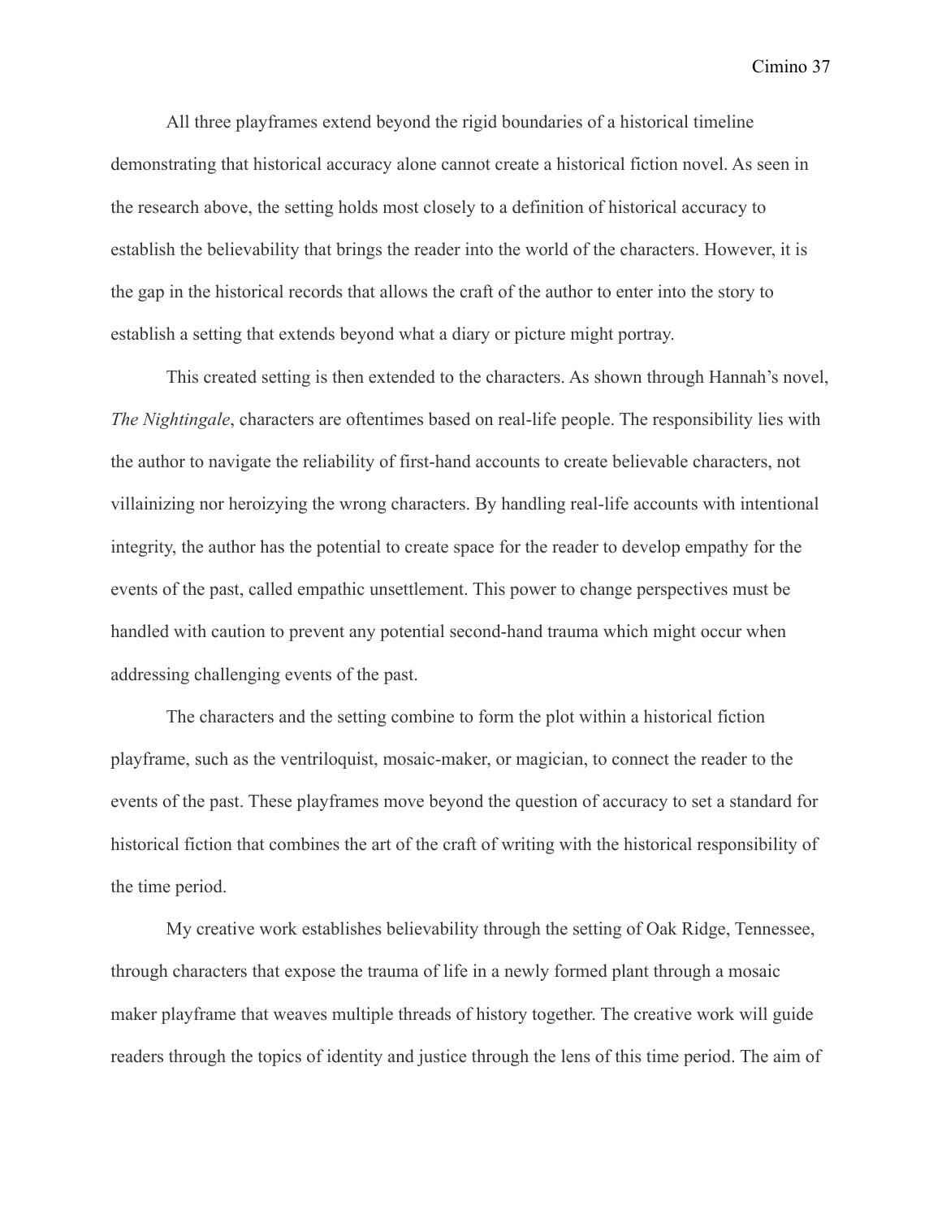All three playframes extend beyond the rigid boundaries of a historical timeline demonstrating that historical accuracy alone cannot create a historical fiction novel. As seen in the research above, the setting holds most closely to a definition of historical accuracy to establish the believability that brings the reader into the world of the characters. However, it is the gap in the historical records that allows the craft of the author to enter into the story to establish a setting that extends beyond what a diary or picture might portray.

This created setting is then extended to the characters. As shown through Hannah's novel, *The Nightingale*, characters are oftentimes based on real-life people. The responsibility lies with the author to navigate the reliability of first-hand accounts to create believable characters, not villainizing nor heroizing the wrong characters. By handling real-life accounts with intentional integrity, the author has the potential to create space for the reader to develop empathy for the events of the past, called empathic unsettlement. This power to change perspectives must be handled with caution to prevent any potential second-hand trauma which might occur when addressing challenging events of the past.

The characters and the setting combine to form the plot within a historical fiction playframe, such as the ventriloquist, mosaic-maker, or magician, to connect the reader to the events of the past. These playframes move beyond the question of accuracy to set a standard for historical fiction that combines the art of the craft of writing with the historical responsibility of the time period.

My creative work establishes believability through the setting of Oak Ridge, Tennessee, through characters that expose the trauma of life in a newly formed plant through a mosaic maker playframe that weaves multiple threads of history together. The creative work will guide readers through the topics of identity and justice through the lens of this time period. The aim of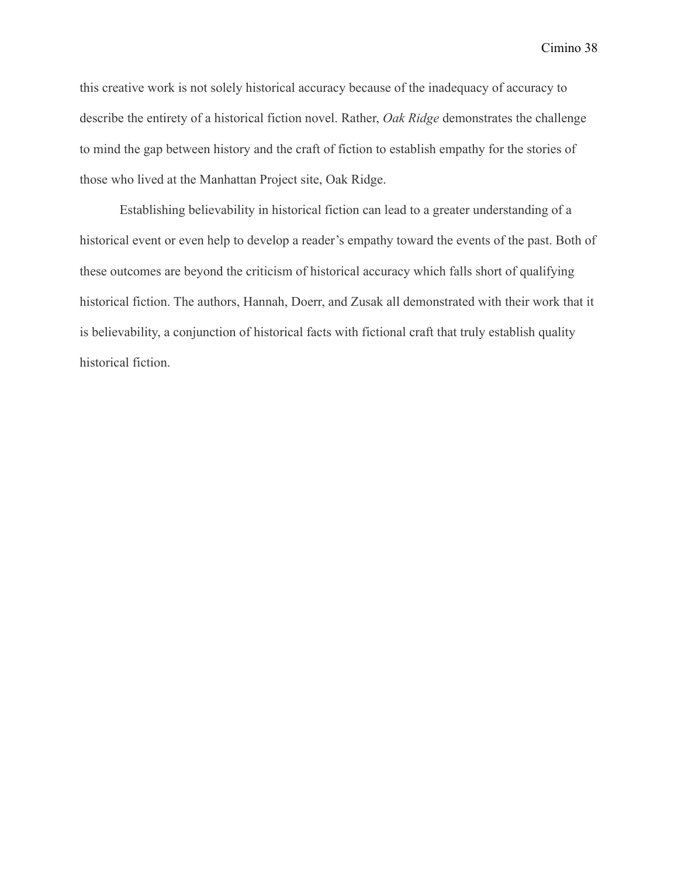this creative work is not solely historical accuracy because of the inadequacy of accuracy to describe the entirety of a historical fiction novel. Rather, *Oak Ridge* demonstrates the challenge to mind the gap between history and the craft of fiction to establish empathy for the stories of those who lived at the Manhattan Project site, Oak Ridge.

Establishing believability in historical fiction can lead to a greater understanding of a historical event or even help to develop a reader's empathy toward the events of the past. Both of these outcomes are beyond the criticism of historical accuracy which falls short of qualifying historical fiction. The authors, Hannah, Doerr, and Zusak all demonstrated with their work that it is believability, a conjunction of historical facts with fictional craft that truly establish quality historical fiction.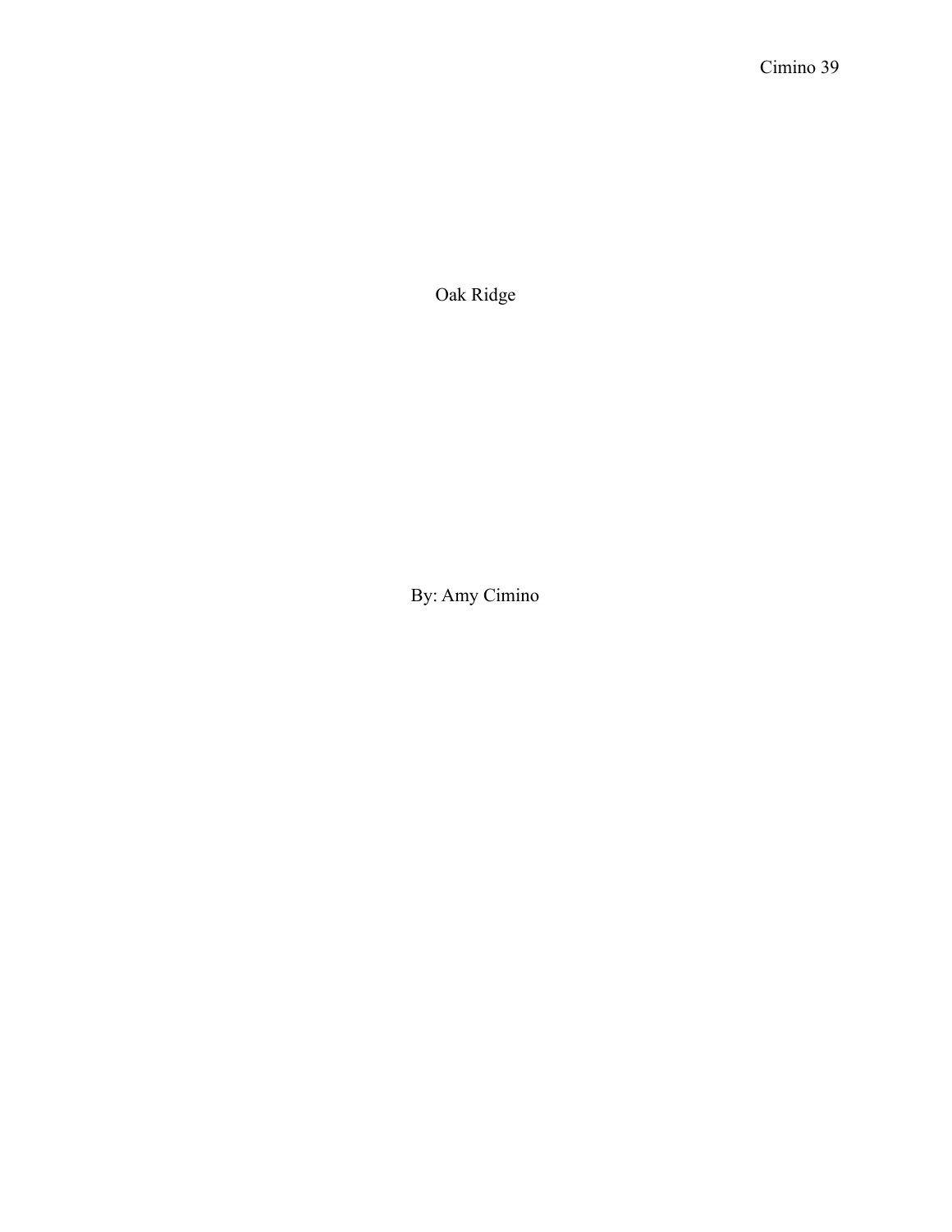# Oak Ridge

By: Amy Cimino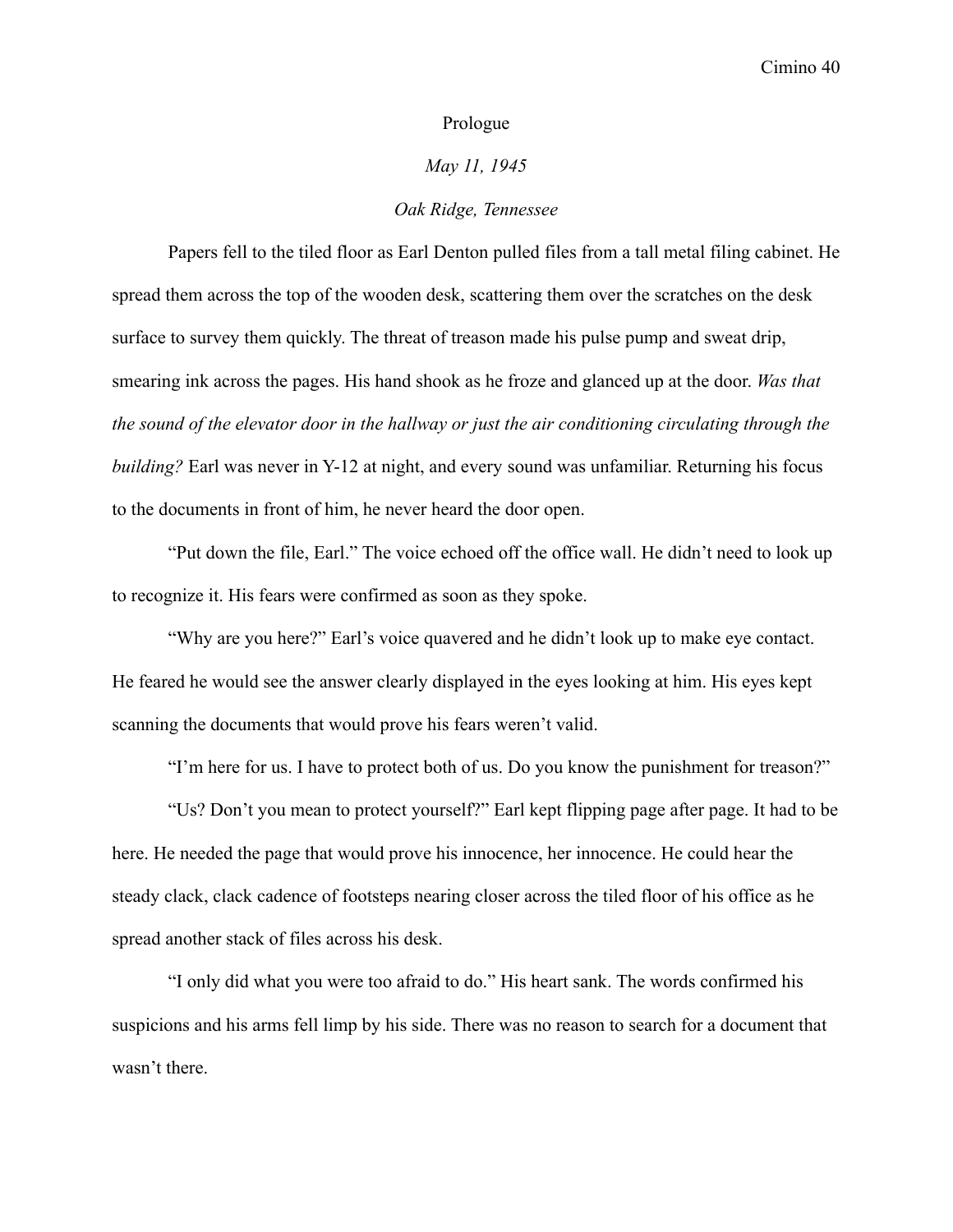# Prologue

*May 11, 1945*

*Oak Ridge, Tennessee*

Papers fell to the tiled floor as Earl Denton pulled files from a tall metal filing cabinet. He spread them across the top of the wooden desk, scattering them over the scratches on the desk surface to survey them quickly. The threat of treason made his pulse pump and sweat drip, smearing ink across the pages. His hand shook as he froze and glanced up at the door. *Was that the sound of the elevator door in the hallway or just the air conditioning circulating through the building?* Earl was never in Y-12 at night, and every sound was unfamiliar. Returning his focus to the documents in front of him, he never heard the door open.

"Put down the file, Earl." The voice echoed off the office wall. He didn't need to look up to recognize it. His fears were confirmed as soon as they spoke.

"Why are you here?" Earl's voice quavered and he didn't look up to make eye contact. He feared he would see the answer clearly displayed in the eyes looking at him. His eyes kept scanning the documents that would prove his fears weren't valid.

"I'm here for us. I have to protect both of us. Do you know the punishment for treason?"

"Us? Don't you mean to protect yourself?" Earl kept flipping page after page. It had to be here. He needed the page that would prove his innocence, her innocence. He could hear the steady clack, clack cadence of footsteps nearing closer across the tiled floor of his office as he spread another stack of files across his desk.

"I only did what you were too afraid to do." His heart sank. The words confirmed his suspicions and his arms fell limp by his side. There was no reason to search for a document that wasn't there.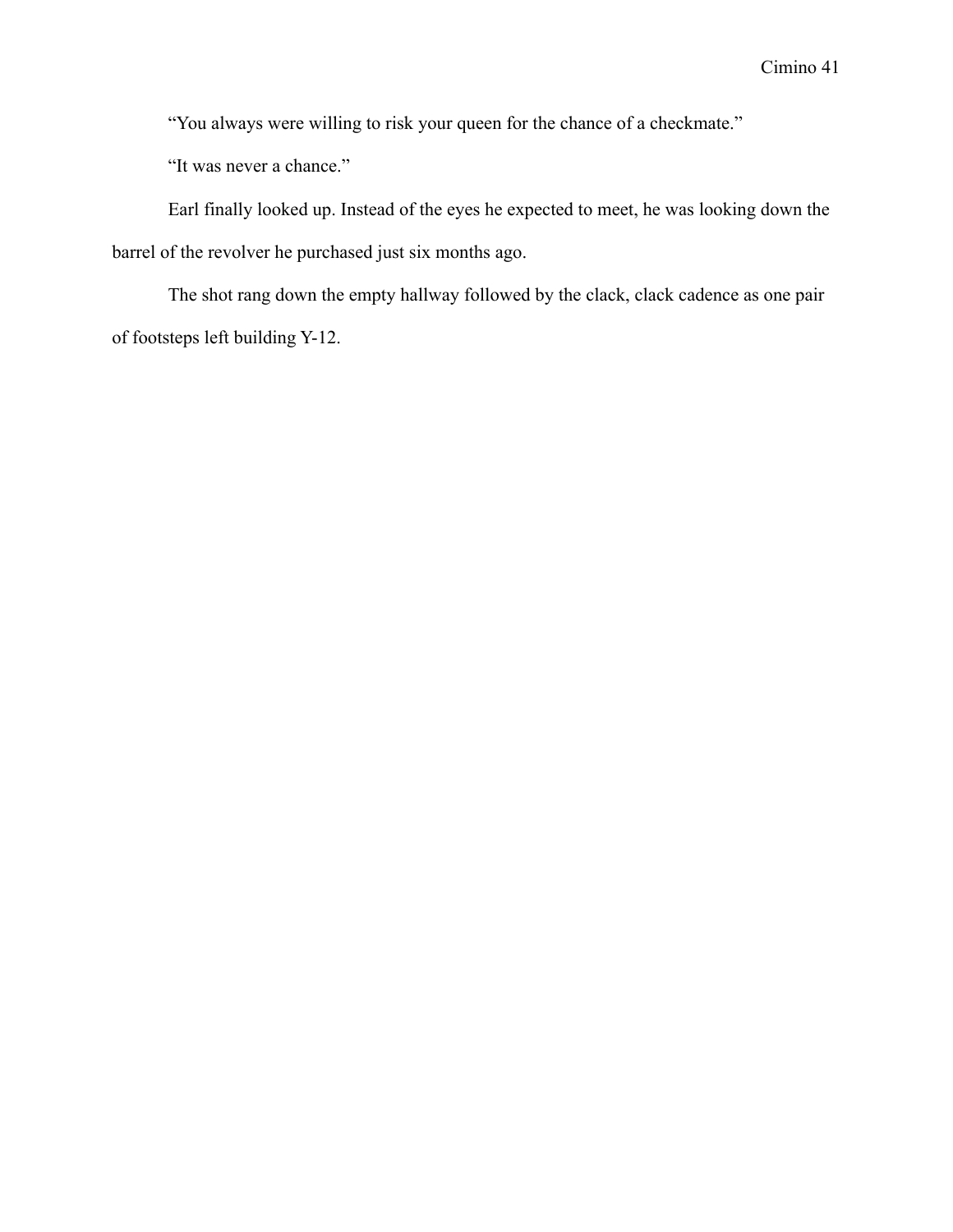"You always were willing to risk your queen for the chance of a checkmate."

"It was never a chance."

Earl finally looked up. Instead of the eyes he expected to meet, he was looking down the barrel of the revolver he purchased just six months ago.

The shot rang down the empty hallway followed by the clack, clack cadence as one pair of footsteps left building Y-12.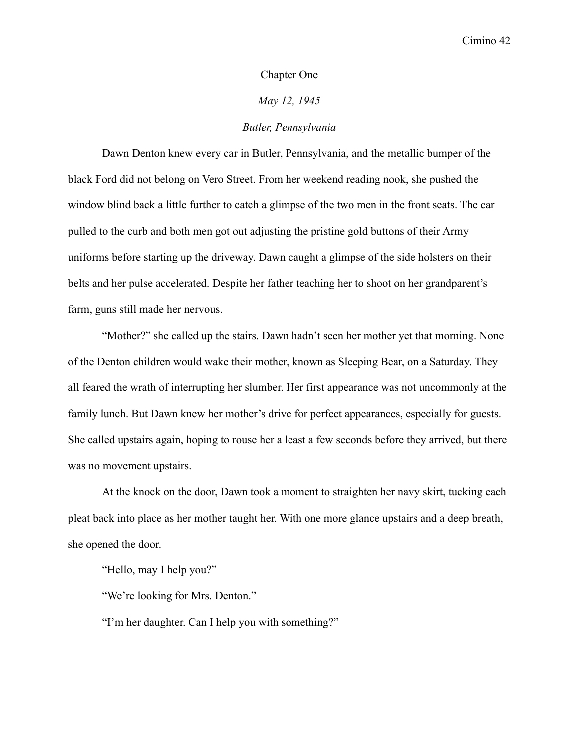# Chapter One

*May 12, 1945*

*Butler, Pennsylvania*

Dawn Denton knew every car in Butler, Pennsylvania, and the metallic bumper of the black Ford did not belong on Vero Street. From her weekend reading nook, she pushed the window blind back a little further to catch a glimpse of the two men in the front seats. The car pulled to the curb and both men got out adjusting the pristine gold buttons of their Army uniforms before starting up the driveway. Dawn caught a glimpse of the side holsters on their belts and her pulse accelerated. Despite her father teaching her to shoot on her grandparent's farm, guns still made her nervous.

"Mother?" she called up the stairs. Dawn hadn't seen her mother yet that morning. None of the Denton children would wake their mother, known as Sleeping Bear, on a Saturday. They all feared the wrath of interrupting her slumber. Her first appearance was not uncommonly at the family lunch. But Dawn knew her mother's drive for perfect appearances, especially for guests. She called upstairs again, hoping to rouse her a least a few seconds before they arrived, but there was no movement upstairs.

At the knock on the door, Dawn took a moment to straighten her navy skirt, tucking each pleat back into place as her mother taught her. With one more glance upstairs and a deep breath, she opened the door.

"Hello, may I help you?"

"We're looking for Mrs. Denton."

"I'm her daughter. Can I help you with something?"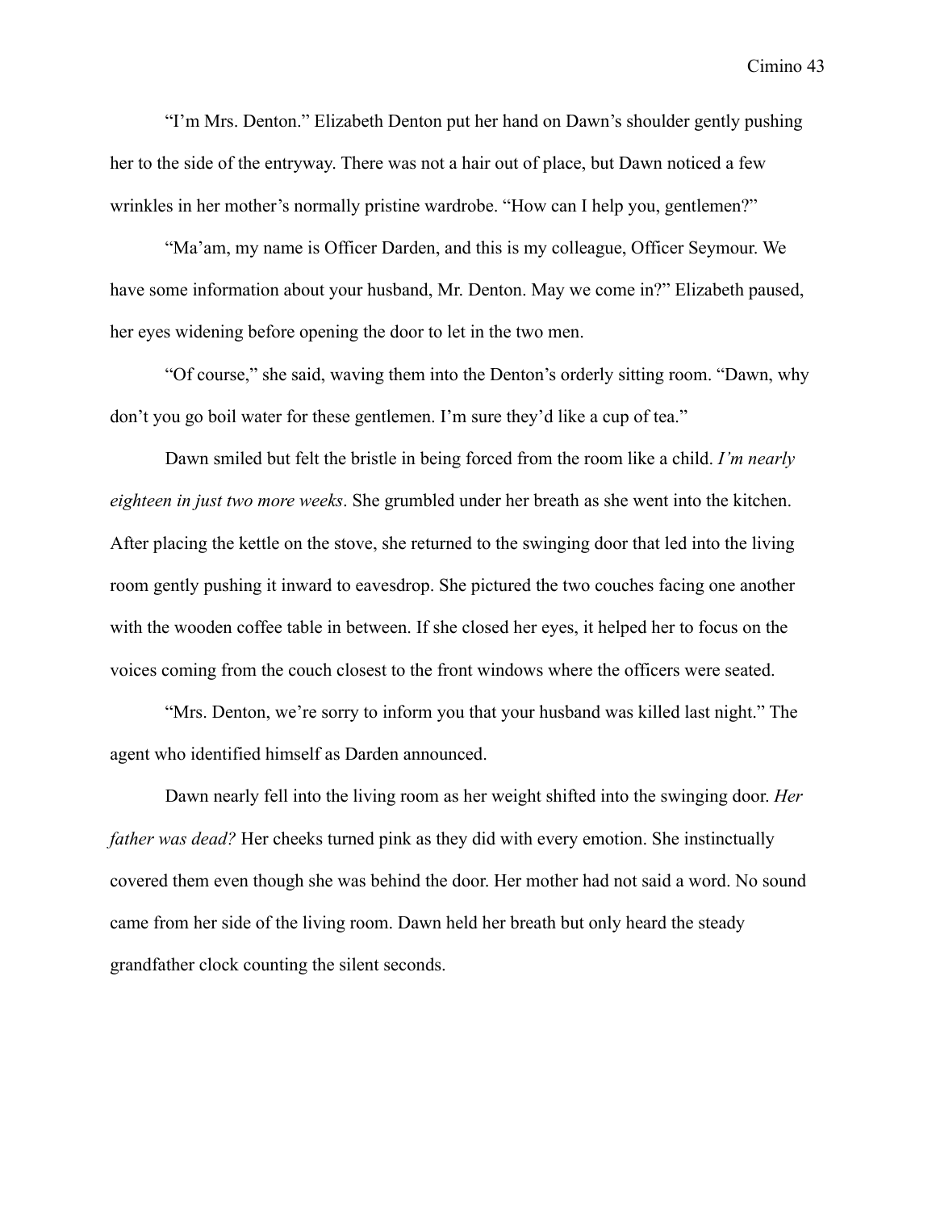"I'm Mrs. Denton." Elizabeth Denton put her hand on Dawn's shoulder gently pushing her to the side of the entryway. There was not a hair out of place, but Dawn noticed a few wrinkles in her mother's normally pristine wardrobe. "How can I help you, gentlemen?"

"Ma'am, my name is Officer Darden, and this is my colleague, Officer Seymour. We have some information about your husband, Mr. Denton. May we come in?" Elizabeth paused, her eyes widening before opening the door to let in the two men.

"Of course," she said, waving them into the Denton's orderly sitting room. "Dawn, why don't you go boil water for these gentlemen. I'm sure they'd like a cup of tea."

Dawn smiled but felt the bristle in being forced from the room like a child. *I'm nearly eighteen in just two more weeks*. She grumbled under her breath as she went into the kitchen. After placing the kettle on the stove, she returned to the swinging door that led into the living room gently pushing it inward to eavesdrop. She pictured the two couches facing one another with the wooden coffee table in between. If she closed her eyes, it helped her to focus on the voices coming from the couch closest to the front windows where the officers were seated.

"Mrs. Denton, we're sorry to inform you that your husband was killed last night." The agent who identified himself as Darden announced.

Dawn nearly fell into the living room as her weight shifted into the swinging door. *Her father was dead?* Her cheeks turned pink as they did with every emotion. She instinctually covered them even though she was behind the door. Her mother had not said a word. No sound came from her side of the living room. Dawn held her breath but only heard the steady grandfather clock counting the silent seconds.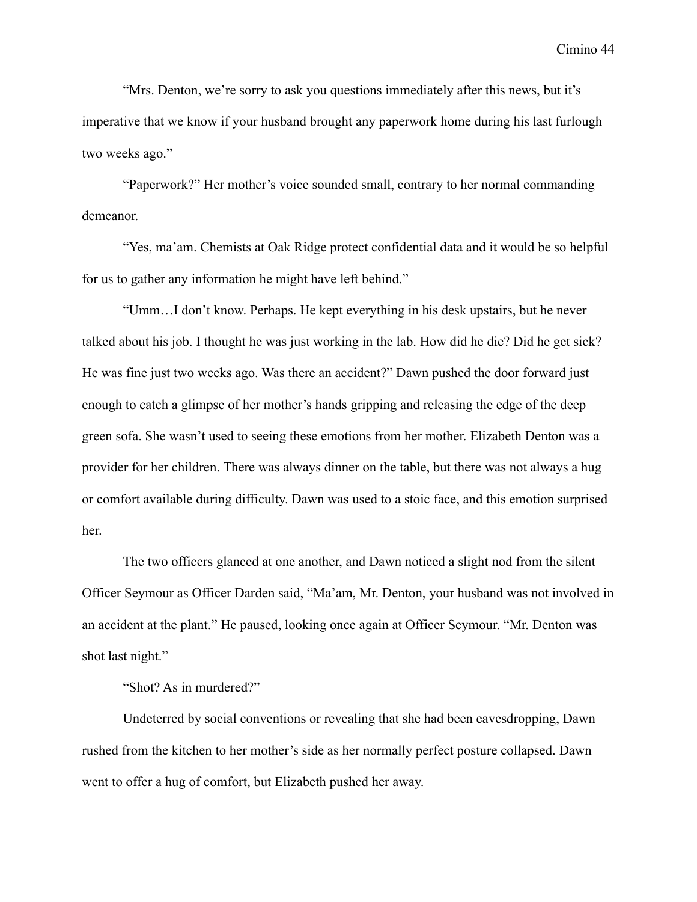"Mrs. Denton, we're sorry to ask you questions immediately after this news, but it's imperative that we know if your husband brought any paperwork home during his last furlough two weeks ago."

"Paperwork?" Her mother's voice sounded small, contrary to her normal commanding demeanor.

"Yes, ma'am. Chemists at Oak Ridge protect confidential data and it would be so helpful for us to gather any information he might have left behind."

"Umm…I don't know. Perhaps. He kept everything in his desk upstairs, but he never talked about his job. I thought he was just working in the lab. How did he die? Did he get sick? He was fine just two weeks ago. Was there an accident?" Dawn pushed the door forward just enough to catch a glimpse of her mother's hands gripping and releasing the edge of the deep green sofa. She wasn't used to seeing these emotions from her mother. Elizabeth Denton was a provider for her children. There was always dinner on the table, but there was not always a hug or comfort available during difficulty. Dawn was used to a stoic face, and this emotion surprised her.

The two officers glanced at one another, and Dawn noticed a slight nod from the silent Officer Seymour as Officer Darden said, "Ma'am, Mr. Denton, your husband was not involved in an accident at the plant." He paused, looking once again at Officer Seymour. "Mr. Denton was shot last night."

"Shot? As in murdered?"

Undeterred by social conventions or revealing that she had been eavesdropping, Dawn rushed from the kitchen to her mother's side as her normally perfect posture collapsed. Dawn went to offer a hug of comfort, but Elizabeth pushed her away.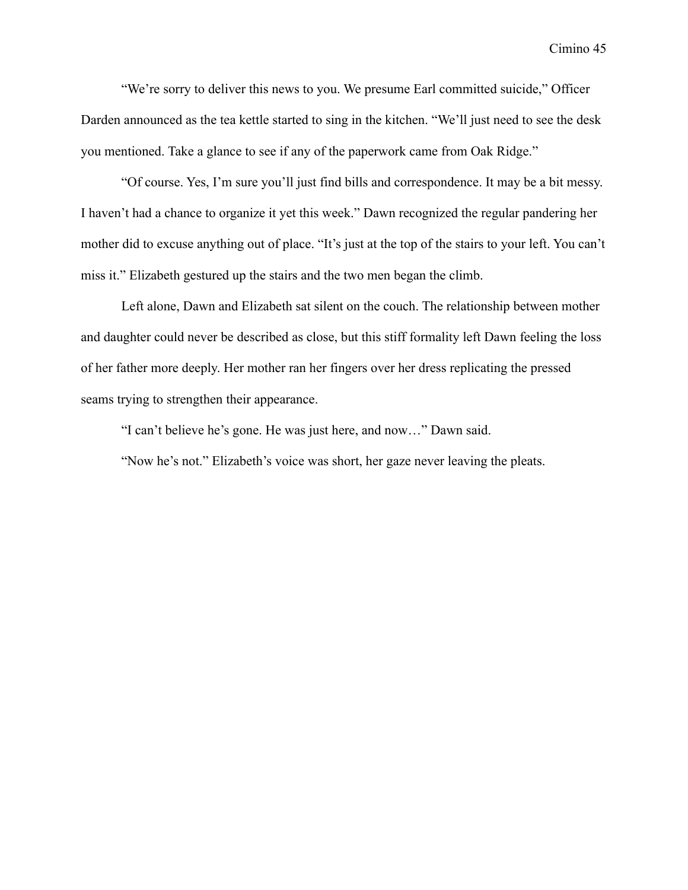"We're sorry to deliver this news to you. We presume Earl committed suicide," Officer Darden announced as the tea kettle started to sing in the kitchen. "We'll just need to see the desk you mentioned. Take a glance to see if any of the paperwork came from Oak Ridge."

"Of course. Yes, I'm sure you'll just find bills and correspondence. It may be a bit messy. I haven't had a chance to organize it yet this week." Dawn recognized the regular pandering her mother did to excuse anything out of place. "It's just at the top of the stairs to your left. You can't miss it." Elizabeth gestured up the stairs and the two men began the climb.

Left alone, Dawn and Elizabeth sat silent on the couch. The relationship between mother and daughter could never be described as close, but this stiff formality left Dawn feeling the loss of her father more deeply. Her mother ran her fingers over her dress replicating the pressed seams trying to strengthen their appearance.

"I can't believe he's gone. He was just here, and now…" Dawn said.

"Now he's not." Elizabeth's voice was short, her gaze never leaving the pleats.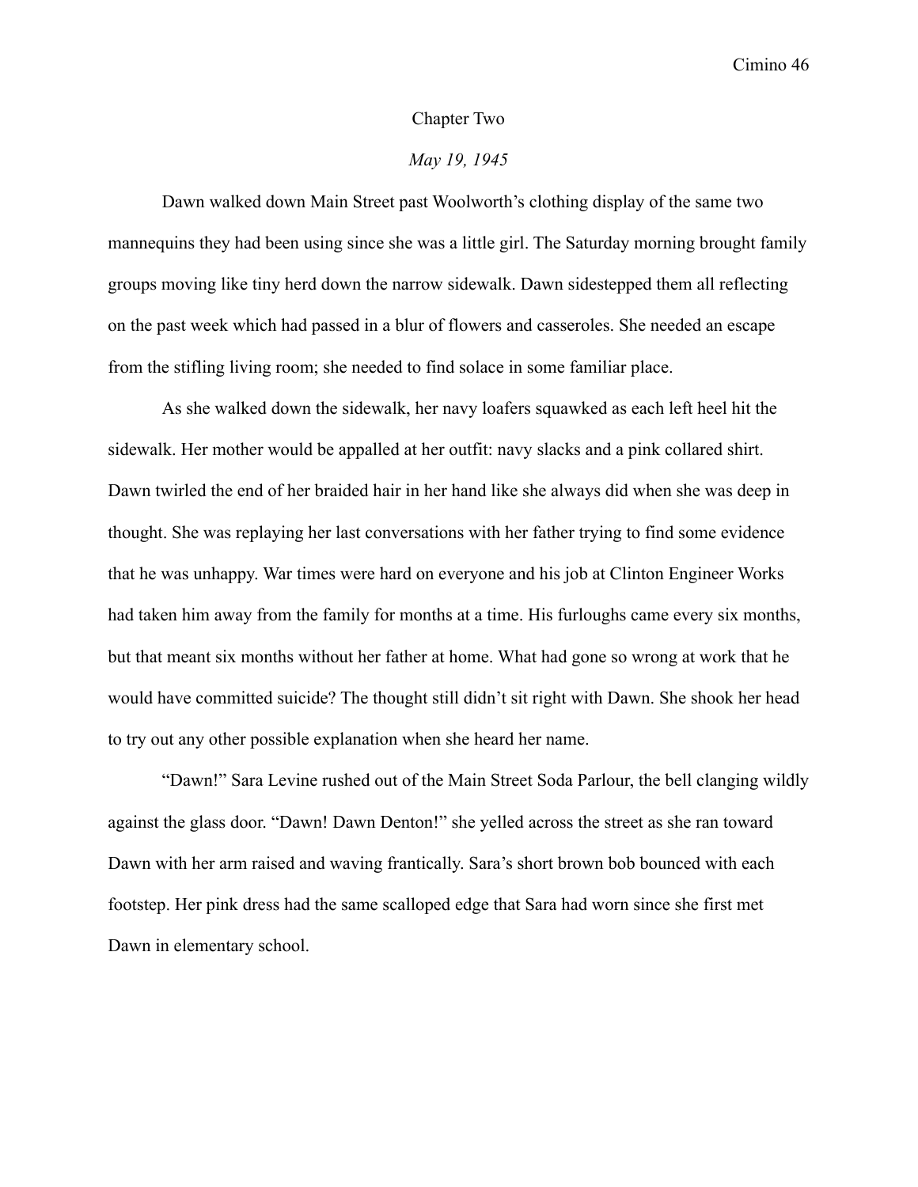## Chapter Two

*May 19, 1945*

Dawn walked down Main Street past Woolworth's clothing display of the same two mannequins they had been using since she was a little girl. The Saturday morning brought family groups moving like tiny herd down the narrow sidewalk. Dawn sidestepped them all reflecting on the past week which had passed in a blur of flowers and casseroles. She needed an escape from the stifling living room; she needed to find solace in some familiar place.

As she walked down the sidewalk, her navy loafers squawked as each left heel hit the sidewalk. Her mother would be appalled at her outfit: navy slacks and a pink collared shirt. Dawn twirled the end of her braided hair in her hand like she always did when she was deep in thought. She was replaying her last conversations with her father trying to find some evidence that he was unhappy. War times were hard on everyone and his job at Clinton Engineer Works had taken him away from the family for months at a time. His furloughs came every six months, but that meant six months without her father at home. What had gone so wrong at work that he would have committed suicide? The thought still didn't sit right with Dawn. She shook her head to try out any other possible explanation when she heard her name.

"Dawn!" Sara Levine rushed out of the Main Street Soda Parlour, the bell clanging wildly against the glass door. "Dawn! Dawn Denton!" she yelled across the street as she ran toward Dawn with her arm raised and waving frantically. Sara's short brown bob bounced with each footstep. Her pink dress had the same scalloped edge that Sara had worn since she first met Dawn in elementary school.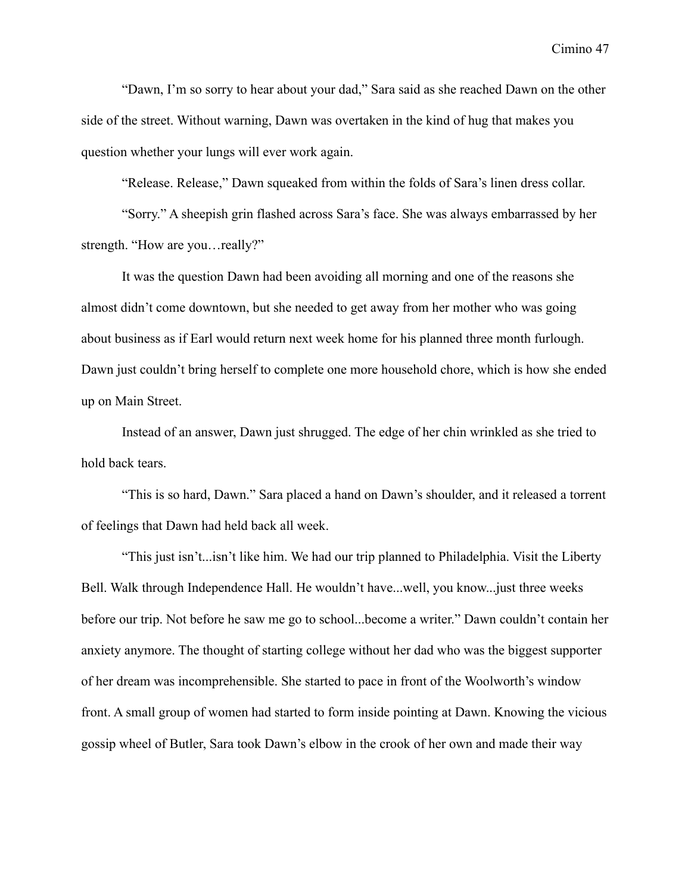"Dawn, I'm so sorry to hear about your dad," Sara said as she reached Dawn on the other side of the street. Without warning, Dawn was overtaken in the kind of hug that makes you question whether your lungs will ever work again.

"Release. Release," Dawn squeaked from within the folds of Sara's linen dress collar.

"Sorry." A sheepish grin flashed across Sara's face. She was always embarrassed by her strength. "How are you…really?"

It was the question Dawn had been avoiding all morning and one of the reasons she almost didn't come downtown, but she needed to get away from her mother who was going about business as if Earl would return next week home for his planned three month furlough. Dawn just couldn't bring herself to complete one more household chore, which is how she ended up on Main Street.

Instead of an answer, Dawn just shrugged. The edge of her chin wrinkled as she tried to hold back tears.

"This is so hard, Dawn." Sara placed a hand on Dawn's shoulder, and it released a torrent of feelings that Dawn had held back all week.

"This just isn't...isn't like him. We had our trip planned to Philadelphia. Visit the Liberty Bell. Walk through Independence Hall. He wouldn't have...well, you know...just three weeks before our trip. Not before he saw me go to school...become a writer." Dawn couldn't contain her anxiety anymore. The thought of starting college without her dad who was the biggest supporter of her dream was incomprehensible. She started to pace in front of the Woolworth's window front. A small group of women had started to form inside pointing at Dawn. Knowing the vicious gossip wheel of Butler, Sara took Dawn's elbow in the crook of her own and made their way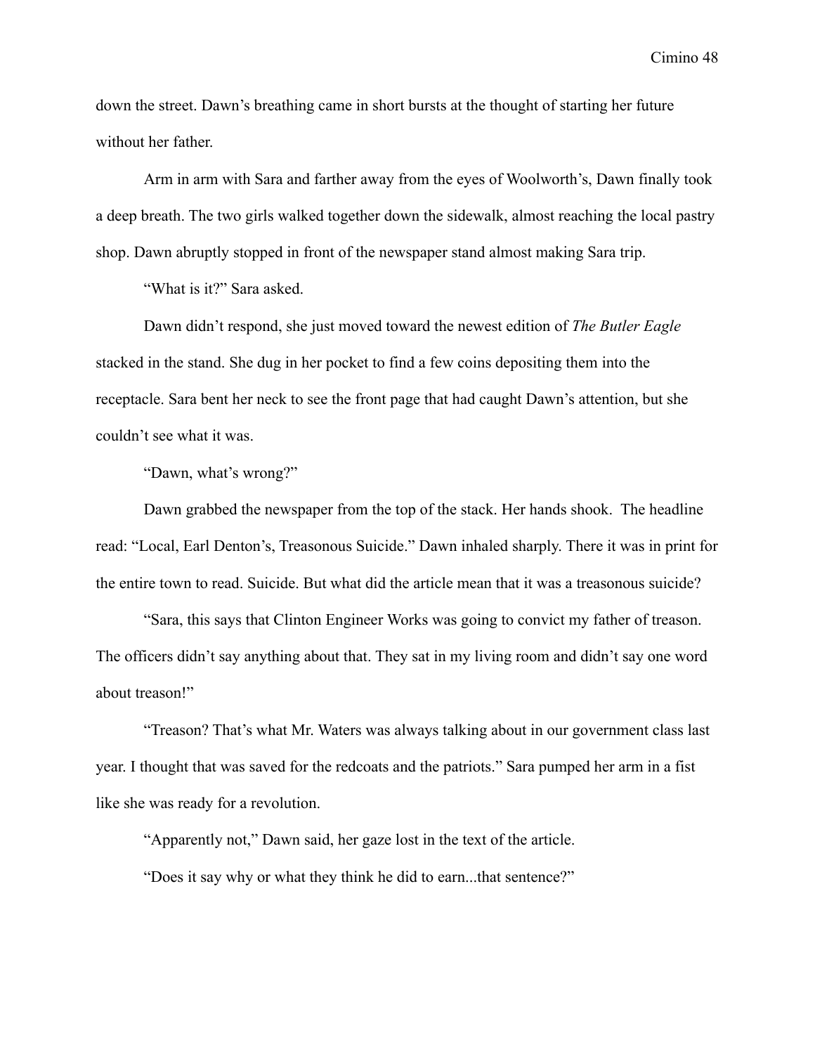down the street. Dawn's breathing came in short bursts at the thought of starting her future without her father.

Arm in arm with Sara and farther away from the eyes of Woolworth's, Dawn finally took a deep breath. The two girls walked together down the sidewalk, almost reaching the local pastry shop. Dawn abruptly stopped in front of the newspaper stand almost making Sara trip.

"What is it?" Sara asked.

Dawn didn't respond, she just moved toward the newest edition of *The Butler Eagle* stacked in the stand. She dug in her pocket to find a few coins depositing them into the receptacle. Sara bent her neck to see the front page that had caught Dawn's attention, but she couldn't see what it was.

"Dawn, what's wrong?"

Dawn grabbed the newspaper from the top of the stack. Her hands shook. The headline read: "Local, Earl Denton's, Treasonous Suicide." Dawn inhaled sharply. There it was in print for the entire town to read. Suicide. But what did the article mean that it was a treasonous suicide?

"Sara, this says that Clinton Engineer Works was going to convict my father of treason. The officers didn't say anything about that. They sat in my living room and didn't say one word about treason!"

"Treason? That's what Mr. Waters was always talking about in our government class last year. I thought that was saved for the redcoats and the patriots." Sara pumped her arm in a fist like she was ready for a revolution.

"Apparently not," Dawn said, her gaze lost in the text of the article.

"Does it say why or what they think he did to earn...that sentence?"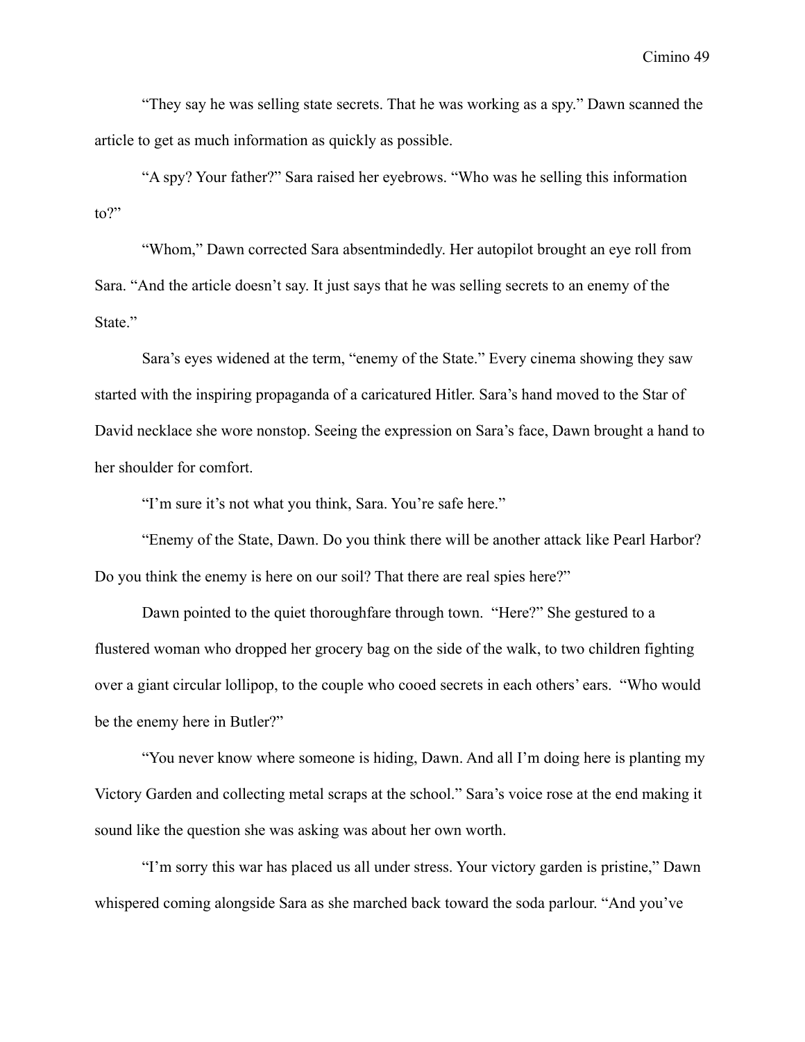"They say he was selling state secrets. That he was working as a spy." Dawn scanned the article to get as much information as quickly as possible.

"A spy? Your father?" Sara raised her eyebrows. "Who was he selling this information to?"

"Whom," Dawn corrected Sara absentmindedly. Her autopilot brought an eye roll from Sara. "And the article doesn't say. It just says that he was selling secrets to an enemy of the State."

Sara's eyes widened at the term, "enemy of the State." Every cinema showing they saw started with the inspiring propaganda of a caricatured Hitler. Sara's hand moved to the Star of David necklace she wore nonstop. Seeing the expression on Sara's face, Dawn brought a hand to her shoulder for comfort.

"I'm sure it's not what you think, Sara. You're safe here."

"Enemy of the State, Dawn. Do you think there will be another attack like Pearl Harbor? Do you think the enemy is here on our soil? That there are real spies here?"

Dawn pointed to the quiet thoroughfare through town. "Here?" She gestured to a flustered woman who dropped her grocery bag on the side of the walk, to two children fighting over a giant circular lollipop, to the couple who cooed secrets in each others' ears. "Who would be the enemy here in Butler?"

"You never know where someone is hiding, Dawn. And all I'm doing here is planting my Victory Garden and collecting metal scraps at the school." Sara's voice rose at the end making it sound like the question she was asking was about her own worth.

"I'm sorry this war has placed us all under stress. Your victory garden is pristine," Dawn whispered coming alongside Sara as she marched back toward the soda parlour. "And you've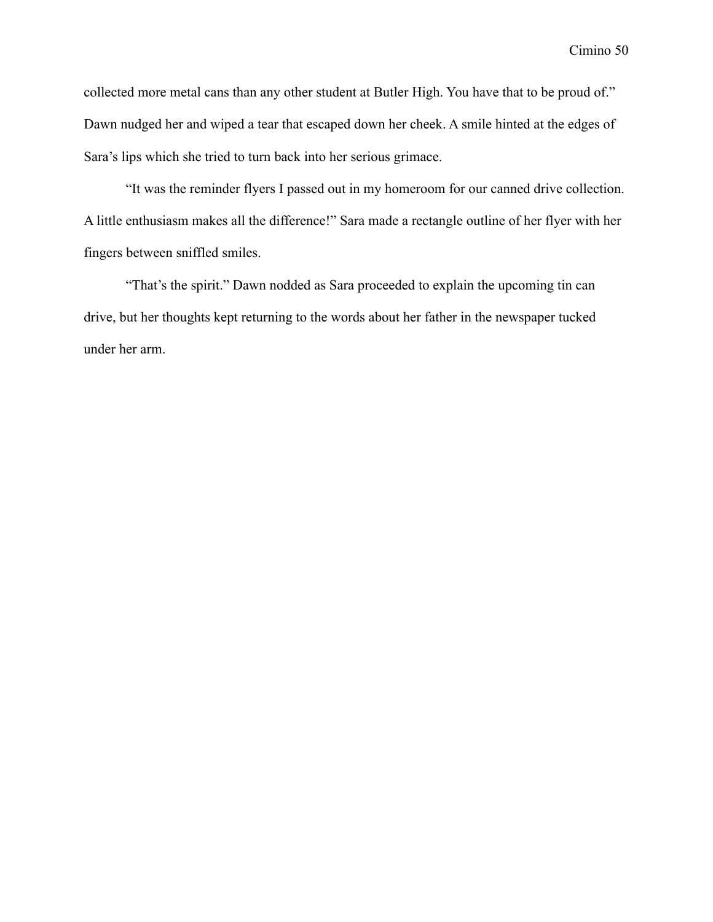collected more metal cans than any other student at Butler High. You have that to be proud of." Dawn nudged her and wiped a tear that escaped down her cheek. A smile hinted at the edges of Sara's lips which she tried to turn back into her serious grimace.

"It was the reminder flyers I passed out in my homeroom for our canned drive collection. A little enthusiasm makes all the difference!" Sara made a rectangle outline of her flyer with her fingers between sniffled smiles.

"That's the spirit." Dawn nodded as Sara proceeded to explain the upcoming tin can drive, but her thoughts kept returning to the words about her father in the newspaper tucked under her arm.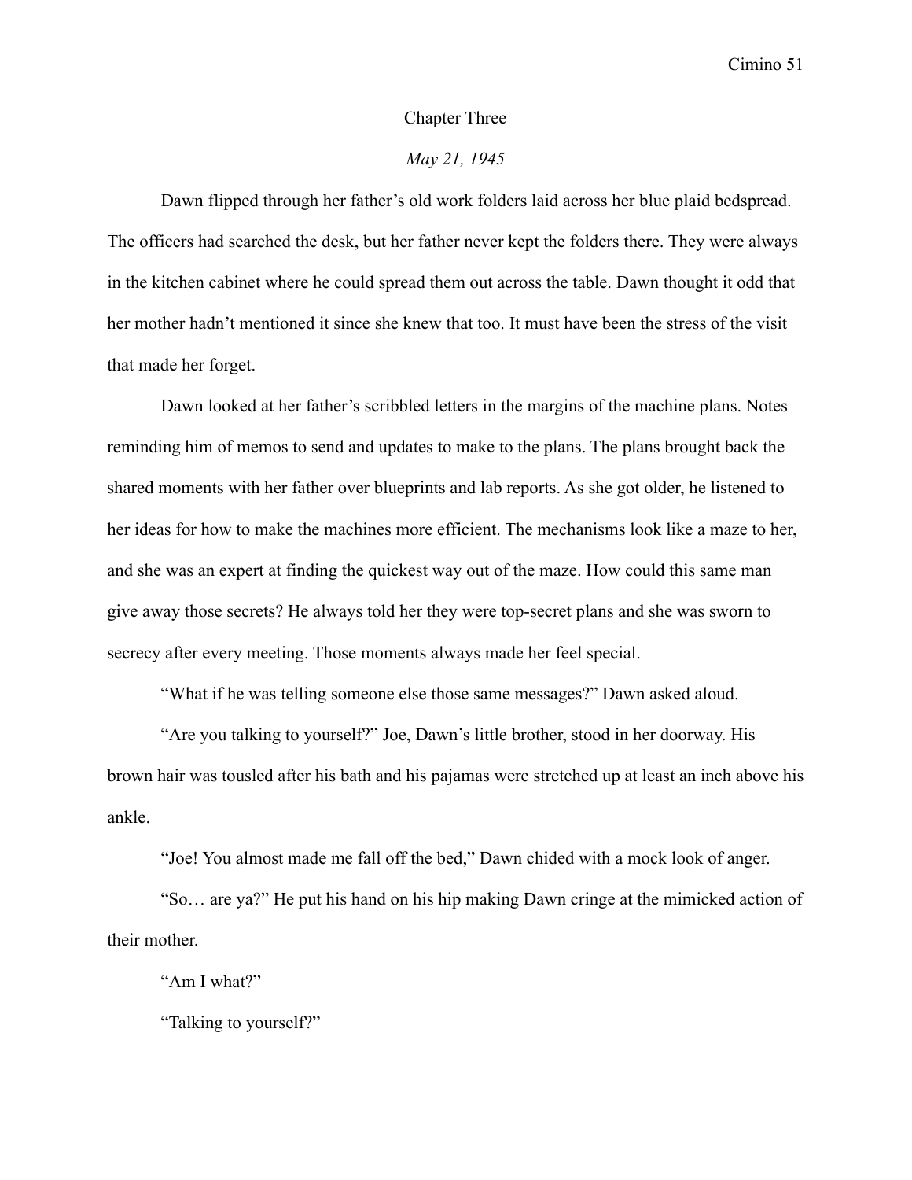## Chapter Three

*May 21, 1945*

Dawn flipped through her father's old work folders laid across her blue plaid bedspread. The officers had searched the desk, but her father never kept the folders there. They were always in the kitchen cabinet where he could spread them out across the table. Dawn thought it odd that her mother hadn't mentioned it since she knew that too. It must have been the stress of the visit that made her forget.

Dawn looked at her father's scribbled letters in the margins of the machine plans. Notes reminding him of memos to send and updates to make to the plans. The plans brought back the shared moments with her father over blueprints and lab reports. As she got older, he listened to her ideas for how to make the machines more efficient. The mechanisms look like a maze to her, and she was an expert at finding the quickest way out of the maze. How could this same man give away those secrets? He always told her they were top-secret plans and she was sworn to secrecy after every meeting. Those moments always made her feel special.

"What if he was telling someone else those same messages?" Dawn asked aloud.

"Are you talking to yourself?" Joe, Dawn's little brother, stood in her doorway. His brown hair was tousled after his bath and his pajamas were stretched up at least an inch above his ankle.

"Joe! You almost made me fall off the bed," Dawn chided with a mock look of anger.

"So… are ya?" He put his hand on his hip making Dawn cringe at the mimicked action of their mother.

"Am I what?"

"Talking to yourself?"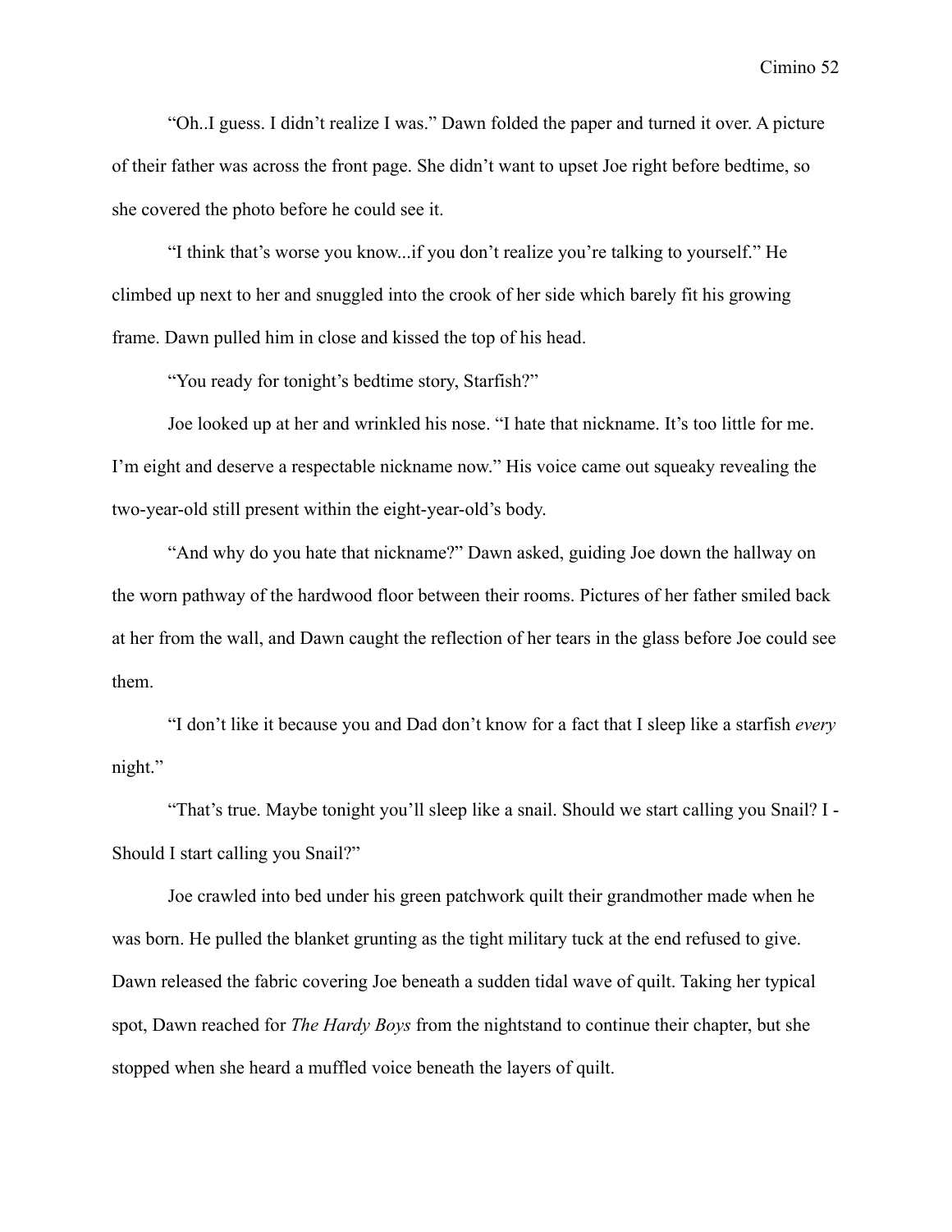"Oh..I guess. I didn't realize I was." Dawn folded the paper and turned it over. A picture of their father was across the front page. She didn't want to upset Joe right before bedtime, so she covered the photo before he could see it.

"I think that's worse you know...if you don't realize you're talking to yourself." He climbed up next to her and snuggled into the crook of her side which barely fit his growing frame. Dawn pulled him in close and kissed the top of his head.

"You ready for tonight's bedtime story, Starfish?"

Joe looked up at her and wrinkled his nose. "I hate that nickname. It's too little for me. I'm eight and deserve a respectable nickname now." His voice came out squeaky revealing the two-year-old still present within the eight-year-old's body.

"And why do you hate that nickname?" Dawn asked, guiding Joe down the hallway on the worn pathway of the hardwood floor between their rooms. Pictures of her father smiled back at her from the wall, and Dawn caught the reflection of her tears in the glass before Joe could see them.

"I don't like it because you and Dad don't know for a fact that I sleep like a starfish *every* night."

"That's true. Maybe tonight you'll sleep like a snail. Should we start calling you Snail? I - Should I start calling you Snail?"

Joe crawled into bed under his green patchwork quilt their grandmother made when he was born. He pulled the blanket grunting as the tight military tuck at the end refused to give. Dawn released the fabric covering Joe beneath a sudden tidal wave of quilt. Taking her typical spot, Dawn reached for *The Hardy Boys* from the nightstand to continue their chapter, but she stopped when she heard a muffled voice beneath the layers of quilt.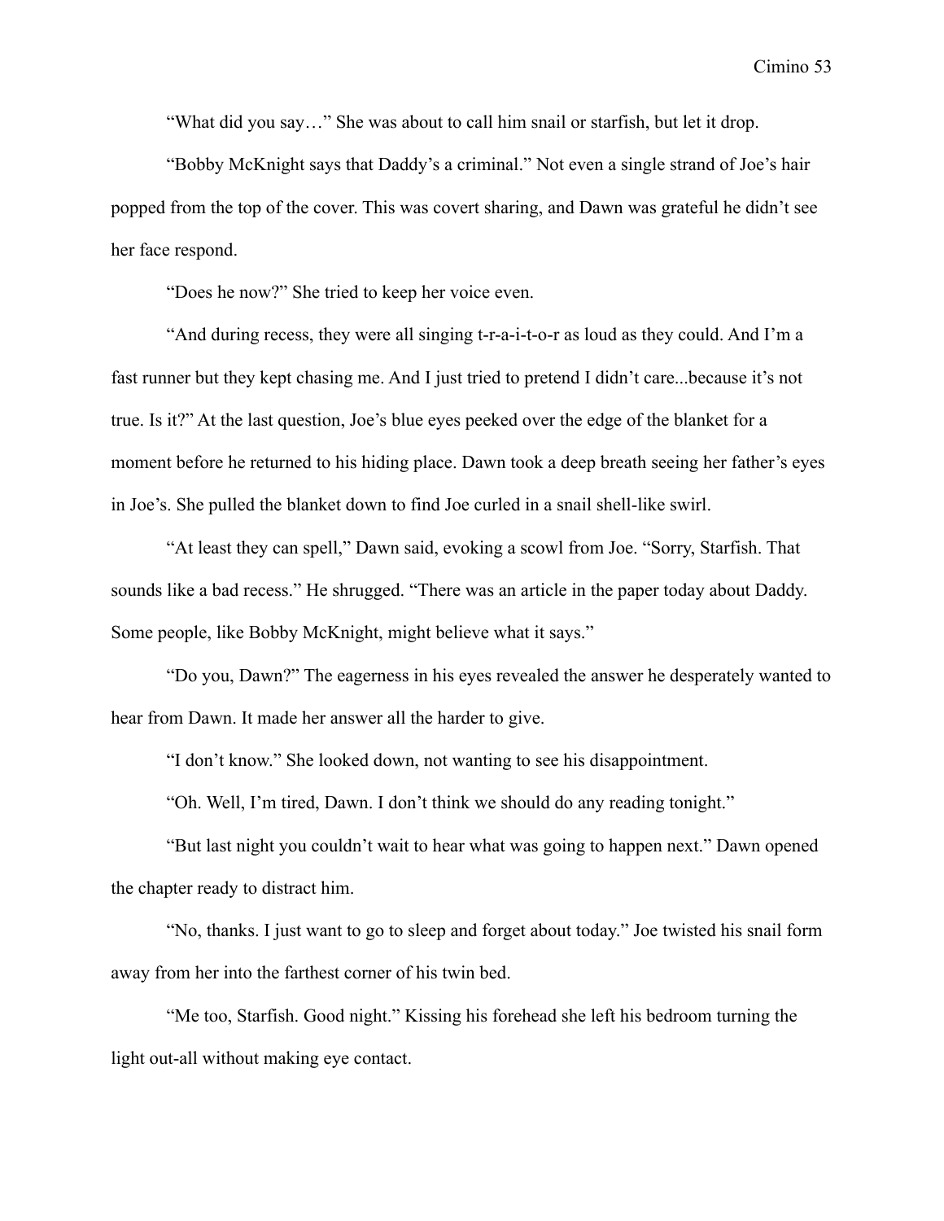"What did you say…" She was about to call him snail or starfish, but let it drop.

"Bobby McKnight says that Daddy's a criminal." Not even a single strand of Joe's hair popped from the top of the cover. This was covert sharing, and Dawn was grateful he didn't see her face respond.

"Does he now?" She tried to keep her voice even.

"And during recess, they were all singing t-r-a-i-t-o-r as loud as they could. And I'm a fast runner but they kept chasing me. And I just tried to pretend I didn't care...because it's not true. Is it?" At the last question, Joe's blue eyes peeked over the edge of the blanket for a moment before he returned to his hiding place. Dawn took a deep breath seeing her father's eyes in Joe's. She pulled the blanket down to find Joe curled in a snail shell-like swirl.

"At least they can spell," Dawn said, evoking a scowl from Joe. "Sorry, Starfish. That sounds like a bad recess." He shrugged. "There was an article in the paper today about Daddy. Some people, like Bobby McKnight, might believe what it says."

"Do you, Dawn?" The eagerness in his eyes revealed the answer he desperately wanted to hear from Dawn. It made her answer all the harder to give.

"I don't know." She looked down, not wanting to see his disappointment.

"Oh. Well, I'm tired, Dawn. I don't think we should do any reading tonight."

"But last night you couldn't wait to hear what was going to happen next." Dawn opened the chapter ready to distract him.

"No, thanks. I just want to go to sleep and forget about today." Joe twisted his snail form away from her into the farthest corner of his twin bed.

"Me too, Starfish. Good night." Kissing his forehead she left his bedroom turning the light out-all without making eye contact.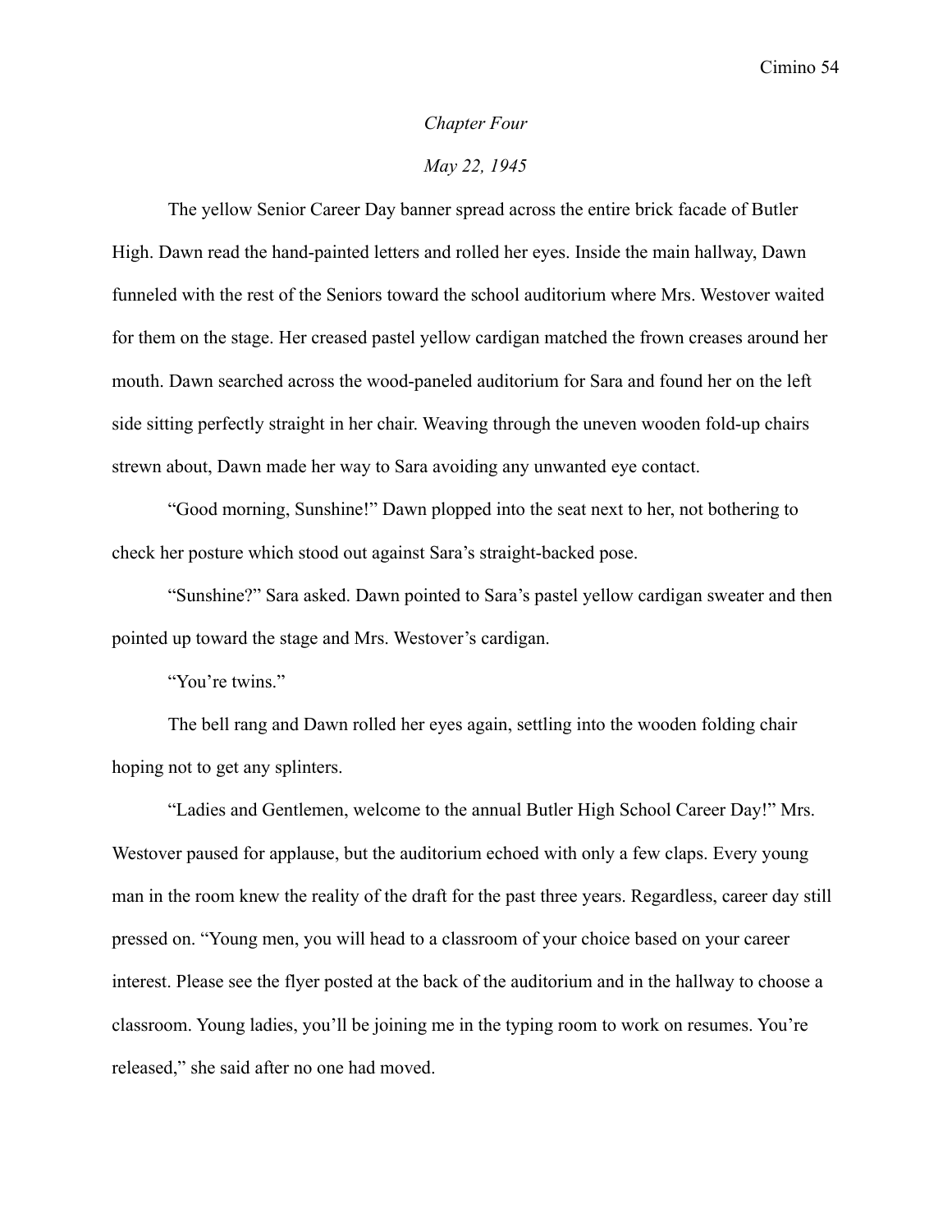*Chapter Four*

*May 22, 1945*

The yellow Senior Career Day banner spread across the entire brick facade of Butler High. Dawn read the hand-painted letters and rolled her eyes. Inside the main hallway, Dawn funneled with the rest of the Seniors toward the school auditorium where Mrs. Westover waited for them on the stage. Her creased pastel yellow cardigan matched the frown creases around her mouth. Dawn searched across the wood-paneled auditorium for Sara and found her on the left side sitting perfectly straight in her chair. Weaving through the uneven wooden fold-up chairs strewn about, Dawn made her way to Sara avoiding any unwanted eye contact.

"Good morning, Sunshine!" Dawn plopped into the seat next to her, not bothering to check her posture which stood out against Sara's straight-backed pose.

"Sunshine?" Sara asked. Dawn pointed to Sara's pastel yellow cardigan sweater and then pointed up toward the stage and Mrs. Westover's cardigan.

"You're twins."

The bell rang and Dawn rolled her eyes again, settling into the wooden folding chair hoping not to get any splinters.

"Ladies and Gentlemen, welcome to the annual Butler High School Career Day!" Mrs. Westover paused for applause, but the auditorium echoed with only a few claps. Every young man in the room knew the reality of the draft for the past three years. Regardless, career day still pressed on. "Young men, you will head to a classroom of your choice based on your career interest. Please see the flyer posted at the back of the auditorium and in the hallway to choose a classroom. Young ladies, you'll be joining me in the typing room to work on resumes. You're released," she said after no one had moved.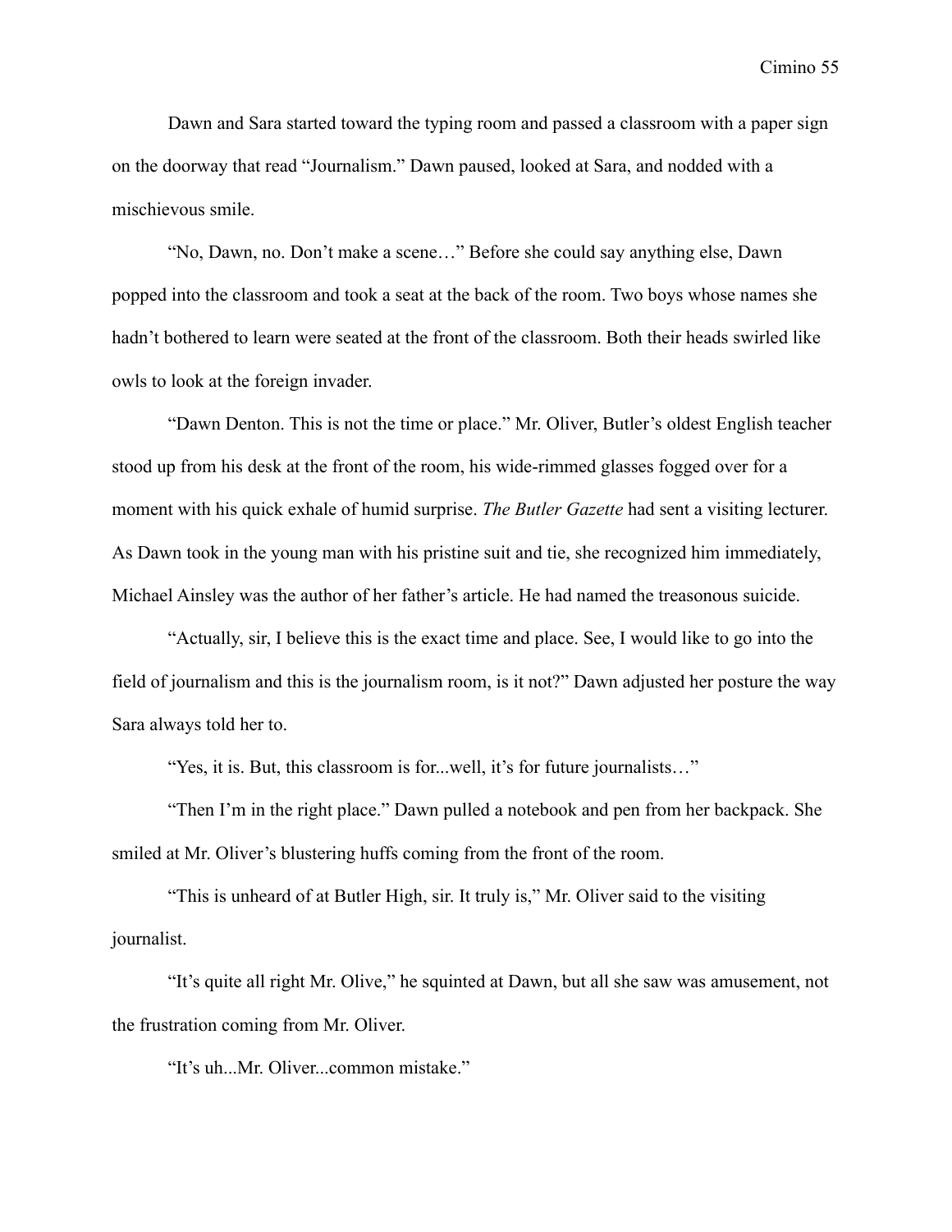Dawn and Sara started toward the typing room and passed a classroom with a paper sign on the doorway that read "Journalism." Dawn paused, looked at Sara, and nodded with a mischievous smile.

"No, Dawn, no. Don't make a scene…" Before she could say anything else, Dawn popped into the classroom and took a seat at the back of the room. Two boys whose names she hadn't bothered to learn were seated at the front of the classroom. Both their heads swirled like owls to look at the foreign invader.

"Dawn Denton. This is not the time or place." Mr. Oliver, Butler's oldest English teacher stood up from his desk at the front of the room, his wide-rimmed glasses fogged over for a moment with his quick exhale of humid surprise. *The Butler Gazette* had sent a visiting lecturer. As Dawn took in the young man with his pristine suit and tie, she recognized him immediately, Michael Ainsley was the author of her father's article. He had named the treasonous suicide.

"Actually, sir, I believe this is the exact time and place. See, I would like to go into the field of journalism and this is the journalism room, is it not?" Dawn adjusted her posture the way Sara always told her to.

"Yes, it is. But, this classroom is for...well, it's for future journalists…"

"Then I'm in the right place." Dawn pulled a notebook and pen from her backpack. She smiled at Mr. Oliver's blustering huffs coming from the front of the room.

"This is unheard of at Butler High, sir. It truly is," Mr. Oliver said to the visiting journalist.

"It's quite all right Mr. Olive," he squinted at Dawn, but all she saw was amusement, not the frustration coming from Mr. Oliver.

"It's uh...Mr. Oliver...common mistake."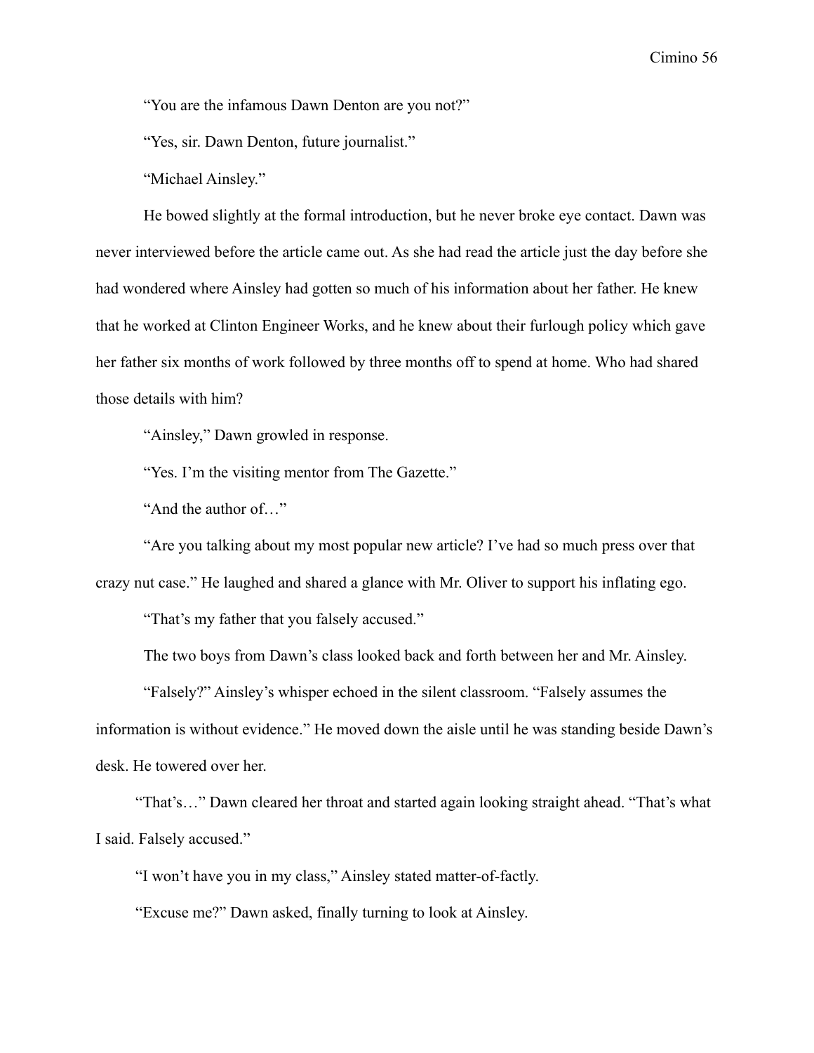"You are the infamous Dawn Denton are you not?"

"Yes, sir. Dawn Denton, future journalist."

"Michael Ainsley."

He bowed slightly at the formal introduction, but he never broke eye contact. Dawn was never interviewed before the article came out. As she had read the article just the day before she had wondered where Ainsley had gotten so much of his information about her father. He knew that he worked at Clinton Engineer Works, and he knew about their furlough policy which gave her father six months of work followed by three months off to spend at home. Who had shared those details with him?

"Ainsley," Dawn growled in response.

"Yes. I'm the visiting mentor from The Gazette."

"And the author of…"

"Are you talking about my most popular new article? I've had so much press over that crazy nut case." He laughed and shared a glance with Mr. Oliver to support his inflating ego.

"That's my father that you falsely accused."

The two boys from Dawn's class looked back and forth between her and Mr. Ainsley.

"Falsely?" Ainsley's whisper echoed in the silent classroom. "Falsely assumes the information is without evidence." He moved down the aisle until he was standing beside Dawn's desk. He towered over her.

"That's…" Dawn cleared her throat and started again looking straight ahead. "That's what I said. Falsely accused."

"I won't have you in my class," Ainsley stated matter-of-factly.

"Excuse me?" Dawn asked, finally turning to look at Ainsley.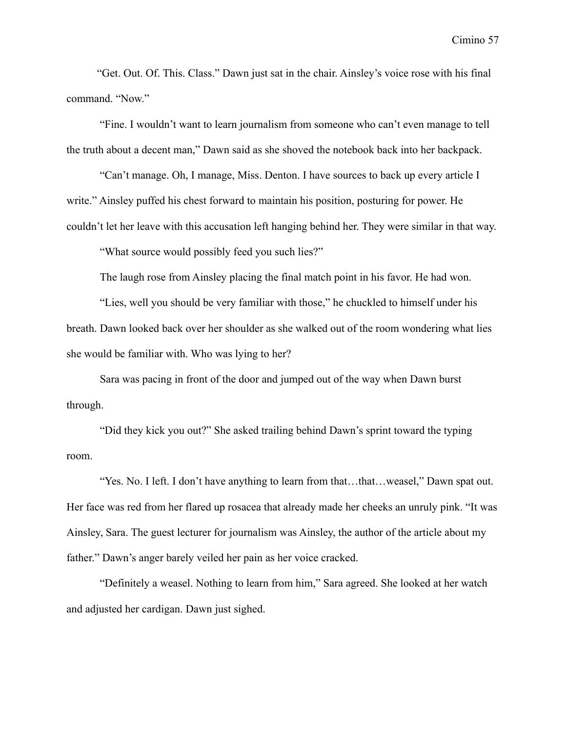"Get. Out. Of. This. Class." Dawn just sat in the chair. Ainsley's voice rose with his final command. "Now."

"Fine. I wouldn't want to learn journalism from someone who can't even manage to tell the truth about a decent man," Dawn said as she shoved the notebook back into her backpack.

"Can't manage. Oh, I manage, Miss. Denton. I have sources to back up every article I write." Ainsley puffed his chest forward to maintain his position, posturing for power. He couldn't let her leave with this accusation left hanging behind her. They were similar in that way.

"What source would possibly feed you such lies?"

The laugh rose from Ainsley placing the final match point in his favor. He had won.

"Lies, well you should be very familiar with those," he chuckled to himself under his breath. Dawn looked back over her shoulder as she walked out of the room wondering what lies she would be familiar with. Who was lying to her?

Sara was pacing in front of the door and jumped out of the way when Dawn burst through.

"Did they kick you out?" She asked trailing behind Dawn's sprint toward the typing room.

"Yes. No. I left. I don't have anything to learn from that…that…weasel," Dawn spat out. Her face was red from her flared up rosacea that already made her cheeks an unruly pink. "It was Ainsley, Sara. The guest lecturer for journalism was Ainsley, the author of the article about my father." Dawn's anger barely veiled her pain as her voice cracked.

"Definitely a weasel. Nothing to learn from him," Sara agreed. She looked at her watch and adjusted her cardigan. Dawn just sighed.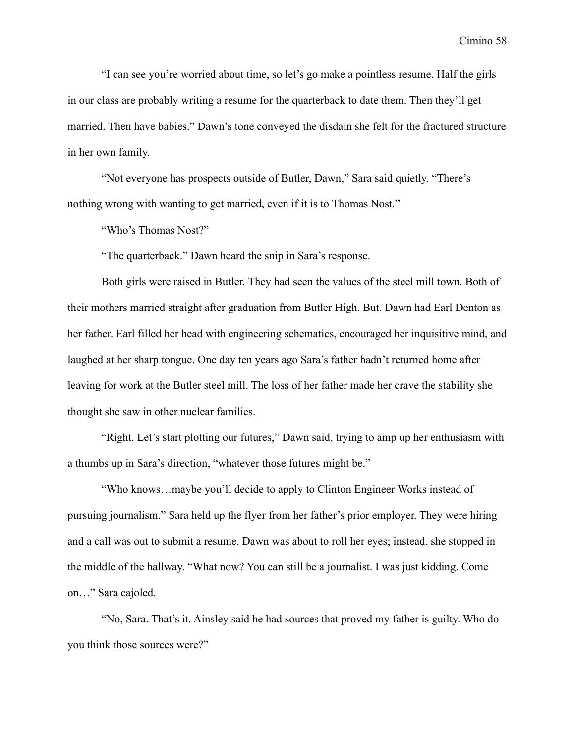"I can see you're worried about time, so let's go make a pointless resume. Half the girls in our class are probably writing a resume for the quarterback to date them. Then they'll get married. Then have babies." Dawn's tone conveyed the disdain she felt for the fractured structure in her own family.

"Not everyone has prospects outside of Butler, Dawn," Sara said quietly. "There's nothing wrong with wanting to get married, even if it is to Thomas Nost."

"Who's Thomas Nost?"

"The quarterback." Dawn heard the snip in Sara's response.

Both girls were raised in Butler. They had seen the values of the steel mill town. Both of their mothers married straight after graduation from Butler High. But, Dawn had Earl Denton as her father. Earl filled her head with engineering schematics, encouraged her inquisitive mind, and laughed at her sharp tongue. One day ten years ago Sara's father hadn't returned home after leaving for work at the Butler steel mill. The loss of her father made her crave the stability she thought she saw in other nuclear families.

"Right. Let's start plotting our futures," Dawn said, trying to amp up her enthusiasm with a thumbs up in Sara's direction, "whatever those futures might be."

"Who knows…maybe you'll decide to apply to Clinton Engineer Works instead of pursuing journalism." Sara held up the flyer from her father's prior employer. They were hiring and a call was out to submit a resume. Dawn was about to roll her eyes; instead, she stopped in the middle of the hallway. "What now? You can still be a journalist. I was just kidding. Come on…" Sara cajoled.

"No, Sara. That's it. Ainsley said he had sources that proved my father is guilty. Who do you think those sources were?"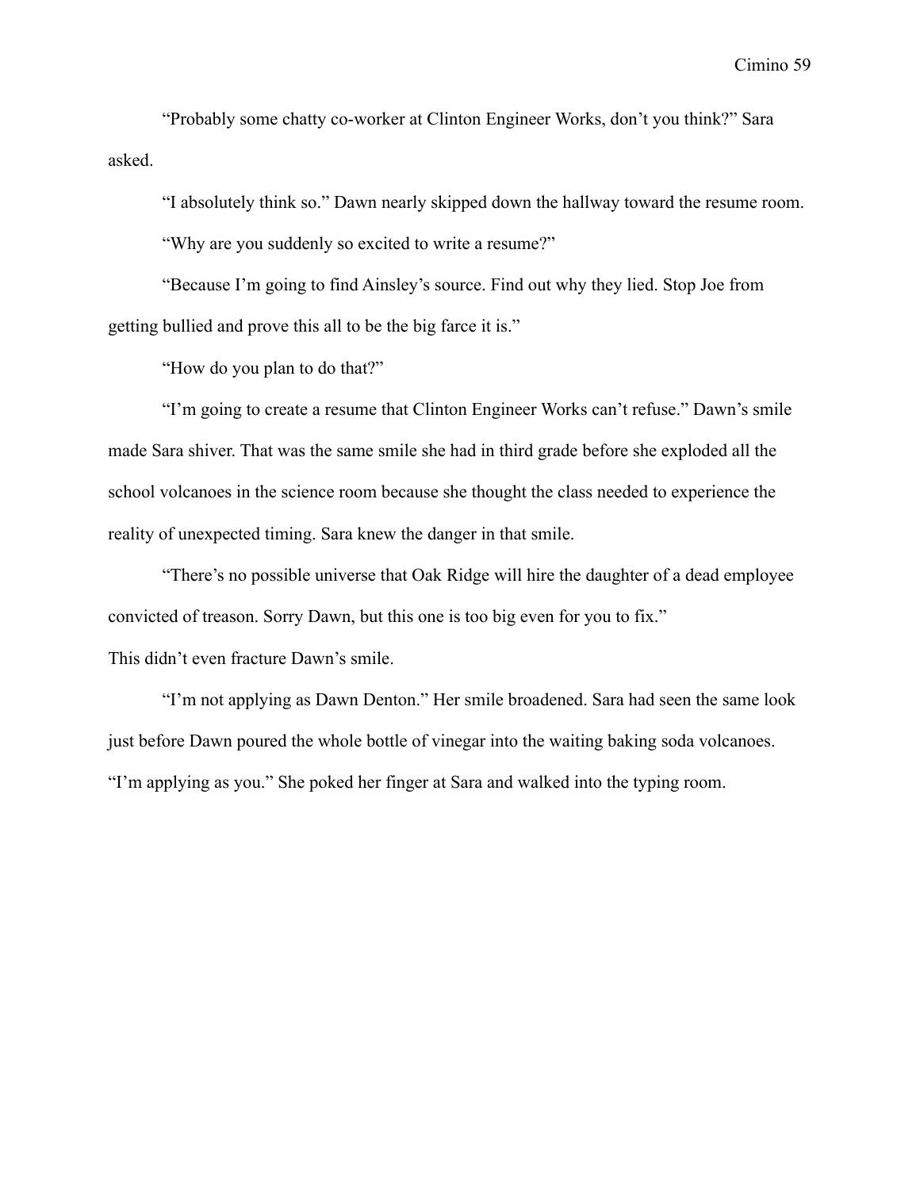"Probably some chatty co-worker at Clinton Engineer Works, don't you think?" Sara asked.

"I absolutely think so." Dawn nearly skipped down the hallway toward the resume room.

"Why are you suddenly so excited to write a resume?"

"Because I'm going to find Ainsley's source. Find out why they lied. Stop Joe from getting bullied and prove this all to be the big farce it is."

"How do you plan to do that?"

"I'm going to create a resume that Clinton Engineer Works can't refuse." Dawn's smile made Sara shiver. That was the same smile she had in third grade before she exploded all the school volcanoes in the science room because she thought the class needed to experience the reality of unexpected timing. Sara knew the danger in that smile.

"There's no possible universe that Oak Ridge will hire the daughter of a dead employee convicted of treason. Sorry Dawn, but this one is too big even for you to fix."

This didn't even fracture Dawn's smile.

"I'm not applying as Dawn Denton." Her smile broadened. Sara had seen the same look just before Dawn poured the whole bottle of vinegar into the waiting baking soda volcanoes. "I'm applying as you." She poked her finger at Sara and walked into the typing room.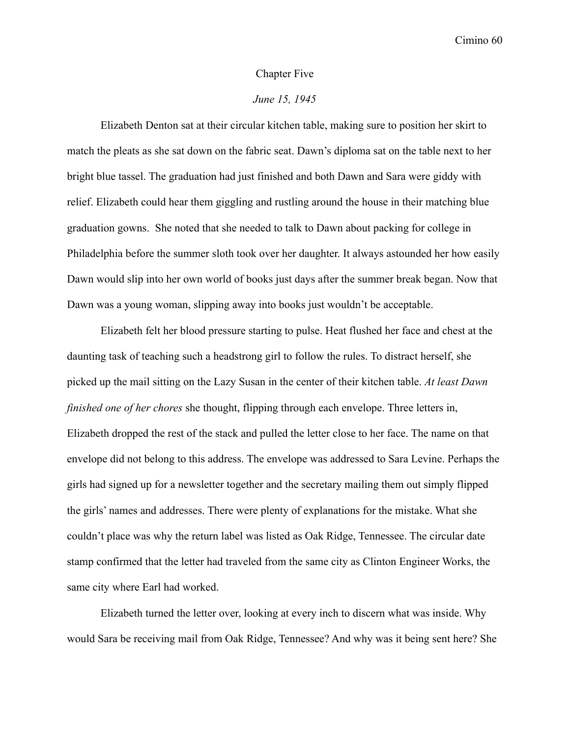# Chapter Five

*June 15, 1945*

Elizabeth Denton sat at their circular kitchen table, making sure to position her skirt to match the pleats as she sat down on the fabric seat. Dawn's diploma sat on the table next to her bright blue tassel. The graduation had just finished and both Dawn and Sara were giddy with relief. Elizabeth could hear them giggling and rustling around the house in their matching blue graduation gowns. She noted that she needed to talk to Dawn about packing for college in Philadelphia before the summer sloth took over her daughter. It always astounded her how easily Dawn would slip into her own world of books just days after the summer break began. Now that Dawn was a young woman, slipping away into books just wouldn't be acceptable.

Elizabeth felt her blood pressure starting to pulse. Heat flushed her face and chest at the daunting task of teaching such a headstrong girl to follow the rules. To distract herself, she picked up the mail sitting on the Lazy Susan in the center of their kitchen table. *At least Dawn finished one of her chores* she thought, flipping through each envelope. Three letters in, Elizabeth dropped the rest of the stack and pulled the letter close to her face. The name on that envelope did not belong to this address. The envelope was addressed to Sara Levine. Perhaps the girls had signed up for a newsletter together and the secretary mailing them out simply flipped the girls' names and addresses. There were plenty of explanations for the mistake. What she couldn't place was why the return label was listed as Oak Ridge, Tennessee. The circular date stamp confirmed that the letter had traveled from the same city as Clinton Engineer Works, the same city where Earl had worked.

Elizabeth turned the letter over, looking at every inch to discern what was inside. Why would Sara be receiving mail from Oak Ridge, Tennessee? And why was it being sent here? She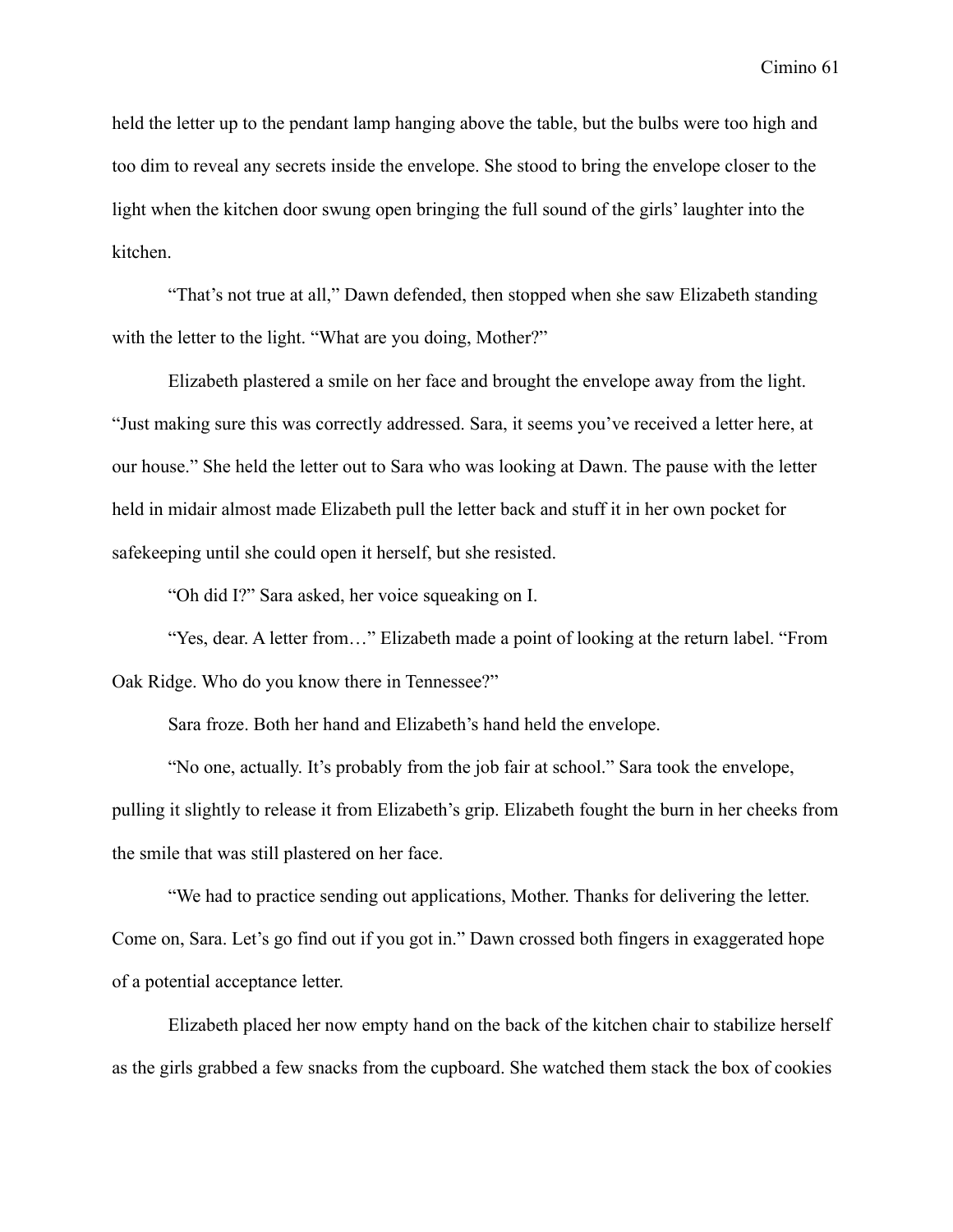held the letter up to the pendant lamp hanging above the table, but the bulbs were too high and too dim to reveal any secrets inside the envelope. She stood to bring the envelope closer to the light when the kitchen door swung open bringing the full sound of the girls' laughter into the kitchen.

"That's not true at all," Dawn defended, then stopped when she saw Elizabeth standing with the letter to the light. "What are you doing, Mother?"

Elizabeth plastered a smile on her face and brought the envelope away from the light. "Just making sure this was correctly addressed. Sara, it seems you've received a letter here, at our house." She held the letter out to Sara who was looking at Dawn. The pause with the letter held in midair almost made Elizabeth pull the letter back and stuff it in her own pocket for safekeeping until she could open it herself, but she resisted.

"Oh did I?" Sara asked, her voice squeaking on I.

"Yes, dear. A letter from…" Elizabeth made a point of looking at the return label. "From Oak Ridge. Who do you know there in Tennessee?"

Sara froze. Both her hand and Elizabeth's hand held the envelope.

"No one, actually. It's probably from the job fair at school." Sara took the envelope, pulling it slightly to release it from Elizabeth's grip. Elizabeth fought the burn in her cheeks from the smile that was still plastered on her face.

"We had to practice sending out applications, Mother. Thanks for delivering the letter. Come on, Sara. Let's go find out if you got in." Dawn crossed both fingers in exaggerated hope of a potential acceptance letter.

Elizabeth placed her now empty hand on the back of the kitchen chair to stabilize herself as the girls grabbed a few snacks from the cupboard. She watched them stack the box of cookies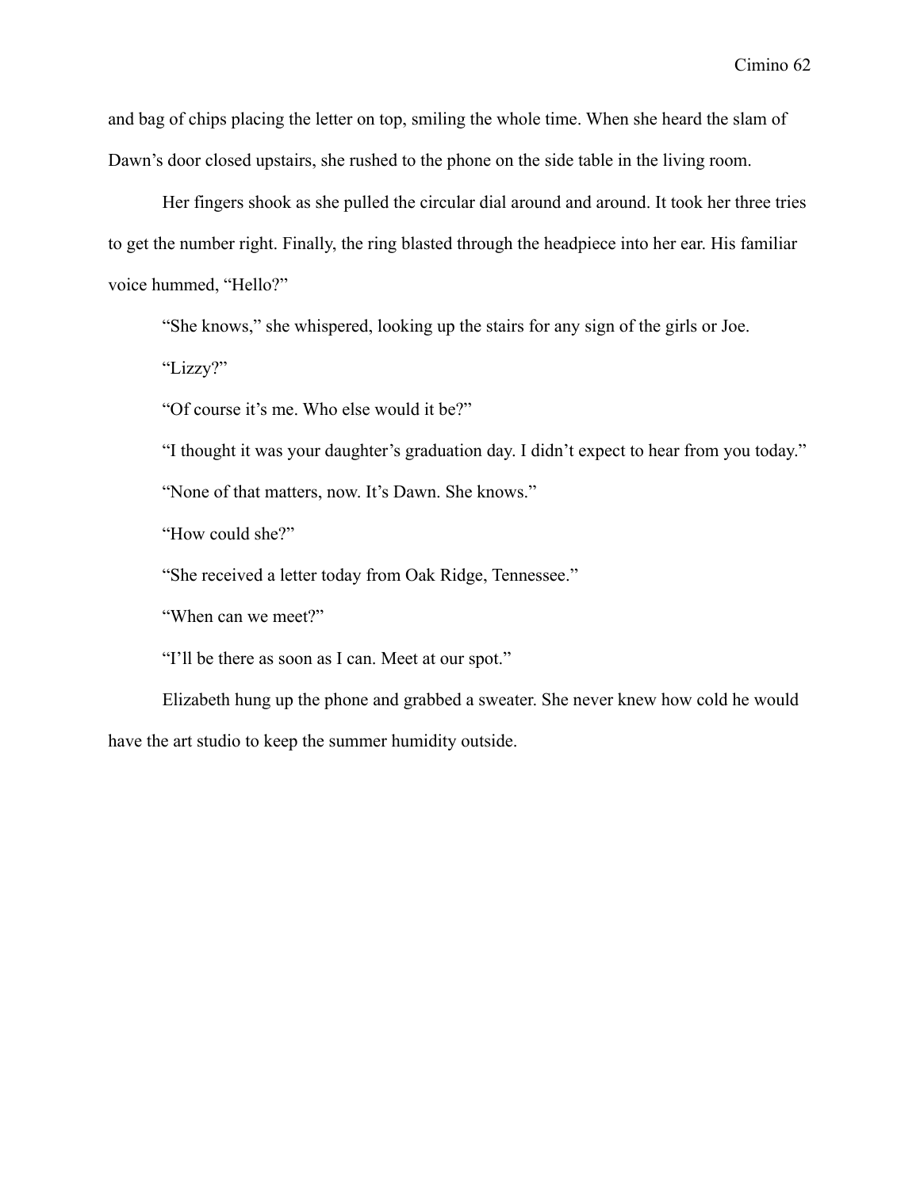and bag of chips placing the letter on top, smiling the whole time. When she heard the slam of Dawn's door closed upstairs, she rushed to the phone on the side table in the living room.

Her fingers shook as she pulled the circular dial around and around. It took her three tries to get the number right. Finally, the ring blasted through the headpiece into her ear. His familiar voice hummed, "Hello?"

"She knows," she whispered, looking up the stairs for any sign of the girls or Joe.

"Lizzy?"

"Of course it's me. Who else would it be?"

"I thought it was your daughter's graduation day. I didn't expect to hear from you today."

"None of that matters, now. It's Dawn. She knows."

"How could she?"

"She received a letter today from Oak Ridge, Tennessee."

"When can we meet?"

"I'll be there as soon as I can. Meet at our spot."

Elizabeth hung up the phone and grabbed a sweater. She never knew how cold he would have the art studio to keep the summer humidity outside.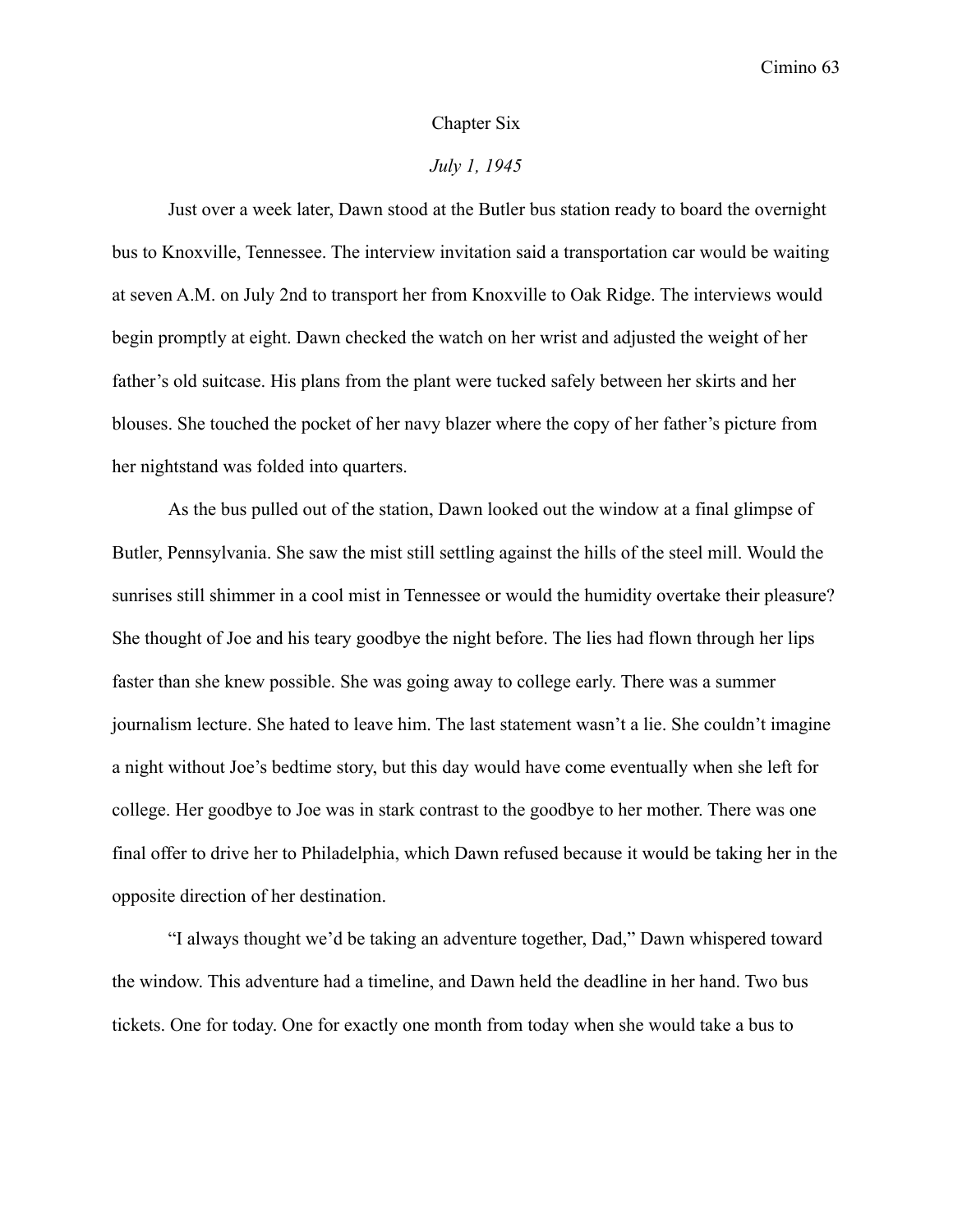# Chapter Six

*July 1, 1945*

Just over a week later, Dawn stood at the Butler bus station ready to board the overnight bus to Knoxville, Tennessee. The interview invitation said a transportation car would be waiting at seven A.M. on July 2nd to transport her from Knoxville to Oak Ridge. The interviews would begin promptly at eight. Dawn checked the watch on her wrist and adjusted the weight of her father's old suitcase. His plans from the plant were tucked safely between her skirts and her blouses. She touched the pocket of her navy blazer where the copy of her father's picture from her nightstand was folded into quarters.

As the bus pulled out of the station, Dawn looked out the window at a final glimpse of Butler, Pennsylvania. She saw the mist still settling against the hills of the steel mill. Would the sunrises still shimmer in a cool mist in Tennessee or would the humidity overtake their pleasure? She thought of Joe and his teary goodbye the night before. The lies had flown through her lips faster than she knew possible. She was going away to college early. There was a summer journalism lecture. She hated to leave him. The last statement wasn't a lie. She couldn't imagine a night without Joe's bedtime story, but this day would have come eventually when she left for college. Her goodbye to Joe was in stark contrast to the goodbye to her mother. There was one final offer to drive her to Philadelphia, which Dawn refused because it would be taking her in the opposite direction of her destination.

"I always thought we'd be taking an adventure together, Dad," Dawn whispered toward the window. This adventure had a timeline, and Dawn held the deadline in her hand. Two bus tickets. One for today. One for exactly one month from today when she would take a bus to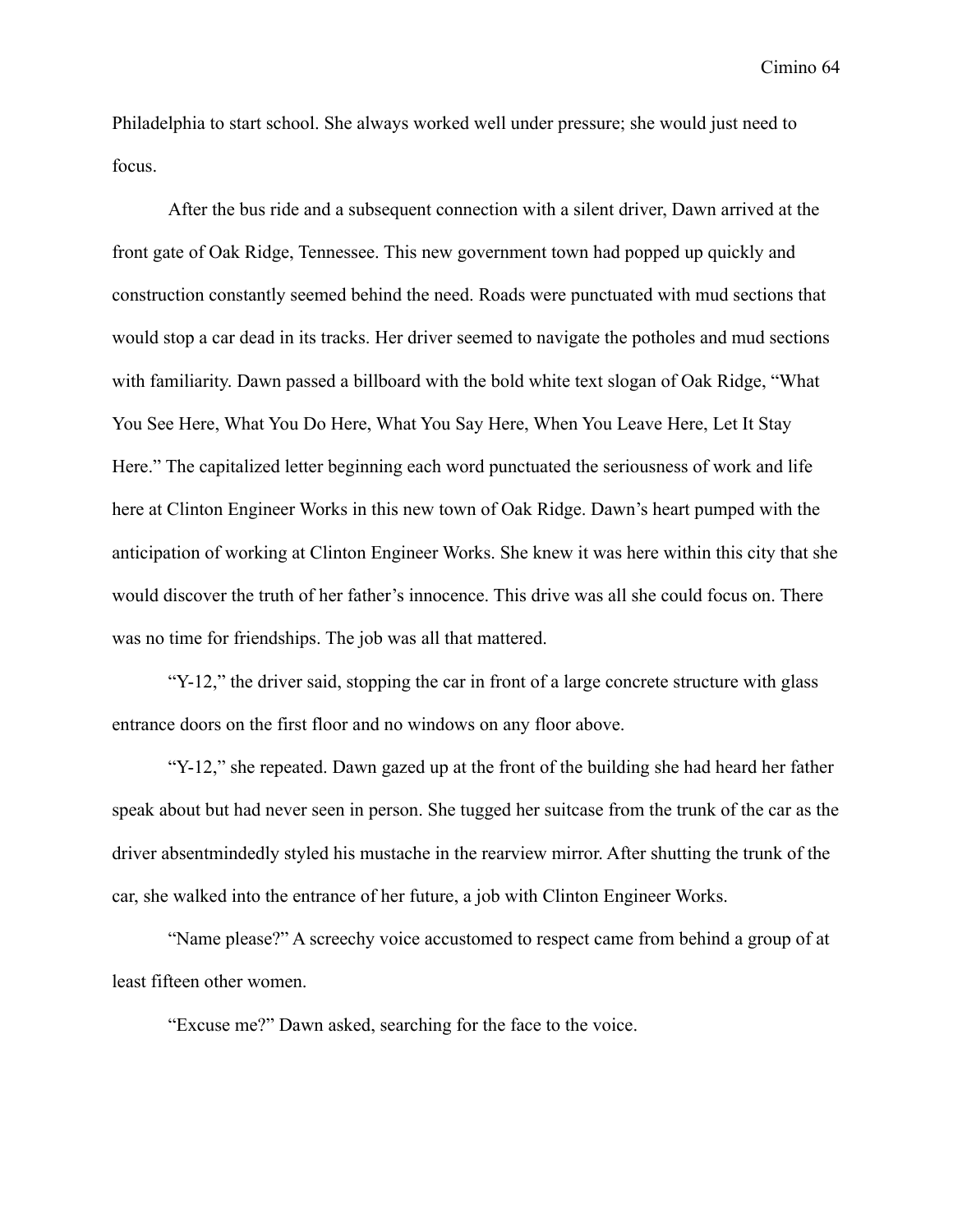Philadelphia to start school. She always worked well under pressure; she would just need to focus.

After the bus ride and a subsequent connection with a silent driver, Dawn arrived at the front gate of Oak Ridge, Tennessee. This new government town had popped up quickly and construction constantly seemed behind the need. Roads were punctuated with mud sections that would stop a car dead in its tracks. Her driver seemed to navigate the potholes and mud sections with familiarity. Dawn passed a billboard with the bold white text slogan of Oak Ridge, "What You See Here, What You Do Here, What You Say Here, When You Leave Here, Let It Stay Here." The capitalized letter beginning each word punctuated the seriousness of work and life here at Clinton Engineer Works in this new town of Oak Ridge. Dawn's heart pumped with the anticipation of working at Clinton Engineer Works. She knew it was here within this city that she would discover the truth of her father's innocence. This drive was all she could focus on. There was no time for friendships. The job was all that mattered.

"Y-12," the driver said, stopping the car in front of a large concrete structure with glass entrance doors on the first floor and no windows on any floor above.

"Y-12," she repeated. Dawn gazed up at the front of the building she had heard her father speak about but had never seen in person. She tugged her suitcase from the trunk of the car as the driver absentmindedly styled his mustache in the rearview mirror. After shutting the trunk of the car, she walked into the entrance of her future, a job with Clinton Engineer Works.

"Name please?" A screechy voice accustomed to respect came from behind a group of at least fifteen other women.

"Excuse me?" Dawn asked, searching for the face to the voice.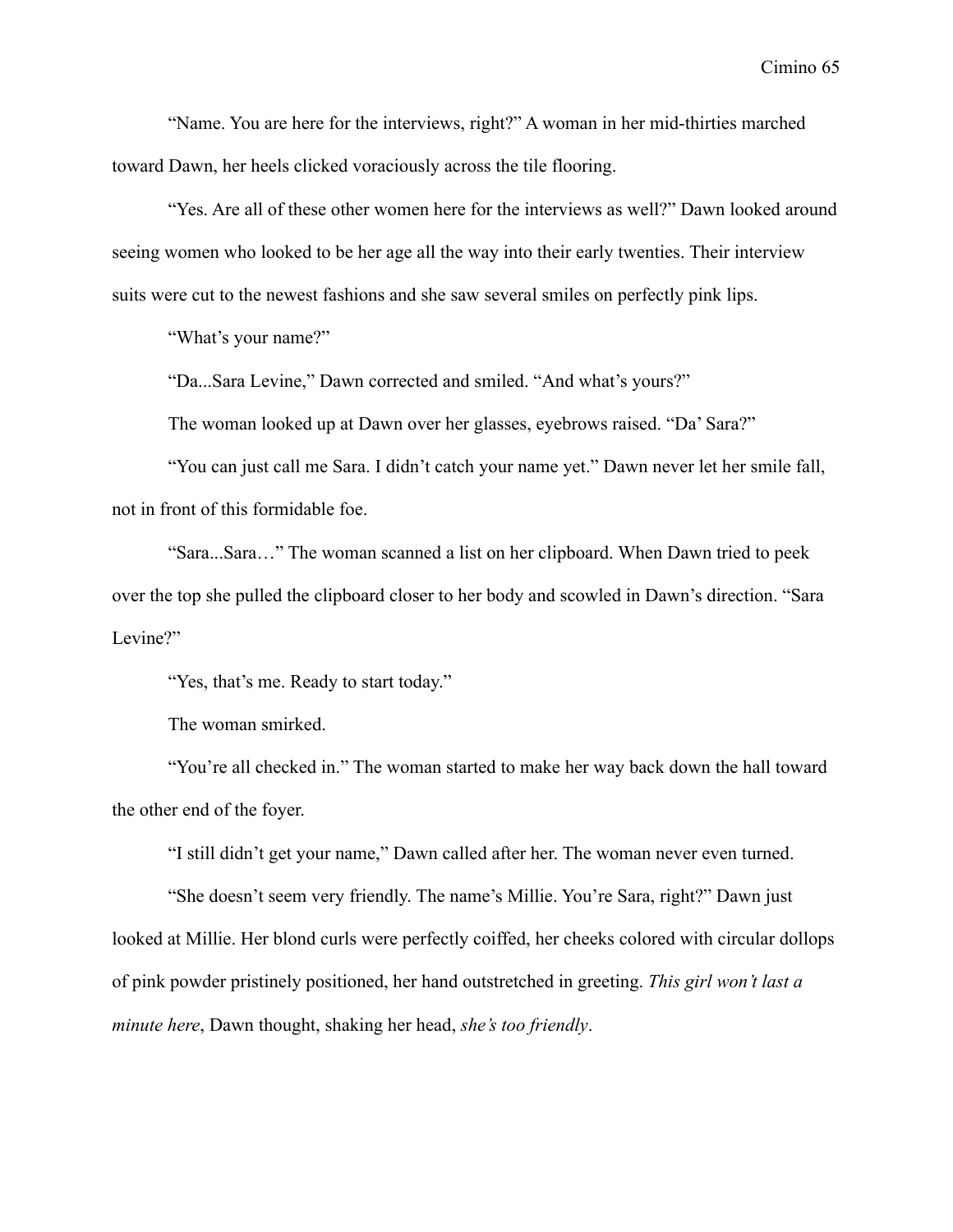"Name. You are here for the interviews, right?" A woman in her mid-thirties marched toward Dawn, her heels clicked voraciously across the tile flooring.

"Yes. Are all of these other women here for the interviews as well?" Dawn looked around seeing women who looked to be her age all the way into their early twenties. Their interview suits were cut to the newest fashions and she saw several smiles on perfectly pink lips.

"What's your name?"

"Da...Sara Levine," Dawn corrected and smiled. "And what's yours?"

The woman looked up at Dawn over her glasses, eyebrows raised. "Da' Sara?"

"You can just call me Sara. I didn't catch your name yet." Dawn never let her smile fall, not in front of this formidable foe.

"Sara...Sara…" The woman scanned a list on her clipboard. When Dawn tried to peek over the top she pulled the clipboard closer to her body and scowled in Dawn's direction. "Sara Levine?"

"Yes, that's me. Ready to start today."

The woman smirked.

"You're all checked in." The woman started to make her way back down the hall toward the other end of the foyer.

"I still didn't get your name," Dawn called after her. The woman never even turned.

"She doesn't seem very friendly. The name's Millie. You're Sara, right?" Dawn just looked at Millie. Her blond curls were perfectly coiffed, her cheeks colored with circular dollops of pink powder pristinely positioned, her hand outstretched in greeting. *This girl won't last a minute here*, Dawn thought, shaking her head, *she's too friendly*.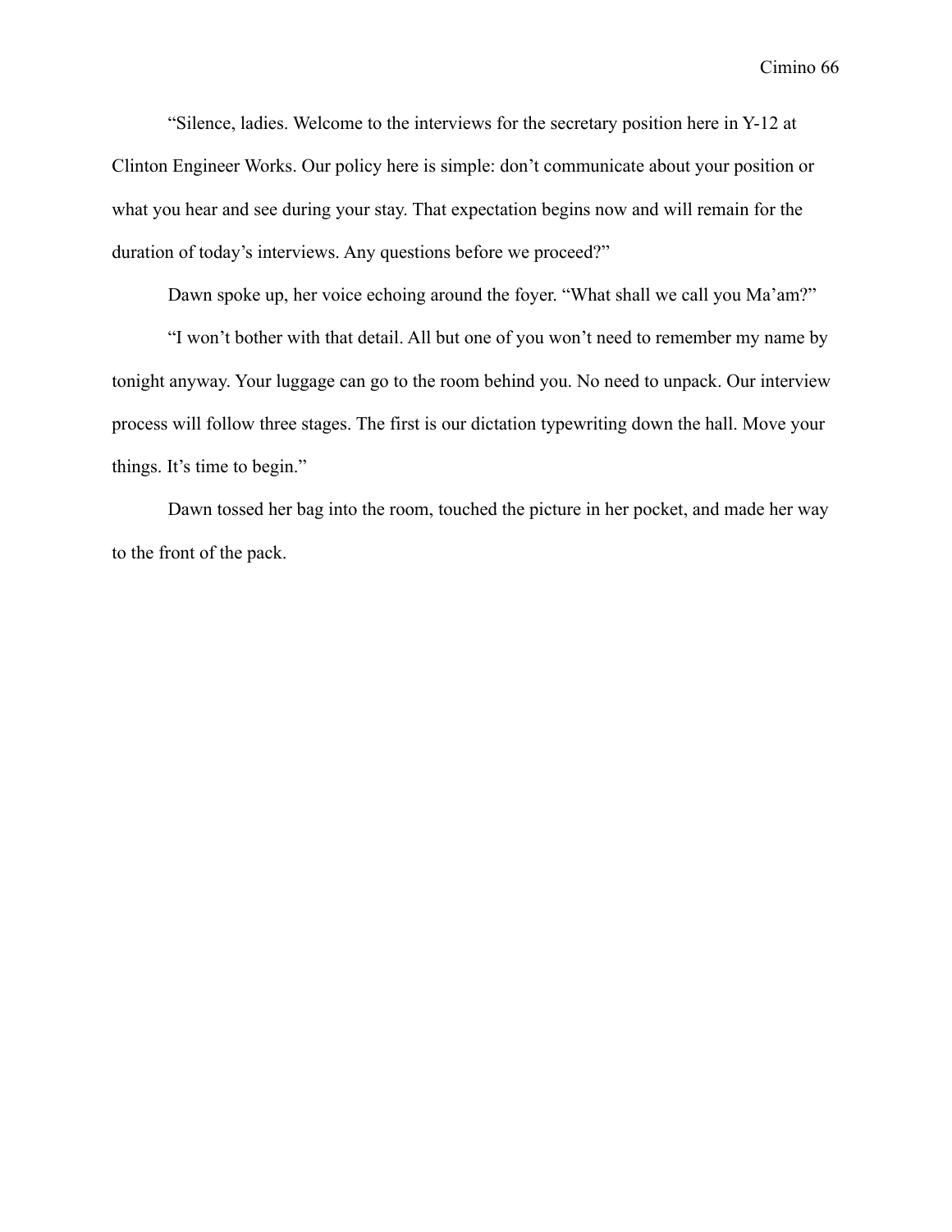"Silence, ladies. Welcome to the interviews for the secretary position here in Y-12 at Clinton Engineer Works. Our policy here is simple: don't communicate about your position or what you hear and see during your stay. That expectation begins now and will remain for the duration of today's interviews. Any questions before we proceed?"

Dawn spoke up, her voice echoing around the foyer. "What shall we call you Ma'am?"

"I won't bother with that detail. All but one of you won't need to remember my name by tonight anyway. Your luggage can go to the room behind you. No need to unpack. Our interview process will follow three stages. The first is our dictation typewriting down the hall. Move your things. It's time to begin."

Dawn tossed her bag into the room, touched the picture in her pocket, and made her way to the front of the pack.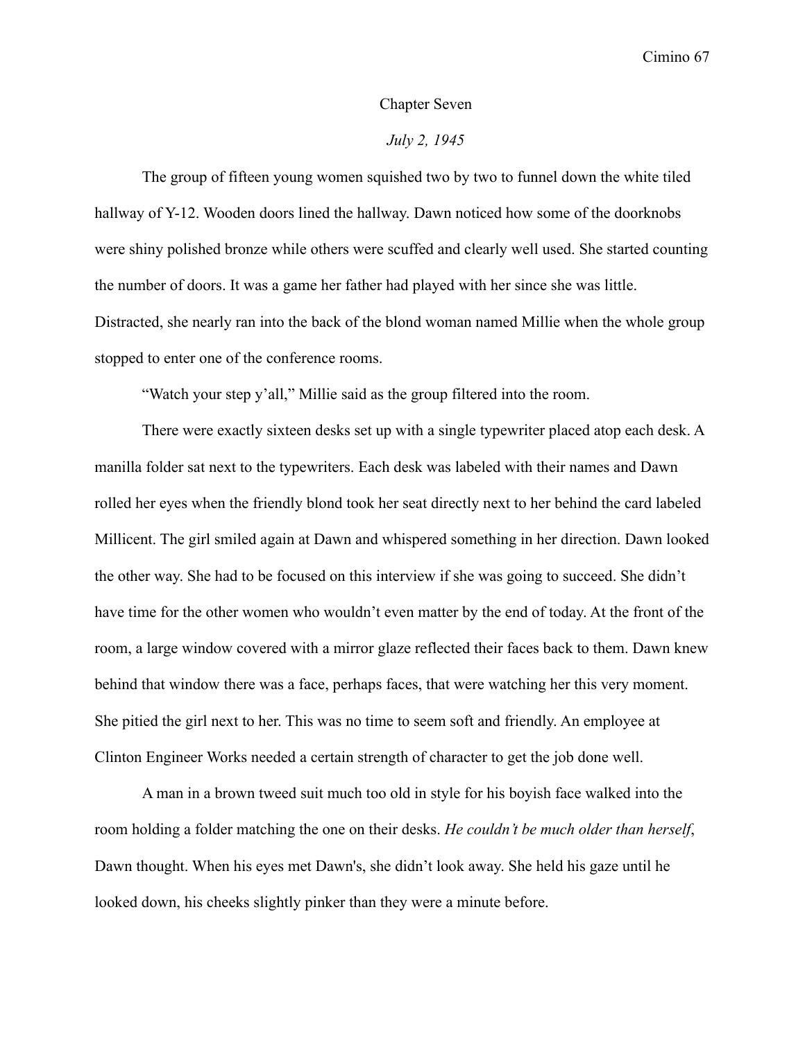# Chapter Seven

*July 2, 1945*

The group of fifteen young women squished two by two to funnel down the white tiled hallway of Y-12. Wooden doors lined the hallway. Dawn noticed how some of the doorknobs were shiny polished bronze while others were scuffed and clearly well used. She started counting the number of doors. It was a game her father had played with her since she was little. Distracted, she nearly ran into the back of the blond woman named Millie when the whole group stopped to enter one of the conference rooms.

"Watch your step y'all," Millie said as the group filtered into the room.

There were exactly sixteen desks set up with a single typewriter placed atop each desk. A manilla folder sat next to the typewriters. Each desk was labeled with their names and Dawn rolled her eyes when the friendly blond took her seat directly next to her behind the card labeled Millicent. The girl smiled again at Dawn and whispered something in her direction. Dawn looked the other way. She had to be focused on this interview if she was going to succeed. She didn't have time for the other women who wouldn't even matter by the end of today. At the front of the room, a large window covered with a mirror glaze reflected their faces back to them. Dawn knew behind that window there was a face, perhaps faces, that were watching her this very moment. She pitied the girl next to her. This was no time to seem soft and friendly. An employee at Clinton Engineer Works needed a certain strength of character to get the job done well.

A man in a brown tweed suit much too old in style for his boyish face walked into the room holding a folder matching the one on their desks. *He couldn't be much older than herself*, Dawn thought. When his eyes met Dawn's, she didn't look away. She held his gaze until he looked down, his cheeks slightly pinker than they were a minute before.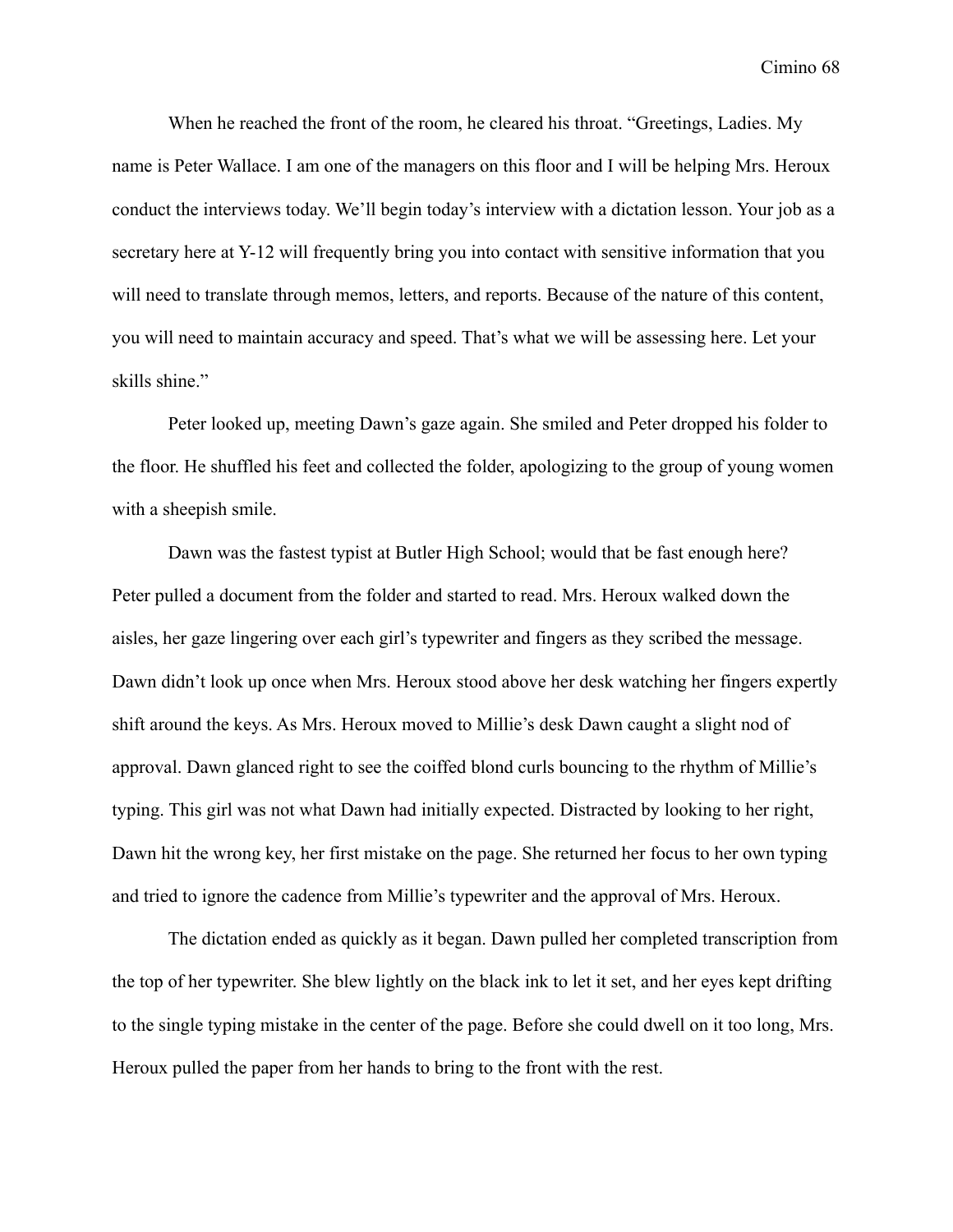When he reached the front of the room, he cleared his throat. "Greetings, Ladies. My name is Peter Wallace. I am one of the managers on this floor and I will be helping Mrs. Heroux conduct the interviews today. We'll begin today's interview with a dictation lesson. Your job as a secretary here at Y-12 will frequently bring you into contact with sensitive information that you will need to translate through memos, letters, and reports. Because of the nature of this content, you will need to maintain accuracy and speed. That's what we will be assessing here. Let your skills shine."

Peter looked up, meeting Dawn's gaze again. She smiled and Peter dropped his folder to the floor. He shuffled his feet and collected the folder, apologizing to the group of young women with a sheepish smile.

Dawn was the fastest typist at Butler High School; would that be fast enough here? Peter pulled a document from the folder and started to read. Mrs. Heroux walked down the aisles, her gaze lingering over each girl's typewriter and fingers as they scribed the message. Dawn didn't look up once when Mrs. Heroux stood above her desk watching her fingers expertly shift around the keys. As Mrs. Heroux moved to Millie's desk Dawn caught a slight nod of approval. Dawn glanced right to see the coiffed blond curls bouncing to the rhythm of Millie's typing. This girl was not what Dawn had initially expected. Distracted by looking to her right, Dawn hit the wrong key, her first mistake on the page. She returned her focus to her own typing and tried to ignore the cadence from Millie's typewriter and the approval of Mrs. Heroux.

The dictation ended as quickly as it began. Dawn pulled her completed transcription from the top of her typewriter. She blew lightly on the black ink to let it set, and her eyes kept drifting to the single typing mistake in the center of the page. Before she could dwell on it too long, Mrs. Heroux pulled the paper from her hands to bring to the front with the rest.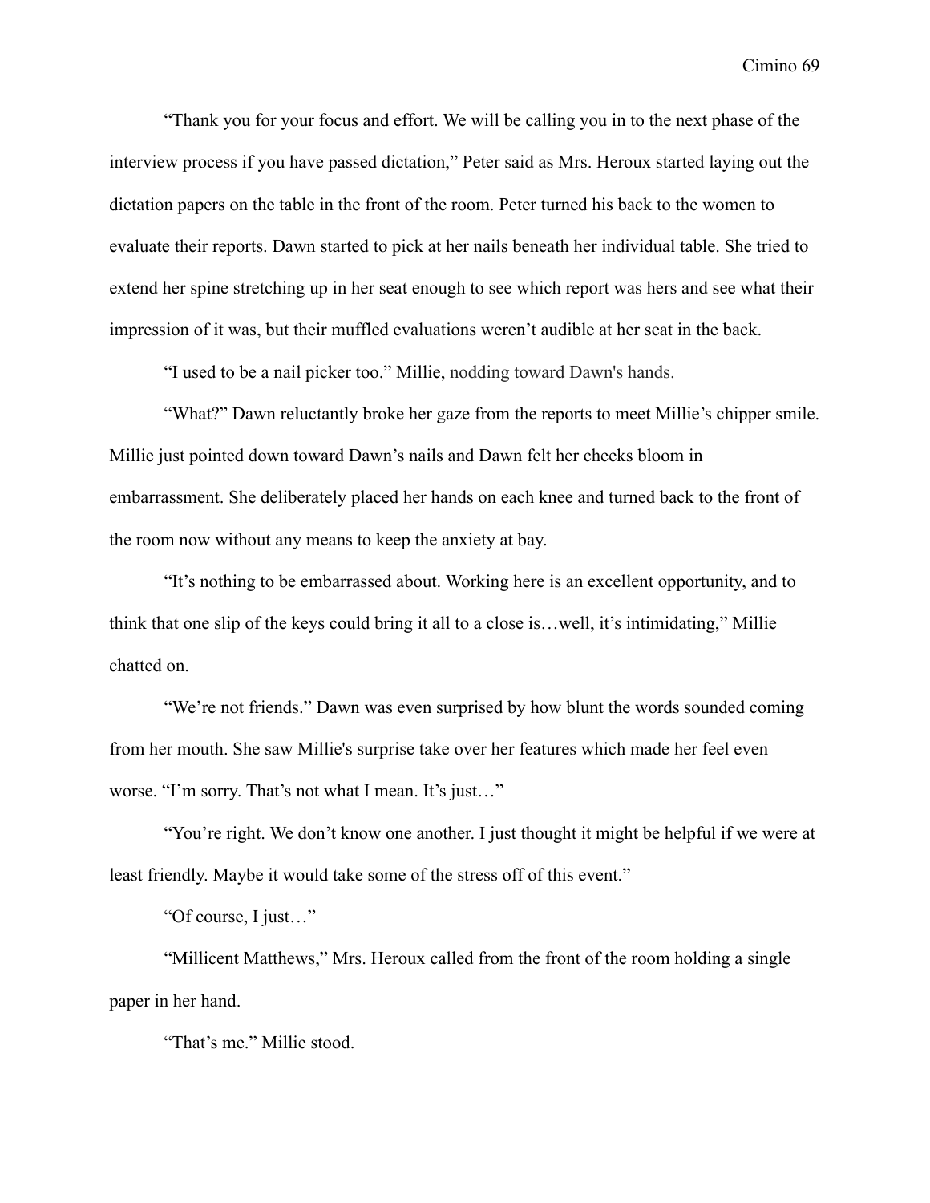"Thank you for your focus and effort. We will be calling you in to the next phase of the interview process if you have passed dictation," Peter said as Mrs. Heroux started laying out the dictation papers on the table in the front of the room. Peter turned his back to the women to evaluate their reports. Dawn started to pick at her nails beneath her individual table. She tried to extend her spine stretching up in her seat enough to see which report was hers and see what their impression of it was, but their muffled evaluations weren't audible at her seat in the back.

"I used to be a nail picker too." Millie, nodding toward Dawn's hands.

"What?" Dawn reluctantly broke her gaze from the reports to meet Millie's chipper smile. Millie just pointed down toward Dawn's nails and Dawn felt her cheeks bloom in embarrassment. She deliberately placed her hands on each knee and turned back to the front of the room now without any means to keep the anxiety at bay.

"It's nothing to be embarrassed about. Working here is an excellent opportunity, and to think that one slip of the keys could bring it all to a close is…well, it's intimidating," Millie chatted on.

"We're not friends." Dawn was even surprised by how blunt the words sounded coming from her mouth. She saw Millie's surprise take over her features which made her feel even worse. "I'm sorry. That's not what I mean. It's just…"

"You're right. We don't know one another. I just thought it might be helpful if we were at least friendly. Maybe it would take some of the stress off of this event."

"Of course, I just…"

"Millicent Matthews," Mrs. Heroux called from the front of the room holding a single paper in her hand.

"That's me." Millie stood.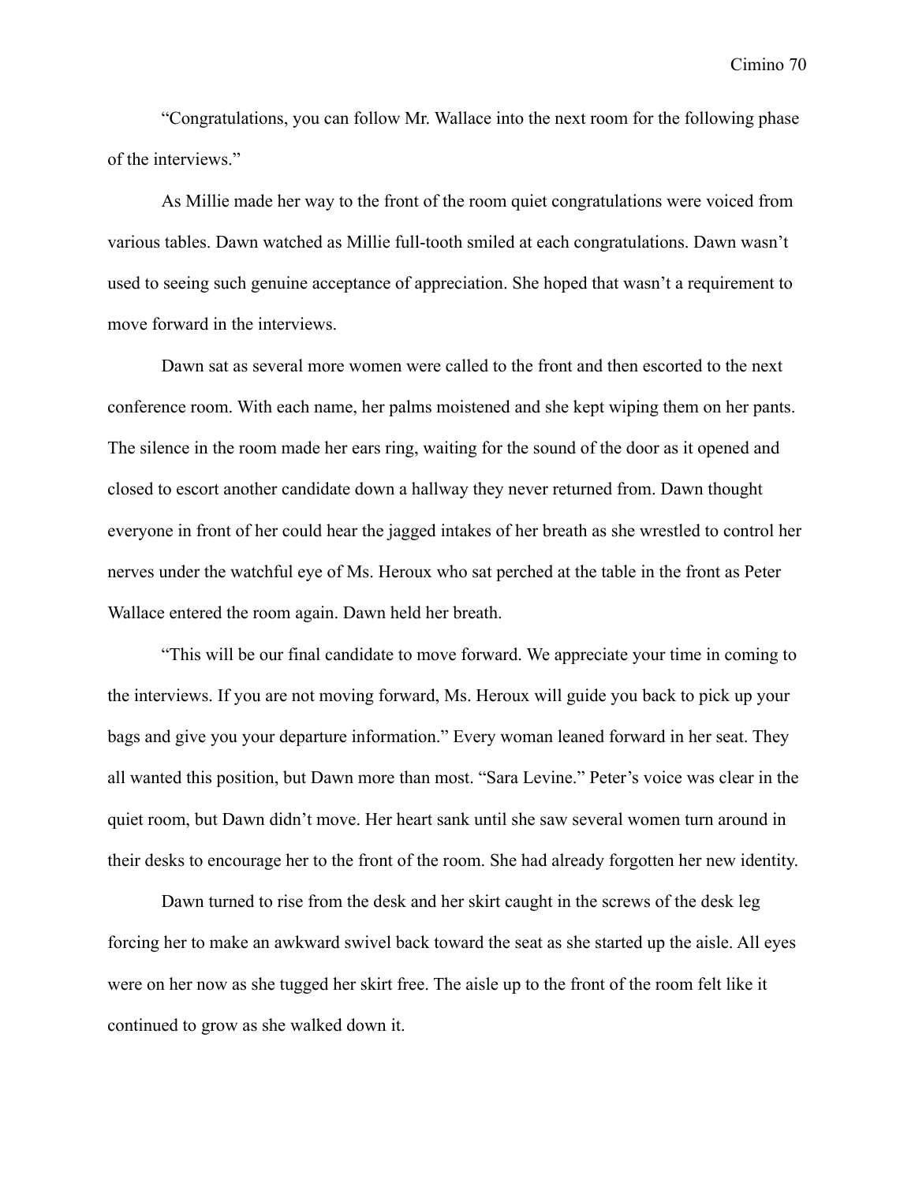"Congratulations, you can follow Mr. Wallace into the next room for the following phase of the interviews."

As Millie made her way to the front of the room quiet congratulations were voiced from various tables. Dawn watched as Millie full-tooth smiled at each congratulations. Dawn wasn't used to seeing such genuine acceptance of appreciation. She hoped that wasn't a requirement to move forward in the interviews.

Dawn sat as several more women were called to the front and then escorted to the next conference room. With each name, her palms moistened and she kept wiping them on her pants. The silence in the room made her ears ring, waiting for the sound of the door as it opened and closed to escort another candidate down a hallway they never returned from. Dawn thought everyone in front of her could hear the jagged intakes of her breath as she wrestled to control her nerves under the watchful eye of Ms. Heroux who sat perched at the table in the front as Peter Wallace entered the room again. Dawn held her breath.

"This will be our final candidate to move forward. We appreciate your time in coming to the interviews. If you are not moving forward, Ms. Heroux will guide you back to pick up your bags and give you your departure information." Every woman leaned forward in her seat. They all wanted this position, but Dawn more than most. "Sara Levine." Peter's voice was clear in the quiet room, but Dawn didn't move. Her heart sank until she saw several women turn around in their desks to encourage her to the front of the room. She had already forgotten her new identity.

Dawn turned to rise from the desk and her skirt caught in the screws of the desk leg forcing her to make an awkward swivel back toward the seat as she started up the aisle. All eyes were on her now as she tugged her skirt free. The aisle up to the front of the room felt like it continued to grow as she walked down it.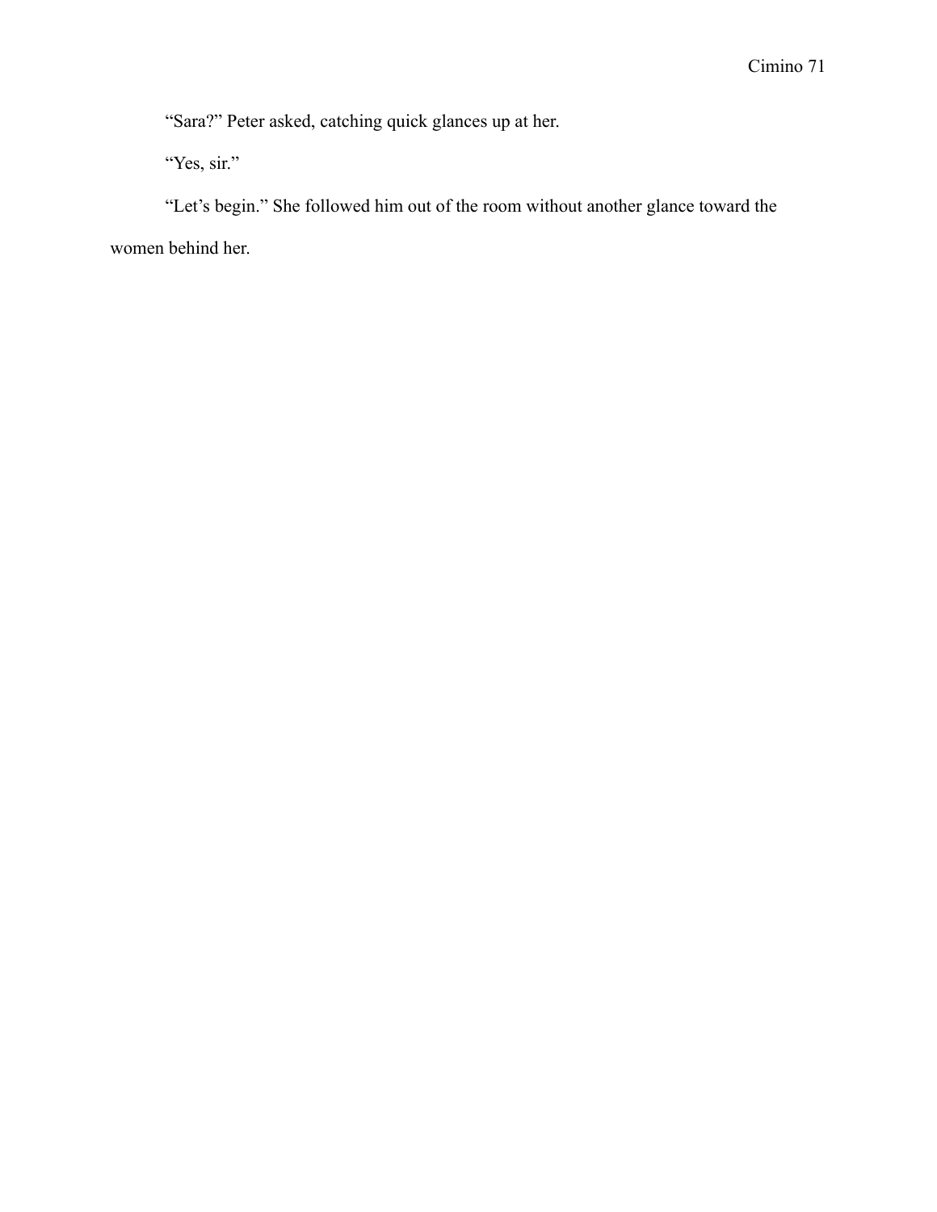"Sara?" Peter asked, catching quick glances up at her.

"Yes, sir."

"Let's begin." She followed him out of the room without another glance toward the women behind her.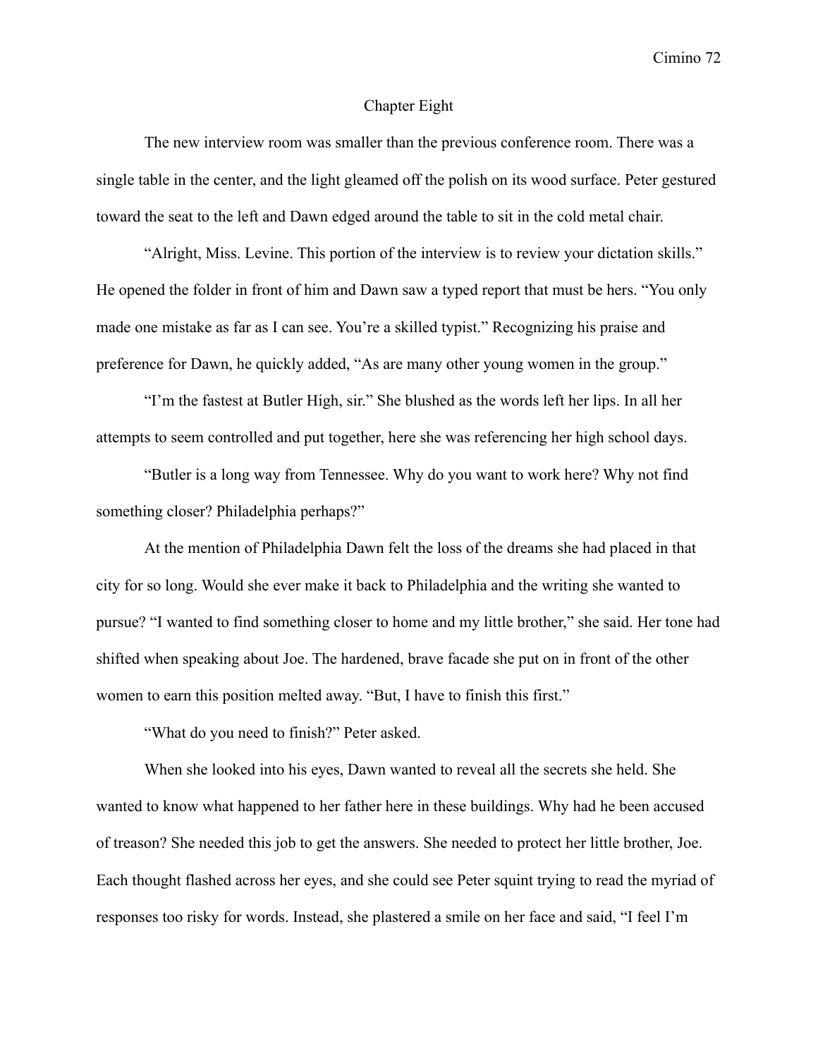## Chapter Eight

The new interview room was smaller than the previous conference room. There was a single table in the center, and the light gleamed off the polish on its wood surface. Peter gestured toward the seat to the left and Dawn edged around the table to sit in the cold metal chair.

"Alright, Miss. Levine. This portion of the interview is to review your dictation skills." He opened the folder in front of him and Dawn saw a typed report that must be hers. "You only made one mistake as far as I can see. You're a skilled typist." Recognizing his praise and preference for Dawn, he quickly added, "As are many other young women in the group."

"I'm the fastest at Butler High, sir." She blushed as the words left her lips. In all her attempts to seem controlled and put together, here she was referencing her high school days.

"Butler is a long way from Tennessee. Why do you want to work here? Why not find something closer? Philadelphia perhaps?"

At the mention of Philadelphia Dawn felt the loss of the dreams she had placed in that city for so long. Would she ever make it back to Philadelphia and the writing she wanted to pursue? "I wanted to find something closer to home and my little brother," she said. Her tone had shifted when speaking about Joe. The hardened, brave facade she put on in front of the other women to earn this position melted away. "But, I have to finish this first."

"What do you need to finish?" Peter asked.

When she looked into his eyes, Dawn wanted to reveal all the secrets she held. She wanted to know what happened to her father here in these buildings. Why had he been accused of treason? She needed this job to get the answers. She needed to protect her little brother, Joe. Each thought flashed across her eyes, and she could see Peter squint trying to read the myriad of responses too risky for words. Instead, she plastered a smile on her face and said, "I feel I'm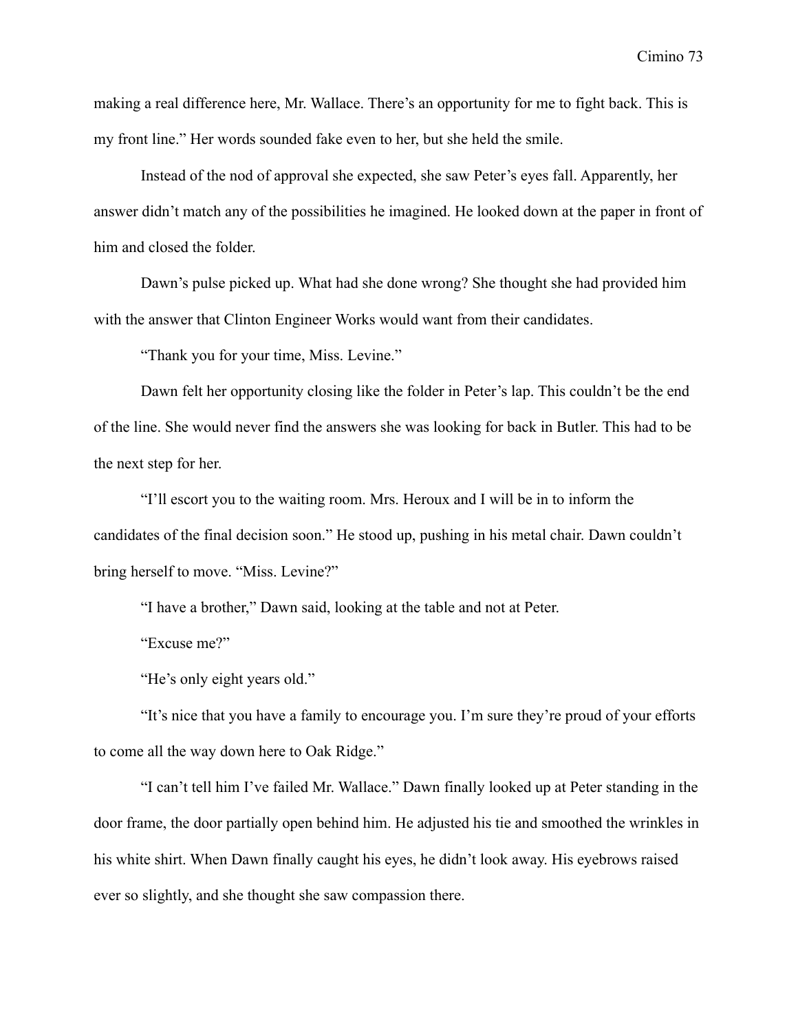making a real difference here, Mr. Wallace. There's an opportunity for me to fight back. This is my front line." Her words sounded fake even to her, but she held the smile.

Instead of the nod of approval she expected, she saw Peter's eyes fall. Apparently, her answer didn't match any of the possibilities he imagined. He looked down at the paper in front of him and closed the folder.

Dawn's pulse picked up. What had she done wrong? She thought she had provided him with the answer that Clinton Engineer Works would want from their candidates.

"Thank you for your time, Miss. Levine."

Dawn felt her opportunity closing like the folder in Peter's lap. This couldn't be the end of the line. She would never find the answers she was looking for back in Butler. This had to be the next step for her.

"I'll escort you to the waiting room. Mrs. Heroux and I will be in to inform the candidates of the final decision soon." He stood up, pushing in his metal chair. Dawn couldn't bring herself to move. "Miss. Levine?"

"I have a brother," Dawn said, looking at the table and not at Peter.

"Excuse me?"

"He's only eight years old."

"It's nice that you have a family to encourage you. I'm sure they're proud of your efforts to come all the way down here to Oak Ridge."

"I can't tell him I've failed Mr. Wallace." Dawn finally looked up at Peter standing in the door frame, the door partially open behind him. He adjusted his tie and smoothed the wrinkles in his white shirt. When Dawn finally caught his eyes, he didn't look away. His eyebrows raised ever so slightly, and she thought she saw compassion there.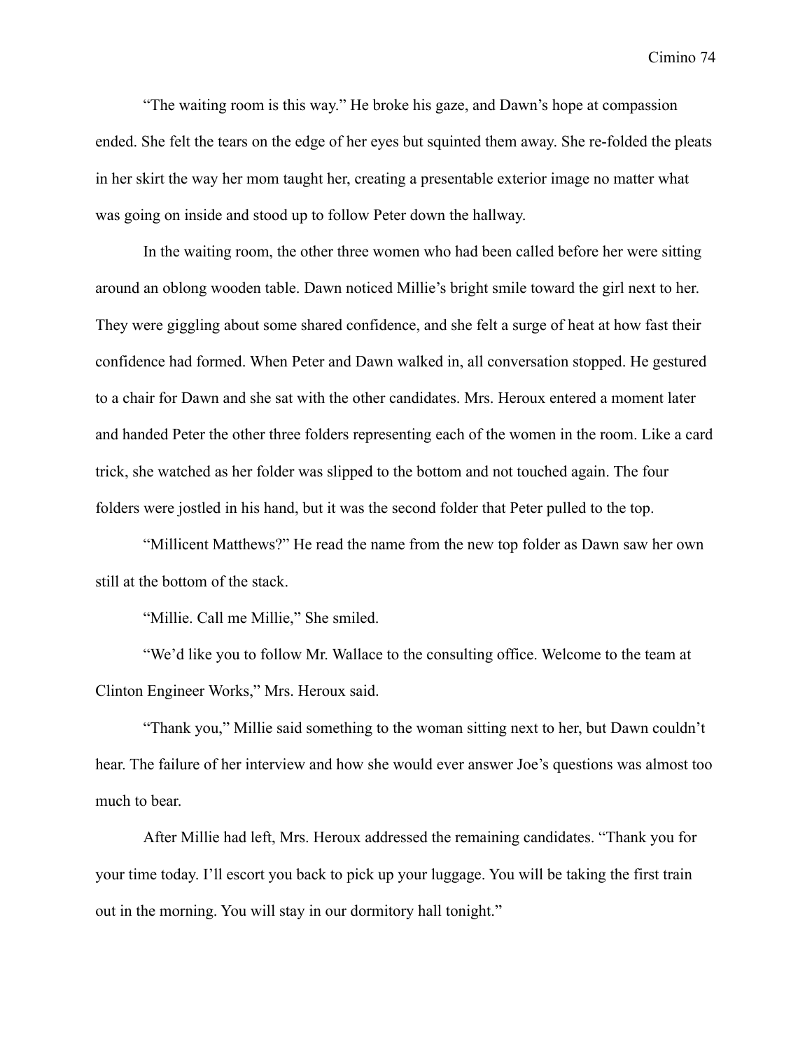"The waiting room is this way." He broke his gaze, and Dawn's hope at compassion ended. She felt the tears on the edge of her eyes but squinted them away. She re-folded the pleats in her skirt the way her mom taught her, creating a presentable exterior image no matter what was going on inside and stood up to follow Peter down the hallway.

In the waiting room, the other three women who had been called before her were sitting around an oblong wooden table. Dawn noticed Millie's bright smile toward the girl next to her. They were giggling about some shared confidence, and she felt a surge of heat at how fast their confidence had formed. When Peter and Dawn walked in, all conversation stopped. He gestured to a chair for Dawn and she sat with the other candidates. Mrs. Heroux entered a moment later and handed Peter the other three folders representing each of the women in the room. Like a card trick, she watched as her folder was slipped to the bottom and not touched again. The four folders were jostled in his hand, but it was the second folder that Peter pulled to the top.

"Millicent Matthews?" He read the name from the new top folder as Dawn saw her own still at the bottom of the stack.

"Millie. Call me Millie," She smiled.

"We'd like you to follow Mr. Wallace to the consulting office. Welcome to the team at Clinton Engineer Works," Mrs. Heroux said.

"Thank you," Millie said something to the woman sitting next to her, but Dawn couldn't hear. The failure of her interview and how she would ever answer Joe's questions was almost too much to bear.

After Millie had left, Mrs. Heroux addressed the remaining candidates. "Thank you for your time today. I'll escort you back to pick up your luggage. You will be taking the first train out in the morning. You will stay in our dormitory hall tonight."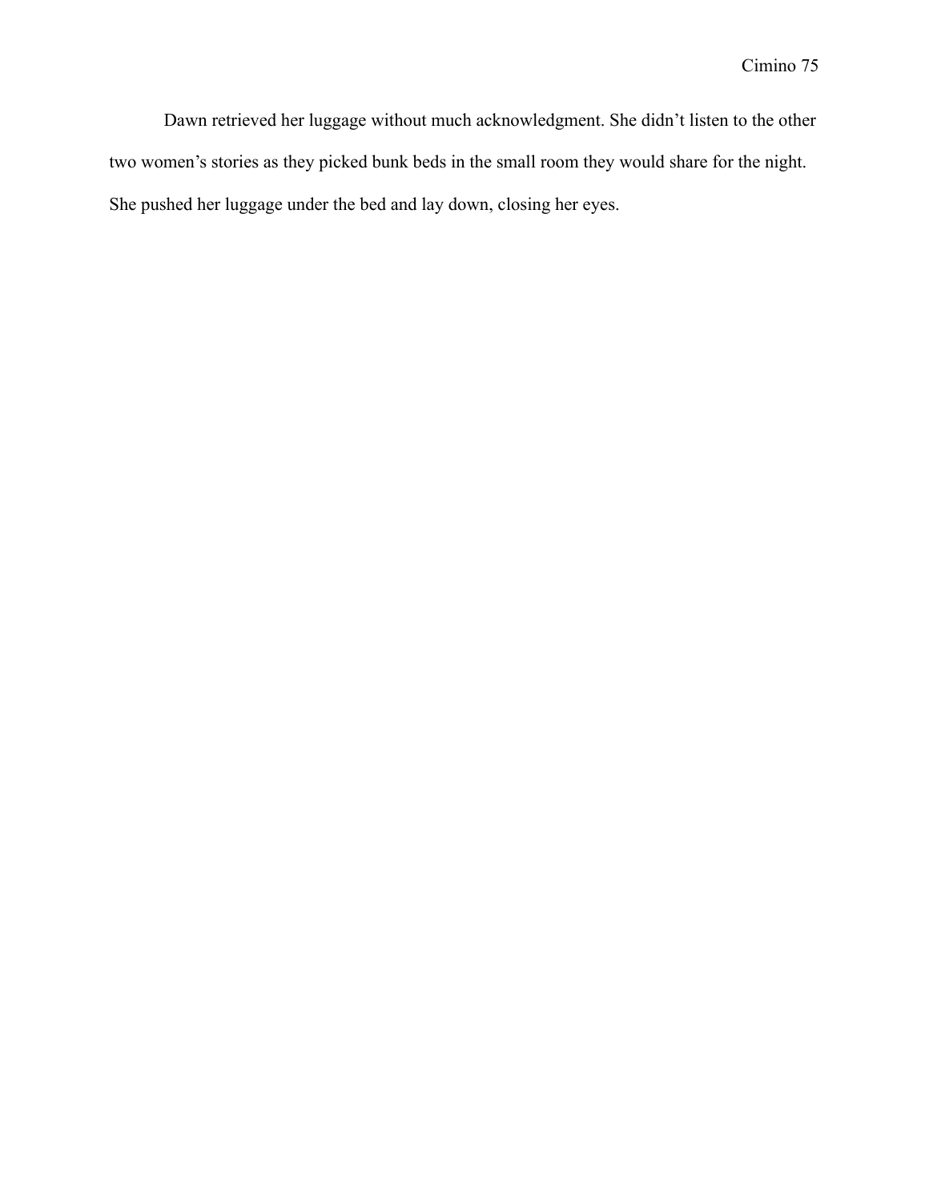Dawn retrieved her luggage without much acknowledgment. She didn't listen to the other two women's stories as they picked bunk beds in the small room they would share for the night. She pushed her luggage under the bed and lay down, closing her eyes.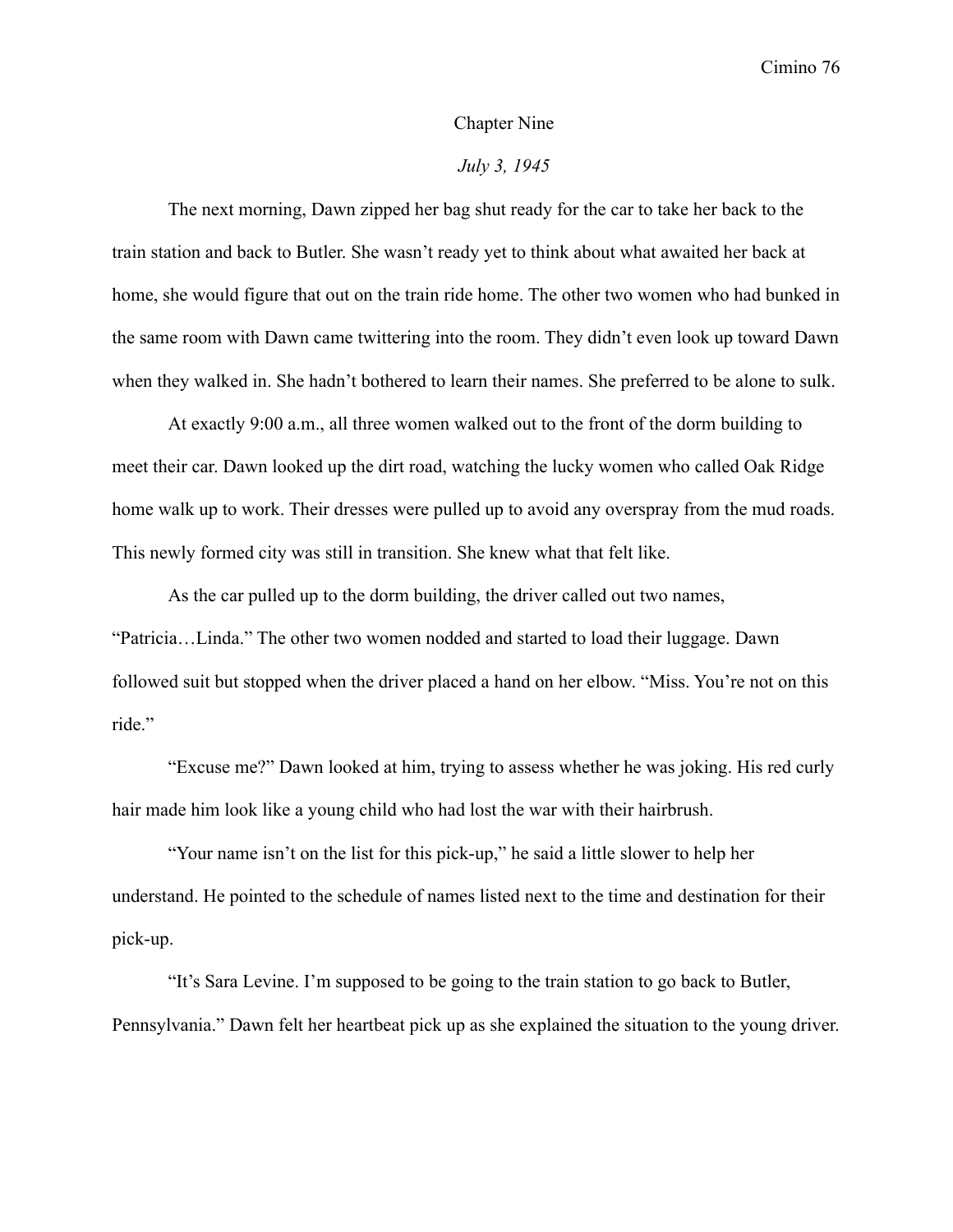## Chapter Nine

*July 3, 1945*

The next morning, Dawn zipped her bag shut ready for the car to take her back to the train station and back to Butler. She wasn't ready yet to think about what awaited her back at home, she would figure that out on the train ride home. The other two women who had bunked in the same room with Dawn came twittering into the room. They didn't even look up toward Dawn when they walked in. She hadn't bothered to learn their names. She preferred to be alone to sulk.

At exactly 9:00 a.m., all three women walked out to the front of the dorm building to meet their car. Dawn looked up the dirt road, watching the lucky women who called Oak Ridge home walk up to work. Their dresses were pulled up to avoid any overspray from the mud roads. This newly formed city was still in transition. She knew what that felt like.

As the car pulled up to the dorm building, the driver called out two names, "Patricia…Linda." The other two women nodded and started to load their luggage. Dawn followed suit but stopped when the driver placed a hand on her elbow. "Miss. You're not on this ride."

"Excuse me?" Dawn looked at him, trying to assess whether he was joking. His red curly hair made him look like a young child who had lost the war with their hairbrush.

"Your name isn't on the list for this pick-up," he said a little slower to help her understand. He pointed to the schedule of names listed next to the time and destination for their pick-up.

"It's Sara Levine. I'm supposed to be going to the train station to go back to Butler, Pennsylvania." Dawn felt her heartbeat pick up as she explained the situation to the young driver.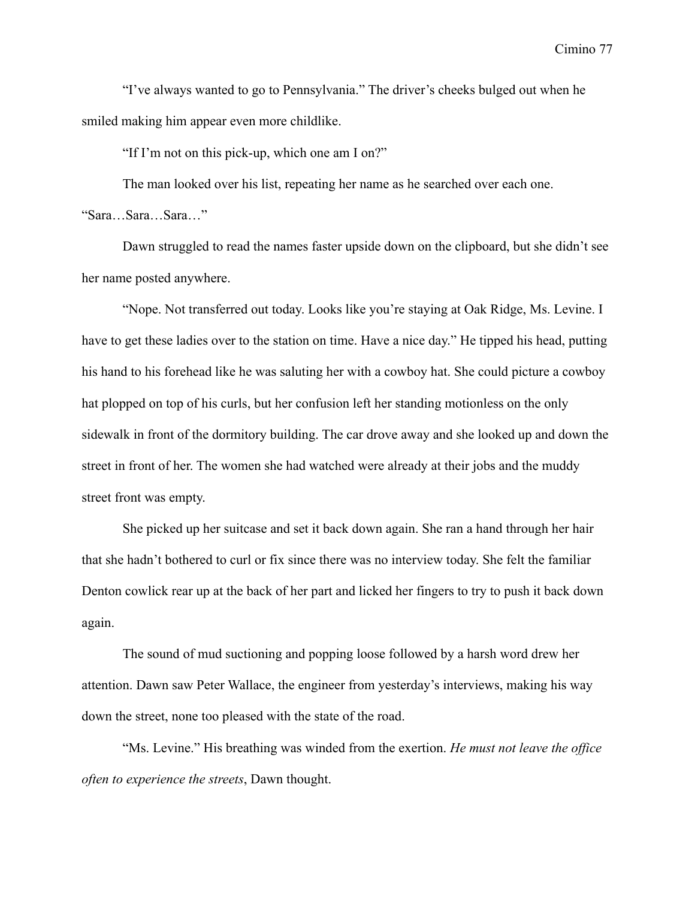"I've always wanted to go to Pennsylvania." The driver's cheeks bulged out when he smiled making him appear even more childlike.

"If I'm not on this pick-up, which one am I on?"

The man looked over his list, repeating her name as he searched over each one. "Sara…Sara…Sara…"

Dawn struggled to read the names faster upside down on the clipboard, but she didn't see her name posted anywhere.

"Nope. Not transferred out today. Looks like you're staying at Oak Ridge, Ms. Levine. I have to get these ladies over to the station on time. Have a nice day." He tipped his head, putting his hand to his forehead like he was saluting her with a cowboy hat. She could picture a cowboy hat plopped on top of his curls, but her confusion left her standing motionless on the only sidewalk in front of the dormitory building. The car drove away and she looked up and down the street in front of her. The women she had watched were already at their jobs and the muddy street front was empty.

She picked up her suitcase and set it back down again. She ran a hand through her hair that she hadn't bothered to curl or fix since there was no interview today. She felt the familiar Denton cowlick rear up at the back of her part and licked her fingers to try to push it back down again.

The sound of mud suctioning and popping loose followed by a harsh word drew her attention. Dawn saw Peter Wallace, the engineer from yesterday's interviews, making his way down the street, none too pleased with the state of the road.

"Ms. Levine." His breathing was winded from the exertion. *He must not leave the office often to experience the streets*, Dawn thought.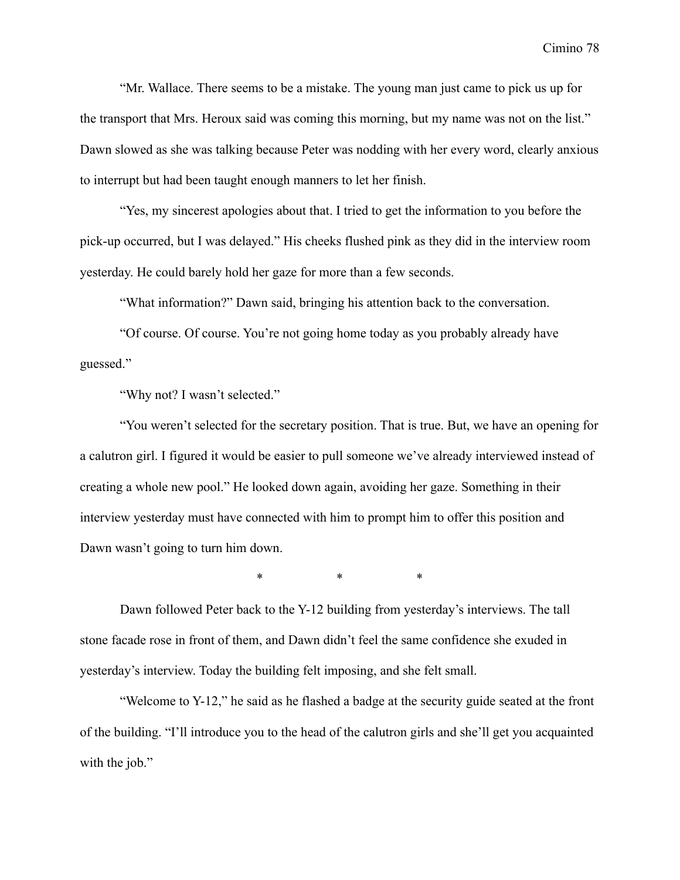"Mr. Wallace. There seems to be a mistake. The young man just came to pick us up for the transport that Mrs. Heroux said was coming this morning, but my name was not on the list." Dawn slowed as she was talking because Peter was nodding with her every word, clearly anxious to interrupt but had been taught enough manners to let her finish.

"Yes, my sincerest apologies about that. I tried to get the information to you before the pick-up occurred, but I was delayed." His cheeks flushed pink as they did in the interview room yesterday. He could barely hold her gaze for more than a few seconds.

"What information?" Dawn said, bringing his attention back to the conversation.

"Of course. Of course. You're not going home today as you probably already have guessed."

"Why not? I wasn't selected."

"You weren't selected for the secretary position. That is true. But, we have an opening for a calutron girl. I figured it would be easier to pull someone we've already interviewed instead of creating a whole new pool." He looked down again, avoiding her gaze. Something in their interview yesterday must have connected with him to prompt him to offer this position and Dawn wasn't going to turn him down.

\* \* \*

Dawn followed Peter back to the Y-12 building from yesterday's interviews. The tall stone facade rose in front of them, and Dawn didn't feel the same confidence she exuded in yesterday's interview. Today the building felt imposing, and she felt small.

"Welcome to Y-12," he said as he flashed a badge at the security guide seated at the front of the building. "I'll introduce you to the head of the calutron girls and she'll get you acquainted with the job."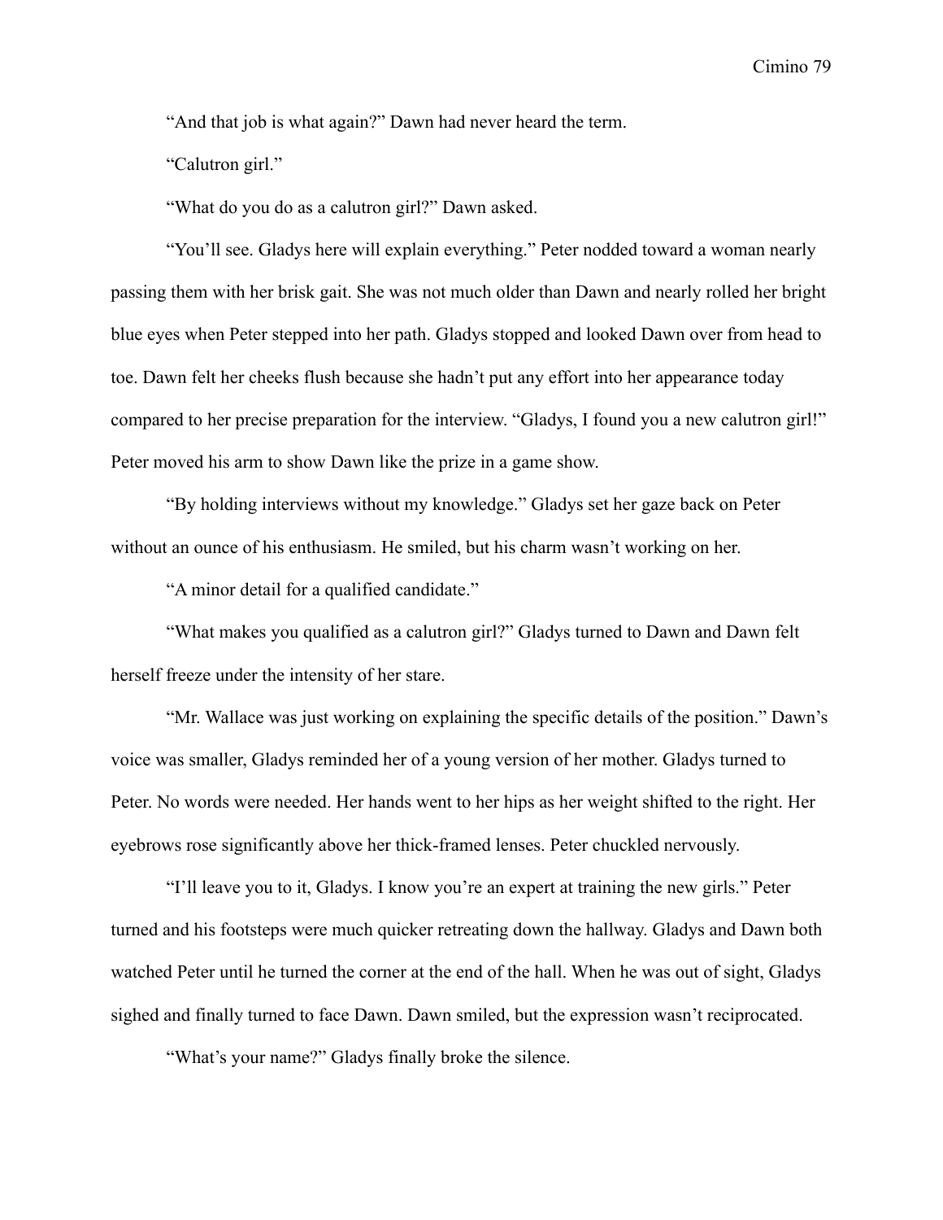"And that job is what again?" Dawn had never heard the term.

"Calutron girl."

"What do you do as a calutron girl?" Dawn asked.

"You'll see. Gladys here will explain everything." Peter nodded toward a woman nearly passing them with her brisk gait. She was not much older than Dawn and nearly rolled her bright blue eyes when Peter stepped into her path. Gladys stopped and looked Dawn over from head to toe. Dawn felt her cheeks flush because she hadn't put any effort into her appearance today compared to her precise preparation for the interview. "Gladys, I found you a new calutron girl!" Peter moved his arm to show Dawn like the prize in a game show.

"By holding interviews without my knowledge." Gladys set her gaze back on Peter without an ounce of his enthusiasm. He smiled, but his charm wasn't working on her.

"A minor detail for a qualified candidate."

"What makes you qualified as a calutron girl?" Gladys turned to Dawn and Dawn felt herself freeze under the intensity of her stare.

"Mr. Wallace was just working on explaining the specific details of the position." Dawn's voice was smaller, Gladys reminded her of a young version of her mother. Gladys turned to Peter. No words were needed. Her hands went to her hips as her weight shifted to the right. Her eyebrows rose significantly above her thick-framed lenses. Peter chuckled nervously.

"I'll leave you to it, Gladys. I know you're an expert at training the new girls." Peter turned and his footsteps were much quicker retreating down the hallway. Gladys and Dawn both watched Peter until he turned the corner at the end of the hall. When he was out of sight, Gladys sighed and finally turned to face Dawn. Dawn smiled, but the expression wasn't reciprocated.

"What's your name?" Gladys finally broke the silence.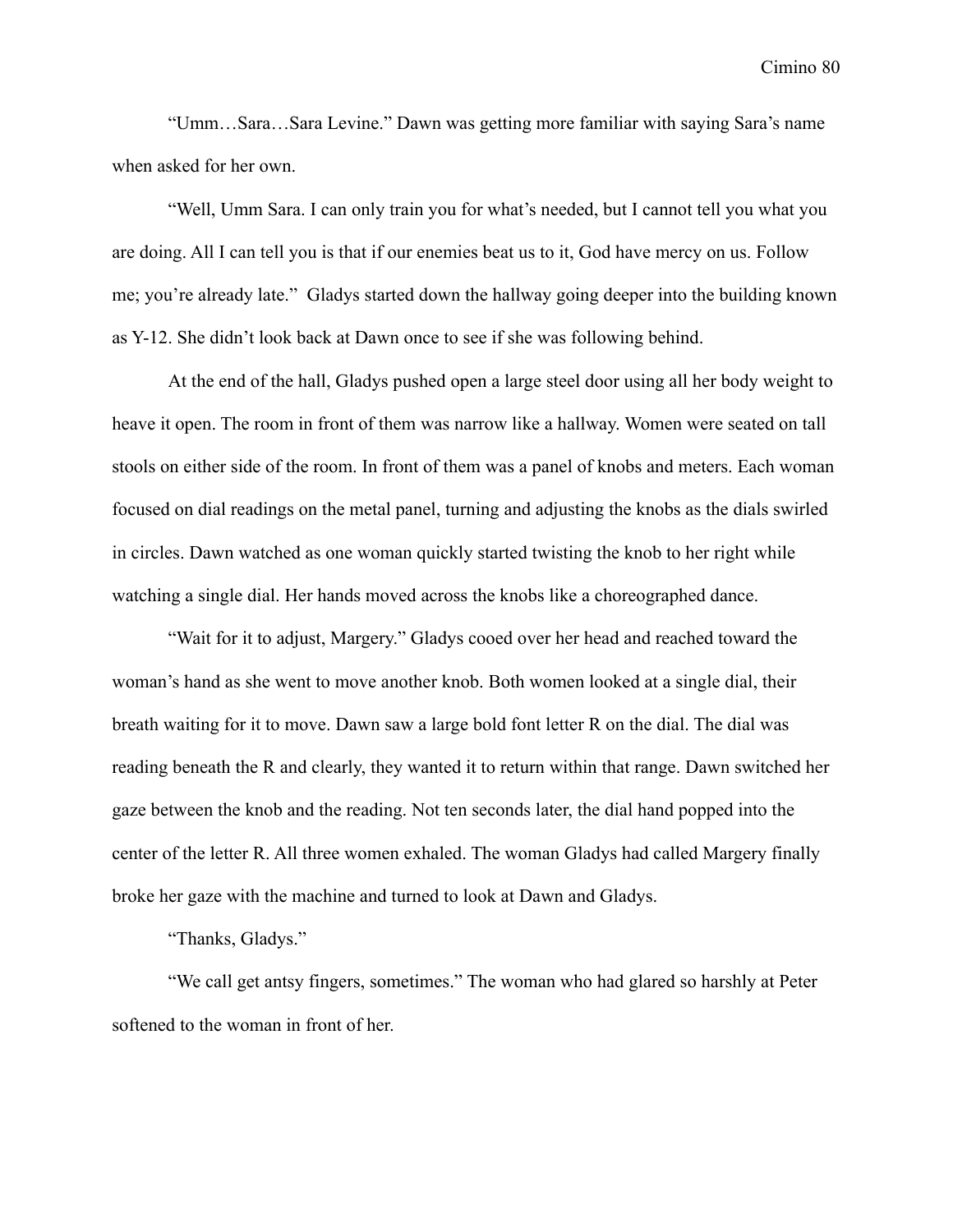"Umm…Sara…Sara Levine." Dawn was getting more familiar with saying Sara's name when asked for her own.

"Well, Umm Sara. I can only train you for what's needed, but I cannot tell you what you are doing. All I can tell you is that if our enemies beat us to it, God have mercy on us. Follow me; you're already late." Gladys started down the hallway going deeper into the building known as Y-12. She didn't look back at Dawn once to see if she was following behind.

At the end of the hall, Gladys pushed open a large steel door using all her body weight to heave it open. The room in front of them was narrow like a hallway. Women were seated on tall stools on either side of the room. In front of them was a panel of knobs and meters. Each woman focused on dial readings on the metal panel, turning and adjusting the knobs as the dials swirled in circles. Dawn watched as one woman quickly started twisting the knob to her right while watching a single dial. Her hands moved across the knobs like a choreographed dance.

"Wait for it to adjust, Margery." Gladys cooed over her head and reached toward the woman's hand as she went to move another knob. Both women looked at a single dial, their breath waiting for it to move. Dawn saw a large bold font letter R on the dial. The dial was reading beneath the R and clearly, they wanted it to return within that range. Dawn switched her gaze between the knob and the reading. Not ten seconds later, the dial hand popped into the center of the letter R. All three women exhaled. The woman Gladys had called Margery finally broke her gaze with the machine and turned to look at Dawn and Gladys.

"Thanks, Gladys."

"We call get antsy fingers, sometimes." The woman who had glared so harshly at Peter softened to the woman in front of her.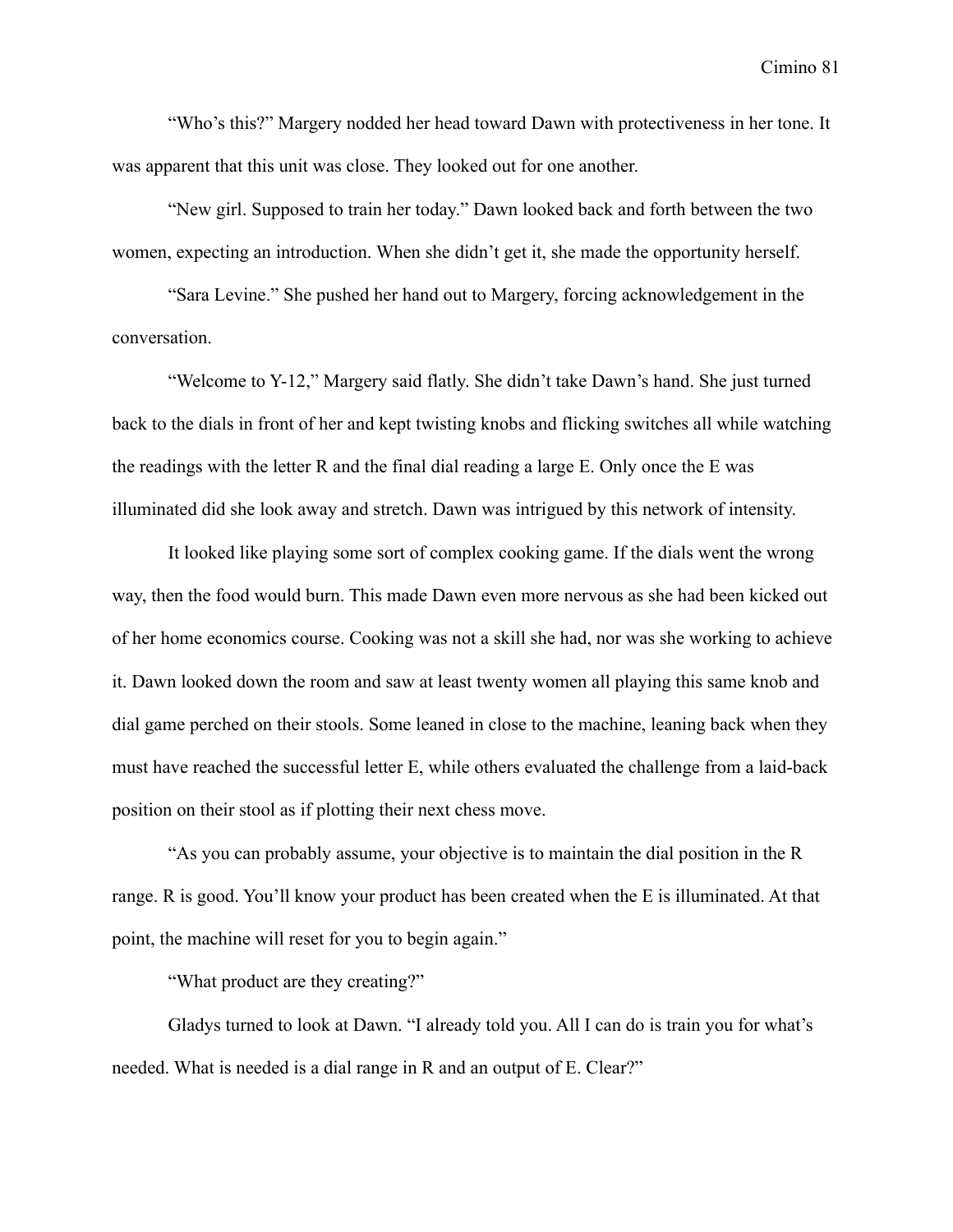"Who's this?" Margery nodded her head toward Dawn with protectiveness in her tone. It was apparent that this unit was close. They looked out for one another.

"New girl. Supposed to train her today." Dawn looked back and forth between the two women, expecting an introduction. When she didn't get it, she made the opportunity herself.

"Sara Levine." She pushed her hand out to Margery, forcing acknowledgement in the conversation.

"Welcome to Y-12," Margery said flatly. She didn't take Dawn's hand. She just turned back to the dials in front of her and kept twisting knobs and flicking switches all while watching the readings with the letter R and the final dial reading a large E. Only once the E was illuminated did she look away and stretch. Dawn was intrigued by this network of intensity.

It looked like playing some sort of complex cooking game. If the dials went the wrong way, then the food would burn. This made Dawn even more nervous as she had been kicked out of her home economics course. Cooking was not a skill she had, nor was she working to achieve it. Dawn looked down the room and saw at least twenty women all playing this same knob and dial game perched on their stools. Some leaned in close to the machine, leaning back when they must have reached the successful letter E, while others evaluated the challenge from a laid-back position on their stool as if plotting their next chess move.

"As you can probably assume, your objective is to maintain the dial position in the R range. R is good. You'll know your product has been created when the E is illuminated. At that point, the machine will reset for you to begin again."

"What product are they creating?"

Gladys turned to look at Dawn. "I already told you. All I can do is train you for what's needed. What is needed is a dial range in R and an output of E. Clear?"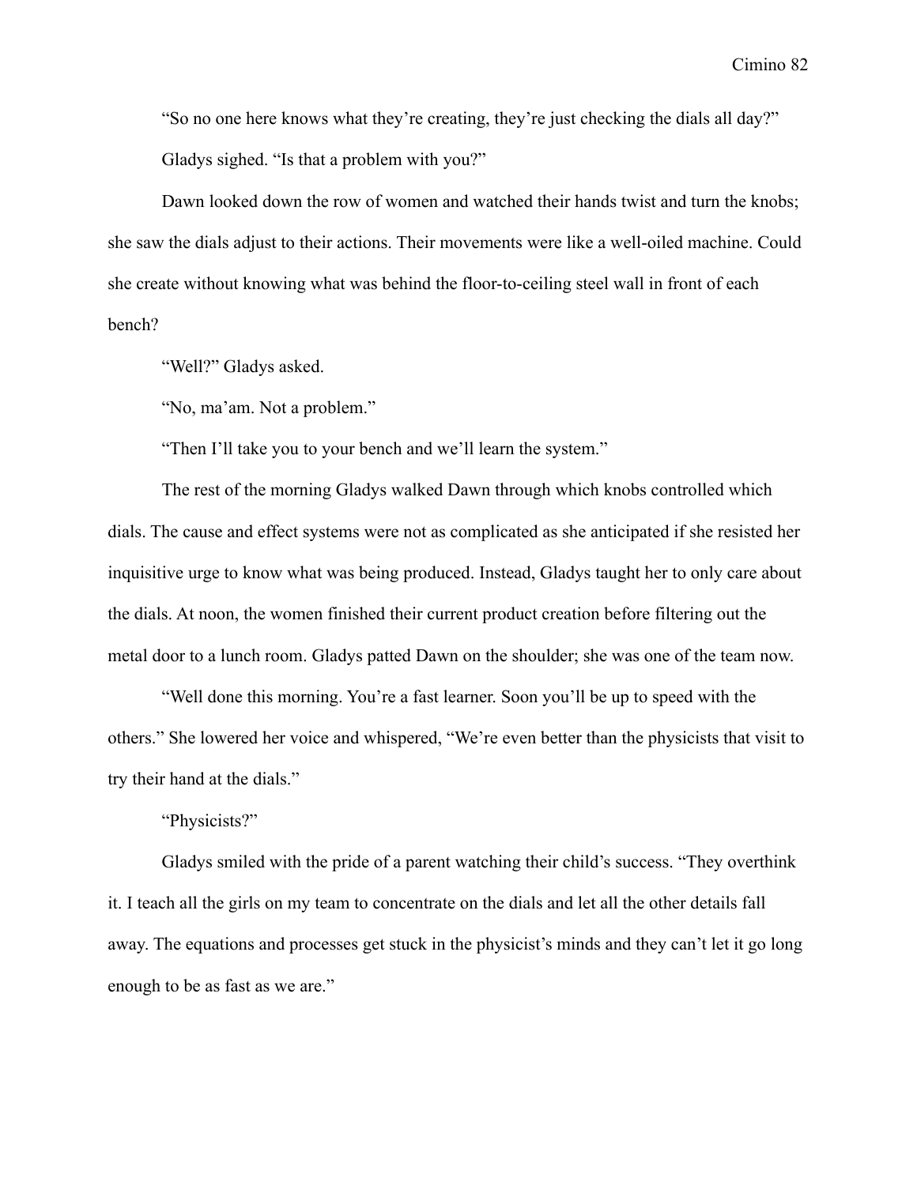"So no one here knows what they're creating, they're just checking the dials all day?"

Gladys sighed. "Is that a problem with you?"

Dawn looked down the row of women and watched their hands twist and turn the knobs; she saw the dials adjust to their actions. Their movements were like a well-oiled machine. Could she create without knowing what was behind the floor-to-ceiling steel wall in front of each bench?

"Well?" Gladys asked.

"No, ma'am. Not a problem."

"Then I'll take you to your bench and we'll learn the system."

The rest of the morning Gladys walked Dawn through which knobs controlled which dials. The cause and effect systems were not as complicated as she anticipated if she resisted her inquisitive urge to know what was being produced. Instead, Gladys taught her to only care about the dials. At noon, the women finished their current product creation before filtering out the metal door to a lunch room. Gladys patted Dawn on the shoulder; she was one of the team now.

"Well done this morning. You're a fast learner. Soon you'll be up to speed with the others." She lowered her voice and whispered, "We're even better than the physicists that visit to try their hand at the dials."

"Physicists?"

Gladys smiled with the pride of a parent watching their child's success. "They overthink it. I teach all the girls on my team to concentrate on the dials and let all the other details fall away. The equations and processes get stuck in the physicist's minds and they can't let it go long enough to be as fast as we are."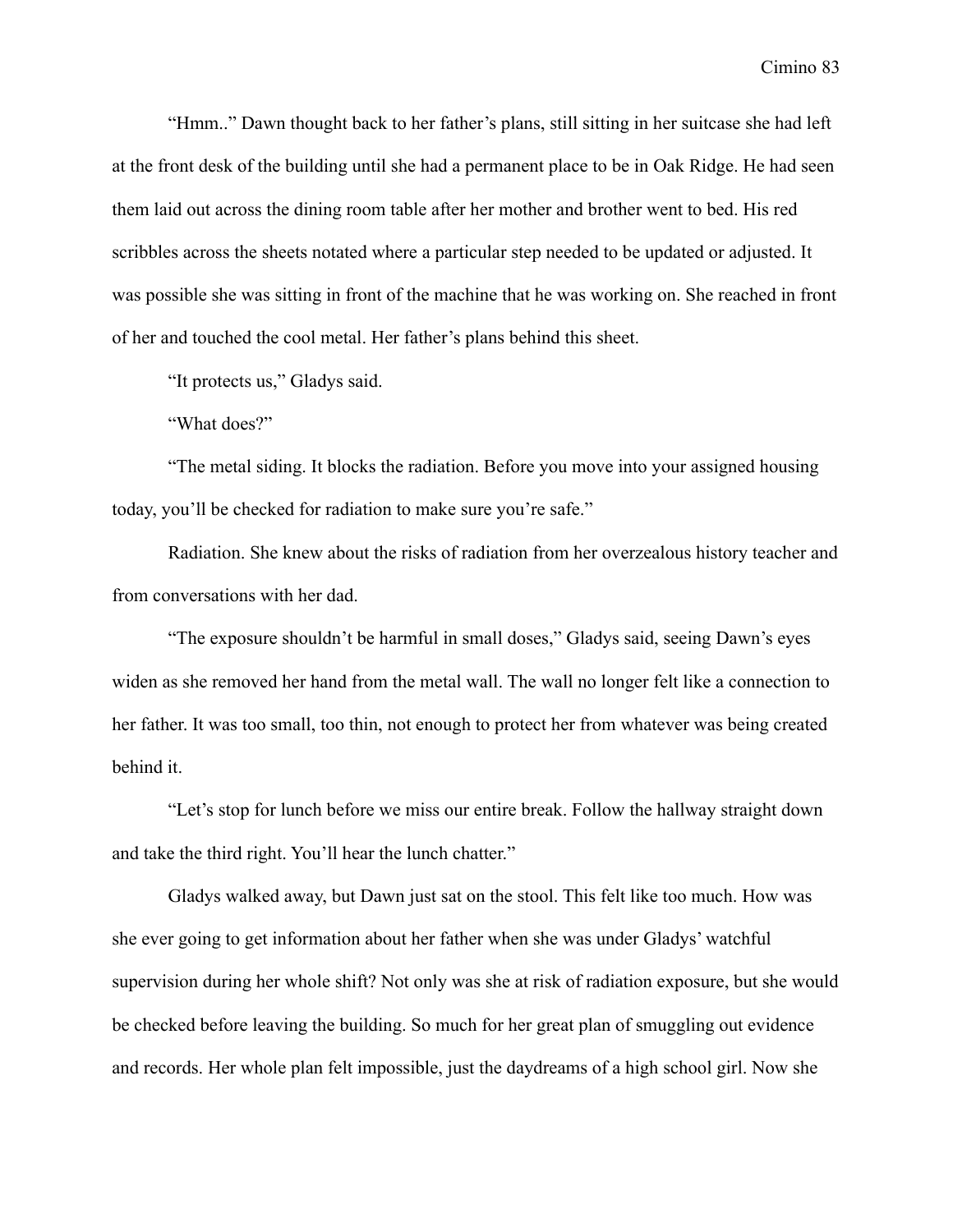“Hmm..” Dawn thought back to her father’s plans, still sitting in her suitcase she had left at the front desk of the building until she had a permanent place to be in Oak Ridge. He had seen them laid out across the dining room table after her mother and brother went to bed. His red scribbles across the sheets notated where a particular step needed to be updated or adjusted. It was possible she was sitting in front of the machine that he was working on. She reached in front of her and touched the cool metal. Her father’s plans behind this sheet.

“It protects us,” Gladys said.

“What does?”

“The metal siding. It blocks the radiation. Before you move into your assigned housing today, you’ll be checked for radiation to make sure you’re safe.”

Radiation. She knew about the risks of radiation from her overzealous history teacher and from conversations with her dad.

“The exposure shouldn’t be harmful in small doses,” Gladys said, seeing Dawn’s eyes widen as she removed her hand from the metal wall. The wall no longer felt like a connection to her father. It was too small, too thin, not enough to protect her from whatever was being created behind it.

“Let’s stop for lunch before we miss our entire break. Follow the hallway straight down and take the third right. You’ll hear the lunch chatter.”

Gladys walked away, but Dawn just sat on the stool. This felt like too much. How was she ever going to get information about her father when she was under Gladys’ watchful supervision during her whole shift? Not only was she at risk of radiation exposure, but she would be checked before leaving the building. So much for her great plan of smuggling out evidence and records. Her whole plan felt impossible, just the daydreams of a high school girl. Now she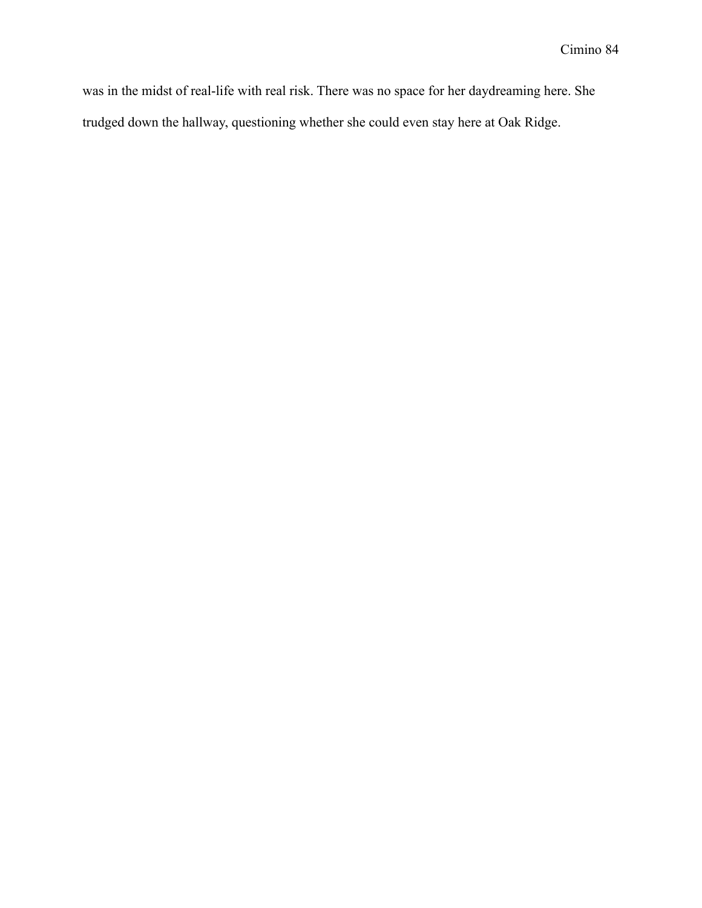was in the midst of real-life with real risk. There was no space for her daydreaming here. She trudged down the hallway, questioning whether she could even stay here at Oak Ridge.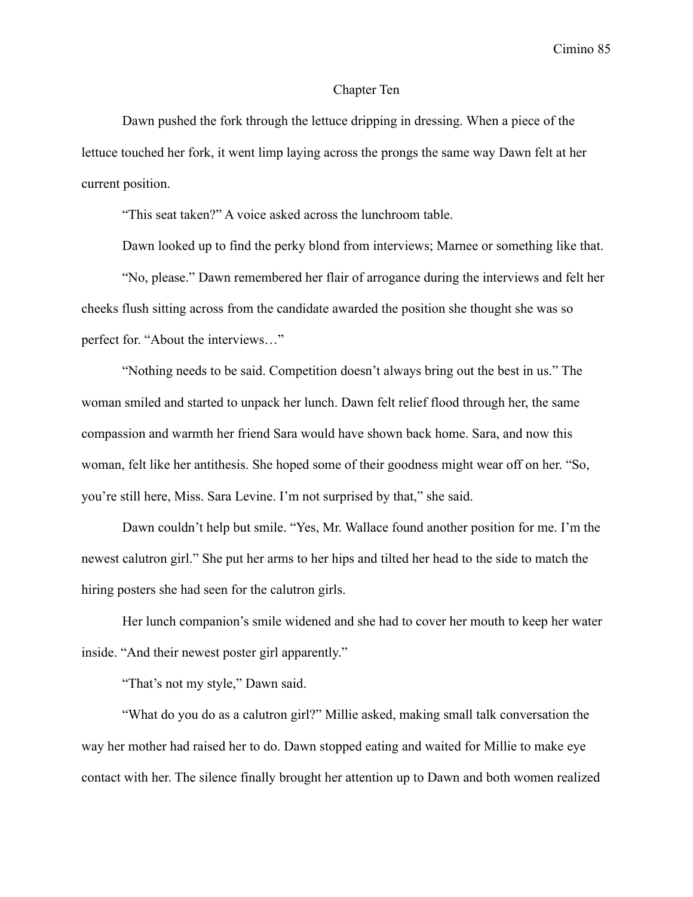## Chapter Ten

Dawn pushed the fork through the lettuce dripping in dressing. When a piece of the lettuce touched her fork, it went limp laying across the prongs the same way Dawn felt at her current position.

"This seat taken?" A voice asked across the lunchroom table.

Dawn looked up to find the perky blond from interviews; Marnee or something like that.

"No, please." Dawn remembered her flair of arrogance during the interviews and felt her cheeks flush sitting across from the candidate awarded the position she thought she was so perfect for. "About the interviews…"

"Nothing needs to be said. Competition doesn't always bring out the best in us." The woman smiled and started to unpack her lunch. Dawn felt relief flood through her, the same compassion and warmth her friend Sara would have shown back home. Sara, and now this woman, felt like her antithesis. She hoped some of their goodness might wear off on her. "So, you're still here, Miss. Sara Levine. I'm not surprised by that," she said.

Dawn couldn't help but smile. "Yes, Mr. Wallace found another position for me. I'm the newest calutron girl." She put her arms to her hips and tilted her head to the side to match the hiring posters she had seen for the calutron girls.

Her lunch companion's smile widened and she had to cover her mouth to keep her water inside. "And their newest poster girl apparently."

"That's not my style," Dawn said.

"What do you do as a calutron girl?" Millie asked, making small talk conversation the way her mother had raised her to do. Dawn stopped eating and waited for Millie to make eye contact with her. The silence finally brought her attention up to Dawn and both women realized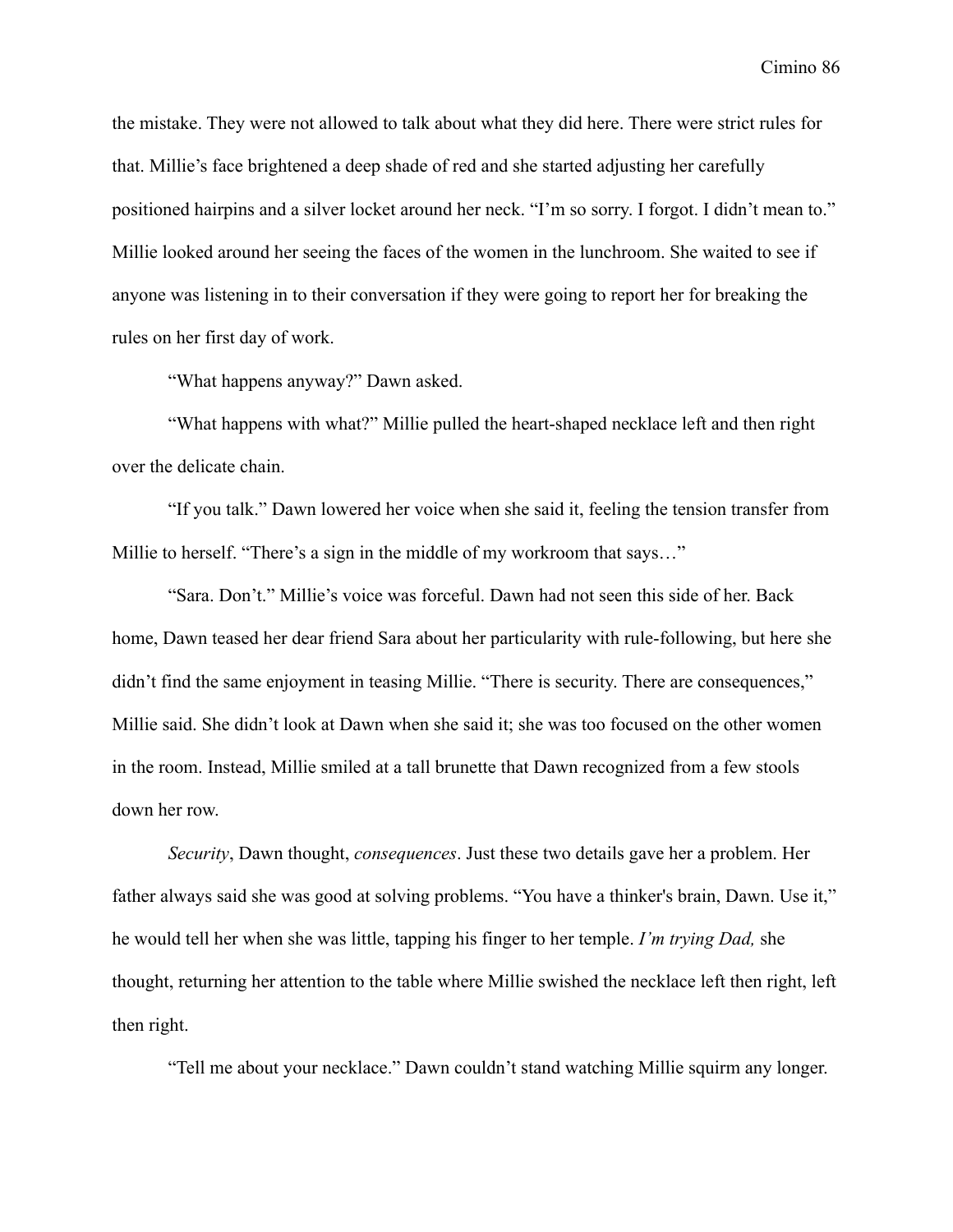the mistake. They were not allowed to talk about what they did here. There were strict rules for that. Millie's face brightened a deep shade of red and she started adjusting her carefully positioned hairpins and a silver locket around her neck. "I'm so sorry. I forgot. I didn't mean to." Millie looked around her seeing the faces of the women in the lunchroom. She waited to see if anyone was listening in to their conversation if they were going to report her for breaking the rules on her first day of work.

"What happens anyway?" Dawn asked.

"What happens with what?" Millie pulled the heart-shaped necklace left and then right over the delicate chain.

"If you talk." Dawn lowered her voice when she said it, feeling the tension transfer from Millie to herself. "There's a sign in the middle of my workroom that says…"

"Sara. Don't." Millie's voice was forceful. Dawn had not seen this side of her. Back home, Dawn teased her dear friend Sara about her particularity with rule-following, but here she didn't find the same enjoyment in teasing Millie. "There is security. There are consequences," Millie said. She didn't look at Dawn when she said it; she was too focused on the other women in the room. Instead, Millie smiled at a tall brunette that Dawn recognized from a few stools down her row.

*Security*, Dawn thought, *consequences*. Just these two details gave her a problem. Her father always said she was good at solving problems. "You have a thinker's brain, Dawn. Use it," he would tell her when she was little, tapping his finger to her temple. *I'm trying Dad,* she thought, returning her attention to the table where Millie swished the necklace left then right, left then right.

"Tell me about your necklace." Dawn couldn't stand watching Millie squirm any longer.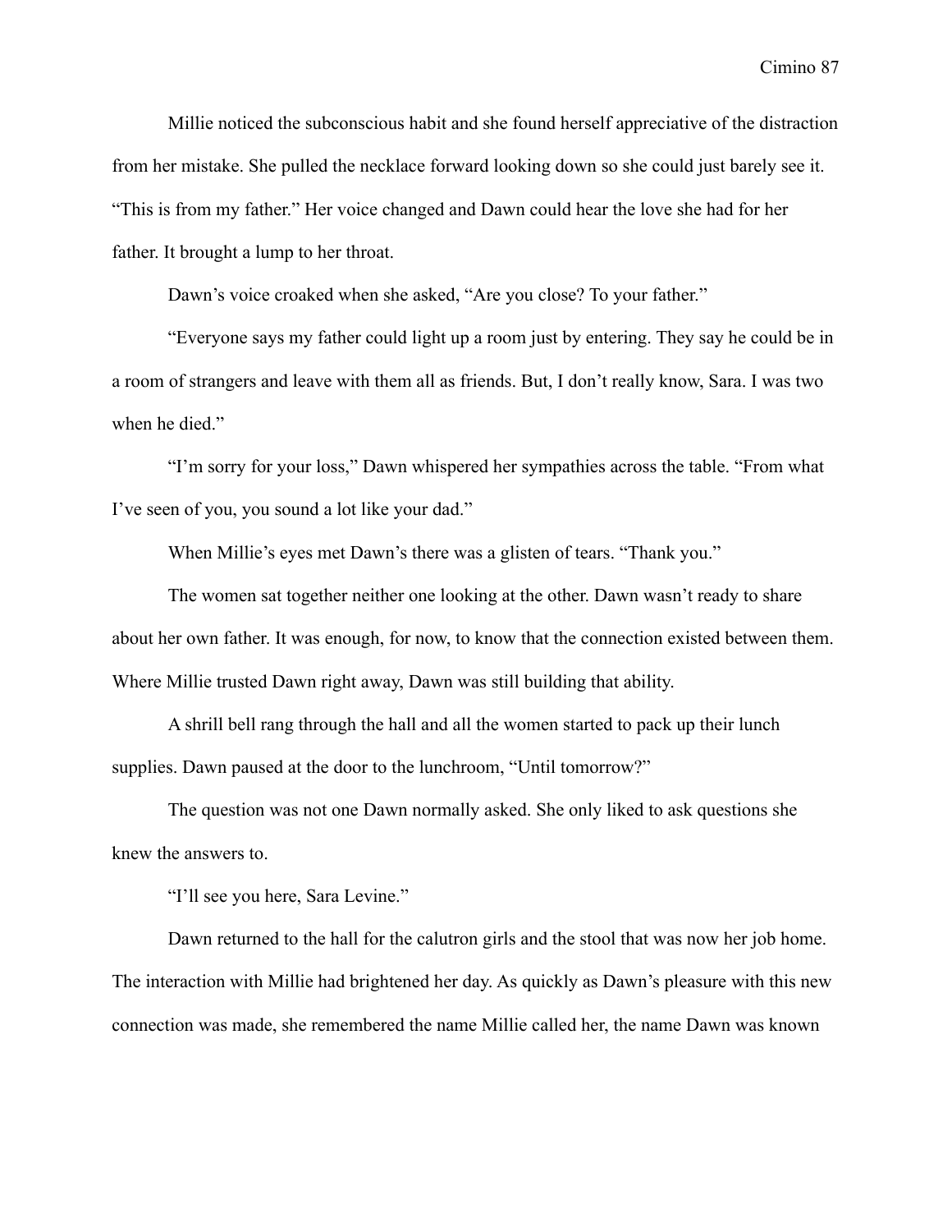Millie noticed the subconscious habit and she found herself appreciative of the distraction from her mistake. She pulled the necklace forward looking down so she could just barely see it. "This is from my father." Her voice changed and Dawn could hear the love she had for her father. It brought a lump to her throat.

Dawn's voice croaked when she asked, "Are you close? To your father."

"Everyone says my father could light up a room just by entering. They say he could be in a room of strangers and leave with them all as friends. But, I don't really know, Sara. I was two when he died."

"I'm sorry for your loss," Dawn whispered her sympathies across the table. "From what I've seen of you, you sound a lot like your dad."

When Millie's eyes met Dawn's there was a glisten of tears. "Thank you."

The women sat together neither one looking at the other. Dawn wasn't ready to share about her own father. It was enough, for now, to know that the connection existed between them. Where Millie trusted Dawn right away, Dawn was still building that ability.

A shrill bell rang through the hall and all the women started to pack up their lunch supplies. Dawn paused at the door to the lunchroom, "Until tomorrow?"

The question was not one Dawn normally asked. She only liked to ask questions she knew the answers to.

"I'll see you here, Sara Levine."

Dawn returned to the hall for the calutron girls and the stool that was now her job home. The interaction with Millie had brightened her day. As quickly as Dawn's pleasure with this new connection was made, she remembered the name Millie called her, the name Dawn was known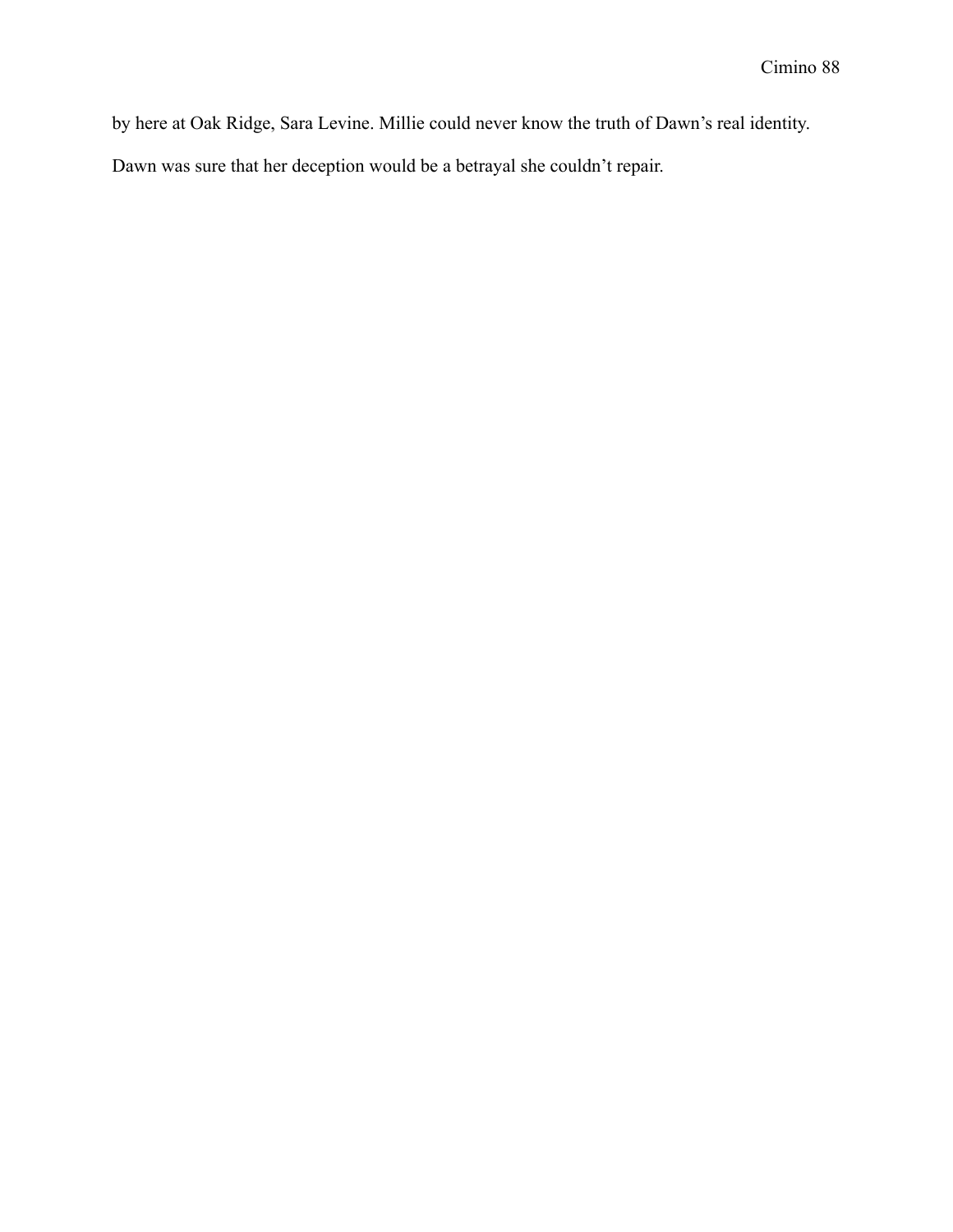by here at Oak Ridge, Sara Levine. Millie could never know the truth of Dawn's real identity. Dawn was sure that her deception would be a betrayal she couldn't repair.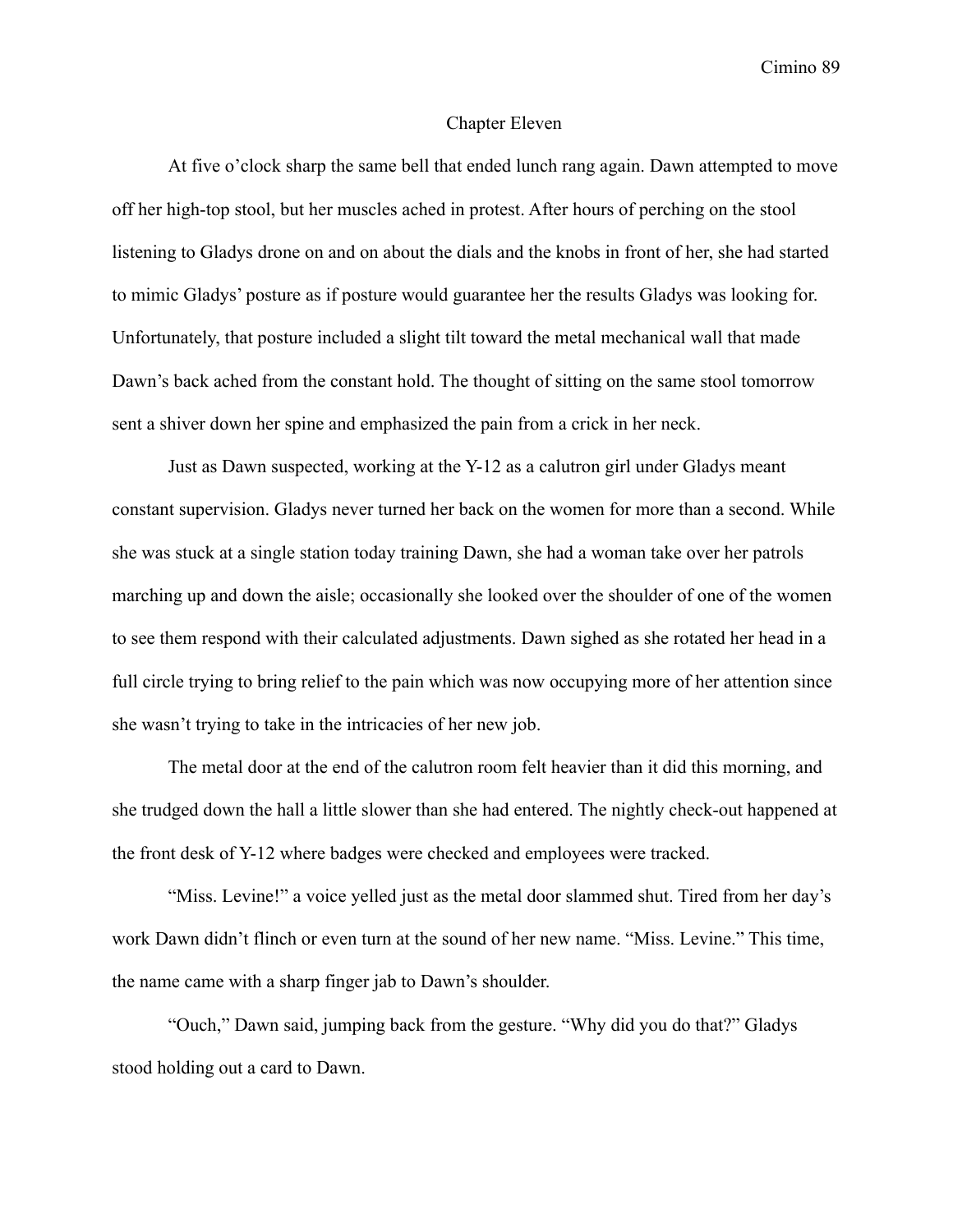# Chapter Eleven

At five o'clock sharp the same bell that ended lunch rang again. Dawn attempted to move off her high-top stool, but her muscles ached in protest. After hours of perching on the stool listening to Gladys drone on and on about the dials and the knobs in front of her, she had started to mimic Gladys' posture as if posture would guarantee her the results Gladys was looking for. Unfortunately, that posture included a slight tilt toward the metal mechanical wall that made Dawn's back ached from the constant hold. The thought of sitting on the same stool tomorrow sent a shiver down her spine and emphasized the pain from a crick in her neck.

Just as Dawn suspected, working at the Y-12 as a calutron girl under Gladys meant constant supervision. Gladys never turned her back on the women for more than a second. While she was stuck at a single station today training Dawn, she had a woman take over her patrols marching up and down the aisle; occasionally she looked over the shoulder of one of the women to see them respond with their calculated adjustments. Dawn sighed as she rotated her head in a full circle trying to bring relief to the pain which was now occupying more of her attention since she wasn't trying to take in the intricacies of her new job.

The metal door at the end of the calutron room felt heavier than it did this morning, and she trudged down the hall a little slower than she had entered. The nightly check-out happened at the front desk of Y-12 where badges were checked and employees were tracked.

"Miss. Levine!" a voice yelled just as the metal door slammed shut. Tired from her day's work Dawn didn't flinch or even turn at the sound of her new name. "Miss. Levine." This time, the name came with a sharp finger jab to Dawn's shoulder.

"Ouch," Dawn said, jumping back from the gesture. "Why did you do that?" Gladys stood holding out a card to Dawn.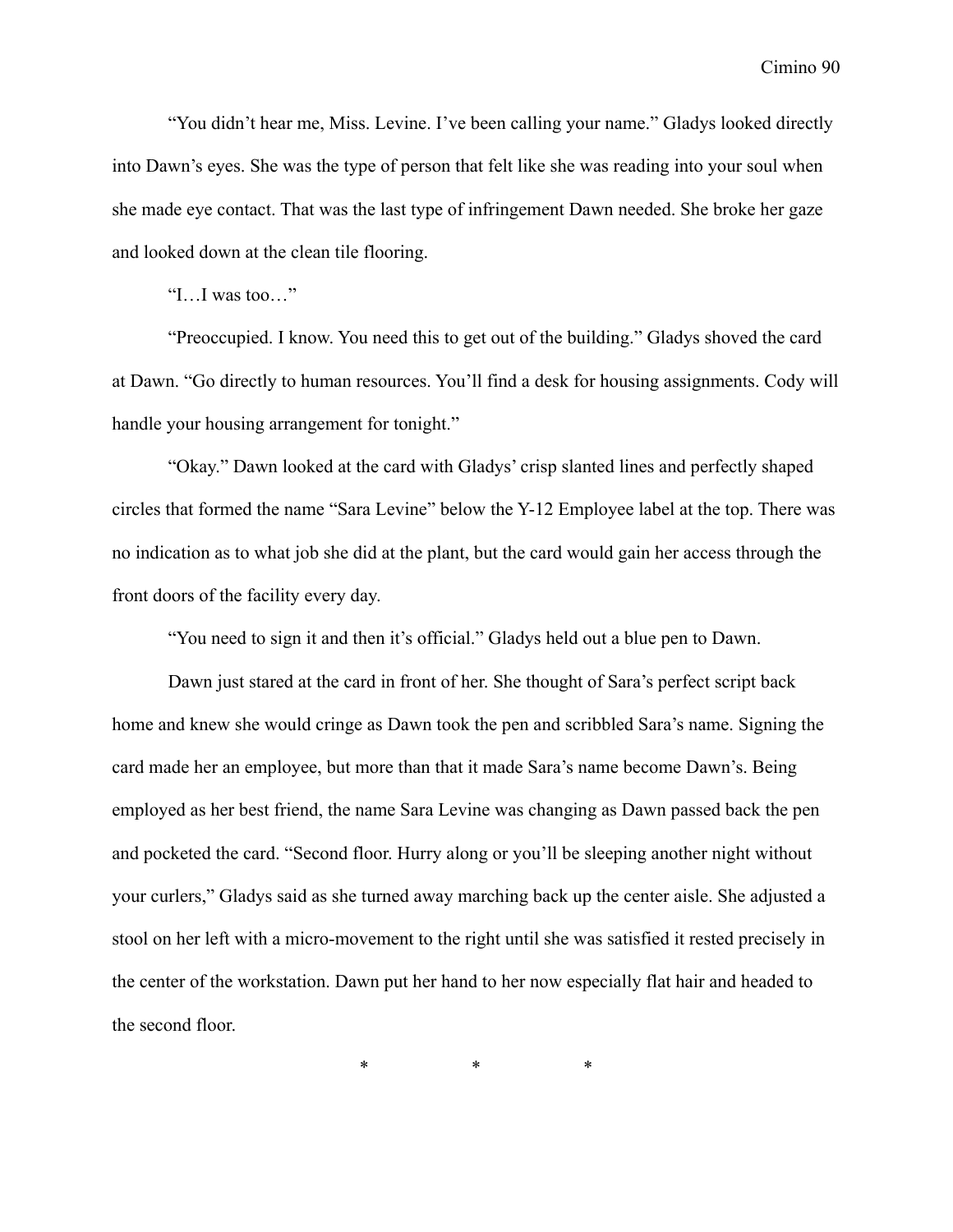"You didn't hear me, Miss. Levine. I've been calling your name." Gladys looked directly into Dawn's eyes. She was the type of person that felt like she was reading into your soul when she made eye contact. That was the last type of infringement Dawn needed. She broke her gaze and looked down at the clean tile flooring.

"I…I was too…"

"Preoccupied. I know. You need this to get out of the building." Gladys shoved the card at Dawn. "Go directly to human resources. You'll find a desk for housing assignments. Cody will handle your housing arrangement for tonight."

"Okay." Dawn looked at the card with Gladys' crisp slanted lines and perfectly shaped circles that formed the name "Sara Levine" below the Y-12 Employee label at the top. There was no indication as to what job she did at the plant, but the card would gain her access through the front doors of the facility every day.

"You need to sign it and then it's official." Gladys held out a blue pen to Dawn.

Dawn just stared at the card in front of her. She thought of Sara's perfect script back home and knew she would cringe as Dawn took the pen and scribbled Sara's name. Signing the card made her an employee, but more than that it made Sara's name become Dawn's. Being employed as her best friend, the name Sara Levine was changing as Dawn passed back the pen and pocketed the card. "Second floor. Hurry along or you'll be sleeping another night without your curlers," Gladys said as she turned away marching back up the center aisle. She adjusted a stool on her left with a micro-movement to the right until she was satisfied it rested precisely in the center of the workstation. Dawn put her hand to her now especially flat hair and headed to the second floor.

\* \* \*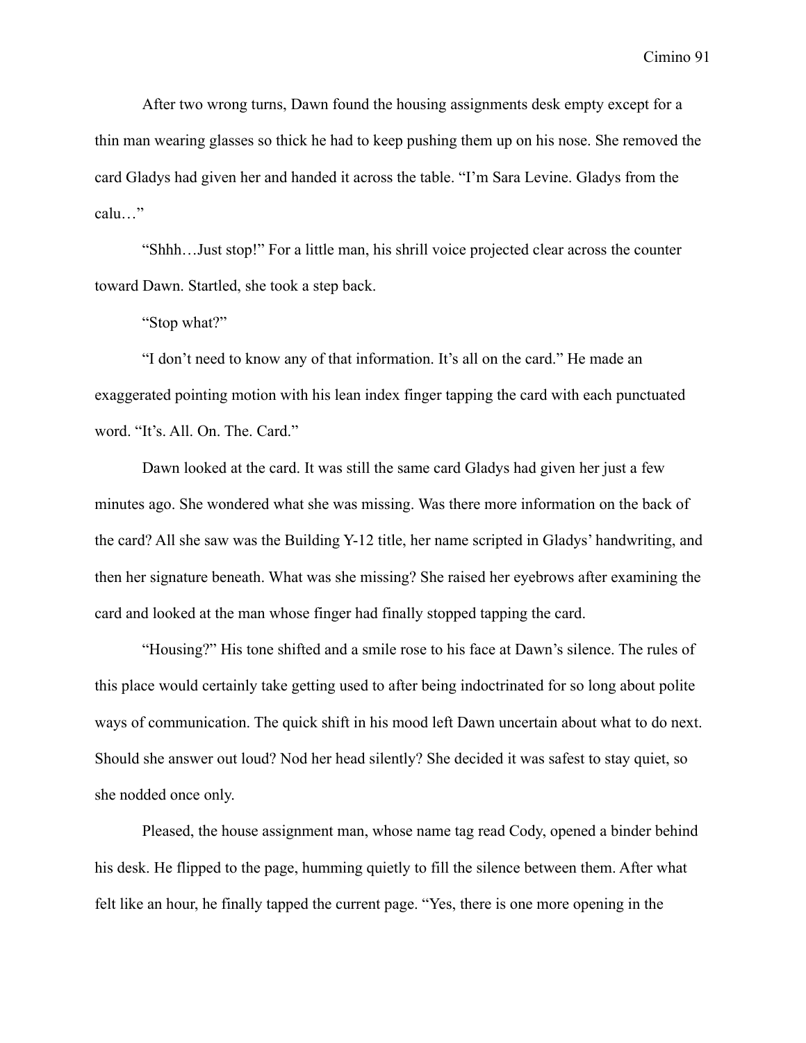After two wrong turns, Dawn found the housing assignments desk empty except for a thin man wearing glasses so thick he had to keep pushing them up on his nose. She removed the card Gladys had given her and handed it across the table. "I'm Sara Levine. Gladys from the calu…"

"Shhh…Just stop!" For a little man, his shrill voice projected clear across the counter toward Dawn. Startled, she took a step back.

"Stop what?"

"I don't need to know any of that information. It's all on the card." He made an exaggerated pointing motion with his lean index finger tapping the card with each punctuated word. "It's. All. On. The. Card."

Dawn looked at the card. It was still the same card Gladys had given her just a few minutes ago. She wondered what she was missing. Was there more information on the back of the card? All she saw was the Building Y-12 title, her name scripted in Gladys' handwriting, and then her signature beneath. What was she missing? She raised her eyebrows after examining the card and looked at the man whose finger had finally stopped tapping the card.

"Housing?" His tone shifted and a smile rose to his face at Dawn's silence. The rules of this place would certainly take getting used to after being indoctrinated for so long about polite ways of communication. The quick shift in his mood left Dawn uncertain about what to do next. Should she answer out loud? Nod her head silently? She decided it was safest to stay quiet, so she nodded once only.

Pleased, the house assignment man, whose name tag read Cody, opened a binder behind his desk. He flipped to the page, humming quietly to fill the silence between them. After what felt like an hour, he finally tapped the current page. "Yes, there is one more opening in the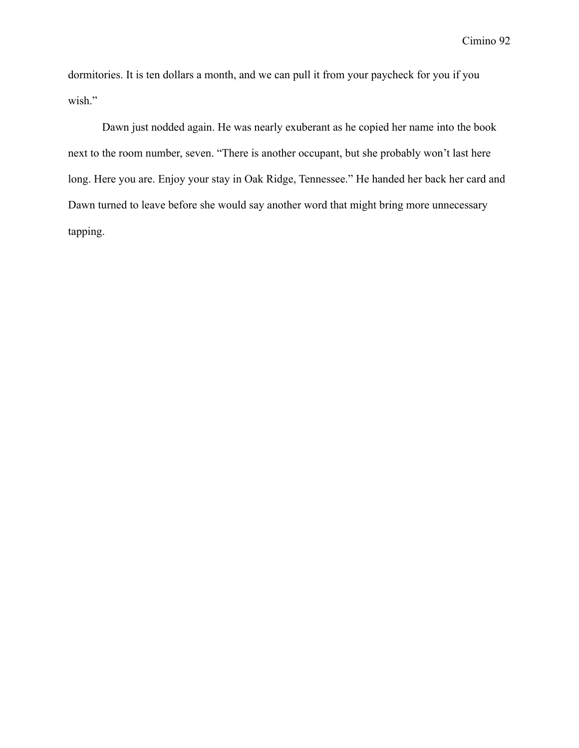dormitories. It is ten dollars a month, and we can pull it from your paycheck for you if you wish."

Dawn just nodded again. He was nearly exuberant as he copied her name into the book next to the room number, seven. "There is another occupant, but she probably won't last here long. Here you are. Enjoy your stay in Oak Ridge, Tennessee." He handed her back her card and Dawn turned to leave before she would say another word that might bring more unnecessary tapping.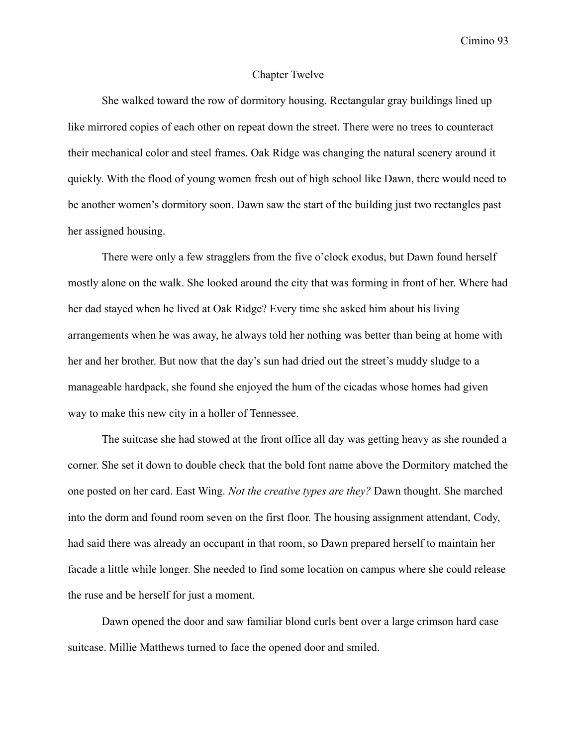## Chapter Twelve

She walked toward the row of dormitory housing. Rectangular gray buildings lined up like mirrored copies of each other on repeat down the street. There were no trees to counteract their mechanical color and steel frames. Oak Ridge was changing the natural scenery around it quickly. With the flood of young women fresh out of high school like Dawn, there would need to be another women's dormitory soon. Dawn saw the start of the building just two rectangles past her assigned housing.

There were only a few stragglers from the five o'clock exodus, but Dawn found herself mostly alone on the walk. She looked around the city that was forming in front of her. Where had her dad stayed when he lived at Oak Ridge? Every time she asked him about his living arrangements when he was away, he always told her nothing was better than being at home with her and her brother. But now that the day's sun had dried out the street's muddy sludge to a manageable hardpack, she found she enjoyed the hum of the cicadas whose homes had given way to make this new city in a holler of Tennessee.

The suitcase she had stowed at the front office all day was getting heavy as she rounded a corner. She set it down to double check that the bold font name above the Dormitory matched the one posted on her card. East Wing. *Not the creative types are they?* Dawn thought. She marched into the dorm and found room seven on the first floor. The housing assignment attendant, Cody, had said there was already an occupant in that room, so Dawn prepared herself to maintain her facade a little while longer. She needed to find some location on campus where she could release the ruse and be herself for just a moment.

Dawn opened the door and saw familiar blond curls bent over a large crimson hard case suitcase. Millie Matthews turned to face the opened door and smiled.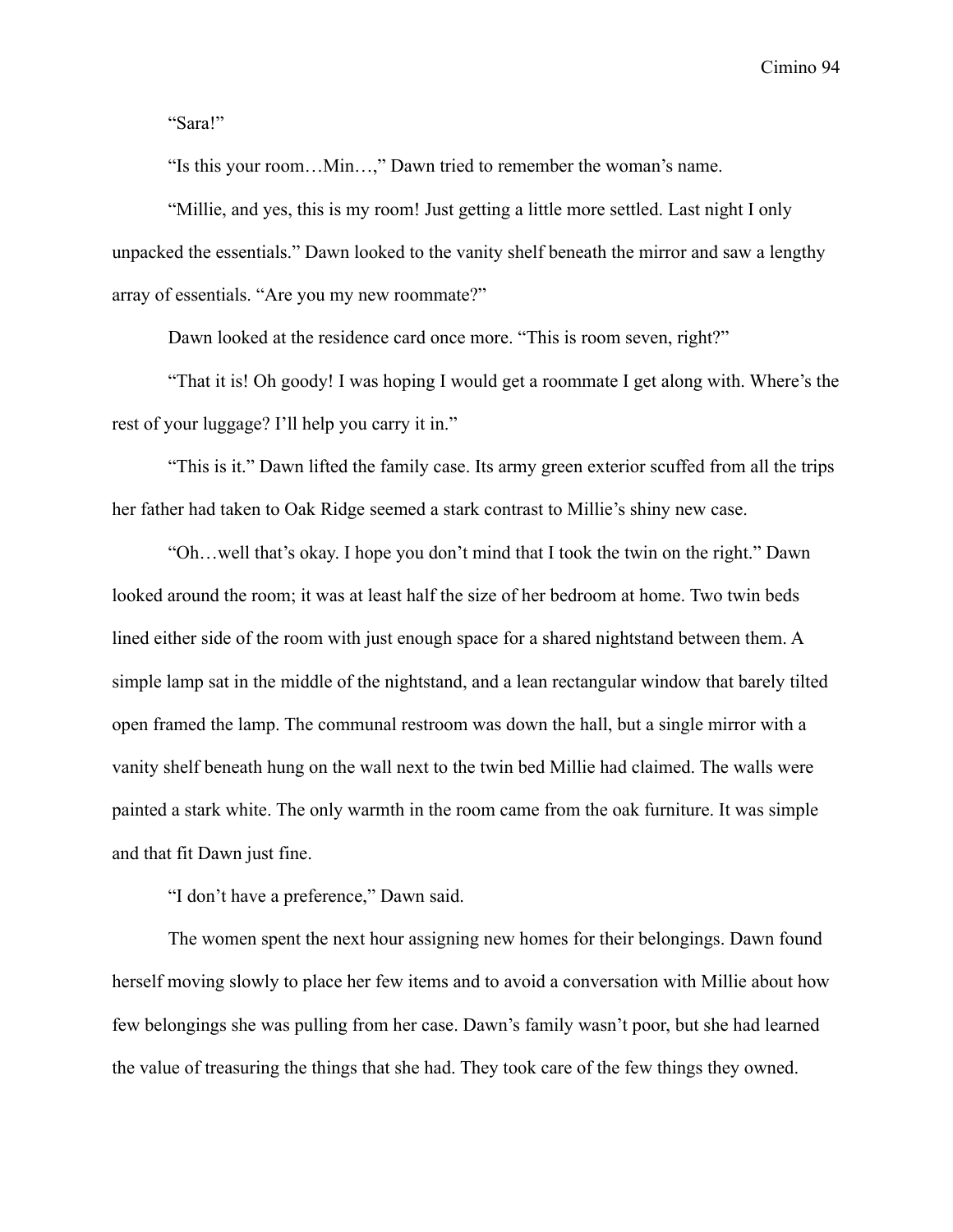"Sara!"

"Is this your room…Min…," Dawn tried to remember the woman's name.

"Millie, and yes, this is my room! Just getting a little more settled. Last night I only unpacked the essentials." Dawn looked to the vanity shelf beneath the mirror and saw a lengthy array of essentials. "Are you my new roommate?"

Dawn looked at the residence card once more. "This is room seven, right?"

"That it is! Oh goody! I was hoping I would get a roommate I get along with. Where's the rest of your luggage? I'll help you carry it in."

"This is it." Dawn lifted the family case. Its army green exterior scuffed from all the trips her father had taken to Oak Ridge seemed a stark contrast to Millie's shiny new case.

"Oh…well that's okay. I hope you don't mind that I took the twin on the right." Dawn looked around the room; it was at least half the size of her bedroom at home. Two twin beds lined either side of the room with just enough space for a shared nightstand between them. A simple lamp sat in the middle of the nightstand, and a lean rectangular window that barely tilted open framed the lamp. The communal restroom was down the hall, but a single mirror with a vanity shelf beneath hung on the wall next to the twin bed Millie had claimed. The walls were painted a stark white. The only warmth in the room came from the oak furniture. It was simple and that fit Dawn just fine.

"I don't have a preference," Dawn said.

The women spent the next hour assigning new homes for their belongings. Dawn found herself moving slowly to place her few items and to avoid a conversation with Millie about how few belongings she was pulling from her case. Dawn's family wasn't poor, but she had learned the value of treasuring the things that she had. They took care of the few things they owned.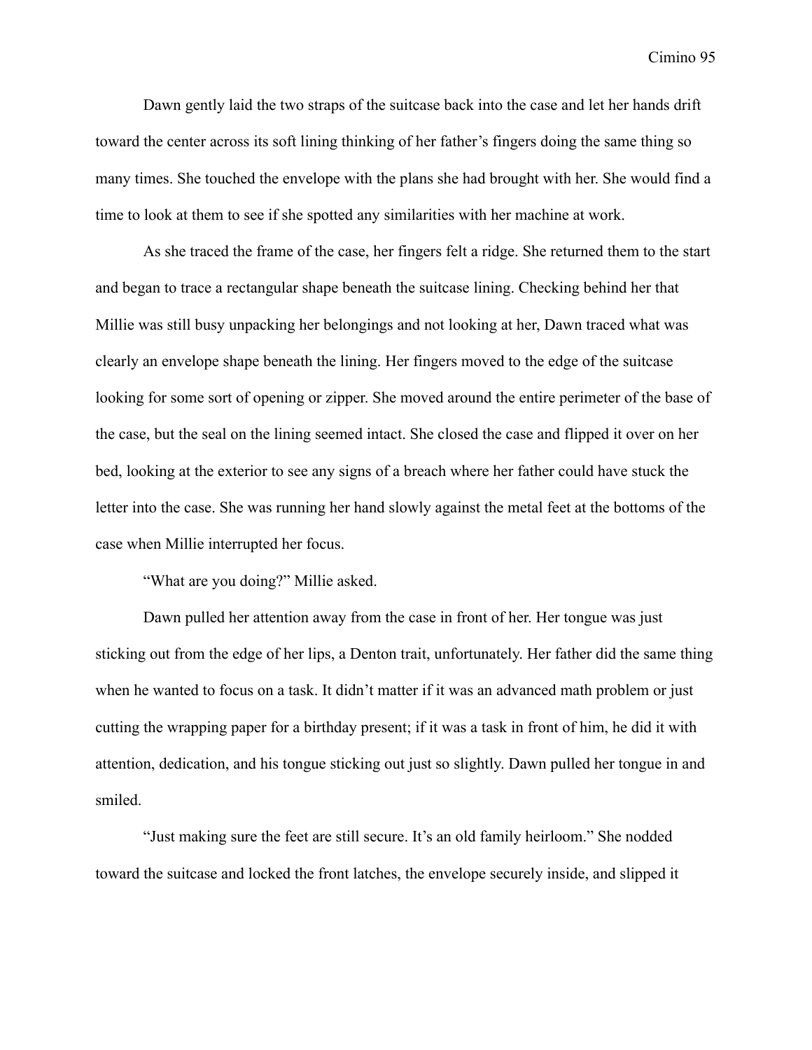Dawn gently laid the two straps of the suitcase back into the case and let her hands drift toward the center across its soft lining thinking of her father's fingers doing the same thing so many times. She touched the envelope with the plans she had brought with her. She would find a time to look at them to see if she spotted any similarities with her machine at work.

As she traced the frame of the case, her fingers felt a ridge. She returned them to the start and began to trace a rectangular shape beneath the suitcase lining. Checking behind her that Millie was still busy unpacking her belongings and not looking at her, Dawn traced what was clearly an envelope shape beneath the lining. Her fingers moved to the edge of the suitcase looking for some sort of opening or zipper. She moved around the entire perimeter of the base of the case, but the seal on the lining seemed intact. She closed the case and flipped it over on her bed, looking at the exterior to see any signs of a breach where her father could have stuck the letter into the case. She was running her hand slowly against the metal feet at the bottoms of the case when Millie interrupted her focus.

"What are you doing?" Millie asked.

Dawn pulled her attention away from the case in front of her. Her tongue was just sticking out from the edge of her lips, a Denton trait, unfortunately. Her father did the same thing when he wanted to focus on a task. It didn't matter if it was an advanced math problem or just cutting the wrapping paper for a birthday present; if it was a task in front of him, he did it with attention, dedication, and his tongue sticking out just so slightly. Dawn pulled her tongue in and smiled.

"Just making sure the feet are still secure. It's an old family heirloom." She nodded toward the suitcase and locked the front latches, the envelope securely inside, and slipped it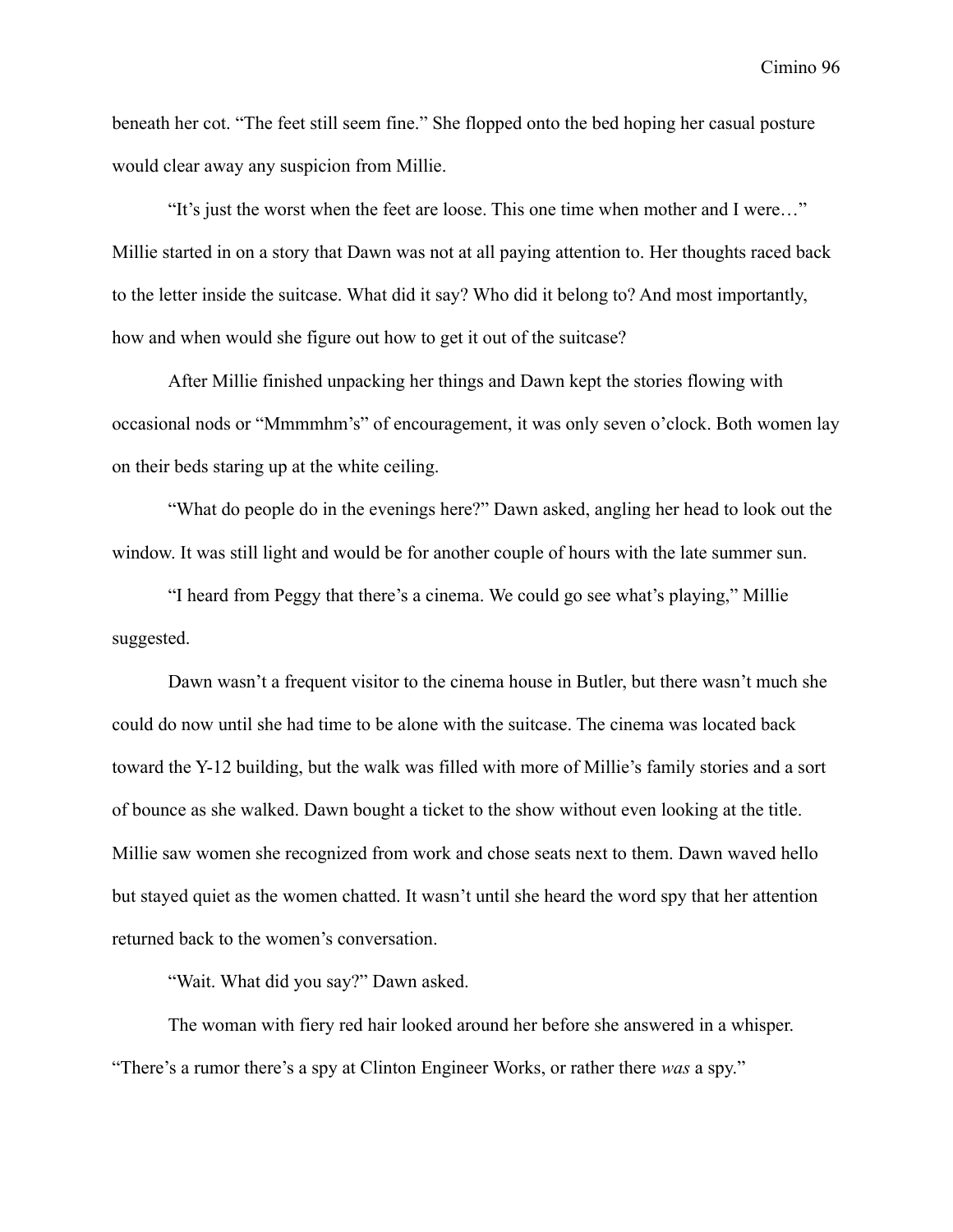beneath her cot. "The feet still seem fine." She flopped onto the bed hoping her casual posture would clear away any suspicion from Millie.

"It's just the worst when the feet are loose. This one time when mother and I were…" Millie started in on a story that Dawn was not at all paying attention to. Her thoughts raced back to the letter inside the suitcase. What did it say? Who did it belong to? And most importantly, how and when would she figure out how to get it out of the suitcase?

After Millie finished unpacking her things and Dawn kept the stories flowing with occasional nods or "Mmmmhm's" of encouragement, it was only seven o'clock. Both women lay on their beds staring up at the white ceiling.

"What do people do in the evenings here?" Dawn asked, angling her head to look out the window. It was still light and would be for another couple of hours with the late summer sun.

"I heard from Peggy that there's a cinema. We could go see what's playing," Millie suggested.

Dawn wasn't a frequent visitor to the cinema house in Butler, but there wasn't much she could do now until she had time to be alone with the suitcase. The cinema was located back toward the Y-12 building, but the walk was filled with more of Millie's family stories and a sort of bounce as she walked. Dawn bought a ticket to the show without even looking at the title. Millie saw women she recognized from work and chose seats next to them. Dawn waved hello but stayed quiet as the women chatted. It wasn't until she heard the word spy that her attention returned back to the women's conversation.

"Wait. What did you say?" Dawn asked.

The woman with fiery red hair looked around her before she answered in a whisper. "There's a rumor there's a spy at Clinton Engineer Works, or rather there *was* a spy."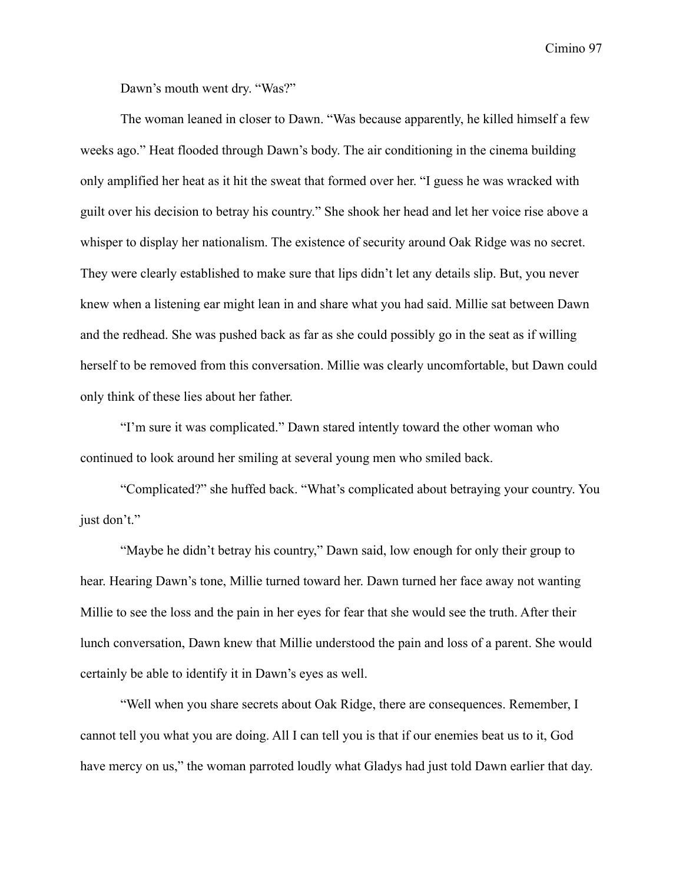Dawn's mouth went dry. "Was?"

The woman leaned in closer to Dawn. "Was because apparently, he killed himself a few weeks ago." Heat flooded through Dawn's body. The air conditioning in the cinema building only amplified her heat as it hit the sweat that formed over her. "I guess he was wracked with guilt over his decision to betray his country." She shook her head and let her voice rise above a whisper to display her nationalism. The existence of security around Oak Ridge was no secret. They were clearly established to make sure that lips didn't let any details slip. But, you never knew when a listening ear might lean in and share what you had said. Millie sat between Dawn and the redhead. She was pushed back as far as she could possibly go in the seat as if willing herself to be removed from this conversation. Millie was clearly uncomfortable, but Dawn could only think of these lies about her father.

"I'm sure it was complicated." Dawn stared intently toward the other woman who continued to look around her smiling at several young men who smiled back.

"Complicated?" she huffed back. "What's complicated about betraying your country. You just don't."

"Maybe he didn't betray his country," Dawn said, low enough for only their group to hear. Hearing Dawn's tone, Millie turned toward her. Dawn turned her face away not wanting Millie to see the loss and the pain in her eyes for fear that she would see the truth. After their lunch conversation, Dawn knew that Millie understood the pain and loss of a parent. She would certainly be able to identify it in Dawn's eyes as well.

"Well when you share secrets about Oak Ridge, there are consequences. Remember, I cannot tell you what you are doing. All I can tell you is that if our enemies beat us to it, God have mercy on us," the woman parroted loudly what Gladys had just told Dawn earlier that day.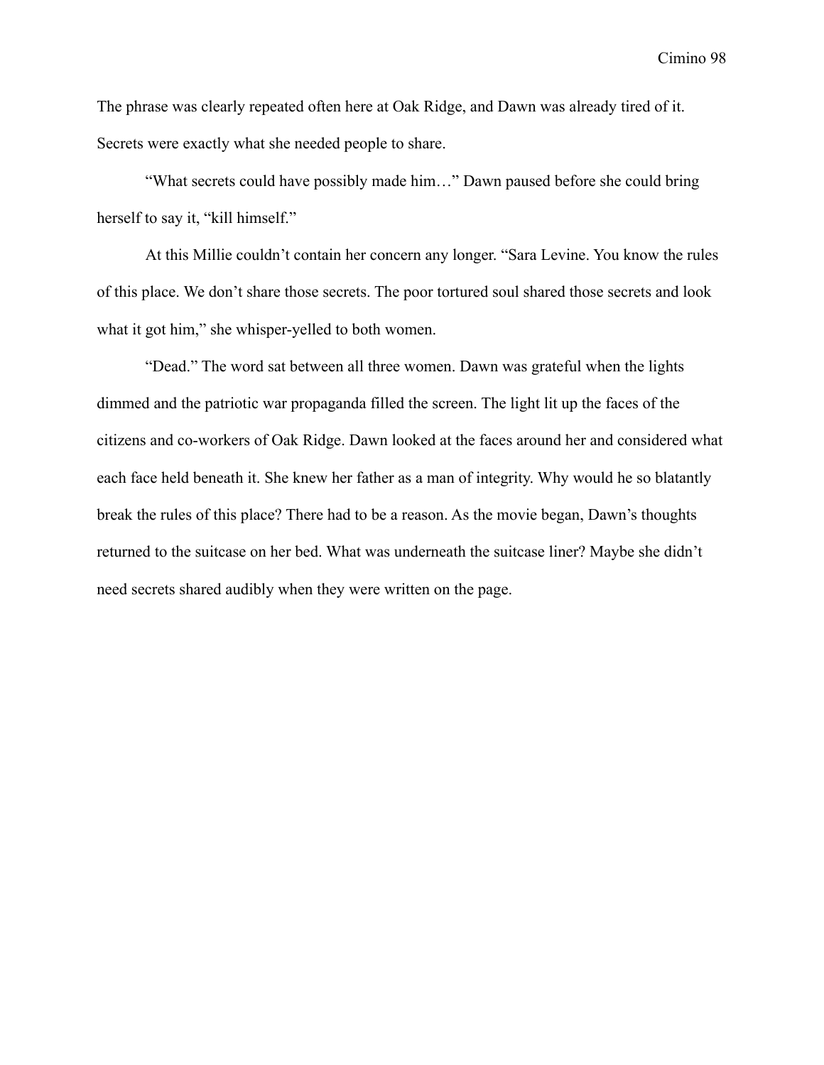The phrase was clearly repeated often here at Oak Ridge, and Dawn was already tired of it. Secrets were exactly what she needed people to share.

"What secrets could have possibly made him…" Dawn paused before she could bring herself to say it, "kill himself."

At this Millie couldn't contain her concern any longer. "Sara Levine. You know the rules of this place. We don't share those secrets. The poor tortured soul shared those secrets and look what it got him," she whisper-yelled to both women.

"Dead." The word sat between all three women. Dawn was grateful when the lights dimmed and the patriotic war propaganda filled the screen. The light lit up the faces of the citizens and co-workers of Oak Ridge. Dawn looked at the faces around her and considered what each face held beneath it. She knew her father as a man of integrity. Why would he so blatantly break the rules of this place? There had to be a reason. As the movie began, Dawn's thoughts returned to the suitcase on her bed. What was underneath the suitcase liner? Maybe she didn't need secrets shared audibly when they were written on the page.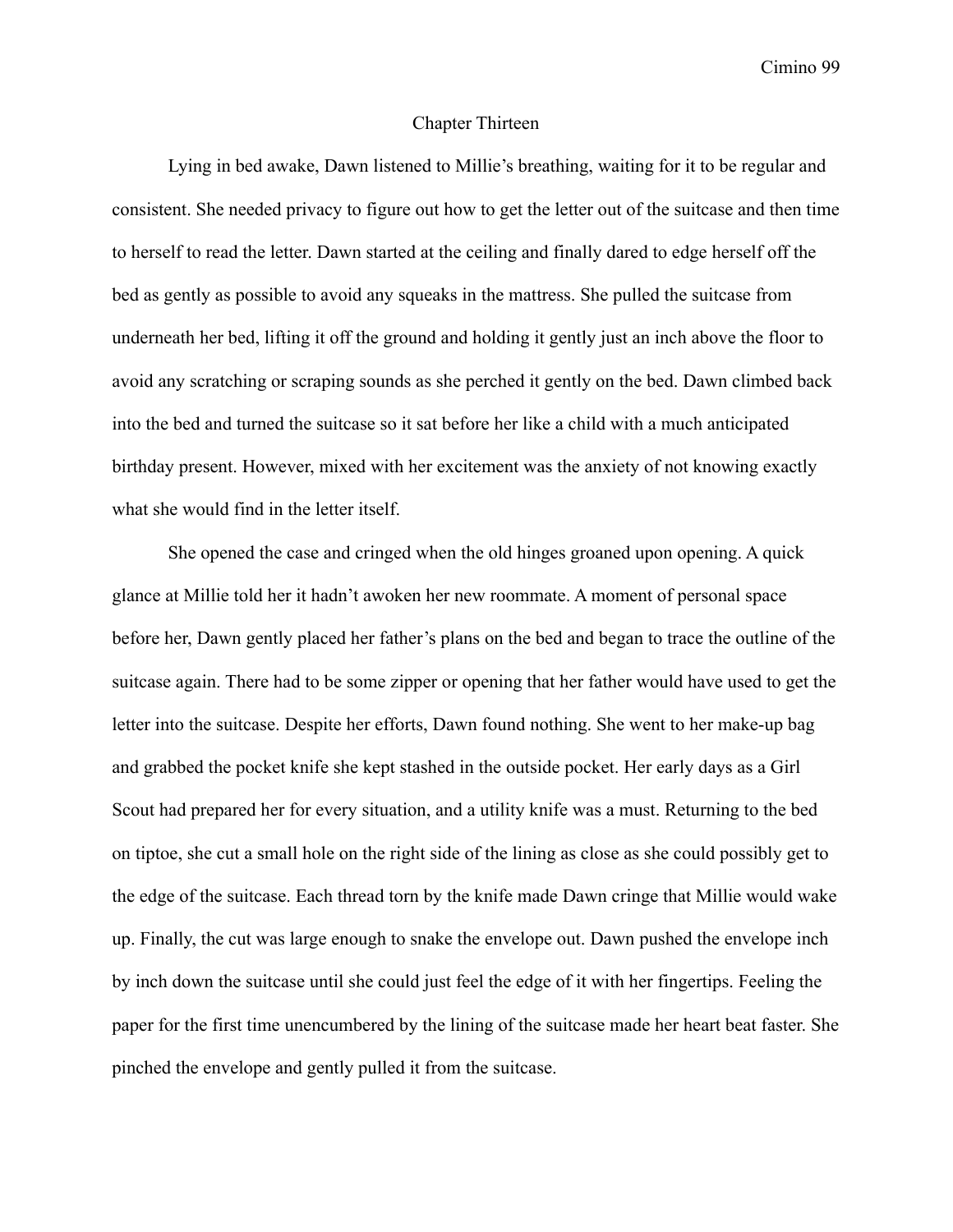# Chapter Thirteen

Lying in bed awake, Dawn listened to Millie's breathing, waiting for it to be regular and consistent. She needed privacy to figure out how to get the letter out of the suitcase and then time to herself to read the letter. Dawn started at the ceiling and finally dared to edge herself off the bed as gently as possible to avoid any squeaks in the mattress. She pulled the suitcase from underneath her bed, lifting it off the ground and holding it gently just an inch above the floor to avoid any scratching or scraping sounds as she perched it gently on the bed. Dawn climbed back into the bed and turned the suitcase so it sat before her like a child with a much anticipated birthday present. However, mixed with her excitement was the anxiety of not knowing exactly what she would find in the letter itself.

She opened the case and cringed when the old hinges groaned upon opening. A quick glance at Millie told her it hadn't awoken her new roommate. A moment of personal space before her, Dawn gently placed her father's plans on the bed and began to trace the outline of the suitcase again. There had to be some zipper or opening that her father would have used to get the letter into the suitcase. Despite her efforts, Dawn found nothing. She went to her make-up bag and grabbed the pocket knife she kept stashed in the outside pocket. Her early days as a Girl Scout had prepared her for every situation, and a utility knife was a must. Returning to the bed on tiptoe, she cut a small hole on the right side of the lining as close as she could possibly get to the edge of the suitcase. Each thread torn by the knife made Dawn cringe that Millie would wake up. Finally, the cut was large enough to snake the envelope out. Dawn pushed the envelope inch by inch down the suitcase until she could just feel the edge of it with her fingertips. Feeling the paper for the first time unencumbered by the lining of the suitcase made her heart beat faster. She pinched the envelope and gently pulled it from the suitcase.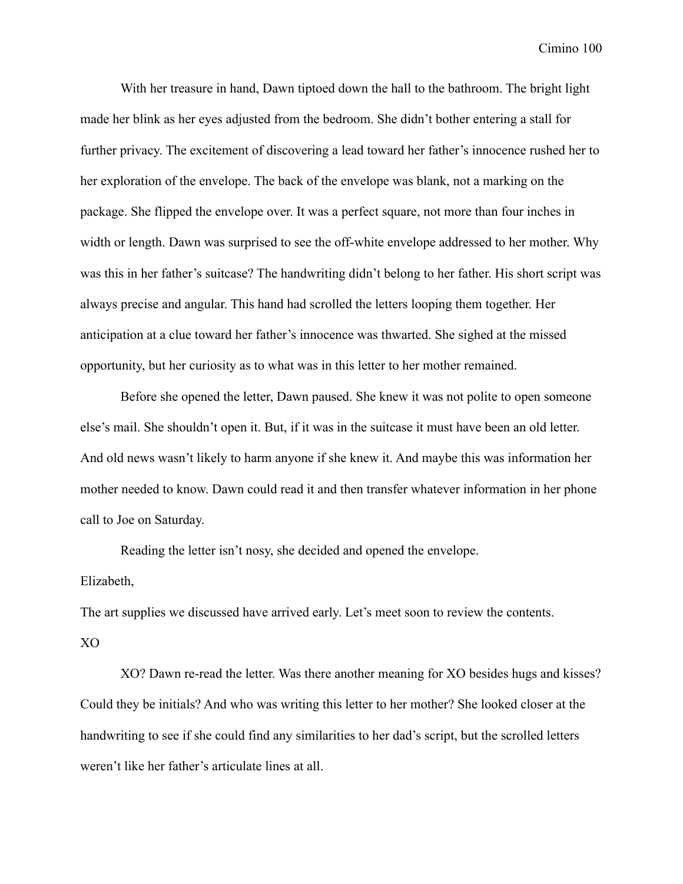With her treasure in hand, Dawn tiptoed down the hall to the bathroom. The bright light made her blink as her eyes adjusted from the bedroom. She didn't bother entering a stall for further privacy. The excitement of discovering a lead toward her father's innocence rushed her to her exploration of the envelope. The back of the envelope was blank, not a marking on the package. She flipped the envelope over. It was a perfect square, not more than four inches in width or length. Dawn was surprised to see the off-white envelope addressed to her mother. Why was this in her father's suitcase? The handwriting didn't belong to her father. His short script was always precise and angular. This hand had scrolled the letters looping them together. Her anticipation at a clue toward her father's innocence was thwarted. She sighed at the missed opportunity, but her curiosity as to what was in this letter to her mother remained.

Before she opened the letter, Dawn paused. She knew it was not polite to open someone else's mail. She shouldn't open it. But, if it was in the suitcase it must have been an old letter. And old news wasn't likely to harm anyone if she knew it. And maybe this was information her mother needed to know. Dawn could read it and then transfer whatever information in her phone call to Joe on Saturday.

Reading the letter isn't nosy, she decided and opened the envelope.

Elizabeth,

The art supplies we discussed have arrived early. Let's meet soon to review the contents.

XO

XO? Dawn re-read the letter. Was there another meaning for XO besides hugs and kisses? Could they be initials? And who was writing this letter to her mother? She looked closer at the handwriting to see if she could find any similarities to her dad's script, but the scrolled letters weren't like her father's articulate lines at all.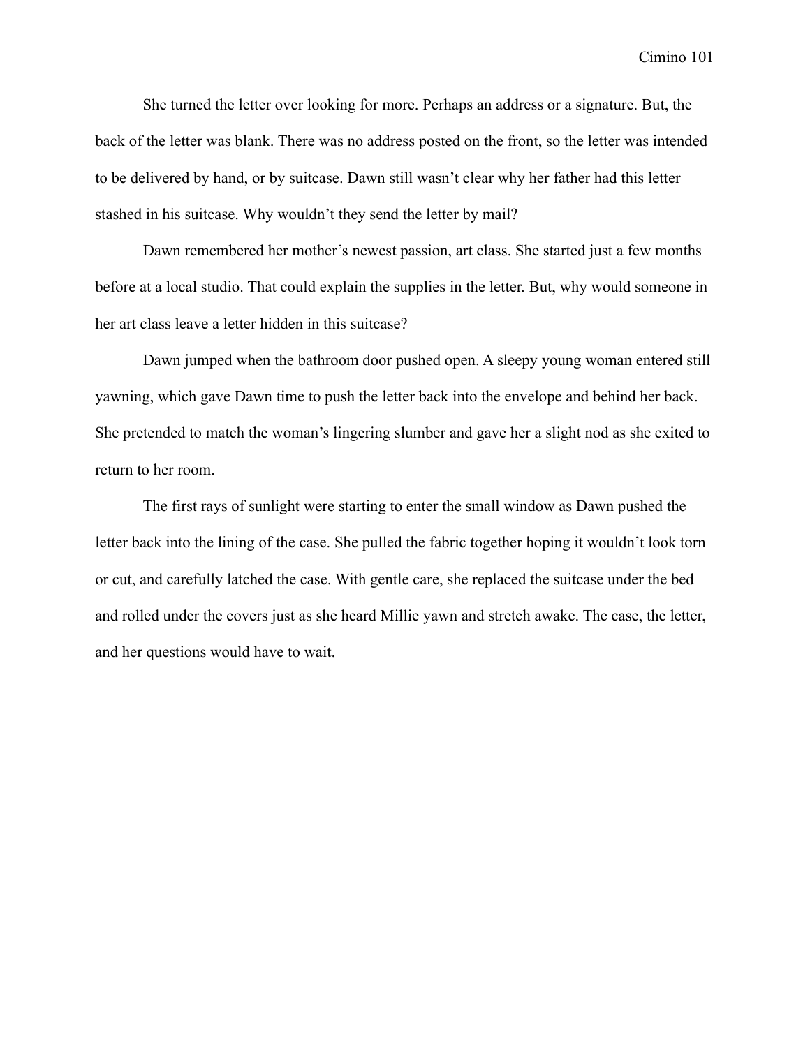She turned the letter over looking for more. Perhaps an address or a signature. But, the back of the letter was blank. There was no address posted on the front, so the letter was intended to be delivered by hand, or by suitcase. Dawn still wasn't clear why her father had this letter stashed in his suitcase. Why wouldn't they send the letter by mail?

Dawn remembered her mother's newest passion, art class. She started just a few months before at a local studio. That could explain the supplies in the letter. But, why would someone in her art class leave a letter hidden in this suitcase?

Dawn jumped when the bathroom door pushed open. A sleepy young woman entered still yawning, which gave Dawn time to push the letter back into the envelope and behind her back. She pretended to match the woman's lingering slumber and gave her a slight nod as she exited to return to her room.

The first rays of sunlight were starting to enter the small window as Dawn pushed the letter back into the lining of the case. She pulled the fabric together hoping it wouldn't look torn or cut, and carefully latched the case. With gentle care, she replaced the suitcase under the bed and rolled under the covers just as she heard Millie yawn and stretch awake. The case, the letter, and her questions would have to wait.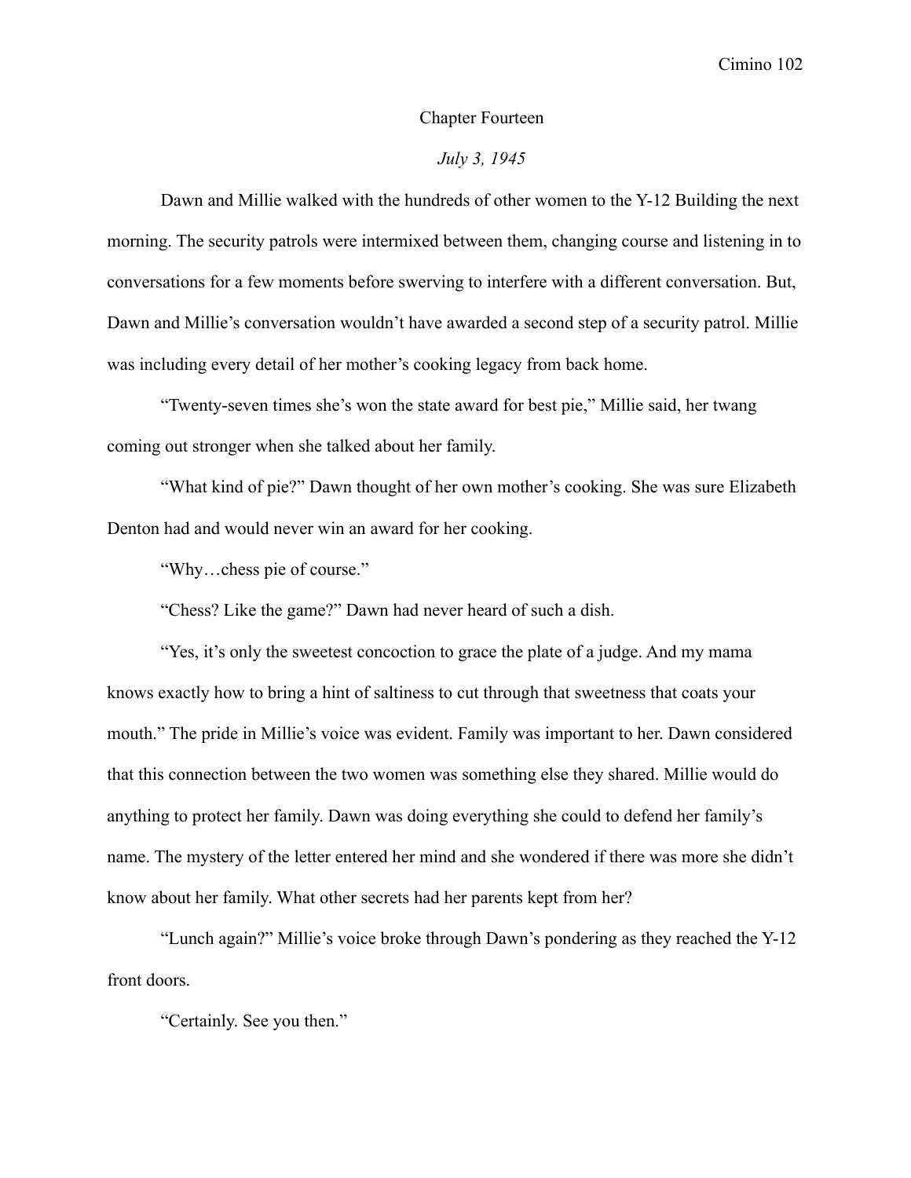## Chapter Fourteen

*July 3, 1945*

Dawn and Millie walked with the hundreds of other women to the Y-12 Building the next morning. The security patrols were intermixed between them, changing course and listening in to conversations for a few moments before swerving to interfere with a different conversation. But, Dawn and Millie's conversation wouldn't have awarded a second step of a security patrol. Millie was including every detail of her mother's cooking legacy from back home.

"Twenty-seven times she's won the state award for best pie," Millie said, her twang coming out stronger when she talked about her family.

"What kind of pie?" Dawn thought of her own mother's cooking. She was sure Elizabeth Denton had and would never win an award for her cooking.

"Why…chess pie of course."

"Chess? Like the game?" Dawn had never heard of such a dish.

"Yes, it's only the sweetest concoction to grace the plate of a judge. And my mama knows exactly how to bring a hint of saltiness to cut through that sweetness that coats your mouth." The pride in Millie's voice was evident. Family was important to her. Dawn considered that this connection between the two women was something else they shared. Millie would do anything to protect her family. Dawn was doing everything she could to defend her family's name. The mystery of the letter entered her mind and she wondered if there was more she didn't know about her family. What other secrets had her parents kept from her?

"Lunch again?" Millie's voice broke through Dawn's pondering as they reached the Y-12 front doors.

"Certainly. See you then."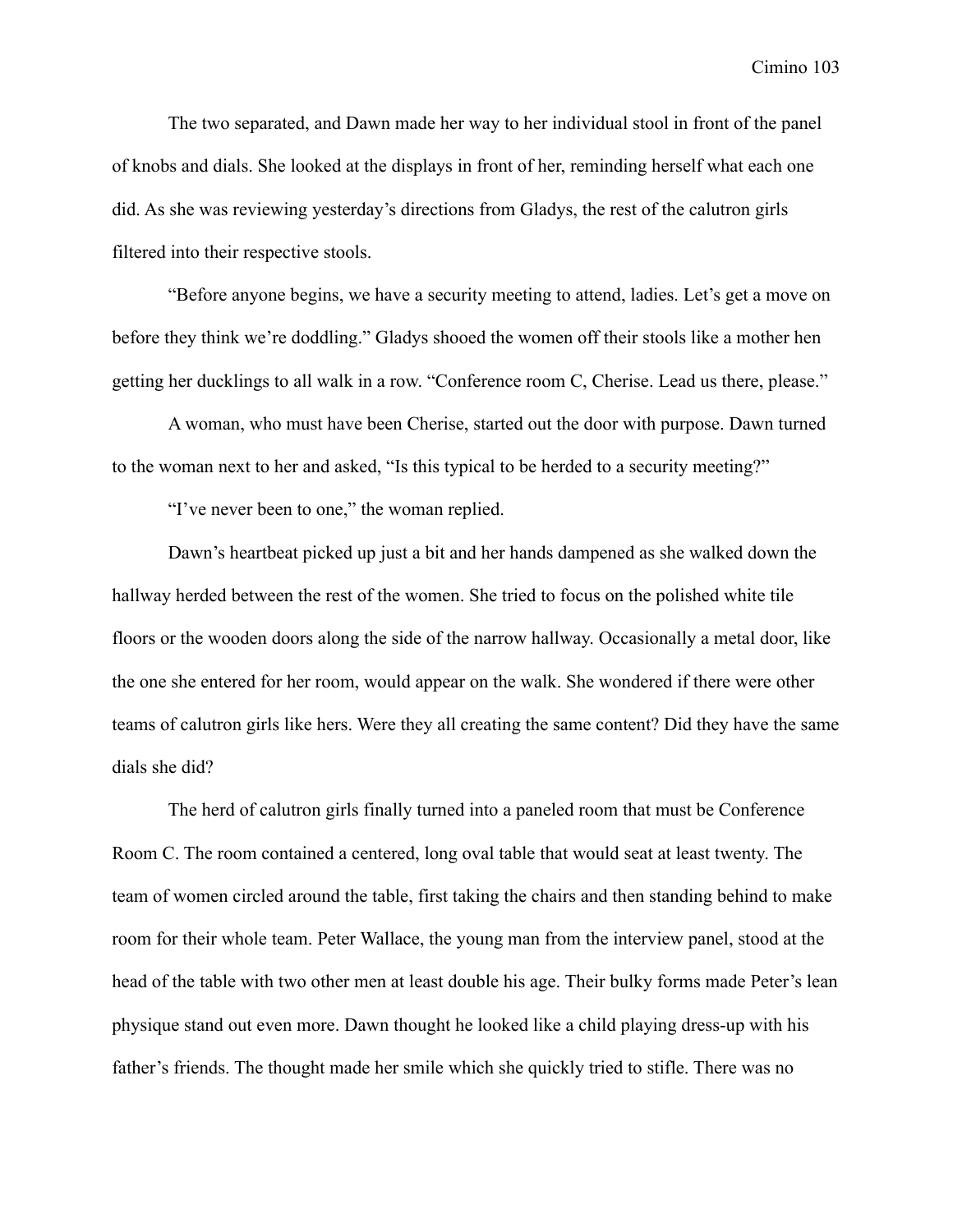The two separated, and Dawn made her way to her individual stool in front of the panel of knobs and dials. She looked at the displays in front of her, reminding herself what each one did. As she was reviewing yesterday's directions from Gladys, the rest of the calutron girls filtered into their respective stools.

"Before anyone begins, we have a security meeting to attend, ladies. Let's get a move on before they think we're doddling." Gladys shooed the women off their stools like a mother hen getting her ducklings to all walk in a row. "Conference room C, Cherise. Lead us there, please."

A woman, who must have been Cherise, started out the door with purpose. Dawn turned to the woman next to her and asked, "Is this typical to be herded to a security meeting?"

"I've never been to one," the woman replied.

Dawn's heartbeat picked up just a bit and her hands dampened as she walked down the hallway herded between the rest of the women. She tried to focus on the polished white tile floors or the wooden doors along the side of the narrow hallway. Occasionally a metal door, like the one she entered for her room, would appear on the walk. She wondered if there were other teams of calutron girls like hers. Were they all creating the same content? Did they have the same dials she did?

The herd of calutron girls finally turned into a paneled room that must be Conference Room C. The room contained a centered, long oval table that would seat at least twenty. The team of women circled around the table, first taking the chairs and then standing behind to make room for their whole team. Peter Wallace, the young man from the interview panel, stood at the head of the table with two other men at least double his age. Their bulky forms made Peter's lean physique stand out even more. Dawn thought he looked like a child playing dress-up with his father's friends. The thought made her smile which she quickly tried to stifle. There was no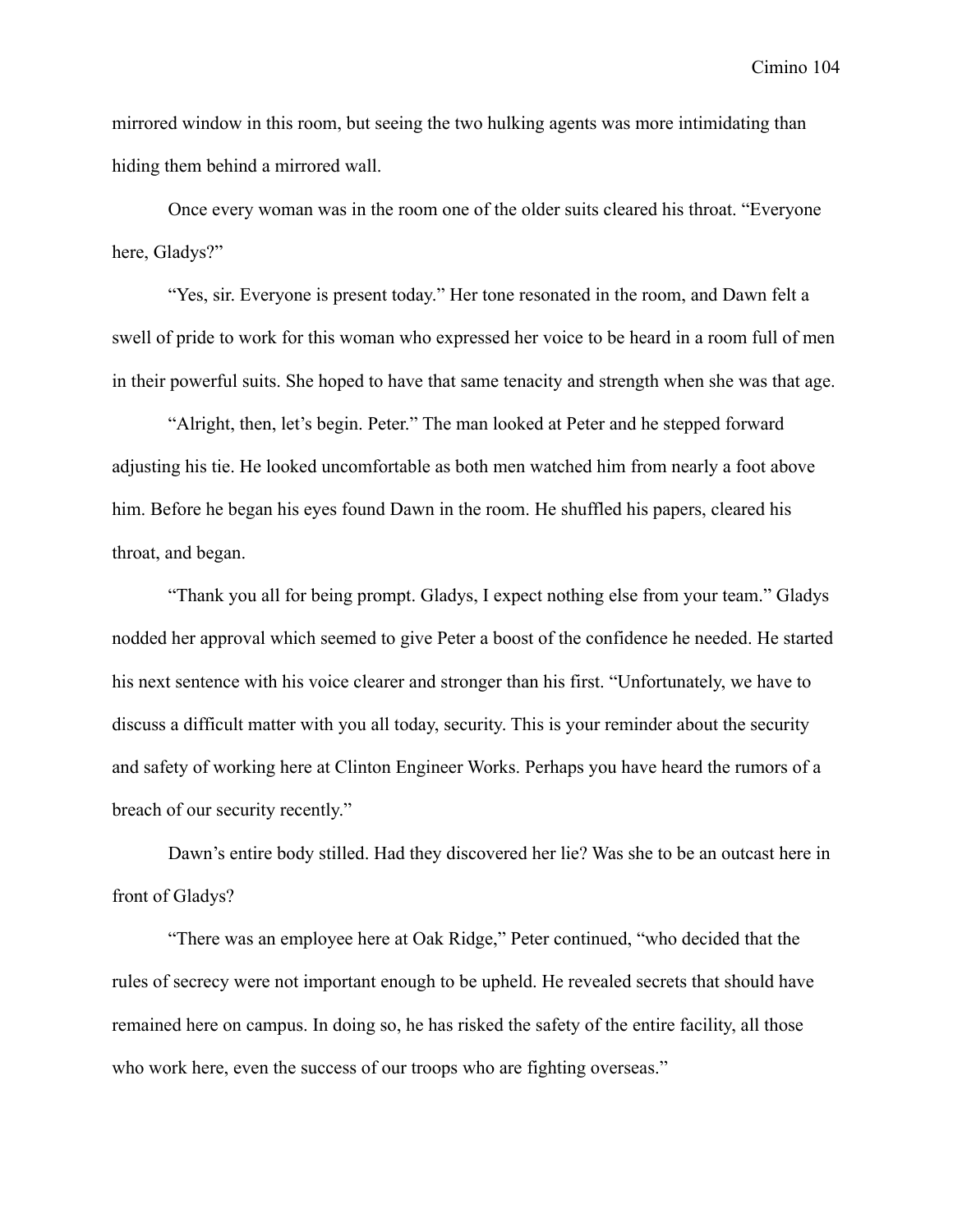mirrored window in this room, but seeing the two hulking agents was more intimidating than hiding them behind a mirrored wall.

Once every woman was in the room one of the older suits cleared his throat. “Everyone here, Gladys?”

“Yes, sir. Everyone is present today.” Her tone resonated in the room, and Dawn felt a swell of pride to work for this woman who expressed her voice to be heard in a room full of men in their powerful suits. She hoped to have that same tenacity and strength when she was that age.

“Alright, then, let’s begin. Peter.” The man looked at Peter and he stepped forward adjusting his tie. He looked uncomfortable as both men watched him from nearly a foot above him. Before he began his eyes found Dawn in the room. He shuffled his papers, cleared his throat, and began.

“Thank you all for being prompt. Gladys, I expect nothing else from your team.” Gladys nodded her approval which seemed to give Peter a boost of the confidence he needed. He started his next sentence with his voice clearer and stronger than his first. “Unfortunately, we have to discuss a difficult matter with you all today, security. This is your reminder about the security and safety of working here at Clinton Engineer Works. Perhaps you have heard the rumors of a breach of our security recently.”

Dawn’s entire body stilled. Had they discovered her lie? Was she to be an outcast here in front of Gladys?

“There was an employee here at Oak Ridge,” Peter continued, “who decided that the rules of secrecy were not important enough to be upheld. He revealed secrets that should have remained here on campus. In doing so, he has risked the safety of the entire facility, all those who work here, even the success of our troops who are fighting overseas.”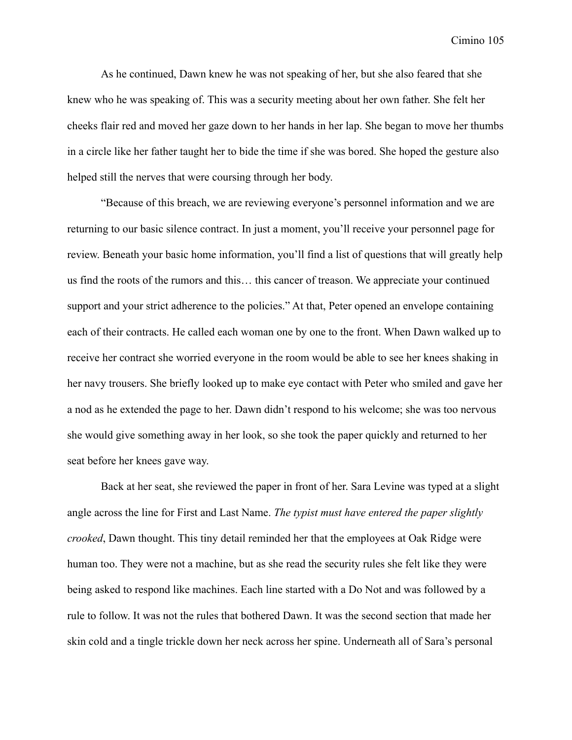As he continued, Dawn knew he was not speaking of her, but she also feared that she knew who he was speaking of. This was a security meeting about her own father. She felt her cheeks flair red and moved her gaze down to her hands in her lap. She began to move her thumbs in a circle like her father taught her to bide the time if she was bored. She hoped the gesture also helped still the nerves that were coursing through her body.

"Because of this breach, we are reviewing everyone's personnel information and we are returning to our basic silence contract. In just a moment, you'll receive your personnel page for review. Beneath your basic home information, you'll find a list of questions that will greatly help us find the roots of the rumors and this… this cancer of treason. We appreciate your continued support and your strict adherence to the policies." At that, Peter opened an envelope containing each of their contracts. He called each woman one by one to the front. When Dawn walked up to receive her contract she worried everyone in the room would be able to see her knees shaking in her navy trousers. She briefly looked up to make eye contact with Peter who smiled and gave her a nod as he extended the page to her. Dawn didn't respond to his welcome; she was too nervous she would give something away in her look, so she took the paper quickly and returned to her seat before her knees gave way.

Back at her seat, she reviewed the paper in front of her. Sara Levine was typed at a slight angle across the line for First and Last Name. *The typist must have entered the paper slightly crooked*, Dawn thought. This tiny detail reminded her that the employees at Oak Ridge were human too. They were not a machine, but as she read the security rules she felt like they were being asked to respond like machines. Each line started with a Do Not and was followed by a rule to follow. It was not the rules that bothered Dawn. It was the second section that made her skin cold and a tingle trickle down her neck across her spine. Underneath all of Sara's personal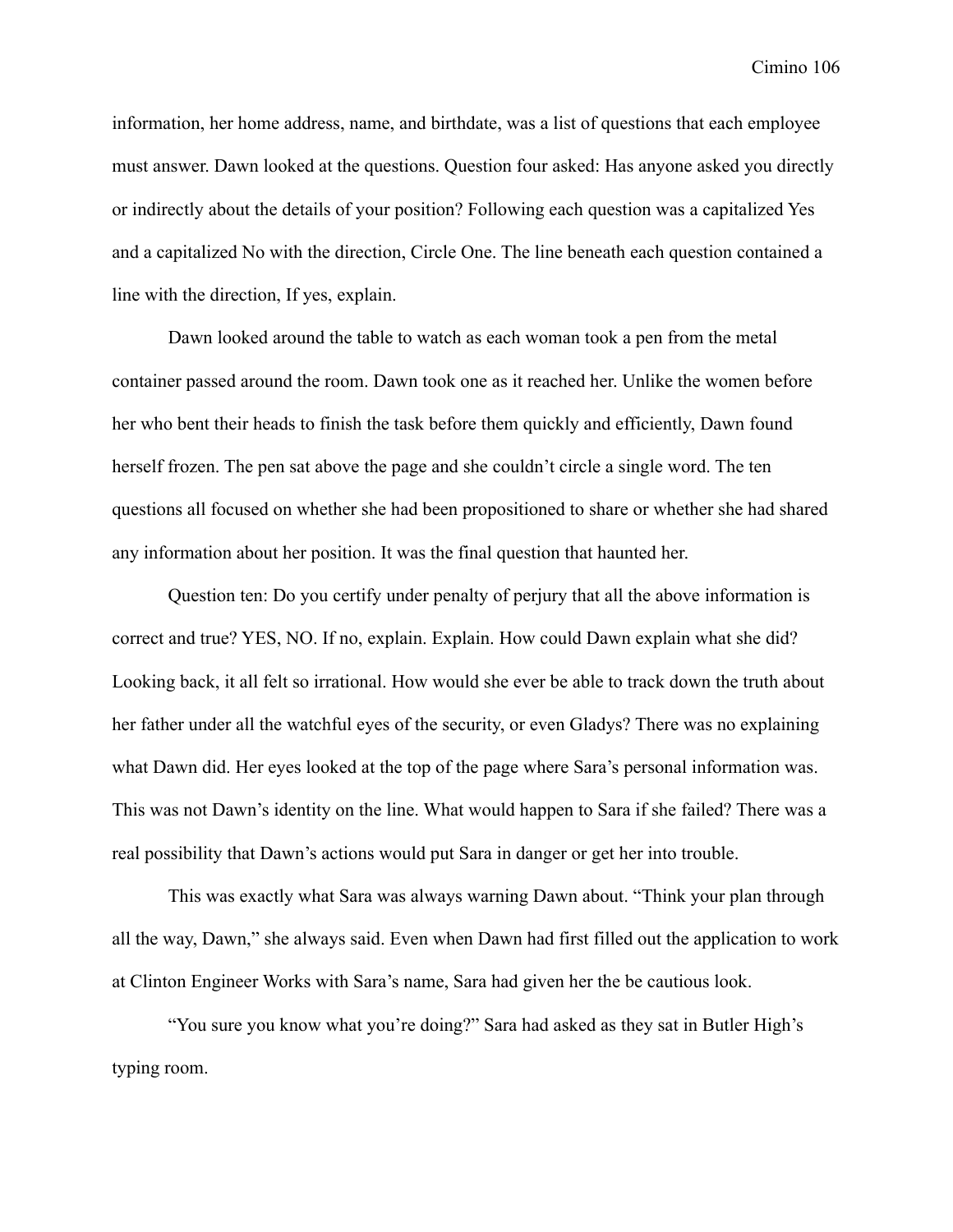information, her home address, name, and birthdate, was a list of questions that each employee must answer. Dawn looked at the questions. Question four asked: Has anyone asked you directly or indirectly about the details of your position? Following each question was a capitalized Yes and a capitalized No with the direction, Circle One. The line beneath each question contained a line with the direction, If yes, explain.

Dawn looked around the table to watch as each woman took a pen from the metal container passed around the room. Dawn took one as it reached her. Unlike the women before her who bent their heads to finish the task before them quickly and efficiently, Dawn found herself frozen. The pen sat above the page and she couldn't circle a single word. The ten questions all focused on whether she had been propositioned to share or whether she had shared any information about her position. It was the final question that haunted her.

Question ten: Do you certify under penalty of perjury that all the above information is correct and true? YES, NO. If no, explain. Explain. How could Dawn explain what she did? Looking back, it all felt so irrational. How would she ever be able to track down the truth about her father under all the watchful eyes of the security, or even Gladys? There was no explaining what Dawn did. Her eyes looked at the top of the page where Sara's personal information was. This was not Dawn's identity on the line. What would happen to Sara if she failed? There was a real possibility that Dawn's actions would put Sara in danger or get her into trouble.

This was exactly what Sara was always warning Dawn about. "Think your plan through all the way, Dawn," she always said. Even when Dawn had first filled out the application to work at Clinton Engineer Works with Sara's name, Sara had given her the be cautious look.

"You sure you know what you're doing?" Sara had asked as they sat in Butler High's typing room.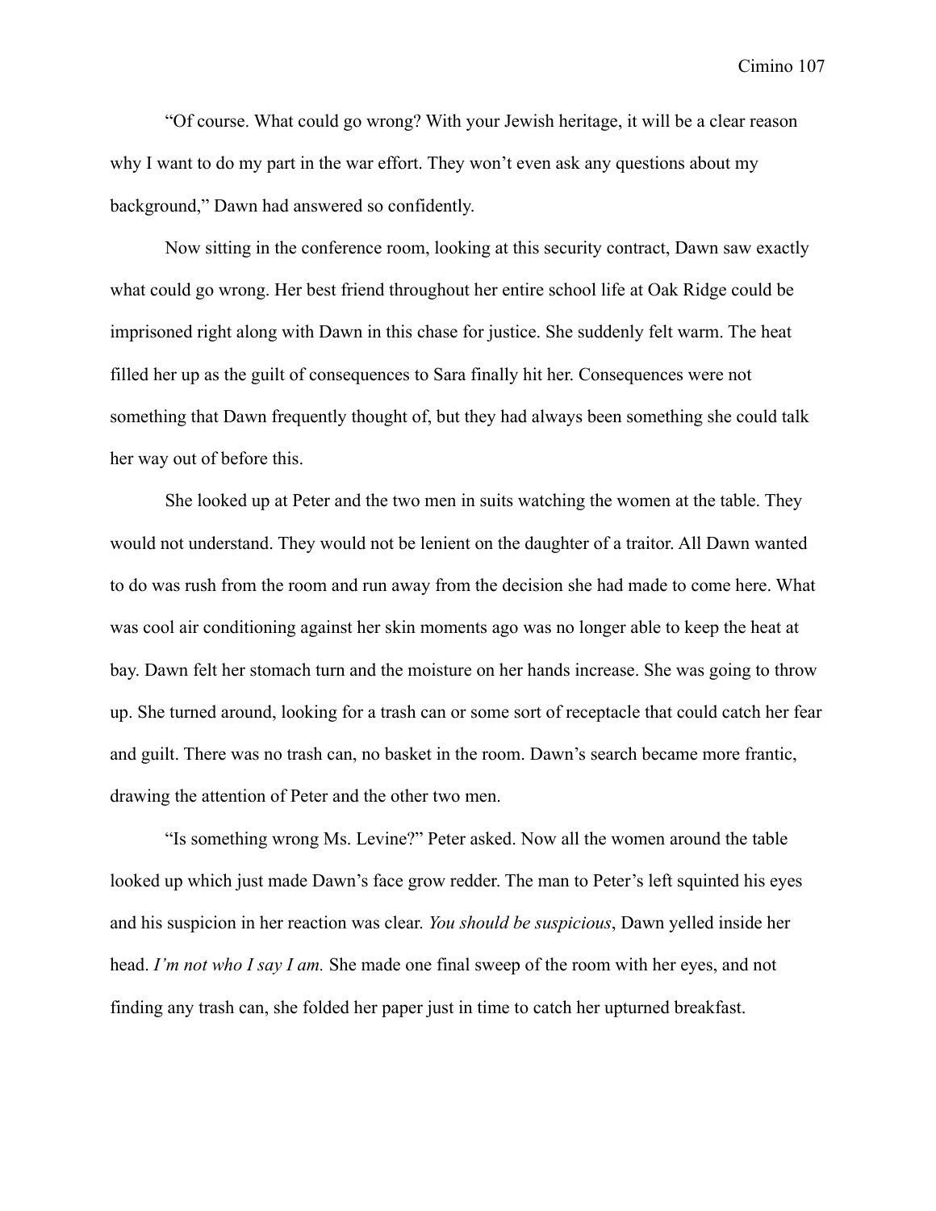"Of course. What could go wrong? With your Jewish heritage, it will be a clear reason why I want to do my part in the war effort. They won't even ask any questions about my background," Dawn had answered so confidently.

Now sitting in the conference room, looking at this security contract, Dawn saw exactly what could go wrong. Her best friend throughout her entire school life at Oak Ridge could be imprisoned right along with Dawn in this chase for justice. She suddenly felt warm. The heat filled her up as the guilt of consequences to Sara finally hit her. Consequences were not something that Dawn frequently thought of, but they had always been something she could talk her way out of before this.

She looked up at Peter and the two men in suits watching the women at the table. They would not understand. They would not be lenient on the daughter of a traitor. All Dawn wanted to do was rush from the room and run away from the decision she had made to come here. What was cool air conditioning against her skin moments ago was no longer able to keep the heat at bay. Dawn felt her stomach turn and the moisture on her hands increase. She was going to throw up. She turned around, looking for a trash can or some sort of receptacle that could catch her fear and guilt. There was no trash can, no basket in the room. Dawn's search became more frantic, drawing the attention of Peter and the other two men.

"Is something wrong Ms. Levine?" Peter asked. Now all the women around the table looked up which just made Dawn's face grow redder. The man to Peter's left squinted his eyes and his suspicion in her reaction was clear. *You should be suspicious*, Dawn yelled inside her head. *I'm not who I say I am.* She made one final sweep of the room with her eyes, and not finding any trash can, she folded her paper just in time to catch her upturned breakfast.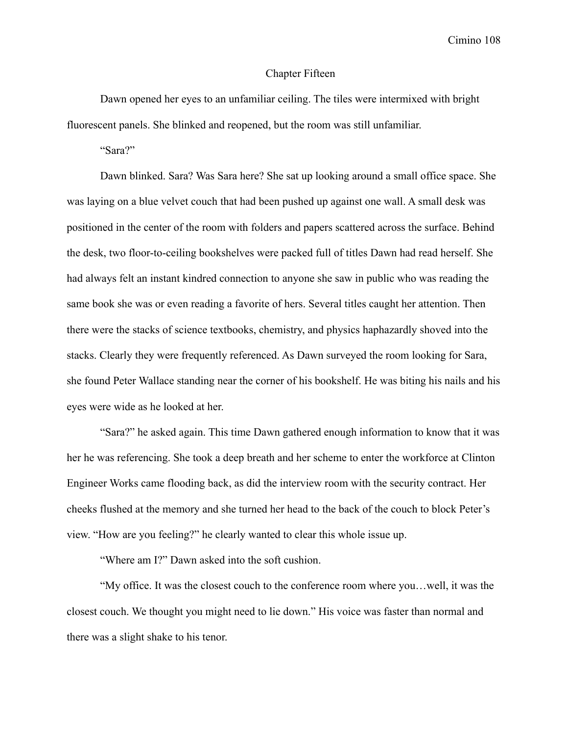# Chapter Fifteen

Dawn opened her eyes to an unfamiliar ceiling. The tiles were intermixed with bright fluorescent panels. She blinked and reopened, but the room was still unfamiliar.

"Sara?"

Dawn blinked. Sara? Was Sara here? She sat up looking around a small office space. She was laying on a blue velvet couch that had been pushed up against one wall. A small desk was positioned in the center of the room with folders and papers scattered across the surface. Behind the desk, two floor-to-ceiling bookshelves were packed full of titles Dawn had read herself. She had always felt an instant kindred connection to anyone she saw in public who was reading the same book she was or even reading a favorite of hers. Several titles caught her attention. Then there were the stacks of science textbooks, chemistry, and physics haphazardly shoved into the stacks. Clearly they were frequently referenced. As Dawn surveyed the room looking for Sara, she found Peter Wallace standing near the corner of his bookshelf. He was biting his nails and his eyes were wide as he looked at her.

"Sara?" he asked again. This time Dawn gathered enough information to know that it was her he was referencing. She took a deep breath and her scheme to enter the workforce at Clinton Engineer Works came flooding back, as did the interview room with the security contract. Her cheeks flushed at the memory and she turned her head to the back of the couch to block Peter's view. "How are you feeling?" he clearly wanted to clear this whole issue up.

"Where am I?" Dawn asked into the soft cushion.

"My office. It was the closest couch to the conference room where you…well, it was the closest couch. We thought you might need to lie down." His voice was faster than normal and there was a slight shake to his tenor.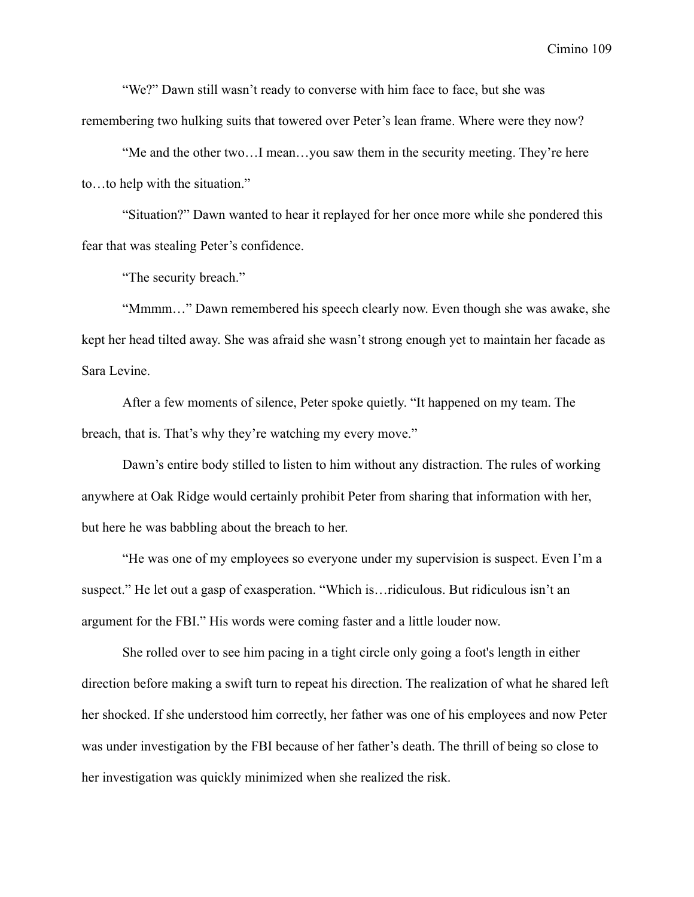"We?" Dawn still wasn't ready to converse with him face to face, but she was remembering two hulking suits that towered over Peter's lean frame. Where were they now?

"Me and the other two…I mean…you saw them in the security meeting. They're here to…to help with the situation."

"Situation?" Dawn wanted to hear it replayed for her once more while she pondered this fear that was stealing Peter's confidence.

"The security breach."

"Mmmm…" Dawn remembered his speech clearly now. Even though she was awake, she kept her head tilted away. She was afraid she wasn't strong enough yet to maintain her facade as Sara Levine.

After a few moments of silence, Peter spoke quietly. "It happened on my team. The breach, that is. That's why they're watching my every move."

Dawn's entire body stilled to listen to him without any distraction. The rules of working anywhere at Oak Ridge would certainly prohibit Peter from sharing that information with her, but here he was babbling about the breach to her.

"He was one of my employees so everyone under my supervision is suspect. Even I'm a suspect." He let out a gasp of exasperation. "Which is…ridiculous. But ridiculous isn't an argument for the FBI." His words were coming faster and a little louder now.

She rolled over to see him pacing in a tight circle only going a foot's length in either direction before making a swift turn to repeat his direction. The realization of what he shared left her shocked. If she understood him correctly, her father was one of his employees and now Peter was under investigation by the FBI because of her father's death. The thrill of being so close to her investigation was quickly minimized when she realized the risk.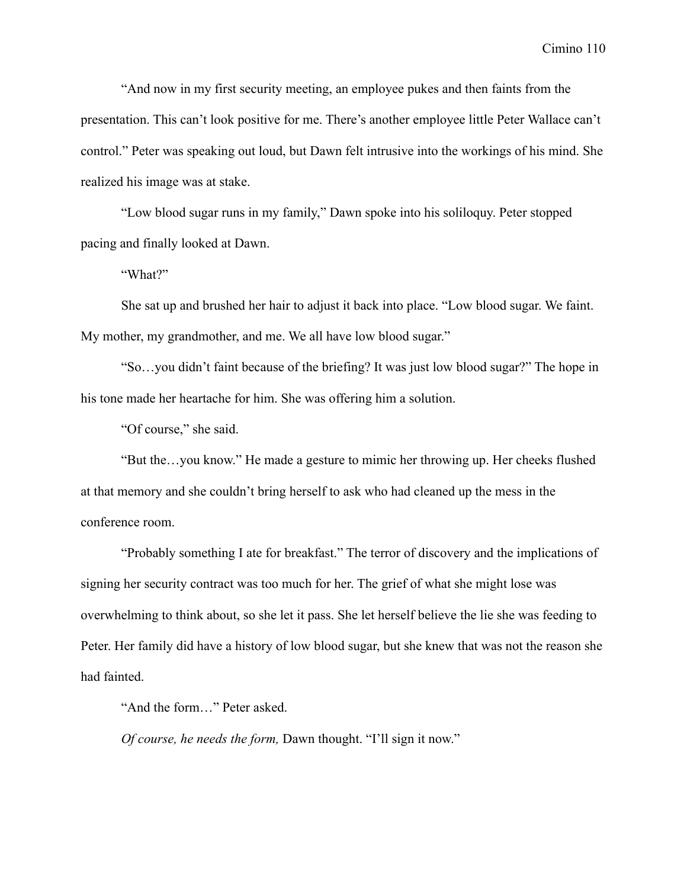"And now in my first security meeting, an employee pukes and then faints from the presentation. This can't look positive for me. There's another employee little Peter Wallace can't control." Peter was speaking out loud, but Dawn felt intrusive into the workings of his mind. She realized his image was at stake.

"Low blood sugar runs in my family," Dawn spoke into his soliloquy. Peter stopped pacing and finally looked at Dawn.

"What?"

She sat up and brushed her hair to adjust it back into place. "Low blood sugar. We faint. My mother, my grandmother, and me. We all have low blood sugar."

"So…you didn't faint because of the briefing? It was just low blood sugar?" The hope in his tone made her heartache for him. She was offering him a solution.

"Of course," she said.

"But the…you know." He made a gesture to mimic her throwing up. Her cheeks flushed at that memory and she couldn't bring herself to ask who had cleaned up the mess in the conference room.

"Probably something I ate for breakfast." The terror of discovery and the implications of signing her security contract was too much for her. The grief of what she might lose was overwhelming to think about, so she let it pass. She let herself believe the lie she was feeding to Peter. Her family did have a history of low blood sugar, but she knew that was not the reason she had fainted.

"And the form…" Peter asked.

*Of course, he needs the form,* Dawn thought. "I'll sign it now."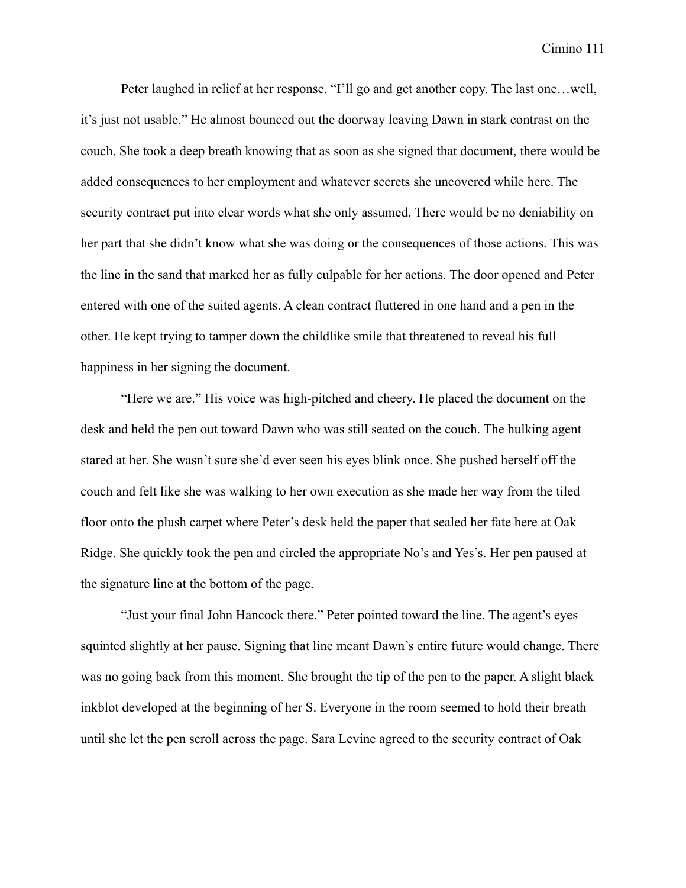Peter laughed in relief at her response. "I'll go and get another copy. The last one…well, it's just not usable." He almost bounced out the doorway leaving Dawn in stark contrast on the couch. She took a deep breath knowing that as soon as she signed that document, there would be added consequences to her employment and whatever secrets she uncovered while here. The security contract put into clear words what she only assumed. There would be no deniability on her part that she didn't know what she was doing or the consequences of those actions. This was the line in the sand that marked her as fully culpable for her actions. The door opened and Peter entered with one of the suited agents. A clean contract fluttered in one hand and a pen in the other. He kept trying to tamper down the childlike smile that threatened to reveal his full happiness in her signing the document.

"Here we are." His voice was high-pitched and cheery. He placed the document on the desk and held the pen out toward Dawn who was still seated on the couch. The hulking agent stared at her. She wasn't sure she'd ever seen his eyes blink once. She pushed herself off the couch and felt like she was walking to her own execution as she made her way from the tiled floor onto the plush carpet where Peter's desk held the paper that sealed her fate here at Oak Ridge. She quickly took the pen and circled the appropriate No's and Yes's. Her pen paused at the signature line at the bottom of the page.

"Just your final John Hancock there." Peter pointed toward the line. The agent's eyes squinted slightly at her pause. Signing that line meant Dawn's entire future would change. There was no going back from this moment. She brought the tip of the pen to the paper. A slight black inkblot developed at the beginning of her S. Everyone in the room seemed to hold their breath until she let the pen scroll across the page. Sara Levine agreed to the security contract of Oak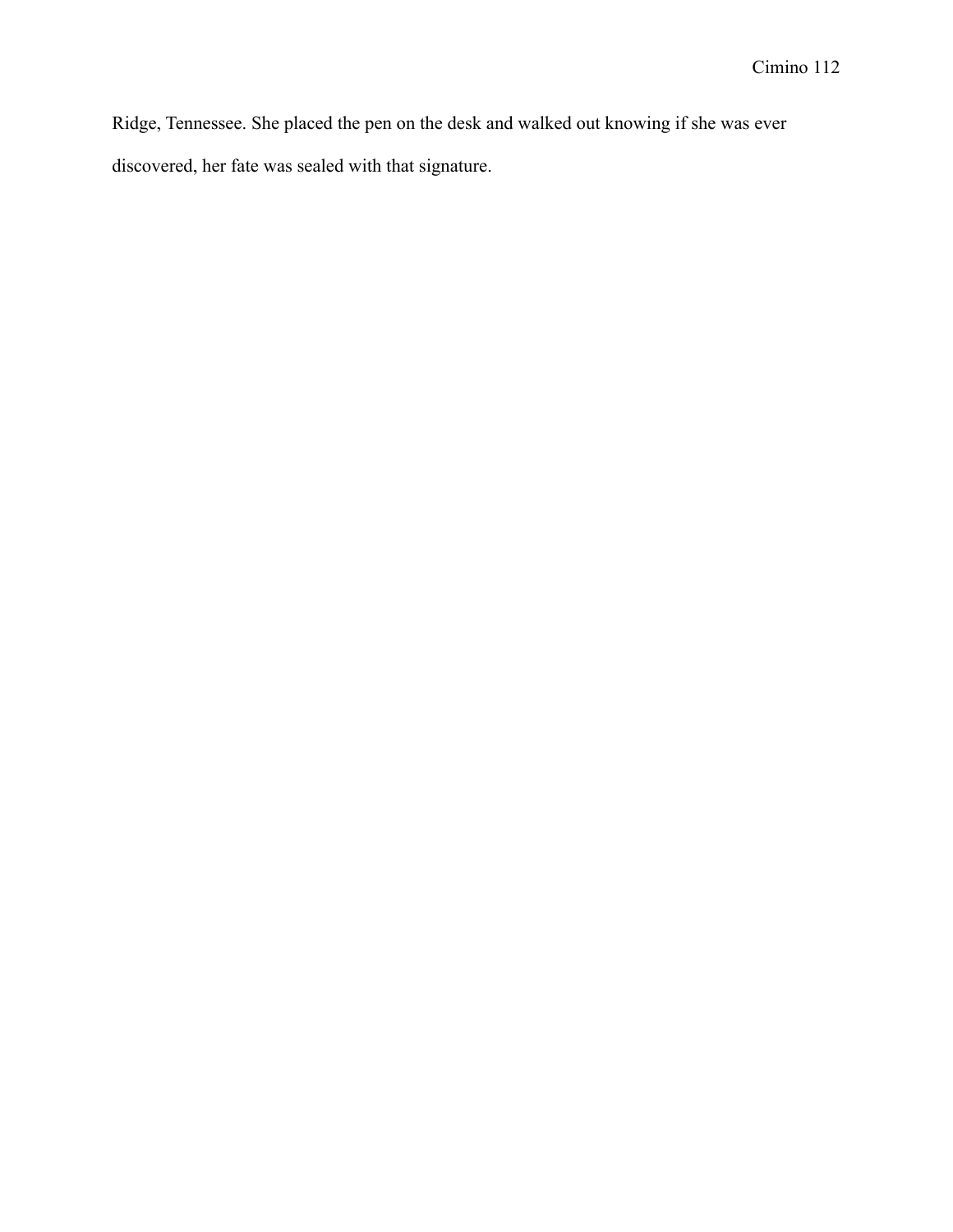Ridge, Tennessee. She placed the pen on the desk and walked out knowing if she was ever discovered, her fate was sealed with that signature.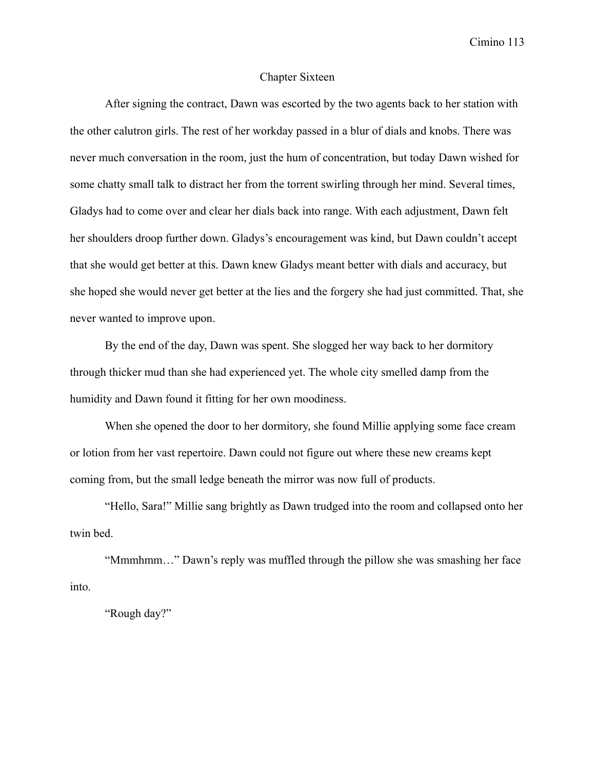# Chapter Sixteen

After signing the contract, Dawn was escorted by the two agents back to her station with the other calutron girls. The rest of her workday passed in a blur of dials and knobs. There was never much conversation in the room, just the hum of concentration, but today Dawn wished for some chatty small talk to distract her from the torrent swirling through her mind. Several times, Gladys had to come over and clear her dials back into range. With each adjustment, Dawn felt her shoulders droop further down. Gladys's encouragement was kind, but Dawn couldn't accept that she would get better at this. Dawn knew Gladys meant better with dials and accuracy, but she hoped she would never get better at the lies and the forgery she had just committed. That, she never wanted to improve upon.

By the end of the day, Dawn was spent. She slogged her way back to her dormitory through thicker mud than she had experienced yet. The whole city smelled damp from the humidity and Dawn found it fitting for her own moodiness.

When she opened the door to her dormitory, she found Millie applying some face cream or lotion from her vast repertoire. Dawn could not figure out where these new creams kept coming from, but the small ledge beneath the mirror was now full of products.

"Hello, Sara!" Millie sang brightly as Dawn trudged into the room and collapsed onto her twin bed.

"Mmmhmm…" Dawn's reply was muffled through the pillow she was smashing her face into.

"Rough day?"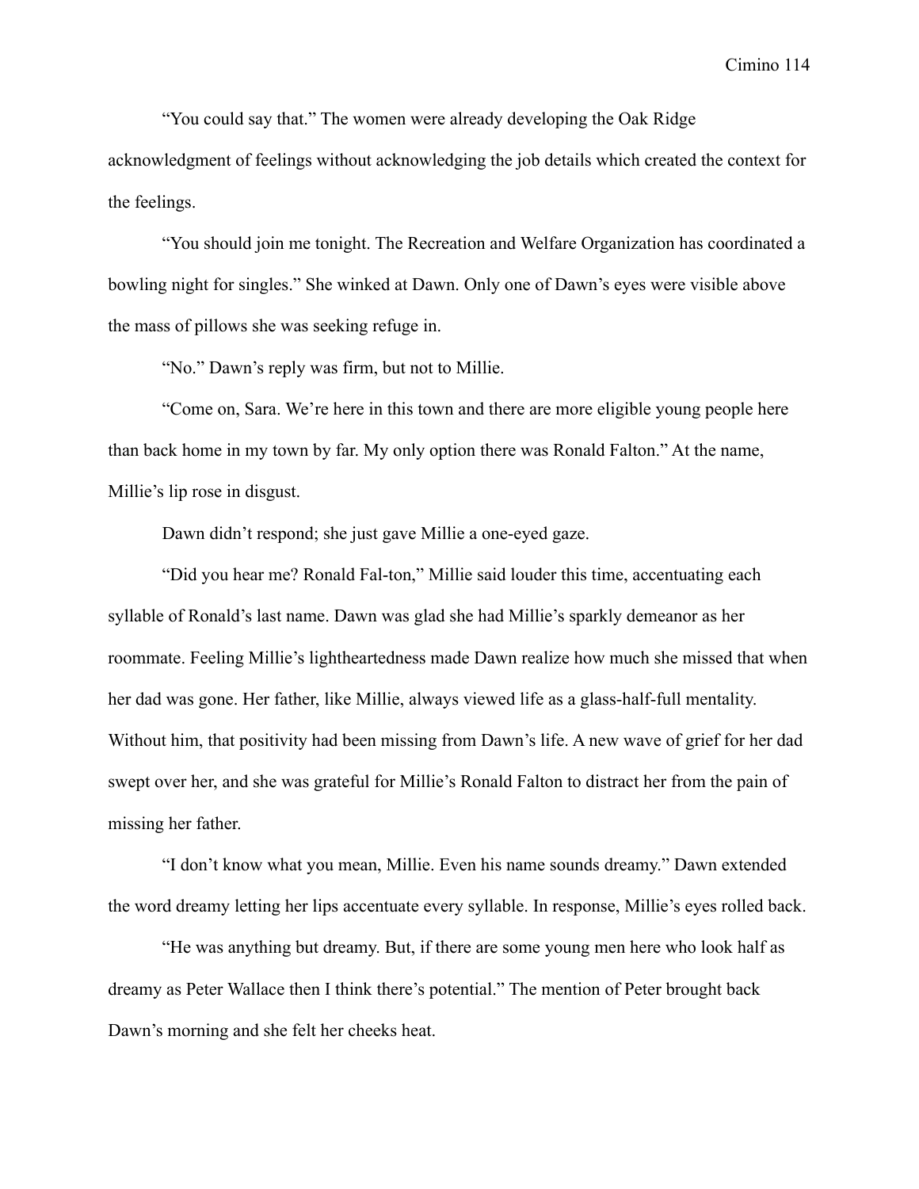"You could say that." The women were already developing the Oak Ridge acknowledgment of feelings without acknowledging the job details which created the context for the feelings.

"You should join me tonight. The Recreation and Welfare Organization has coordinated a bowling night for singles." She winked at Dawn. Only one of Dawn's eyes were visible above the mass of pillows she was seeking refuge in.

"No." Dawn's reply was firm, but not to Millie.

"Come on, Sara. We're here in this town and there are more eligible young people here than back home in my town by far. My only option there was Ronald Falton." At the name, Millie's lip rose in disgust.

Dawn didn't respond; she just gave Millie a one-eyed gaze.

"Did you hear me? Ronald Fal-ton," Millie said louder this time, accentuating each syllable of Ronald's last name. Dawn was glad she had Millie's sparkly demeanor as her roommate. Feeling Millie's lightheartedness made Dawn realize how much she missed that when her dad was gone. Her father, like Millie, always viewed life as a glass-half-full mentality. Without him, that positivity had been missing from Dawn's life. A new wave of grief for her dad swept over her, and she was grateful for Millie's Ronald Falton to distract her from the pain of missing her father.

"I don't know what you mean, Millie. Even his name sounds dreamy." Dawn extended the word dreamy letting her lips accentuate every syllable. In response, Millie's eyes rolled back.

"He was anything but dreamy. But, if there are some young men here who look half as dreamy as Peter Wallace then I think there's potential." The mention of Peter brought back Dawn's morning and she felt her cheeks heat.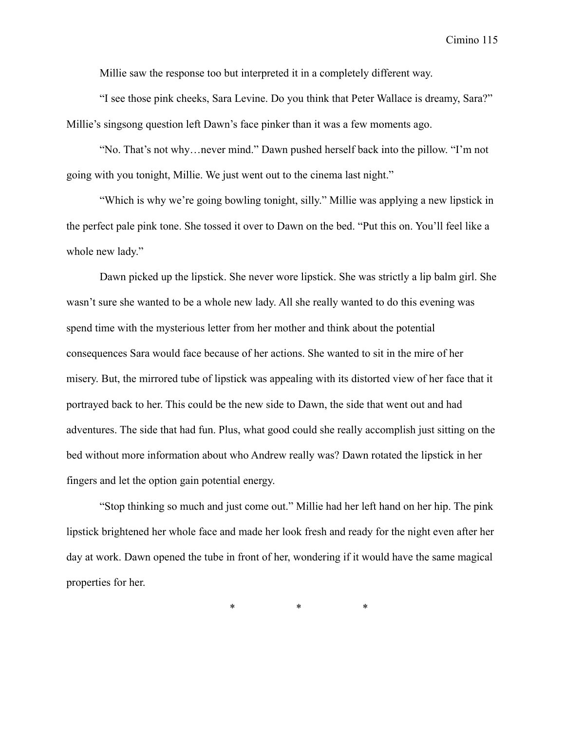Millie saw the response too but interpreted it in a completely different way.

"I see those pink cheeks, Sara Levine. Do you think that Peter Wallace is dreamy, Sara?" Millie's singsong question left Dawn's face pinker than it was a few moments ago.

"No. That's not why…never mind." Dawn pushed herself back into the pillow. "I'm not going with you tonight, Millie. We just went out to the cinema last night."

"Which is why we're going bowling tonight, silly." Millie was applying a new lipstick in the perfect pale pink tone. She tossed it over to Dawn on the bed. "Put this on. You'll feel like a whole new lady."

Dawn picked up the lipstick. She never wore lipstick. She was strictly a lip balm girl. She wasn't sure she wanted to be a whole new lady. All she really wanted to do this evening was spend time with the mysterious letter from her mother and think about the potential consequences Sara would face because of her actions. She wanted to sit in the mire of her misery. But, the mirrored tube of lipstick was appealing with its distorted view of her face that it portrayed back to her. This could be the new side to Dawn, the side that went out and had adventures. The side that had fun. Plus, what good could she really accomplish just sitting on the bed without more information about who Andrew really was? Dawn rotated the lipstick in her fingers and let the option gain potential energy.

"Stop thinking so much and just come out." Millie had her left hand on her hip. The pink lipstick brightened her whole face and made her look fresh and ready for the night even after her day at work. Dawn opened the tube in front of her, wondering if it would have the same magical properties for her.

\* \* \*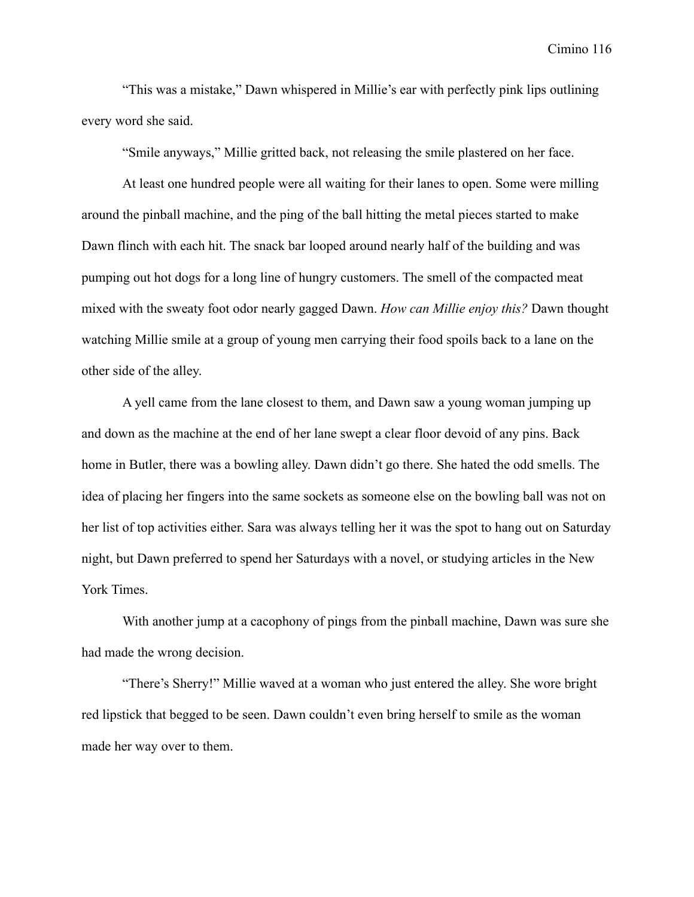"This was a mistake," Dawn whispered in Millie's ear with perfectly pink lips outlining every word she said.

"Smile anyways," Millie gritted back, not releasing the smile plastered on her face.

At least one hundred people were all waiting for their lanes to open. Some were milling around the pinball machine, and the ping of the ball hitting the metal pieces started to make Dawn flinch with each hit. The snack bar looped around nearly half of the building and was pumping out hot dogs for a long line of hungry customers. The smell of the compacted meat mixed with the sweaty foot odor nearly gagged Dawn. *How can Millie enjoy this?* Dawn thought watching Millie smile at a group of young men carrying their food spoils back to a lane on the other side of the alley.

A yell came from the lane closest to them, and Dawn saw a young woman jumping up and down as the machine at the end of her lane swept a clear floor devoid of any pins. Back home in Butler, there was a bowling alley. Dawn didn't go there. She hated the odd smells. The idea of placing her fingers into the same sockets as someone else on the bowling ball was not on her list of top activities either. Sara was always telling her it was the spot to hang out on Saturday night, but Dawn preferred to spend her Saturdays with a novel, or studying articles in the New York Times.

With another jump at a cacophony of pings from the pinball machine, Dawn was sure she had made the wrong decision.

"There's Sherry!" Millie waved at a woman who just entered the alley. She wore bright red lipstick that begged to be seen. Dawn couldn't even bring herself to smile as the woman made her way over to them.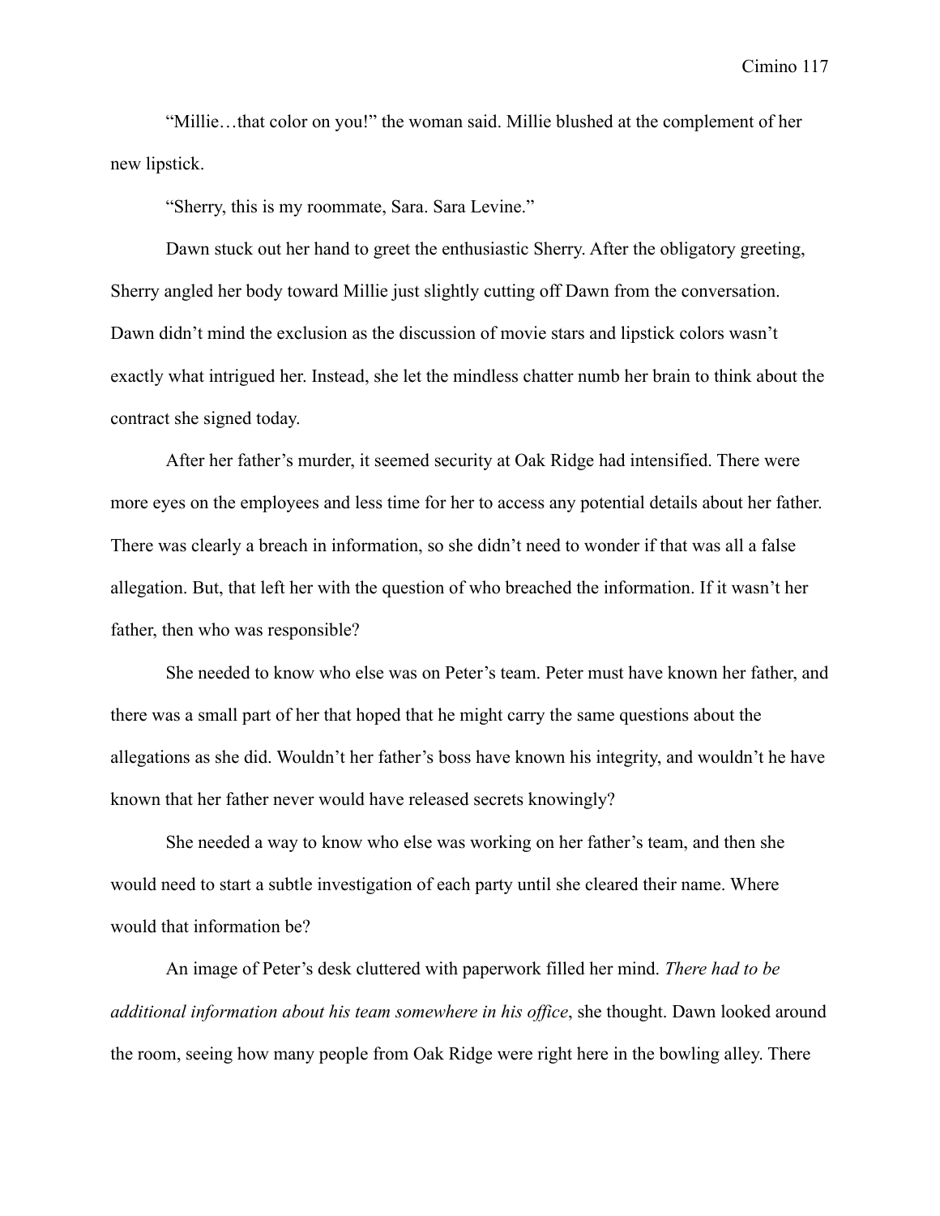"Millie…that color on you!" the woman said. Millie blushed at the complement of her new lipstick.

"Sherry, this is my roommate, Sara. Sara Levine."

Dawn stuck out her hand to greet the enthusiastic Sherry. After the obligatory greeting, Sherry angled her body toward Millie just slightly cutting off Dawn from the conversation. Dawn didn't mind the exclusion as the discussion of movie stars and lipstick colors wasn't exactly what intrigued her. Instead, she let the mindless chatter numb her brain to think about the contract she signed today.

After her father's murder, it seemed security at Oak Ridge had intensified. There were more eyes on the employees and less time for her to access any potential details about her father. There was clearly a breach in information, so she didn't need to wonder if that was all a false allegation. But, that left her with the question of who breached the information. If it wasn't her father, then who was responsible?

She needed to know who else was on Peter's team. Peter must have known her father, and there was a small part of her that hoped that he might carry the same questions about the allegations as she did. Wouldn't her father's boss have known his integrity, and wouldn't he have known that her father never would have released secrets knowingly?

She needed a way to know who else was working on her father's team, and then she would need to start a subtle investigation of each party until she cleared their name. Where would that information be?

An image of Peter's desk cluttered with paperwork filled her mind. *There had to be additional information about his team somewhere in his office*, she thought. Dawn looked around the room, seeing how many people from Oak Ridge were right here in the bowling alley. There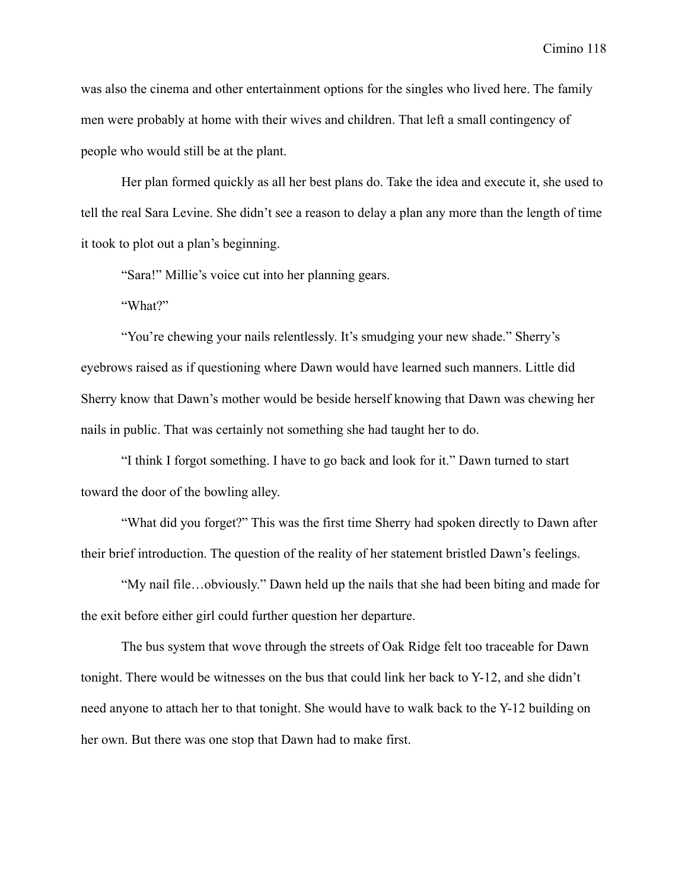was also the cinema and other entertainment options for the singles who lived here. The family men were probably at home with their wives and children. That left a small contingency of people who would still be at the plant.

Her plan formed quickly as all her best plans do. Take the idea and execute it, she used to tell the real Sara Levine. She didn't see a reason to delay a plan any more than the length of time it took to plot out a plan's beginning.

"Sara!" Millie's voice cut into her planning gears.

"What?"

"You're chewing your nails relentlessly. It's smudging your new shade." Sherry's eyebrows raised as if questioning where Dawn would have learned such manners. Little did Sherry know that Dawn's mother would be beside herself knowing that Dawn was chewing her nails in public. That was certainly not something she had taught her to do.

"I think I forgot something. I have to go back and look for it." Dawn turned to start toward the door of the bowling alley.

"What did you forget?" This was the first time Sherry had spoken directly to Dawn after their brief introduction. The question of the reality of her statement bristled Dawn's feelings.

"My nail file…obviously." Dawn held up the nails that she had been biting and made for the exit before either girl could further question her departure.

The bus system that wove through the streets of Oak Ridge felt too traceable for Dawn tonight. There would be witnesses on the bus that could link her back to Y-12, and she didn't need anyone to attach her to that tonight. She would have to walk back to the Y-12 building on her own. But there was one stop that Dawn had to make first.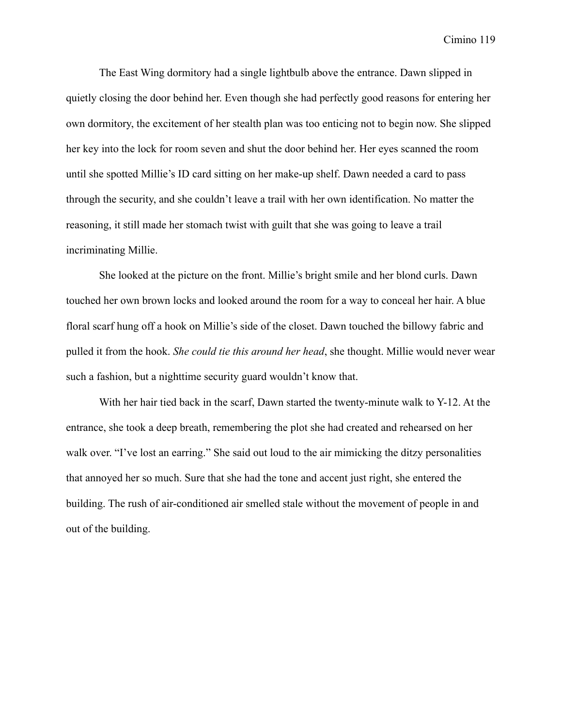The East Wing dormitory had a single lightbulb above the entrance. Dawn slipped in quietly closing the door behind her. Even though she had perfectly good reasons for entering her own dormitory, the excitement of her stealth plan was too enticing not to begin now. She slipped her key into the lock for room seven and shut the door behind her. Her eyes scanned the room until she spotted Millie's ID card sitting on her make-up shelf. Dawn needed a card to pass through the security, and she couldn't leave a trail with her own identification. No matter the reasoning, it still made her stomach twist with guilt that she was going to leave a trail incriminating Millie.

She looked at the picture on the front. Millie's bright smile and her blond curls. Dawn touched her own brown locks and looked around the room for a way to conceal her hair. A blue floral scarf hung off a hook on Millie's side of the closet. Dawn touched the billowy fabric and pulled it from the hook. *She could tie this around her head*, she thought. Millie would never wear such a fashion, but a nighttime security guard wouldn't know that.

With her hair tied back in the scarf, Dawn started the twenty-minute walk to Y-12. At the entrance, she took a deep breath, remembering the plot she had created and rehearsed on her walk over. "I've lost an earring." She said out loud to the air mimicking the ditzy personalities that annoyed her so much. Sure that she had the tone and accent just right, she entered the building. The rush of air-conditioned air smelled stale without the movement of people in and out of the building.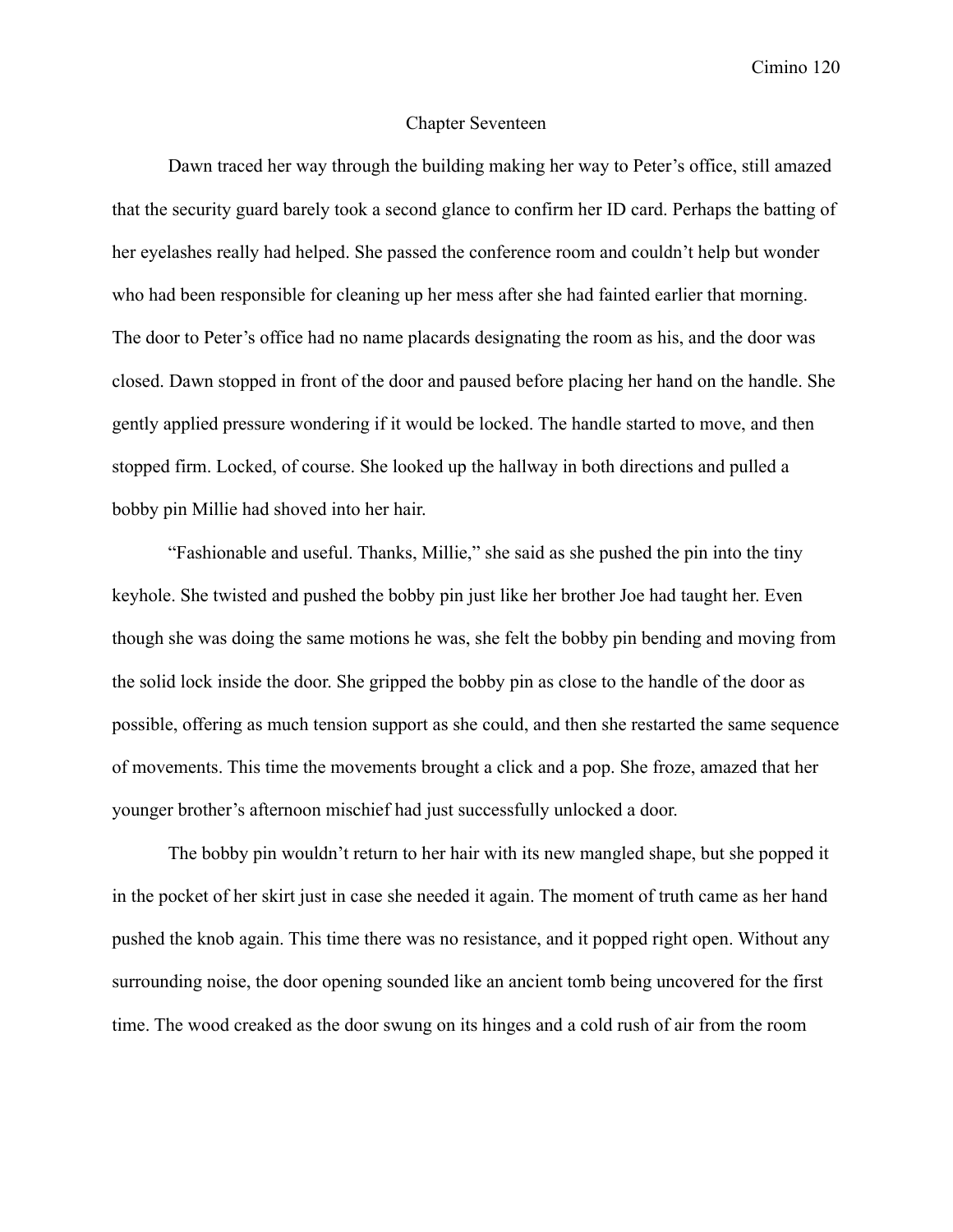## Chapter Seventeen

Dawn traced her way through the building making her way to Peter's office, still amazed that the security guard barely took a second glance to confirm her ID card. Perhaps the batting of her eyelashes really had helped. She passed the conference room and couldn't help but wonder who had been responsible for cleaning up her mess after she had fainted earlier that morning. The door to Peter's office had no name placards designating the room as his, and the door was closed. Dawn stopped in front of the door and paused before placing her hand on the handle. She gently applied pressure wondering if it would be locked. The handle started to move, and then stopped firm. Locked, of course. She looked up the hallway in both directions and pulled a bobby pin Millie had shoved into her hair.

"Fashionable and useful. Thanks, Millie," she said as she pushed the pin into the tiny keyhole. She twisted and pushed the bobby pin just like her brother Joe had taught her. Even though she was doing the same motions he was, she felt the bobby pin bending and moving from the solid lock inside the door. She gripped the bobby pin as close to the handle of the door as possible, offering as much tension support as she could, and then she restarted the same sequence of movements. This time the movements brought a click and a pop. She froze, amazed that her younger brother's afternoon mischief had just successfully unlocked a door.

The bobby pin wouldn't return to her hair with its new mangled shape, but she popped it in the pocket of her skirt just in case she needed it again. The moment of truth came as her hand pushed the knob again. This time there was no resistance, and it popped right open. Without any surrounding noise, the door opening sounded like an ancient tomb being uncovered for the first time. The wood creaked as the door swung on its hinges and a cold rush of air from the room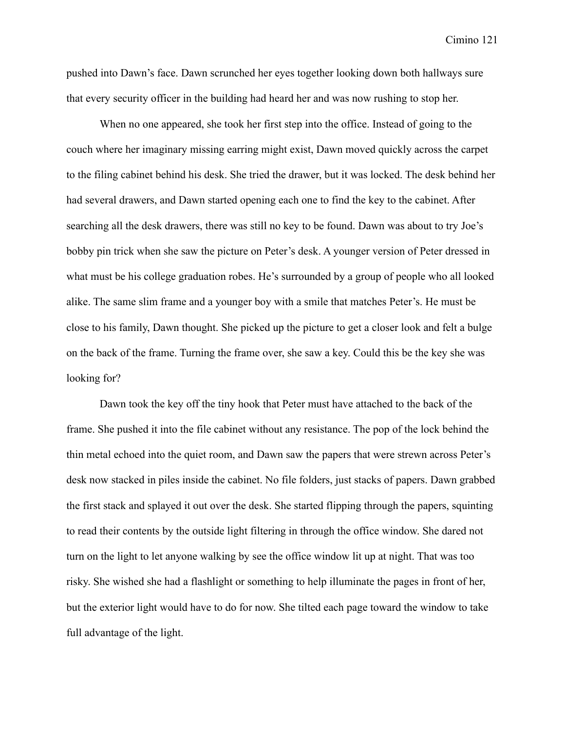pushed into Dawn's face. Dawn scrunched her eyes together looking down both hallways sure that every security officer in the building had heard her and was now rushing to stop her.

When no one appeared, she took her first step into the office. Instead of going to the couch where her imaginary missing earring might exist, Dawn moved quickly across the carpet to the filing cabinet behind his desk. She tried the drawer, but it was locked. The desk behind her had several drawers, and Dawn started opening each one to find the key to the cabinet. After searching all the desk drawers, there was still no key to be found. Dawn was about to try Joe's bobby pin trick when she saw the picture on Peter's desk. A younger version of Peter dressed in what must be his college graduation robes. He's surrounded by a group of people who all looked alike. The same slim frame and a younger boy with a smile that matches Peter's. He must be close to his family, Dawn thought. She picked up the picture to get a closer look and felt a bulge on the back of the frame. Turning the frame over, she saw a key. Could this be the key she was looking for?

Dawn took the key off the tiny hook that Peter must have attached to the back of the frame. She pushed it into the file cabinet without any resistance. The pop of the lock behind the thin metal echoed into the quiet room, and Dawn saw the papers that were strewn across Peter's desk now stacked in piles inside the cabinet. No file folders, just stacks of papers. Dawn grabbed the first stack and splayed it out over the desk. She started flipping through the papers, squinting to read their contents by the outside light filtering in through the office window. She dared not turn on the light to let anyone walking by see the office window lit up at night. That was too risky. She wished she had a flashlight or something to help illuminate the pages in front of her, but the exterior light would have to do for now. She tilted each page toward the window to take full advantage of the light.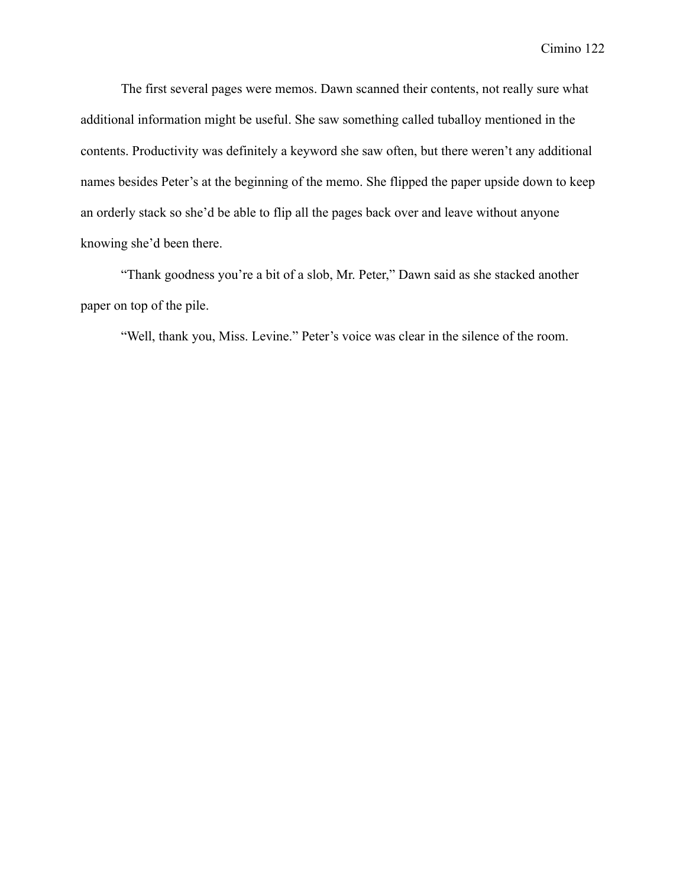The first several pages were memos. Dawn scanned their contents, not really sure what additional information might be useful. She saw something called tuballoy mentioned in the contents. Productivity was definitely a keyword she saw often, but there weren't any additional names besides Peter's at the beginning of the memo. She flipped the paper upside down to keep an orderly stack so she'd be able to flip all the pages back over and leave without anyone knowing she'd been there.

"Thank goodness you're a bit of a slob, Mr. Peter," Dawn said as she stacked another paper on top of the pile.

"Well, thank you, Miss. Levine." Peter's voice was clear in the silence of the room.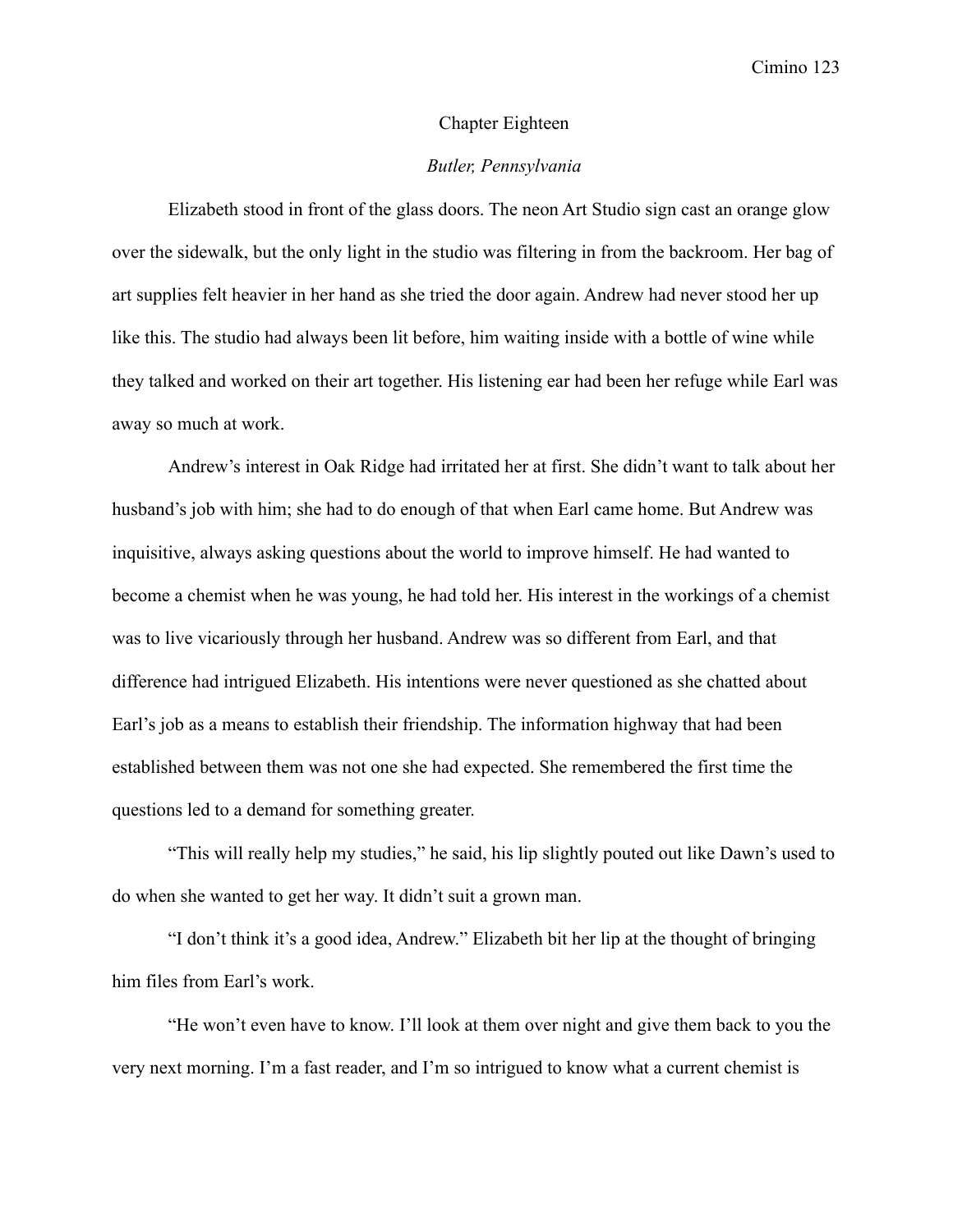# Chapter Eighteen

*Butler, Pennsylvania*

Elizabeth stood in front of the glass doors. The neon Art Studio sign cast an orange glow over the sidewalk, but the only light in the studio was filtering in from the backroom. Her bag of art supplies felt heavier in her hand as she tried the door again. Andrew had never stood her up like this. The studio had always been lit before, him waiting inside with a bottle of wine while they talked and worked on their art together. His listening ear had been her refuge while Earl was away so much at work.

Andrew's interest in Oak Ridge had irritated her at first. She didn't want to talk about her husband's job with him; she had to do enough of that when Earl came home. But Andrew was inquisitive, always asking questions about the world to improve himself. He had wanted to become a chemist when he was young, he had told her. His interest in the workings of a chemist was to live vicariously through her husband. Andrew was so different from Earl, and that difference had intrigued Elizabeth. His intentions were never questioned as she chatted about Earl's job as a means to establish their friendship. The information highway that had been established between them was not one she had expected. She remembered the first time the questions led to a demand for something greater.

"This will really help my studies," he said, his lip slightly pouted out like Dawn's used to do when she wanted to get her way. It didn't suit a grown man.

"I don't think it's a good idea, Andrew." Elizabeth bit her lip at the thought of bringing him files from Earl's work.

"He won't even have to know. I'll look at them over night and give them back to you the very next morning. I'm a fast reader, and I'm so intrigued to know what a current chemist is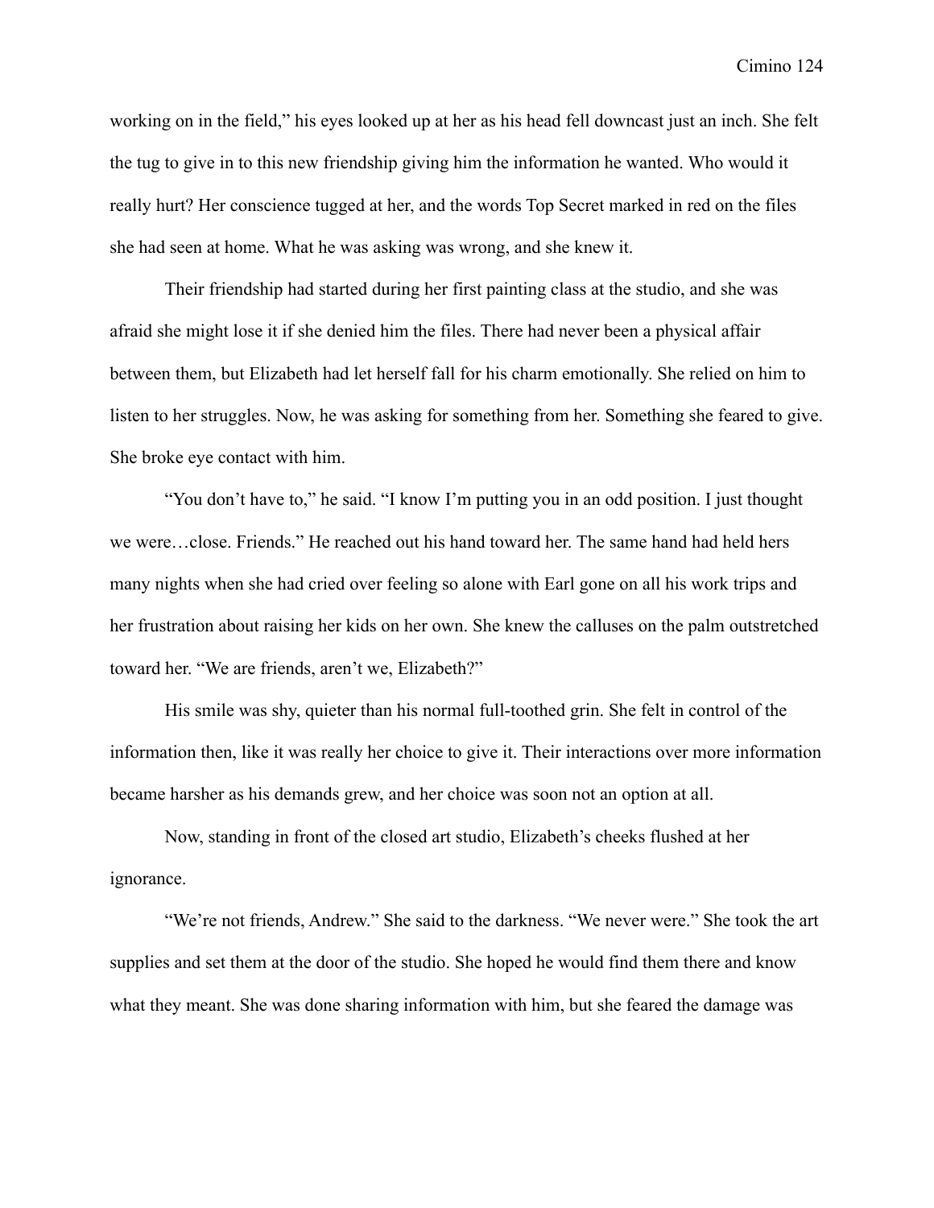working on in the field," his eyes looked up at her as his head fell downcast just an inch. She felt the tug to give in to this new friendship giving him the information he wanted. Who would it really hurt? Her conscience tugged at her, and the words Top Secret marked in red on the files she had seen at home. What he was asking was wrong, and she knew it.

Their friendship had started during her first painting class at the studio, and she was afraid she might lose it if she denied him the files. There had never been a physical affair between them, but Elizabeth had let herself fall for his charm emotionally. She relied on him to listen to her struggles. Now, he was asking for something from her. Something she feared to give. She broke eye contact with him.

"You don't have to," he said. "I know I'm putting you in an odd position. I just thought we were…close. Friends." He reached out his hand toward her. The same hand had held hers many nights when she had cried over feeling so alone with Earl gone on all his work trips and her frustration about raising her kids on her own. She knew the calluses on the palm outstretched toward her. "We are friends, aren't we, Elizabeth?"

His smile was shy, quieter than his normal full-toothed grin. She felt in control of the information then, like it was really her choice to give it. Their interactions over more information became harsher as his demands grew, and her choice was soon not an option at all.

Now, standing in front of the closed art studio, Elizabeth's cheeks flushed at her ignorance.

"We're not friends, Andrew." She said to the darkness. "We never were." She took the art supplies and set them at the door of the studio. She hoped he would find them there and know what they meant. She was done sharing information with him, but she feared the damage was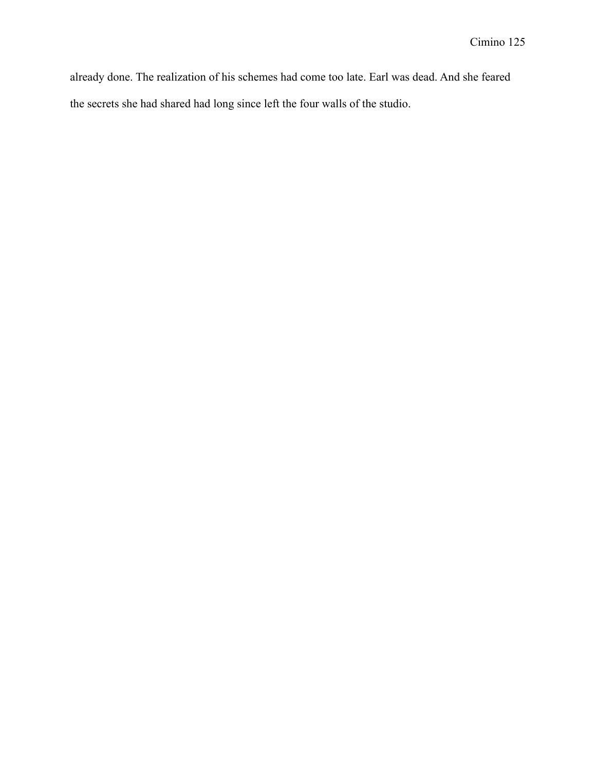already done. The realization of his schemes had come too late. Earl was dead. And she feared the secrets she had shared had long since left the four walls of the studio.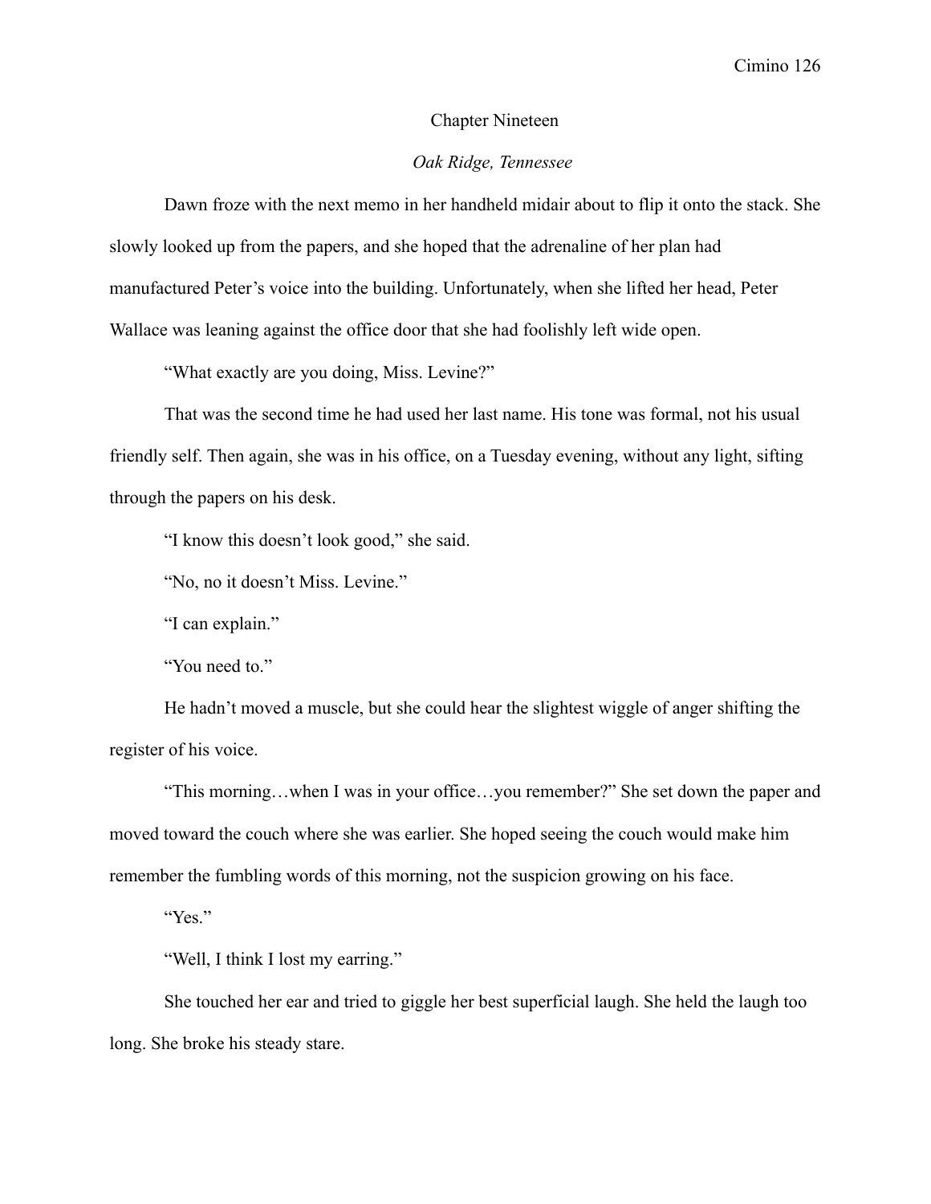## Chapter Nineteen

*Oak Ridge, Tennessee*

Dawn froze with the next memo in her handheld midair about to flip it onto the stack. She slowly looked up from the papers, and she hoped that the adrenaline of her plan had manufactured Peter's voice into the building. Unfortunately, when she lifted her head, Peter Wallace was leaning against the office door that she had foolishly left wide open.

"What exactly are you doing, Miss. Levine?"

That was the second time he had used her last name. His tone was formal, not his usual friendly self. Then again, she was in his office, on a Tuesday evening, without any light, sifting through the papers on his desk.

"I know this doesn't look good," she said.

"No, no it doesn't Miss. Levine."

"I can explain."

"You need to."

He hadn't moved a muscle, but she could hear the slightest wiggle of anger shifting the register of his voice.

"This morning…when I was in your office…you remember?" She set down the paper and moved toward the couch where she was earlier. She hoped seeing the couch would make him remember the fumbling words of this morning, not the suspicion growing on his face.

"Yes."

"Well, I think I lost my earring."

She touched her ear and tried to giggle her best superficial laugh. She held the laugh too long. She broke his steady stare.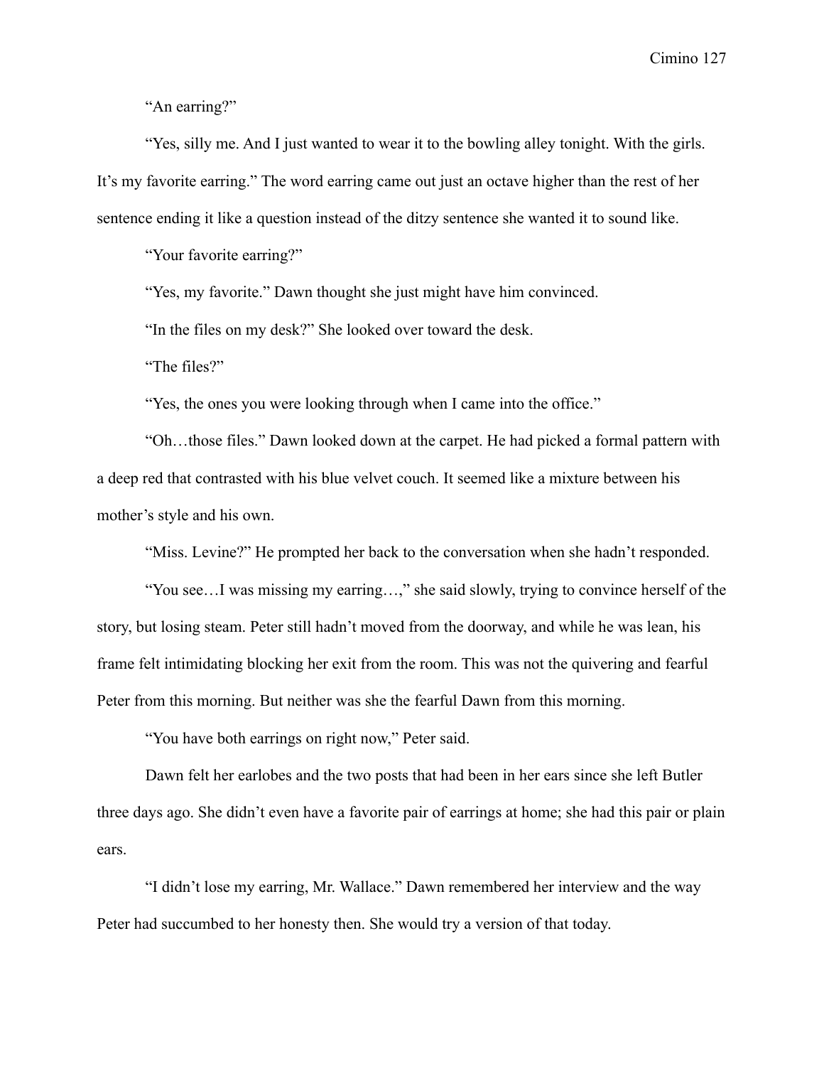"An earring?"

"Yes, silly me. And I just wanted to wear it to the bowling alley tonight. With the girls. It's my favorite earring." The word earring came out just an octave higher than the rest of her sentence ending it like a question instead of the ditzy sentence she wanted it to sound like.

"Your favorite earring?"

"Yes, my favorite." Dawn thought she just might have him convinced.

"In the files on my desk?" She looked over toward the desk.

"The files?"

"Yes, the ones you were looking through when I came into the office."

"Oh…those files." Dawn looked down at the carpet. He had picked a formal pattern with a deep red that contrasted with his blue velvet couch. It seemed like a mixture between his mother's style and his own.

"Miss. Levine?" He prompted her back to the conversation when she hadn't responded.

"You see…I was missing my earring…," she said slowly, trying to convince herself of the story, but losing steam. Peter still hadn't moved from the doorway, and while he was lean, his frame felt intimidating blocking her exit from the room. This was not the quivering and fearful Peter from this morning. But neither was she the fearful Dawn from this morning.

"You have both earrings on right now," Peter said.

Dawn felt her earlobes and the two posts that had been in her ears since she left Butler three days ago. She didn't even have a favorite pair of earrings at home; she had this pair or plain ears.

"I didn't lose my earring, Mr. Wallace." Dawn remembered her interview and the way Peter had succumbed to her honesty then. She would try a version of that today.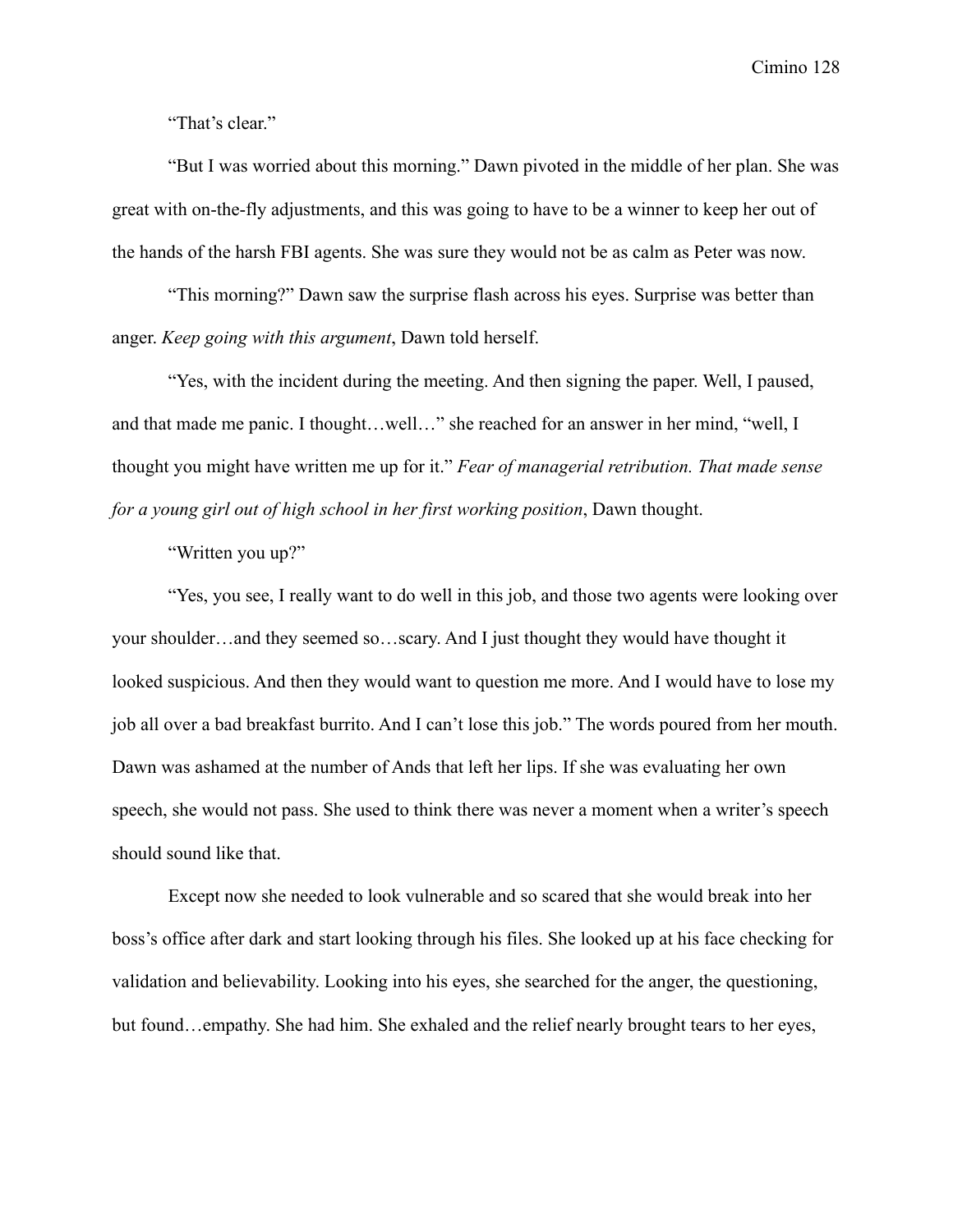"That's clear."

"But I was worried about this morning." Dawn pivoted in the middle of her plan. She was great with on-the-fly adjustments, and this was going to have to be a winner to keep her out of the hands of the harsh FBI agents. She was sure they would not be as calm as Peter was now.

"This morning?" Dawn saw the surprise flash across his eyes. Surprise was better than anger. *Keep going with this argument*, Dawn told herself.

"Yes, with the incident during the meeting. And then signing the paper. Well, I paused, and that made me panic. I thought…well…" she reached for an answer in her mind, "well, I thought you might have written me up for it." *Fear of managerial retribution. That made sense for a young girl out of high school in her first working position*, Dawn thought.

"Written you up?"

"Yes, you see, I really want to do well in this job, and those two agents were looking over your shoulder…and they seemed so…scary. And I just thought they would have thought it looked suspicious. And then they would want to question me more. And I would have to lose my job all over a bad breakfast burrito. And I can't lose this job." The words poured from her mouth. Dawn was ashamed at the number of Ands that left her lips. If she was evaluating her own speech, she would not pass. She used to think there was never a moment when a writer's speech should sound like that.

Except now she needed to look vulnerable and so scared that she would break into her boss's office after dark and start looking through his files. She looked up at his face checking for validation and believability. Looking into his eyes, she searched for the anger, the questioning, but found…empathy. She had him. She exhaled and the relief nearly brought tears to her eyes,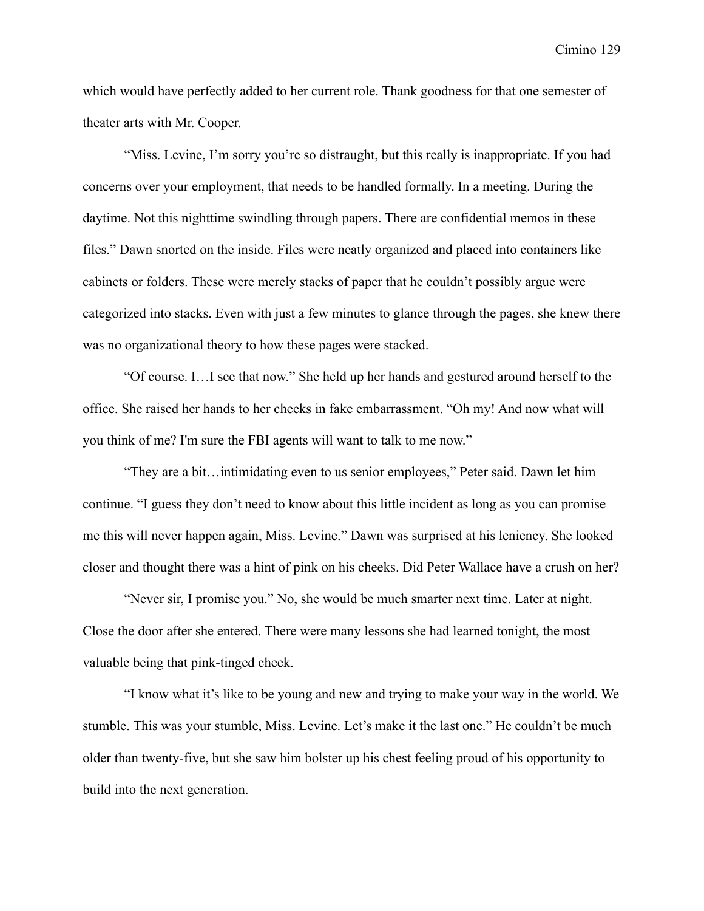which would have perfectly added to her current role. Thank goodness for that one semester of theater arts with Mr. Cooper.

"Miss. Levine, I'm sorry you're so distraught, but this really is inappropriate. If you had concerns over your employment, that needs to be handled formally. In a meeting. During the daytime. Not this nighttime swindling through papers. There are confidential memos in these files." Dawn snorted on the inside. Files were neatly organized and placed into containers like cabinets or folders. These were merely stacks of paper that he couldn't possibly argue were categorized into stacks. Even with just a few minutes to glance through the pages, she knew there was no organizational theory to how these pages were stacked.

"Of course. I…I see that now." She held up her hands and gestured around herself to the office. She raised her hands to her cheeks in fake embarrassment. "Oh my! And now what will you think of me? I'm sure the FBI agents will want to talk to me now."

"They are a bit…intimidating even to us senior employees," Peter said. Dawn let him continue. "I guess they don't need to know about this little incident as long as you can promise me this will never happen again, Miss. Levine." Dawn was surprised at his leniency. She looked closer and thought there was a hint of pink on his cheeks. Did Peter Wallace have a crush on her?

"Never sir, I promise you." No, she would be much smarter next time. Later at night. Close the door after she entered. There were many lessons she had learned tonight, the most valuable being that pink-tinged cheek.

"I know what it's like to be young and new and trying to make your way in the world. We stumble. This was your stumble, Miss. Levine. Let's make it the last one." He couldn't be much older than twenty-five, but she saw him bolster up his chest feeling proud of his opportunity to build into the next generation.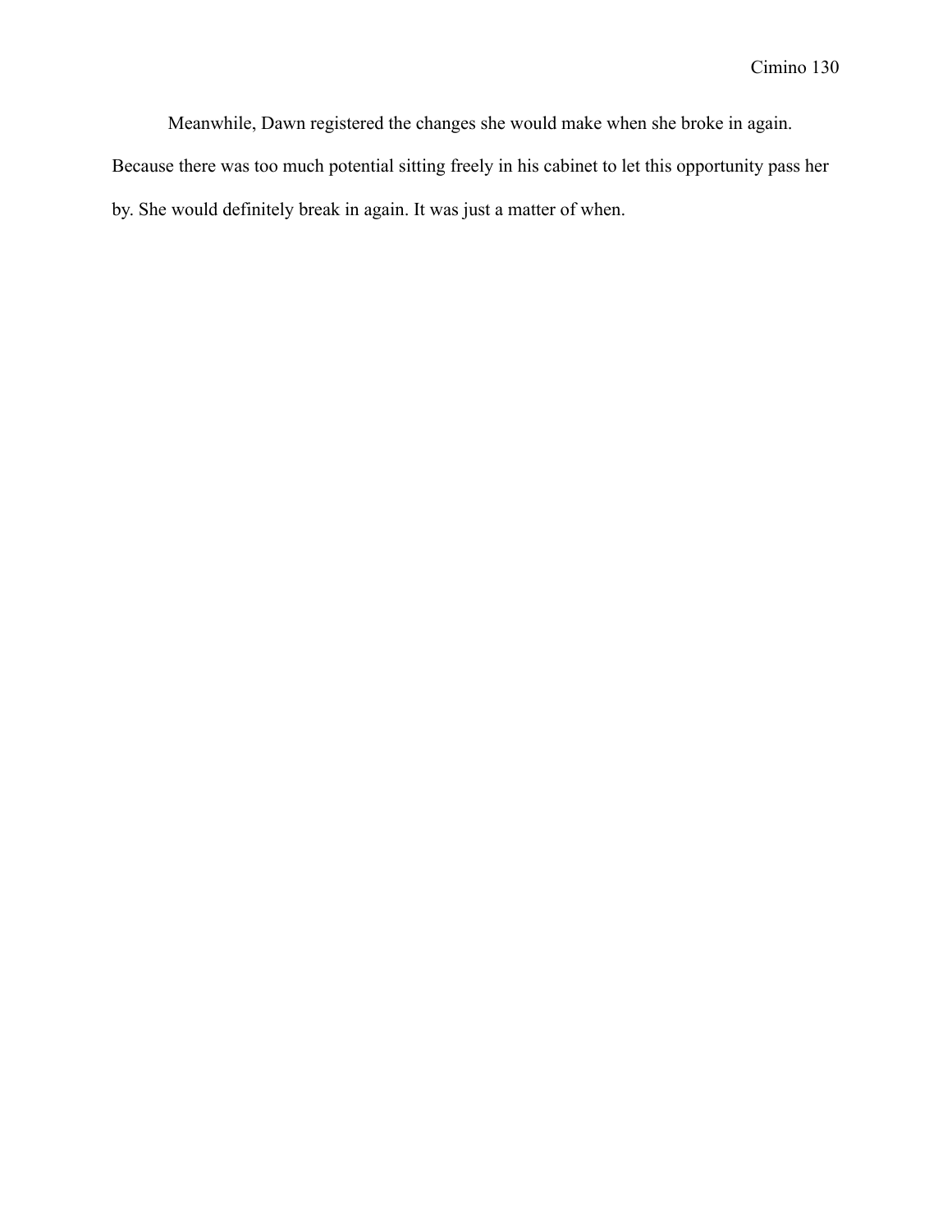Meanwhile, Dawn registered the changes she would make when she broke in again. Because there was too much potential sitting freely in his cabinet to let this opportunity pass her by. She would definitely break in again. It was just a matter of when.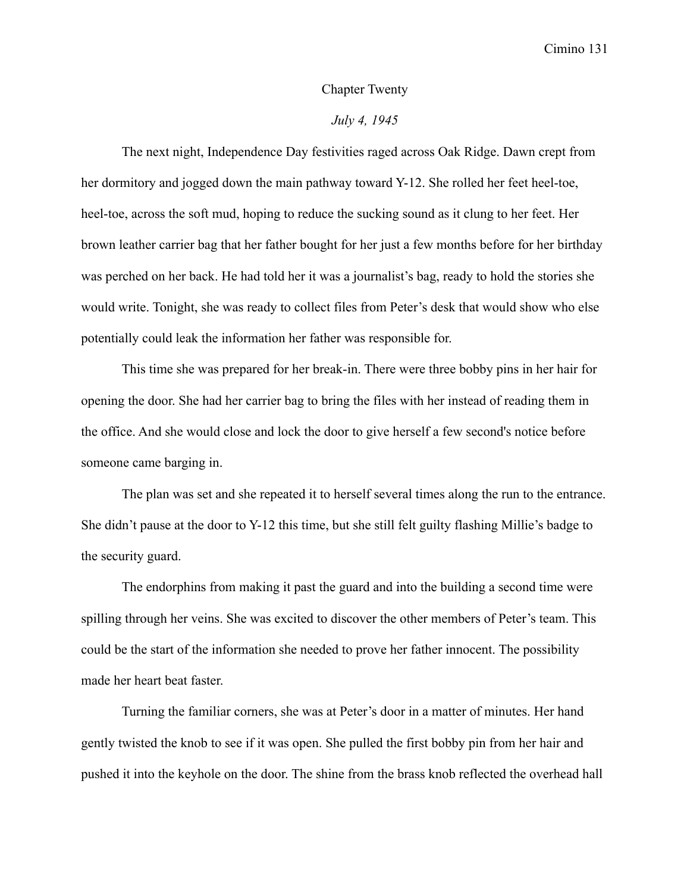## Chapter Twenty

*July 4, 1945*

The next night, Independence Day festivities raged across Oak Ridge. Dawn crept from her dormitory and jogged down the main pathway toward Y-12. She rolled her feet heel-toe, heel-toe, across the soft mud, hoping to reduce the sucking sound as it clung to her feet. Her brown leather carrier bag that her father bought for her just a few months before for her birthday was perched on her back. He had told her it was a journalist's bag, ready to hold the stories she would write. Tonight, she was ready to collect files from Peter's desk that would show who else potentially could leak the information her father was responsible for.

This time she was prepared for her break-in. There were three bobby pins in her hair for opening the door. She had her carrier bag to bring the files with her instead of reading them in the office. And she would close and lock the door to give herself a few second's notice before someone came barging in.

The plan was set and she repeated it to herself several times along the run to the entrance. She didn't pause at the door to Y-12 this time, but she still felt guilty flashing Millie's badge to the security guard.

The endorphins from making it past the guard and into the building a second time were spilling through her veins. She was excited to discover the other members of Peter's team. This could be the start of the information she needed to prove her father innocent. The possibility made her heart beat faster.

Turning the familiar corners, she was at Peter's door in a matter of minutes. Her hand gently twisted the knob to see if it was open. She pulled the first bobby pin from her hair and pushed it into the keyhole on the door. The shine from the brass knob reflected the overhead hall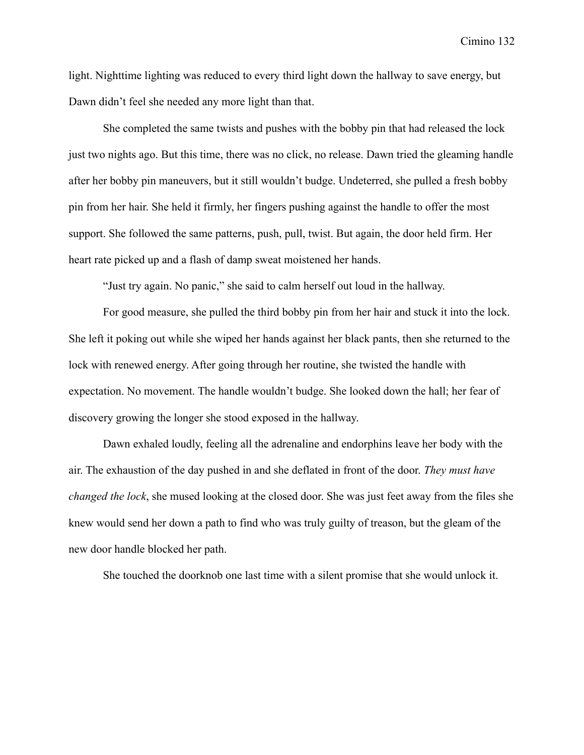light. Nighttime lighting was reduced to every third light down the hallway to save energy, but Dawn didn't feel she needed any more light than that.

She completed the same twists and pushes with the bobby pin that had released the lock just two nights ago. But this time, there was no click, no release. Dawn tried the gleaming handle after her bobby pin maneuvers, but it still wouldn't budge. Undeterred, she pulled a fresh bobby pin from her hair. She held it firmly, her fingers pushing against the handle to offer the most support. She followed the same patterns, push, pull, twist. But again, the door held firm. Her heart rate picked up and a flash of damp sweat moistened her hands.

"Just try again. No panic," she said to calm herself out loud in the hallway.

For good measure, she pulled the third bobby pin from her hair and stuck it into the lock. She left it poking out while she wiped her hands against her black pants, then she returned to the lock with renewed energy. After going through her routine, she twisted the handle with expectation. No movement. The handle wouldn't budge. She looked down the hall; her fear of discovery growing the longer she stood exposed in the hallway.

Dawn exhaled loudly, feeling all the adrenaline and endorphins leave her body with the air. The exhaustion of the day pushed in and she deflated in front of the door. *They must have changed the lock*, she mused looking at the closed door. She was just feet away from the files she knew would send her down a path to find who was truly guilty of treason, but the gleam of the new door handle blocked her path.

She touched the doorknob one last time with a silent promise that she would unlock it.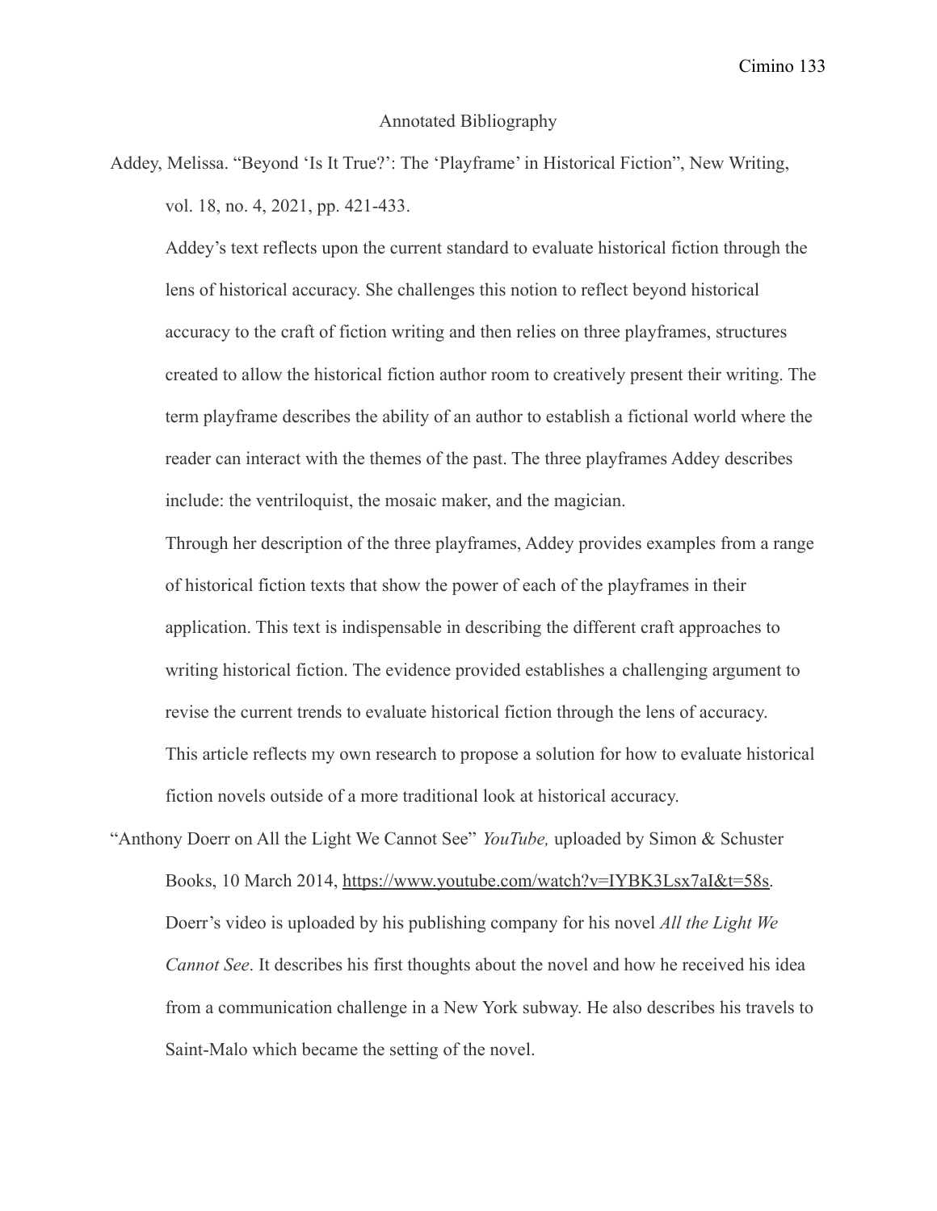# Annotated Bibliography

Addey, Melissa. "Beyond 'Is It True?': The 'Playframe' in Historical Fiction", New Writing, vol. 18, no. 4, 2021, pp. 421-433.

Addey's text reflects upon the current standard to evaluate historical fiction through the lens of historical accuracy. She challenges this notion to reflect beyond historical accuracy to the craft of fiction writing and then relies on three playframes, structures created to allow the historical fiction author room to creatively present their writing. The term playframe describes the ability of an author to establish a fictional world where the reader can interact with the themes of the past. The three playframes Addey describes include: the ventriloquist, the mosaic maker, and the magician.

Through her description of the three playframes, Addey provides examples from a range of historical fiction texts that show the power of each of the playframes in their application. This text is indispensable in describing the different craft approaches to writing historical fiction. The evidence provided establishes a challenging argument to revise the current trends to evaluate historical fiction through the lens of accuracy. This article reflects my own research to propose a solution for how to evaluate historical fiction novels outside of a more traditional look at historical accuracy.

"Anthony Doerr on All the Light We Cannot See" *YouTube,* uploaded by Simon & Schuster Books, 10 March 2014, https://www.youtube.com/watch?v=IYBK3Lsx7aI&t=58s.

Doerr's video is uploaded by his publishing company for his novel *All the Light We Cannot See*. It describes his first thoughts about the novel and how he received his idea from a communication challenge in a New York subway. He also describes his travels to Saint-Malo which became the setting of the novel.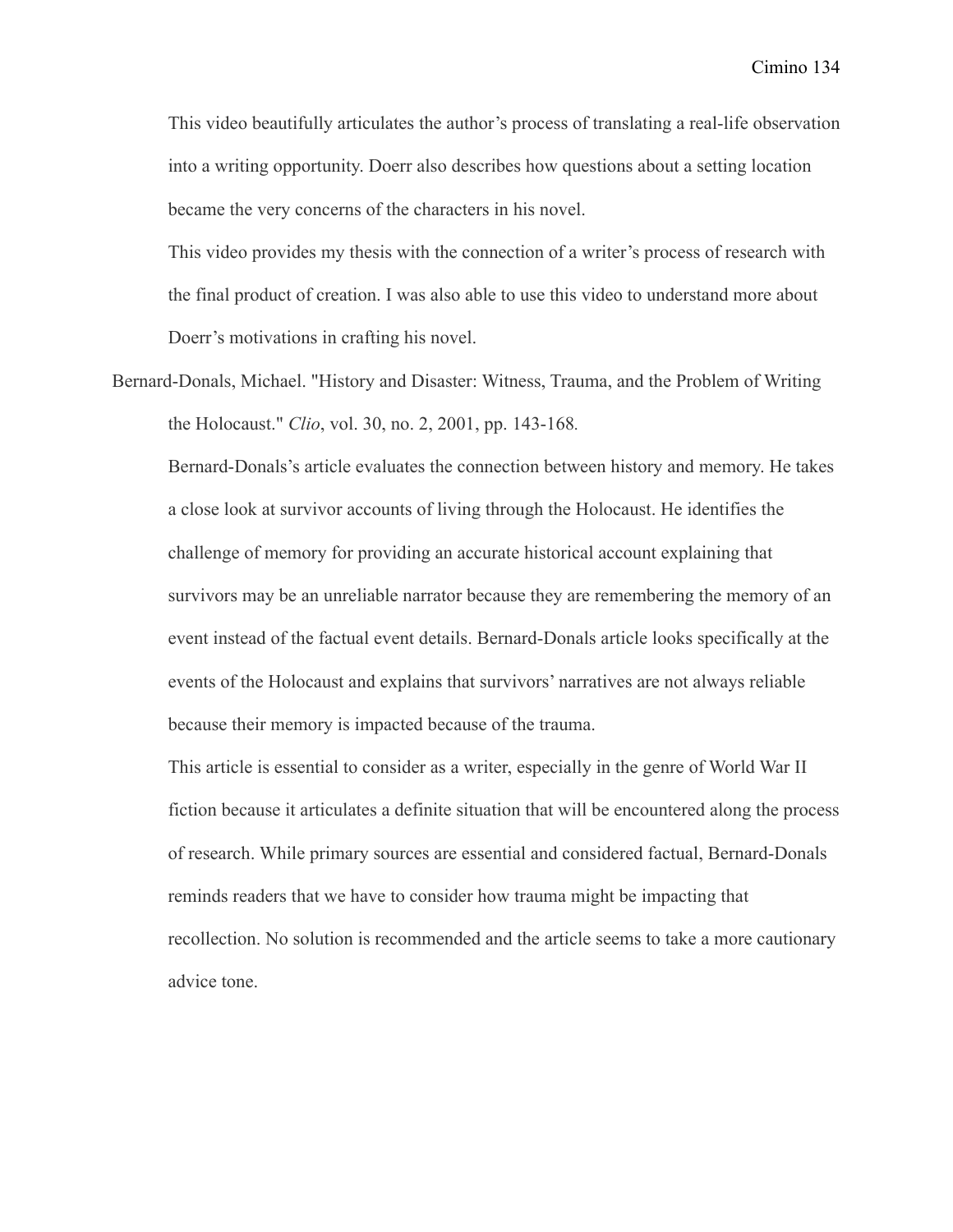This video beautifully articulates the author's process of translating a real-life observation into a writing opportunity. Doerr also describes how questions about a setting location became the very concerns of the characters in his novel.

This video provides my thesis with the connection of a writer's process of research with the final product of creation. I was also able to use this video to understand more about Doerr's motivations in crafting his novel.

Bernard-Donals, Michael. "History and Disaster: Witness, Trauma, and the Problem of Writing the Holocaust." *Clio*, vol. 30, no. 2, 2001, pp. 143-168.

Bernard-Donals's article evaluates the connection between history and memory. He takes a close look at survivor accounts of living through the Holocaust. He identifies the challenge of memory for providing an accurate historical account explaining that survivors may be an unreliable narrator because they are remembering the memory of an event instead of the factual event details. Bernard-Donals article looks specifically at the events of the Holocaust and explains that survivors' narratives are not always reliable because their memory is impacted because of the trauma.

This article is essential to consider as a writer, especially in the genre of World War II fiction because it articulates a definite situation that will be encountered along the process of research. While primary sources are essential and considered factual, Bernard-Donals reminds readers that we have to consider how trauma might be impacting that recollection. No solution is recommended and the article seems to take a more cautionary advice tone.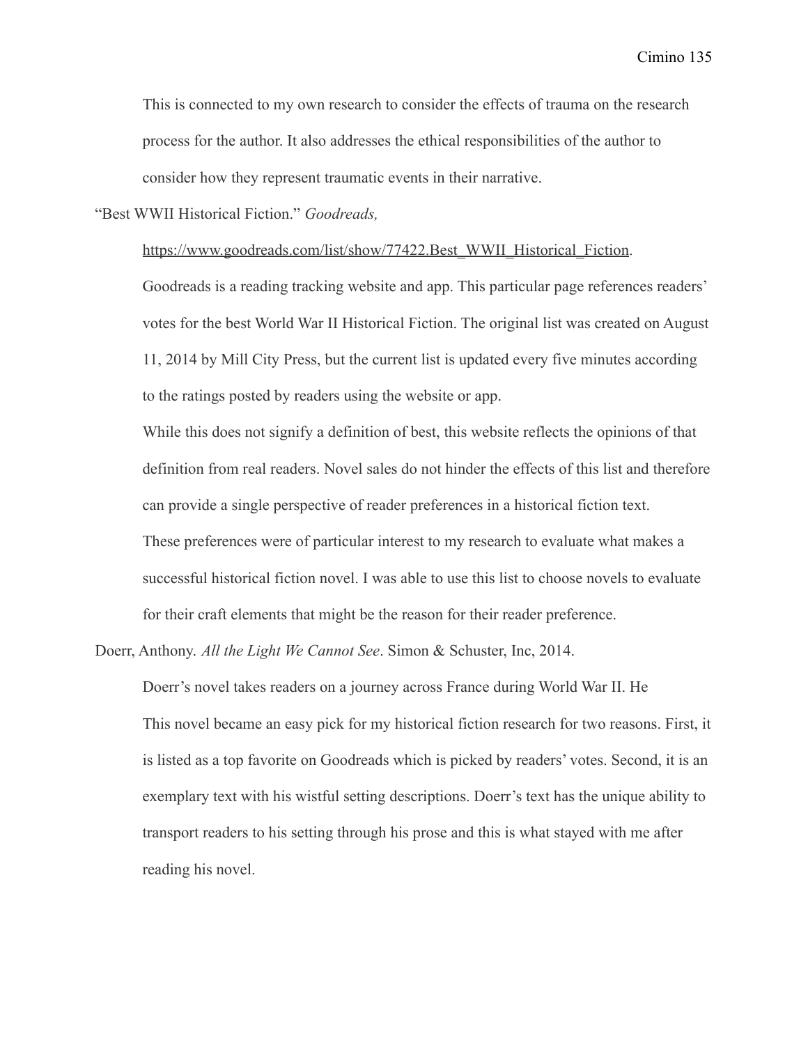This is connected to my own research to consider the effects of trauma on the research process for the author. It also addresses the ethical responsibilities of the author to consider how they represent traumatic events in their narrative.

"Best WWII Historical Fiction." *Goodreads,*

https://www.goodreads.com/list/show/77422.Best_WWII_Historical_Fiction.

Goodreads is a reading tracking website and app. This particular page references readers' votes for the best World War II Historical Fiction. The original list was created on August 11, 2014 by Mill City Press, but the current list is updated every five minutes according to the ratings posted by readers using the website or app.

While this does not signify a definition of best, this website reflects the opinions of that definition from real readers. Novel sales do not hinder the effects of this list and therefore can provide a single perspective of reader preferences in a historical fiction text.

These preferences were of particular interest to my research to evaluate what makes a successful historical fiction novel. I was able to use this list to choose novels to evaluate for their craft elements that might be the reason for their reader preference.

Doerr, Anthony. *All the Light We Cannot See*. Simon & Schuster, Inc, 2014.

Doerr's novel takes readers on a journey across France during World War II. He

This novel became an easy pick for my historical fiction research for two reasons. First, it is listed as a top favorite on Goodreads which is picked by readers' votes. Second, it is an exemplary text with his wistful setting descriptions. Doerr's text has the unique ability to transport readers to his setting through his prose and this is what stayed with me after reading his novel.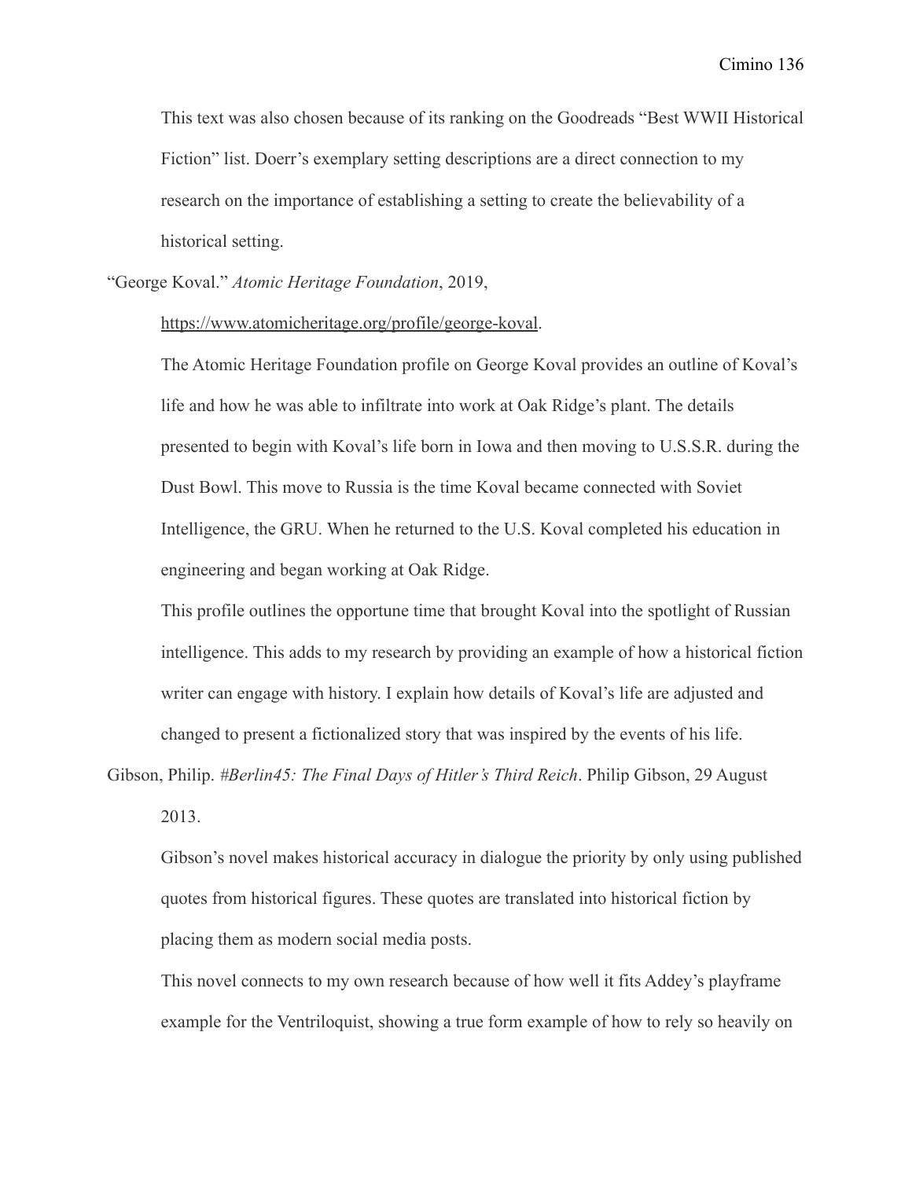This text was also chosen because of its ranking on the Goodreads "Best WWII Historical Fiction" list. Doerr's exemplary setting descriptions are a direct connection to my research on the importance of establishing a setting to create the believability of a historical setting.

"George Koval." *Atomic Heritage Foundation*, 2019, https://www.atomicheritage.org/profile/george-koval.

The Atomic Heritage Foundation profile on George Koval provides an outline of Koval's life and how he was able to infiltrate into work at Oak Ridge's plant. The details presented to begin with Koval's life born in Iowa and then moving to U.S.S.R. during the Dust Bowl. This move to Russia is the time Koval became connected with Soviet Intelligence, the GRU. When he returned to the U.S. Koval completed his education in engineering and began working at Oak Ridge.

This profile outlines the opportune time that brought Koval into the spotlight of Russian intelligence. This adds to my research by providing an example of how a historical fiction writer can engage with history. I explain how details of Koval's life are adjusted and changed to present a fictionalized story that was inspired by the events of his life.

Gibson, Philip. *#Berlin45: The Final Days of Hitler's Third Reich*. Philip Gibson, 29 August 2013.

Gibson's novel makes historical accuracy in dialogue the priority by only using published quotes from historical figures. These quotes are translated into historical fiction by placing them as modern social media posts.

This novel connects to my own research because of how well it fits Addey's playframe example for the Ventriloquist, showing a true form example of how to rely so heavily on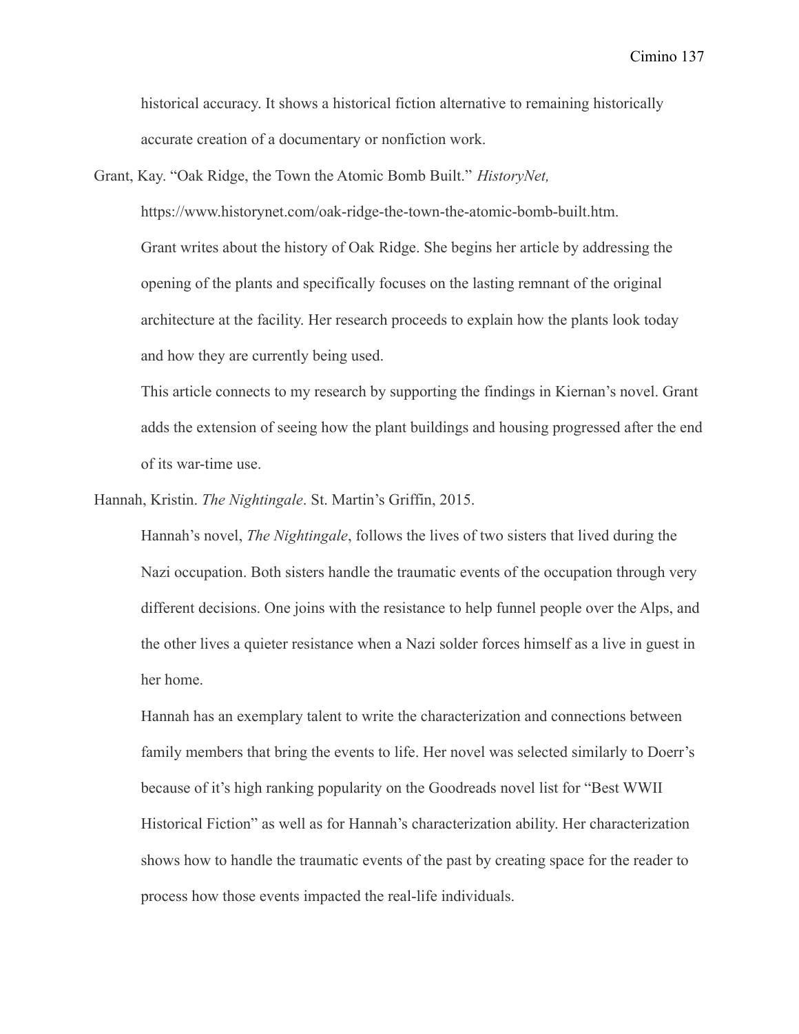historical accuracy. It shows a historical fiction alternative to remaining historically accurate creation of a documentary or nonfiction work.

Grant, Kay. "Oak Ridge, the Town the Atomic Bomb Built." *HistoryNet,* https://www.historynet.com/oak-ridge-the-town-the-atomic-bomb-built.htm.

Grant writes about the history of Oak Ridge. She begins her article by addressing the opening of the plants and specifically focuses on the lasting remnant of the original architecture at the facility. Her research proceeds to explain how the plants look today and how they are currently being used.

This article connects to my research by supporting the findings in Kiernan's novel. Grant adds the extension of seeing how the plant buildings and housing progressed after the end of its war-time use.

Hannah, Kristin. *The Nightingale*. St. Martin's Griffin, 2015.

Hannah's novel, *The Nightingale*, follows the lives of two sisters that lived during the Nazi occupation. Both sisters handle the traumatic events of the occupation through very different decisions. One joins with the resistance to help funnel people over the Alps, and the other lives a quieter resistance when a Nazi solder forces himself as a live in guest in her home.

Hannah has an exemplary talent to write the characterization and connections between family members that bring the events to life. Her novel was selected similarly to Doerr's because of it's high ranking popularity on the Goodreads novel list for "Best WWII Historical Fiction" as well as for Hannah's characterization ability. Her characterization shows how to handle the traumatic events of the past by creating space for the reader to process how those events impacted the real-life individuals.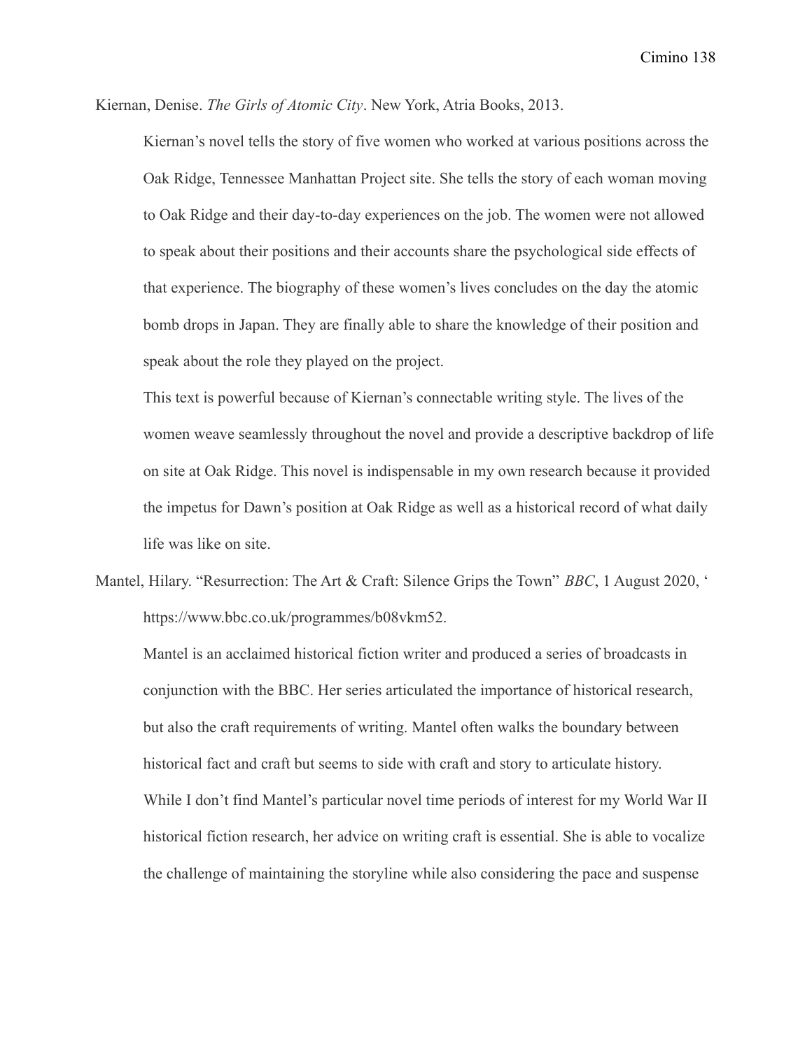Kiernan, Denise. *The Girls of Atomic City*. New York, Atria Books, 2013.

Kiernan's novel tells the story of five women who worked at various positions across the Oak Ridge, Tennessee Manhattan Project site. She tells the story of each woman moving to Oak Ridge and their day-to-day experiences on the job. The women were not allowed to speak about their positions and their accounts share the psychological side effects of that experience. The biography of these women's lives concludes on the day the atomic bomb drops in Japan. They are finally able to share the knowledge of their position and speak about the role they played on the project.

This text is powerful because of Kiernan's connectable writing style. The lives of the women weave seamlessly throughout the novel and provide a descriptive backdrop of life on site at Oak Ridge. This novel is indispensable in my own research because it provided the impetus for Dawn's position at Oak Ridge as well as a historical record of what daily life was like on site.

Mantel, Hilary. "Resurrection: The Art & Craft: Silence Grips the Town" *BBC*, 1 August 2020, ' https://www.bbc.co.uk/programmes/b08vkm52.

Mantel is an acclaimed historical fiction writer and produced a series of broadcasts in conjunction with the BBC. Her series articulated the importance of historical research, but also the craft requirements of writing. Mantel often walks the boundary between historical fact and craft but seems to side with craft and story to articulate history.

While I don't find Mantel's particular novel time periods of interest for my World War II historical fiction research, her advice on writing craft is essential. She is able to vocalize the challenge of maintaining the storyline while also considering the pace and suspense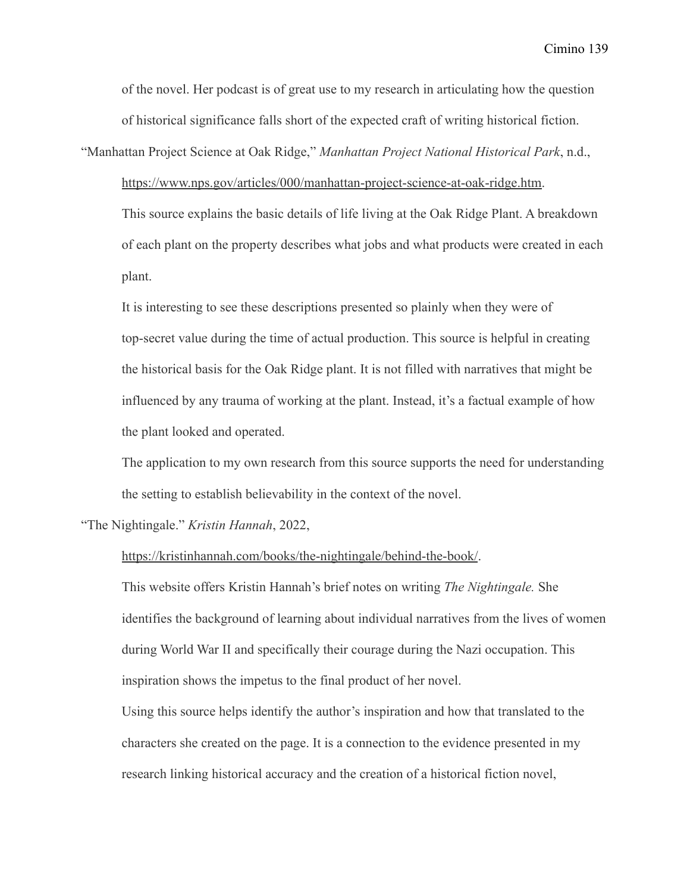of the novel. Her podcast is of great use to my research in articulating how the question of historical significance falls short of the expected craft of writing historical fiction.

"Manhattan Project Science at Oak Ridge," *Manhattan Project National Historical Park*, n.d., https://www.nps.gov/articles/000/manhattan-project-science-at-oak-ridge.htm.

This source explains the basic details of life living at the Oak Ridge Plant. A breakdown of each plant on the property describes what jobs and what products were created in each plant.

It is interesting to see these descriptions presented so plainly when they were of top-secret value during the time of actual production. This source is helpful in creating the historical basis for the Oak Ridge plant. It is not filled with narratives that might be influenced by any trauma of working at the plant. Instead, it's a factual example of how the plant looked and operated.

The application to my own research from this source supports the need for understanding the setting to establish believability in the context of the novel.

"The Nightingale." *Kristin Hannah*, 2022, https://kristinhannah.com/books/the-nightingale/behind-the-book/.

This website offers Kristin Hannah's brief notes on writing *The Nightingale.* She identifies the background of learning about individual narratives from the lives of women during World War II and specifically their courage during the Nazi occupation. This inspiration shows the impetus to the final product of her novel.

Using this source helps identify the author's inspiration and how that translated to the characters she created on the page. It is a connection to the evidence presented in my research linking historical accuracy and the creation of a historical fiction novel,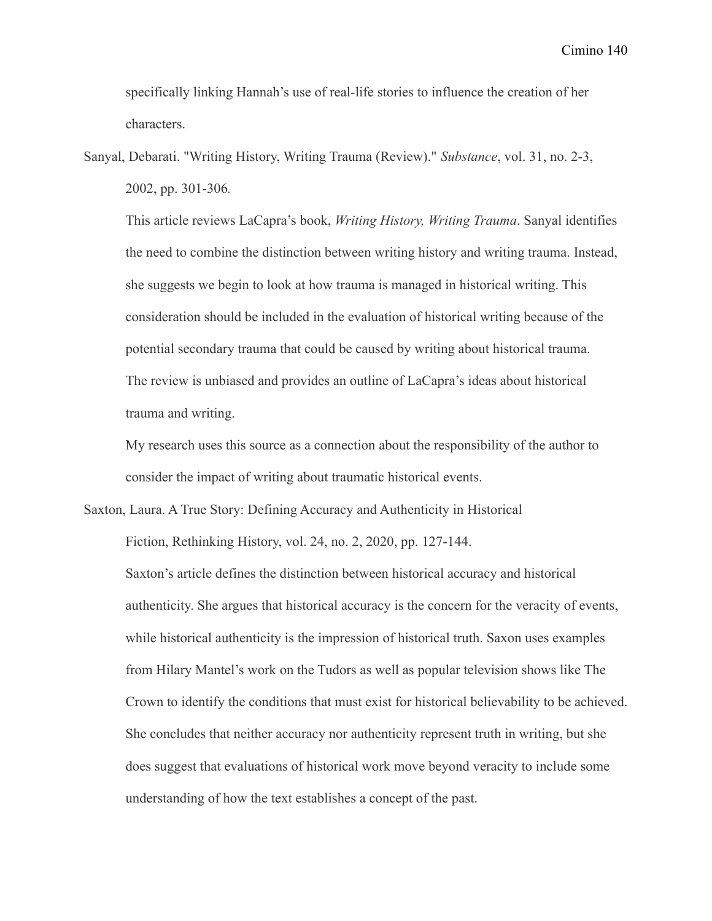specifically linking Hannah's use of real-life stories to influence the creation of her characters.

Sanyal, Debarati. "Writing History, Writing Trauma (Review)." *Substance*, vol. 31, no. 2-3, 2002, pp. 301-306.

This article reviews LaCapra's book, *Writing History, Writing Trauma*. Sanyal identifies the need to combine the distinction between writing history and writing trauma. Instead, she suggests we begin to look at how trauma is managed in historical writing. This consideration should be included in the evaluation of historical writing because of the potential secondary trauma that could be caused by writing about historical trauma. The review is unbiased and provides an outline of LaCapra's ideas about historical trauma and writing.

My research uses this source as a connection about the responsibility of the author to consider the impact of writing about traumatic historical events.

Saxton, Laura. A True Story: Defining Accuracy and Authenticity in Historical Fiction, Rethinking History, vol. 24, no. 2, 2020, pp. 127-144.

Saxton's article defines the distinction between historical accuracy and historical authenticity. She argues that historical accuracy is the concern for the veracity of events, while historical authenticity is the impression of historical truth. Saxon uses examples from Hilary Mantel's work on the Tudors as well as popular television shows like The Crown to identify the conditions that must exist for historical believability to be achieved. She concludes that neither accuracy nor authenticity represent truth in writing, but she does suggest that evaluations of historical work move beyond veracity to include some understanding of how the text establishes a concept of the past.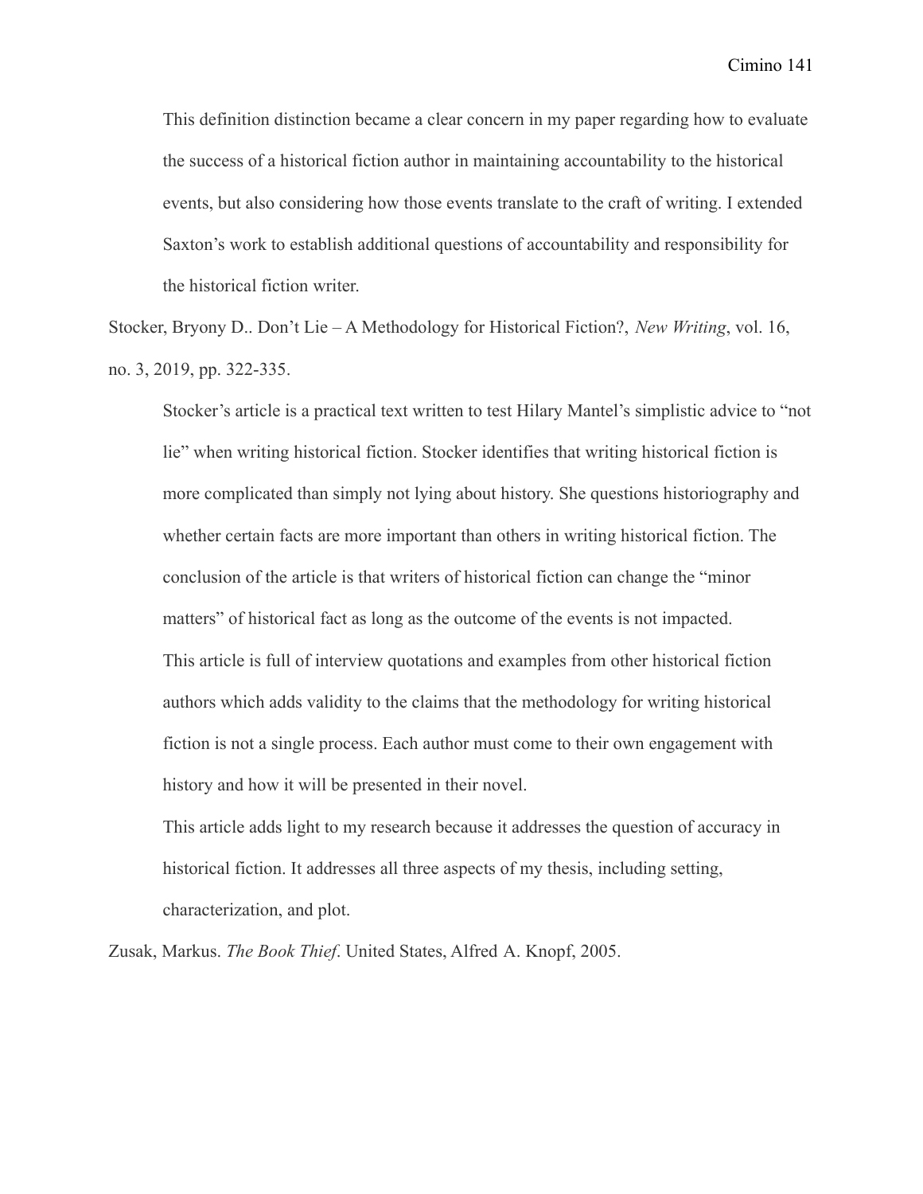This definition distinction became a clear concern in my paper regarding how to evaluate the success of a historical fiction author in maintaining accountability to the historical events, but also considering how those events translate to the craft of writing. I extended Saxton's work to establish additional questions of accountability and responsibility for the historical fiction writer.

Stocker, Bryony D.. Don't Lie – A Methodology for Historical Fiction?, *New Writing*, vol. 16, no. 3, 2019, pp. 322-335.

Stocker's article is a practical text written to test Hilary Mantel's simplistic advice to "not lie" when writing historical fiction. Stocker identifies that writing historical fiction is more complicated than simply not lying about history. She questions historiography and whether certain facts are more important than others in writing historical fiction. The conclusion of the article is that writers of historical fiction can change the "minor matters" of historical fact as long as the outcome of the events is not impacted.

This article is full of interview quotations and examples from other historical fiction authors which adds validity to the claims that the methodology for writing historical fiction is not a single process. Each author must come to their own engagement with history and how it will be presented in their novel.

This article adds light to my research because it addresses the question of accuracy in historical fiction. It addresses all three aspects of my thesis, including setting, characterization, and plot.

Zusak, Markus. *The Book Thief*. United States, Alfred A. Knopf, 2005.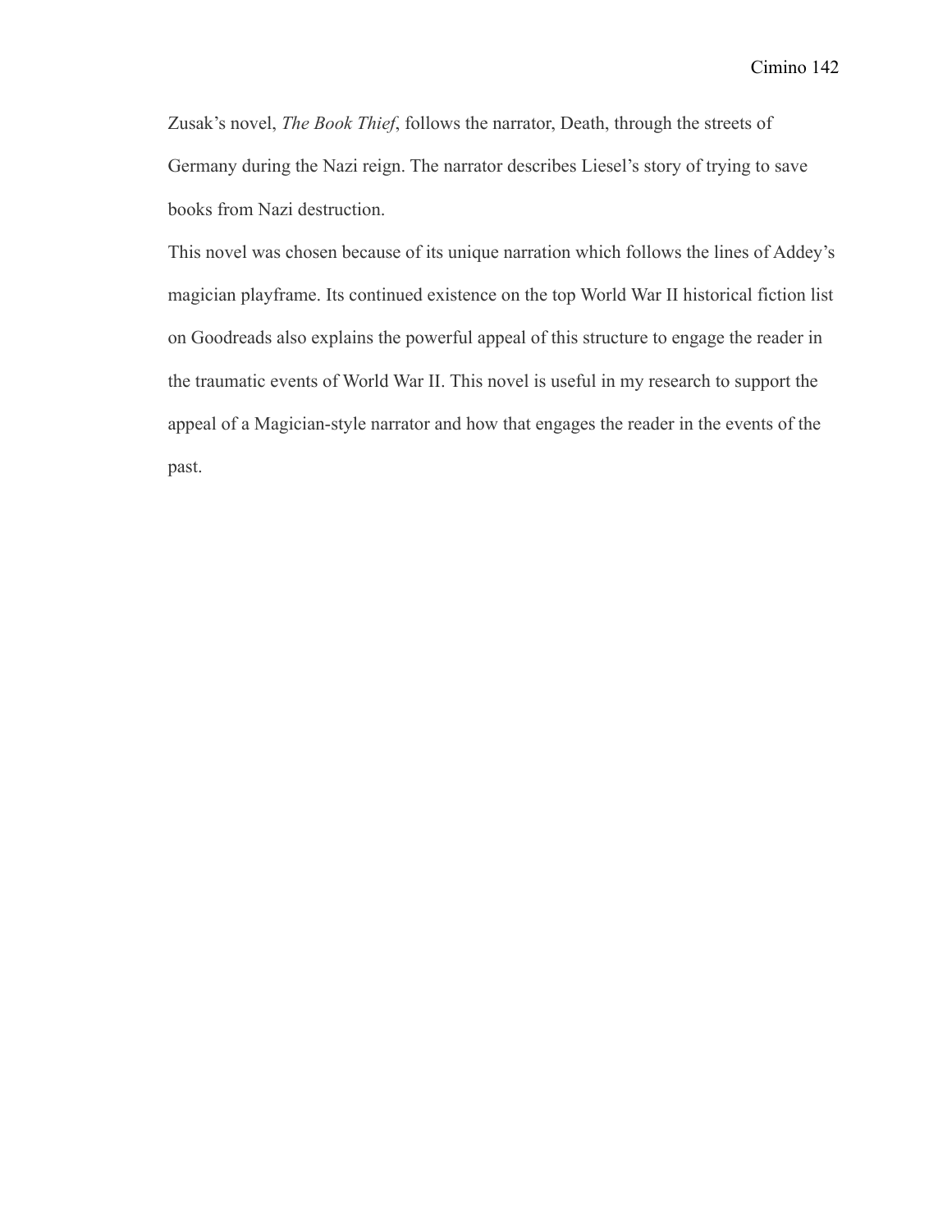Zusak's novel, *The Book Thief*, follows the narrator, Death, through the streets of Germany during the Nazi reign. The narrator describes Liesel's story of trying to save books from Nazi destruction.

This novel was chosen because of its unique narration which follows the lines of Addey's magician playframe. Its continued existence on the top World War II historical fiction list on Goodreads also explains the powerful appeal of this structure to engage the reader in the traumatic events of World War II. This novel is useful in my research to support the appeal of a Magician-style narrator and how that engages the reader in the events of the past.